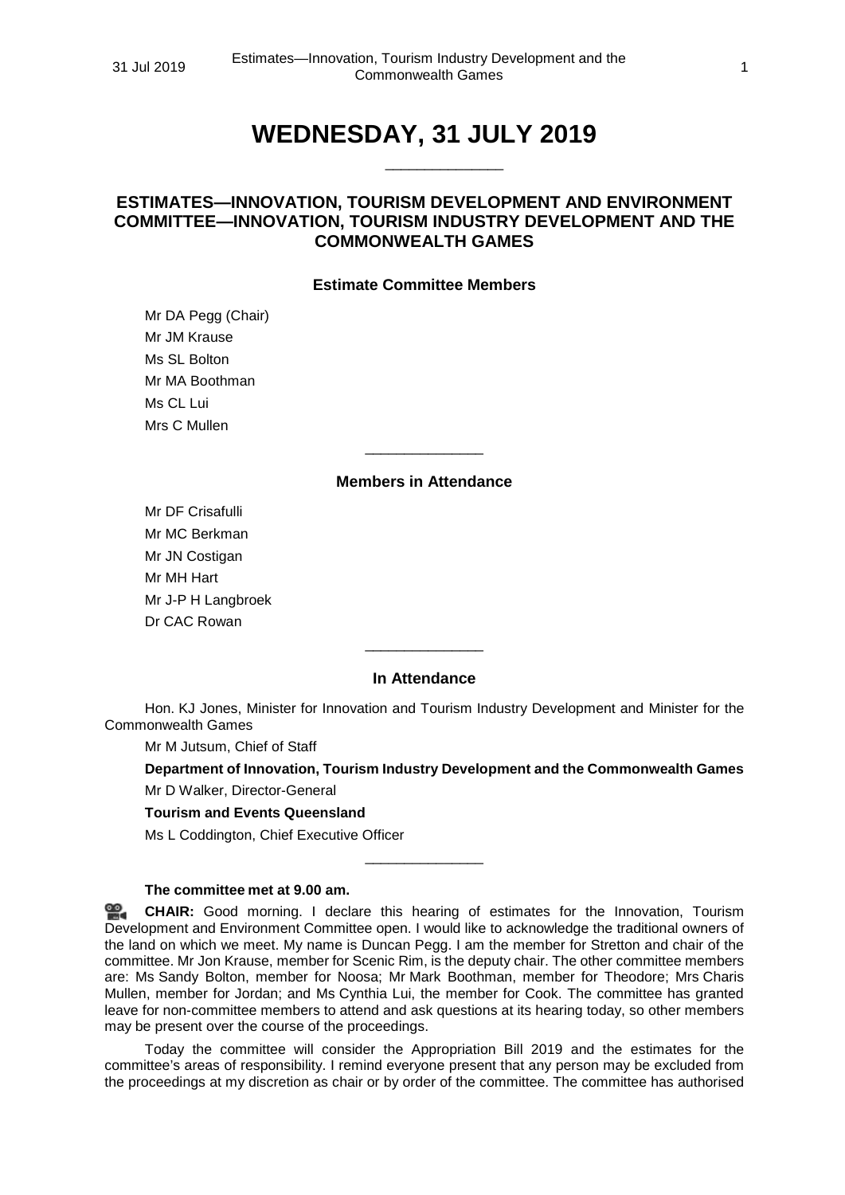# WEDNESDAY, 31 JULY 2019

______________

## ESTIMATES—INNOVATION, TOURISM DEVELOPMENT AND ENVIRONMENT COMMITTEE—INNOVATION, TOURISM INDUSTRY DEVELOPMENT AND THE COMMONWEALTH GAMES

### Estimate Committee Members

Mr DA Pegg (Chair)
Mr JM Krause
Ms SL Bolton
Mr MA Boothman
Ms CL Lui
Mrs C Mullen

______________

### Members in Attendance

Mr DF Crisafulli
Mr MC Berkman
Mr JN Costigan
Mr MH Hart
Mr J-P H Langbroek
Dr CAC Rowan

______________

### In Attendance

Hon. KJ Jones, Minister for Innovation and Tourism Industry Development and Minister for the Commonwealth Games

Mr M Jutsum, Chief of Staff

**Department of Innovation, Tourism Industry Development and the Commonwealth Games**

Mr D Walker, Director-General

**Tourism and Events Queensland**

Ms L Coddington, Chief Executive Officer

______________

**The committee met at 9.00 am.**

**CHAIR:** Good morning. I declare this hearing of estimates for the Innovation, Tourism Development and Environment Committee open. I would like to acknowledge the traditional owners of the land on which we meet. My name is Duncan Pegg. I am the member for Stretton and chair of the committee. Mr Jon Krause, member for Scenic Rim, is the deputy chair. The other committee members are: Ms Sandy Bolton, member for Noosa; Mr Mark Boothman, member for Theodore; Mrs Charis Mullen, member for Jordan; and Ms Cynthia Lui, the member for Cook. The committee has granted leave for non-committee members to attend and ask questions at its hearing today, so other members may be present over the course of the proceedings.

Today the committee will consider the Appropriation Bill 2019 and the estimates for the committee's areas of responsibility. I remind everyone present that any person may be excluded from the proceedings at my discretion as chair or by order of the committee. The committee has authorised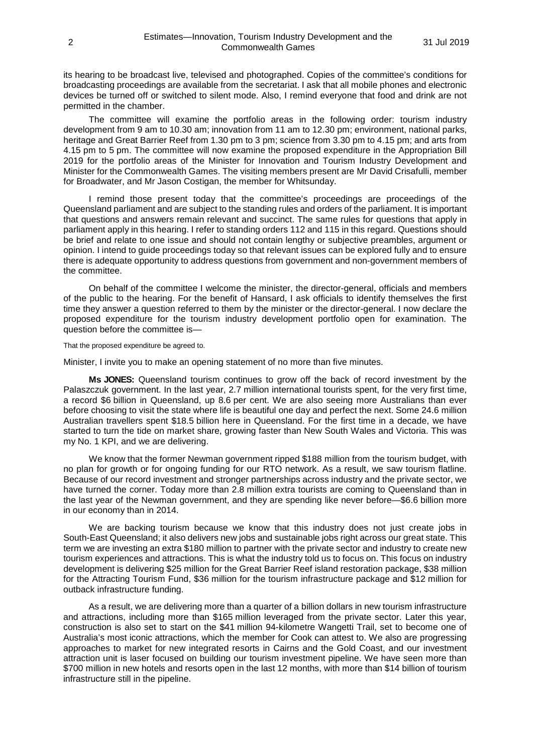its hearing to be broadcast live, televised and photographed. Copies of the committee's conditions for broadcasting proceedings are available from the secretariat. I ask that all mobile phones and electronic devices be turned off or switched to silent mode. Also, I remind everyone that food and drink are not permitted in the chamber.

The committee will examine the portfolio areas in the following order: tourism industry development from 9 am to 10.30 am; innovation from 11 am to 12.30 pm; environment, national parks, heritage and Great Barrier Reef from 1.30 pm to 3 pm; science from 3.30 pm to 4.15 pm; and arts from 4.15 pm to 5 pm. The committee will now examine the proposed expenditure in the Appropriation Bill 2019 for the portfolio areas of the Minister for Innovation and Tourism Industry Development and Minister for the Commonwealth Games. The visiting members present are Mr David Crisafulli, member for Broadwater, and Mr Jason Costigan, the member for Whitsunday.

I remind those present today that the committee's proceedings are proceedings of the Queensland parliament and are subject to the standing rules and orders of the parliament. It is important that questions and answers remain relevant and succinct. The same rules for questions that apply in parliament apply in this hearing. I refer to standing orders 112 and 115 in this regard. Questions should be brief and relate to one issue and should not contain lengthy or subjective preambles, argument or opinion. I intend to guide proceedings today so that relevant issues can be explored fully and to ensure there is adequate opportunity to address questions from government and non-government members of the committee.

On behalf of the committee I welcome the minister, the director-general, officials and members of the public to the hearing. For the benefit of Hansard, I ask officials to identify themselves the first time they answer a question referred to them by the minister or the director-general. I now declare the proposed expenditure for the tourism industry development portfolio open for examination. The question before the committee is—

That the proposed expenditure be agreed to.

Minister, I invite you to make an opening statement of no more than five minutes.

**Ms JONES:** Queensland tourism continues to grow off the back of record investment by the Palaszczuk government. In the last year, 2.7 million international tourists spent, for the very first time, a record $6 billion in Queensland, up 8.6 per cent. We are also seeing more Australians than ever before choosing to visit the state where life is beautiful one day and perfect the next. Some 24.6 million Australian travellers spent $18.5 billion here in Queensland. For the first time in a decade, we have started to turn the tide on market share, growing faster than New South Wales and Victoria. This was my No. 1 KPI, and we are delivering.

We know that the former Newman government ripped $188 million from the tourism budget, with no plan for growth or for ongoing funding for our RTO network. As a result, we saw tourism flatline. Because of our record investment and stronger partnerships across industry and the private sector, we have turned the corner. Today more than 2.8 million extra tourists are coming to Queensland than in the last year of the Newman government, and they are spending like never before—$6.6 billion more in our economy than in 2014.

We are backing tourism because we know that this industry does not just create jobs in South-East Queensland; it also delivers new jobs and sustainable jobs right across our great state. This term we are investing an extra $180 million to partner with the private sector and industry to create new tourism experiences and attractions. This is what the industry told us to focus on. This focus on industry development is delivering $25 million for the Great Barrier Reef island restoration package, $38 million for the Attracting Tourism Fund, $36 million for the tourism infrastructure package and $12 million for outback infrastructure funding.

As a result, we are delivering more than a quarter of a billion dollars in new tourism infrastructure and attractions, including more than $165 million leveraged from the private sector. Later this year, construction is also set to start on the $41 million 94-kilometre Wangetti Trail, set to become one of Australia's most iconic attractions, which the member for Cook can attest to. We also are progressing approaches to market for new integrated resorts in Cairns and the Gold Coast, and our investment attraction unit is laser focused on building our tourism investment pipeline. We have seen more than $700 million in new hotels and resorts open in the last 12 months, with more than $14 billion of tourism infrastructure still in the pipeline.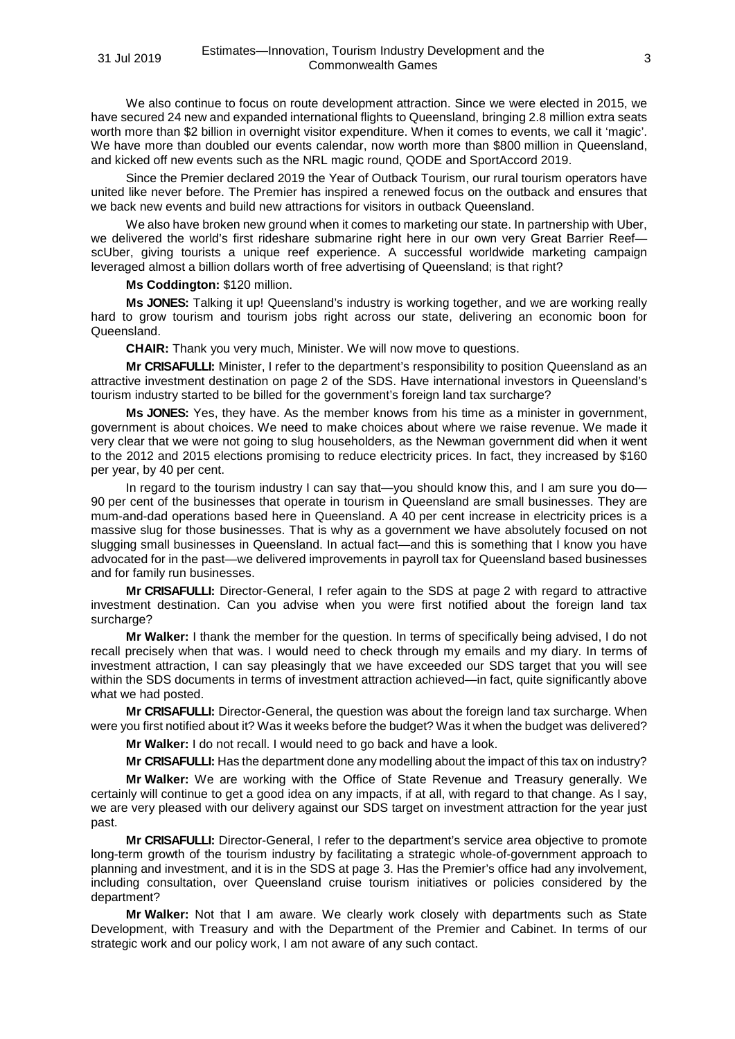We also continue to focus on route development attraction. Since we were elected in 2015, we have secured 24 new and expanded international flights to Queensland, bringing 2.8 million extra seats worth more than $2 billion in overnight visitor expenditure. When it comes to events, we call it 'magic'. We have more than doubled our events calendar, now worth more than $800 million in Queensland, and kicked off new events such as the NRL magic round, QODE and SportAccord 2019.

Since the Premier declared 2019 the Year of Outback Tourism, our rural tourism operators have united like never before. The Premier has inspired a renewed focus on the outback and ensures that we back new events and build new attractions for visitors in outback Queensland.

We also have broken new ground when it comes to marketing our state. In partnership with Uber, we delivered the world's first rideshare submarine right here in our own very Great Barrier Reef—scUber, giving tourists a unique reef experience. A successful worldwide marketing campaign leveraged almost a billion dollars worth of free advertising of Queensland; is that right?

**Ms Coddington:** $120 million.

**Ms JONES:** Talking it up! Queensland's industry is working together, and we are working really hard to grow tourism and tourism jobs right across our state, delivering an economic boon for Queensland.

**CHAIR:** Thank you very much, Minister. We will now move to questions.

**Mr CRISAFULLI:** Minister, I refer to the department's responsibility to position Queensland as an attractive investment destination on page 2 of the SDS. Have international investors in Queensland's tourism industry started to be billed for the government's foreign land tax surcharge?

**Ms JONES:** Yes, they have. As the member knows from his time as a minister in government, government is about choices. We need to make choices about where we raise revenue. We made it very clear that we were not going to slug householders, as the Newman government did when it went to the 2012 and 2015 elections promising to reduce electricity prices. In fact, they increased by $160 per year, by 40 per cent.

In regard to the tourism industry I can say that—you should know this, and I am sure you do—90 per cent of the businesses that operate in tourism in Queensland are small businesses. They are mum-and-dad operations based here in Queensland. A 40 per cent increase in electricity prices is a massive slug for those businesses. That is why as a government we have absolutely focused on not slugging small businesses in Queensland. In actual fact—and this is something that I know you have advocated for in the past—we delivered improvements in payroll tax for Queensland based businesses and for family run businesses.

**Mr CRISAFULLI:** Director-General, I refer again to the SDS at page 2 with regard to attractive investment destination. Can you advise when you were first notified about the foreign land tax surcharge?

**Mr Walker:** I thank the member for the question. In terms of specifically being advised, I do not recall precisely when that was. I would need to check through my emails and my diary. In terms of investment attraction, I can say pleasingly that we have exceeded our SDS target that you will see within the SDS documents in terms of investment attraction achieved—in fact, quite significantly above what we had posted.

**Mr CRISAFULLI:** Director-General, the question was about the foreign land tax surcharge. When were you first notified about it? Was it weeks before the budget? Was it when the budget was delivered?

**Mr Walker:** I do not recall. I would need to go back and have a look.

**Mr CRISAFULLI:** Has the department done any modelling about the impact of this tax on industry?

**Mr Walker:** We are working with the Office of State Revenue and Treasury generally. We certainly will continue to get a good idea on any impacts, if at all, with regard to that change. As I say, we are very pleased with our delivery against our SDS target on investment attraction for the year just past.

**Mr CRISAFULLI:** Director-General, I refer to the department's service area objective to promote long-term growth of the tourism industry by facilitating a strategic whole-of-government approach to planning and investment, and it is in the SDS at page 3. Has the Premier's office had any involvement, including consultation, over Queensland cruise tourism initiatives or policies considered by the department?

**Mr Walker:** Not that I am aware. We clearly work closely with departments such as State Development, with Treasury and with the Department of the Premier and Cabinet. In terms of our strategic work and our policy work, I am not aware of any such contact.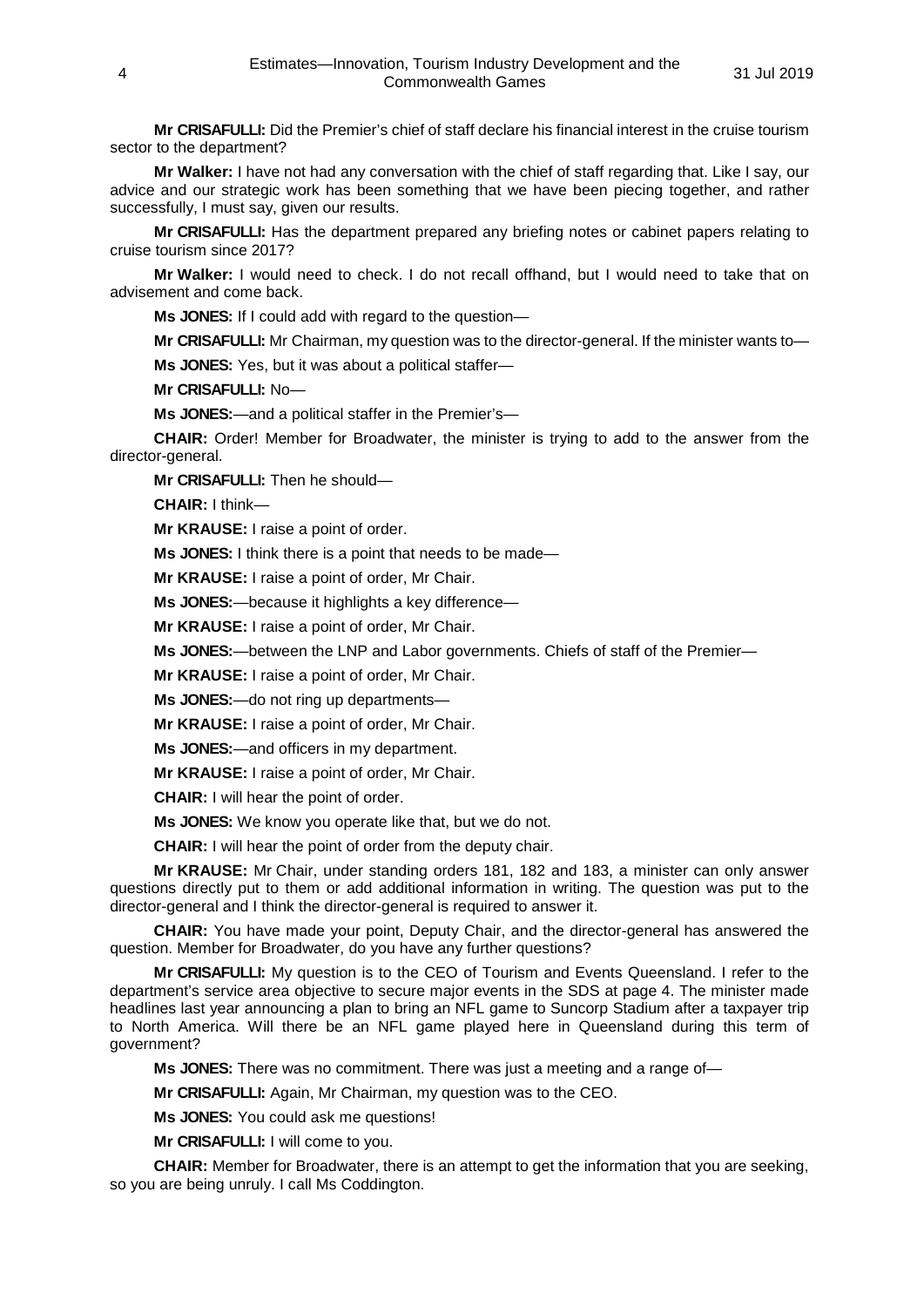**Mr CRISAFULLI:** Did the Premier's chief of staff declare his financial interest in the cruise tourism sector to the department?

**Mr Walker:** I have not had any conversation with the chief of staff regarding that. Like I say, our advice and our strategic work has been something that we have been piecing together, and rather successfully, I must say, given our results.

**Mr CRISAFULLI:** Has the department prepared any briefing notes or cabinet papers relating to cruise tourism since 2017?

**Mr Walker:** I would need to check. I do not recall offhand, but I would need to take that on advisement and come back.

**Ms JONES:** If I could add with regard to the question—

**Mr CRISAFULLI:** Mr Chairman, my question was to the director-general. If the minister wants to—

**Ms JONES:** Yes, but it was about a political staffer—

**Mr CRISAFULLI:** No—

**Ms JONES:**—and a political staffer in the Premier's—

**CHAIR:** Order! Member for Broadwater, the minister is trying to add to the answer from the director-general.

**Mr CRISAFULLI:** Then he should—

**CHAIR:** I think—

**Mr KRAUSE:** I raise a point of order.

**Ms JONES:** I think there is a point that needs to be made—

**Mr KRAUSE:** I raise a point of order, Mr Chair.

**Ms JONES:**—because it highlights a key difference—

**Mr KRAUSE:** I raise a point of order, Mr Chair.

**Ms JONES:**—between the LNP and Labor governments. Chiefs of staff of the Premier—

**Mr KRAUSE:** I raise a point of order, Mr Chair.

**Ms JONES:**—do not ring up departments—

**Mr KRAUSE:** I raise a point of order, Mr Chair.

**Ms JONES:**—and officers in my department.

**Mr KRAUSE:** I raise a point of order, Mr Chair.

**CHAIR:** I will hear the point of order.

**Ms JONES:** We know you operate like that, but we do not.

**CHAIR:** I will hear the point of order from the deputy chair.

**Mr KRAUSE:** Mr Chair, under standing orders 181, 182 and 183, a minister can only answer questions directly put to them or add additional information in writing. The question was put to the director-general and I think the director-general is required to answer it.

**CHAIR:** You have made your point, Deputy Chair, and the director-general has answered the question. Member for Broadwater, do you have any further questions?

**Mr CRISAFULLI:** My question is to the CEO of Tourism and Events Queensland. I refer to the department's service area objective to secure major events in the SDS at page 4. The minister made headlines last year announcing a plan to bring an NFL game to Suncorp Stadium after a taxpayer trip to North America. Will there be an NFL game played here in Queensland during this term of government?

**Ms JONES:** There was no commitment. There was just a meeting and a range of—

**Mr CRISAFULLI:** Again, Mr Chairman, my question was to the CEO.

**Ms JONES:** You could ask me questions!

**Mr CRISAFULLI:** I will come to you.

**CHAIR:** Member for Broadwater, there is an attempt to get the information that you are seeking, so you are being unruly. I call Ms Coddington.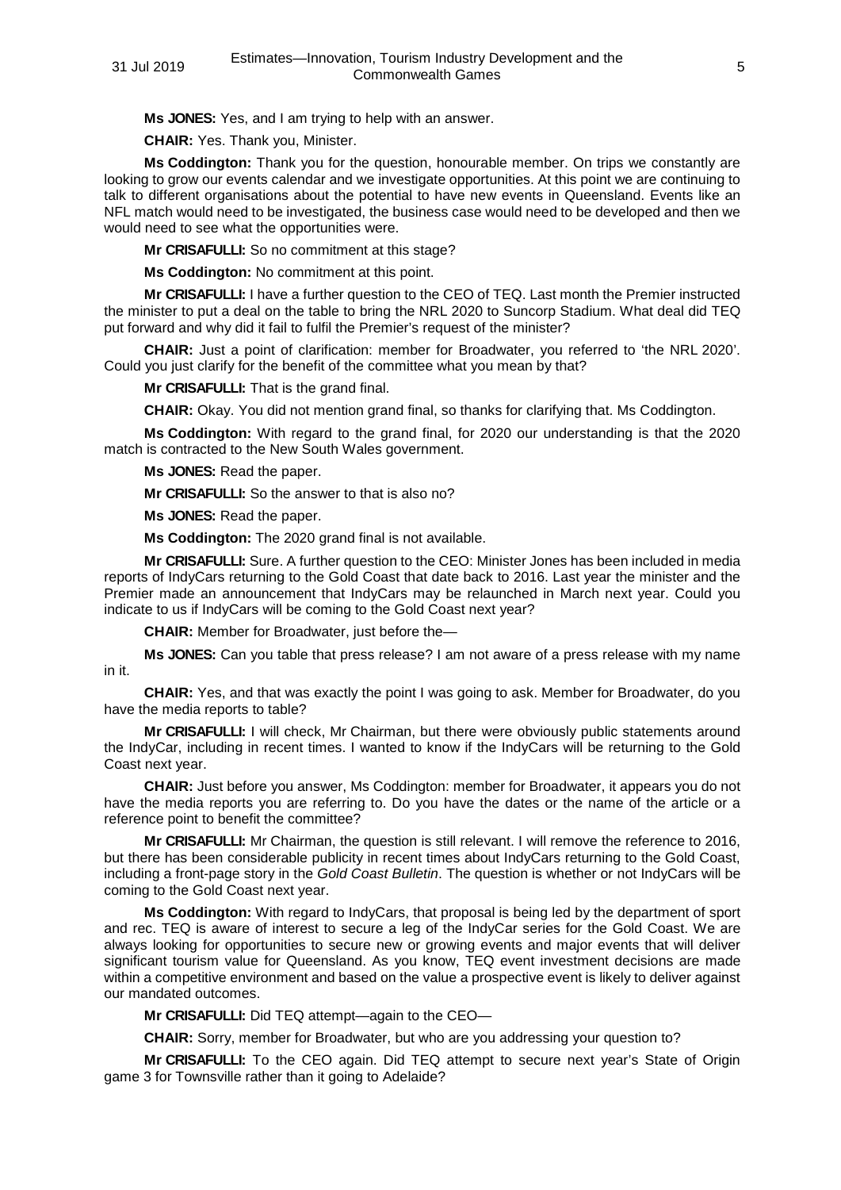**Ms JONES:** Yes, and I am trying to help with an answer.

**CHAIR:** Yes. Thank you, Minister.

**Ms Coddington:** Thank you for the question, honourable member. On trips we constantly are looking to grow our events calendar and we investigate opportunities. At this point we are continuing to talk to different organisations about the potential to have new events in Queensland. Events like an NFL match would need to be investigated, the business case would need to be developed and then we would need to see what the opportunities were.

**Mr CRISAFULLI:** So no commitment at this stage?

**Ms Coddington:** No commitment at this point.

**Mr CRISAFULLI:** I have a further question to the CEO of TEQ. Last month the Premier instructed the minister to put a deal on the table to bring the NRL 2020 to Suncorp Stadium. What deal did TEQ put forward and why did it fail to fulfil the Premier's request of the minister?

**CHAIR:** Just a point of clarification: member for Broadwater, you referred to 'the NRL 2020'. Could you just clarify for the benefit of the committee what you mean by that?

**Mr CRISAFULLI:** That is the grand final.

**CHAIR:** Okay. You did not mention grand final, so thanks for clarifying that. Ms Coddington.

**Ms Coddington:** With regard to the grand final, for 2020 our understanding is that the 2020 match is contracted to the New South Wales government.

**Ms JONES:** Read the paper.

**Mr CRISAFULLI:** So the answer to that is also no?

**Ms JONES:** Read the paper.

**Ms Coddington:** The 2020 grand final is not available.

**Mr CRISAFULLI:** Sure. A further question to the CEO: Minister Jones has been included in media reports of IndyCars returning to the Gold Coast that date back to 2016. Last year the minister and the Premier made an announcement that IndyCars may be relaunched in March next year. Could you indicate to us if IndyCars will be coming to the Gold Coast next year?

**CHAIR:** Member for Broadwater, just before the—

**Ms JONES:** Can you table that press release? I am not aware of a press release with my name in it.

**CHAIR:** Yes, and that was exactly the point I was going to ask. Member for Broadwater, do you have the media reports to table?

**Mr CRISAFULLI:** I will check, Mr Chairman, but there were obviously public statements around the IndyCar, including in recent times. I wanted to know if the IndyCars will be returning to the Gold Coast next year.

**CHAIR:** Just before you answer, Ms Coddington: member for Broadwater, it appears you do not have the media reports you are referring to. Do you have the dates or the name of the article or a reference point to benefit the committee?

**Mr CRISAFULLI:** Mr Chairman, the question is still relevant. I will remove the reference to 2016, but there has been considerable publicity in recent times about IndyCars returning to the Gold Coast, including a front-page story in the *Gold Coast Bulletin*. The question is whether or not IndyCars will be coming to the Gold Coast next year.

**Ms Coddington:** With regard to IndyCars, that proposal is being led by the department of sport and rec. TEQ is aware of interest to secure a leg of the IndyCar series for the Gold Coast. We are always looking for opportunities to secure new or growing events and major events that will deliver significant tourism value for Queensland. As you know, TEQ event investment decisions are made within a competitive environment and based on the value a prospective event is likely to deliver against our mandated outcomes.

**Mr CRISAFULLI:** Did TEQ attempt—again to the CEO—

**CHAIR:** Sorry, member for Broadwater, but who are you addressing your question to?

**Mr CRISAFULLI:** To the CEO again. Did TEQ attempt to secure next year's State of Origin game 3 for Townsville rather than it going to Adelaide?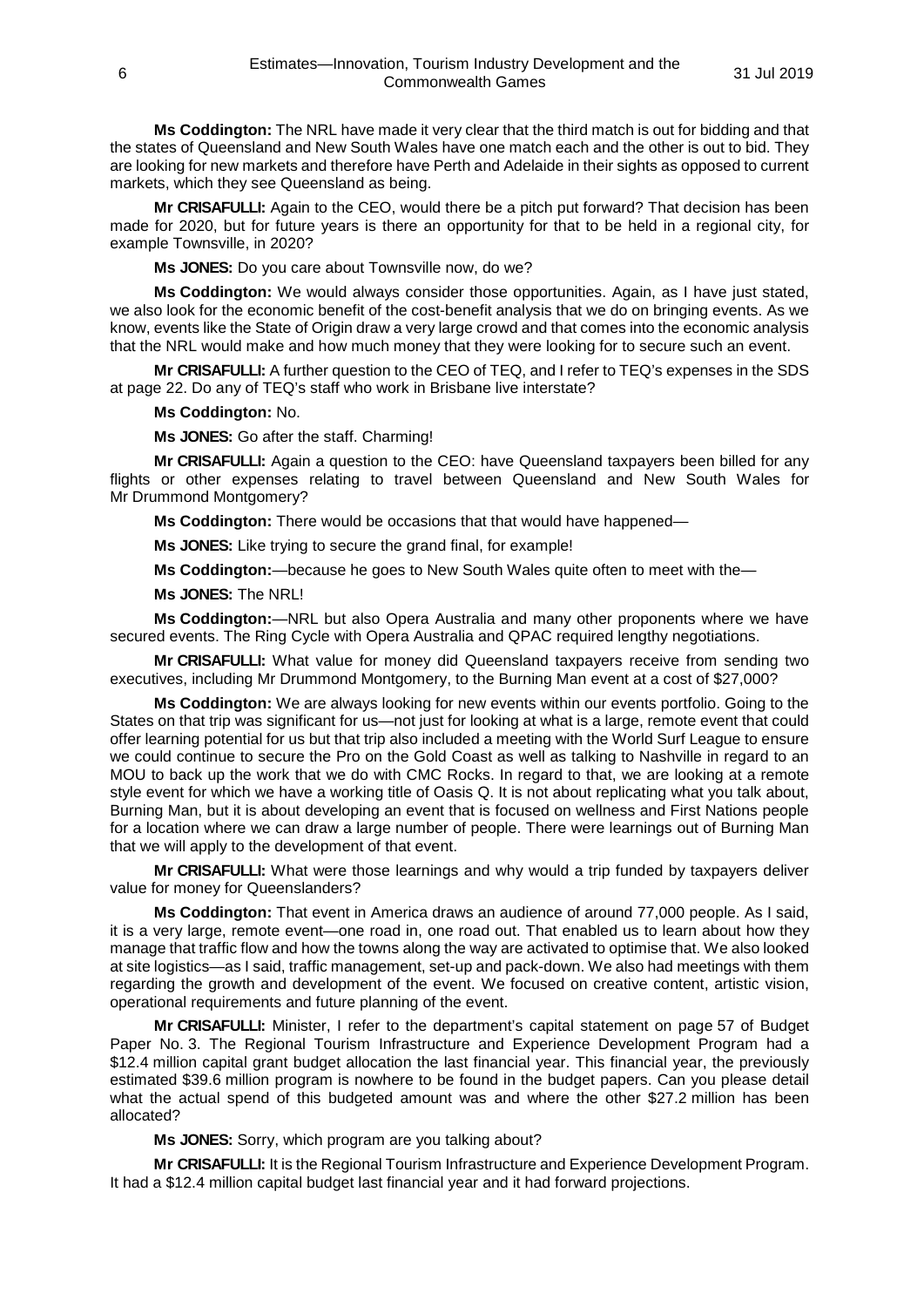**Ms Coddington:** The NRL have made it very clear that the third match is out for bidding and that the states of Queensland and New South Wales have one match each and the other is out to bid. They are looking for new markets and therefore have Perth and Adelaide in their sights as opposed to current markets, which they see Queensland as being.

**Mr CRISAFULLI:** Again to the CEO, would there be a pitch put forward? That decision has been made for 2020, but for future years is there an opportunity for that to be held in a regional city, for example Townsville, in 2020?

**Ms JONES:** Do you care about Townsville now, do we?

**Ms Coddington:** We would always consider those opportunities. Again, as I have just stated, we also look for the economic benefit of the cost-benefit analysis that we do on bringing events. As we know, events like the State of Origin draw a very large crowd and that comes into the economic analysis that the NRL would make and how much money that they were looking for to secure such an event.

**Mr CRISAFULLI:** A further question to the CEO of TEQ, and I refer to TEQ's expenses in the SDS at page 22. Do any of TEQ's staff who work in Brisbane live interstate?

**Ms Coddington:** No.

**Ms JONES:** Go after the staff. Charming!

**Mr CRISAFULLI:** Again a question to the CEO: have Queensland taxpayers been billed for any flights or other expenses relating to travel between Queensland and New South Wales for Mr Drummond Montgomery?

**Ms Coddington:** There would be occasions that that would have happened—

**Ms JONES:** Like trying to secure the grand final, for example!

**Ms Coddington:**—because he goes to New South Wales quite often to meet with the—

**Ms JONES:** The NRL!

**Ms Coddington:**—NRL but also Opera Australia and many other proponents where we have secured events. The Ring Cycle with Opera Australia and QPAC required lengthy negotiations.

**Mr CRISAFULLI:** What value for money did Queensland taxpayers receive from sending two executives, including Mr Drummond Montgomery, to the Burning Man event at a cost of $27,000?

**Ms Coddington:** We are always looking for new events within our events portfolio. Going to the States on that trip was significant for us—not just for looking at what is a large, remote event that could offer learning potential for us but that trip also included a meeting with the World Surf League to ensure we could continue to secure the Pro on the Gold Coast as well as talking to Nashville in regard to an MOU to back up the work that we do with CMC Rocks. In regard to that, we are looking at a remote style event for which we have a working title of Oasis Q. It is not about replicating what you talk about, Burning Man, but it is about developing an event that is focused on wellness and First Nations people for a location where we can draw a large number of people. There were learnings out of Burning Man that we will apply to the development of that event.

**Mr CRISAFULLI:** What were those learnings and why would a trip funded by taxpayers deliver value for money for Queenslanders?

**Ms Coddington:** That event in America draws an audience of around 77,000 people. As I said, it is a very large, remote event—one road in, one road out. That enabled us to learn about how they manage that traffic flow and how the towns along the way are activated to optimise that. We also looked at site logistics—as I said, traffic management, set-up and pack-down. We also had meetings with them regarding the growth and development of the event. We focused on creative content, artistic vision, operational requirements and future planning of the event.

**Mr CRISAFULLI:** Minister, I refer to the department's capital statement on page 57 of Budget Paper No. 3. The Regional Tourism Infrastructure and Experience Development Program had a $12.4 million capital grant budget allocation the last financial year. This financial year, the previously estimated $39.6 million program is nowhere to be found in the budget papers. Can you please detail what the actual spend of this budgeted amount was and where the other $27.2 million has been allocated?

**Ms JONES:** Sorry, which program are you talking about?

**Mr CRISAFULLI:** It is the Regional Tourism Infrastructure and Experience Development Program. It had a $12.4 million capital budget last financial year and it had forward projections.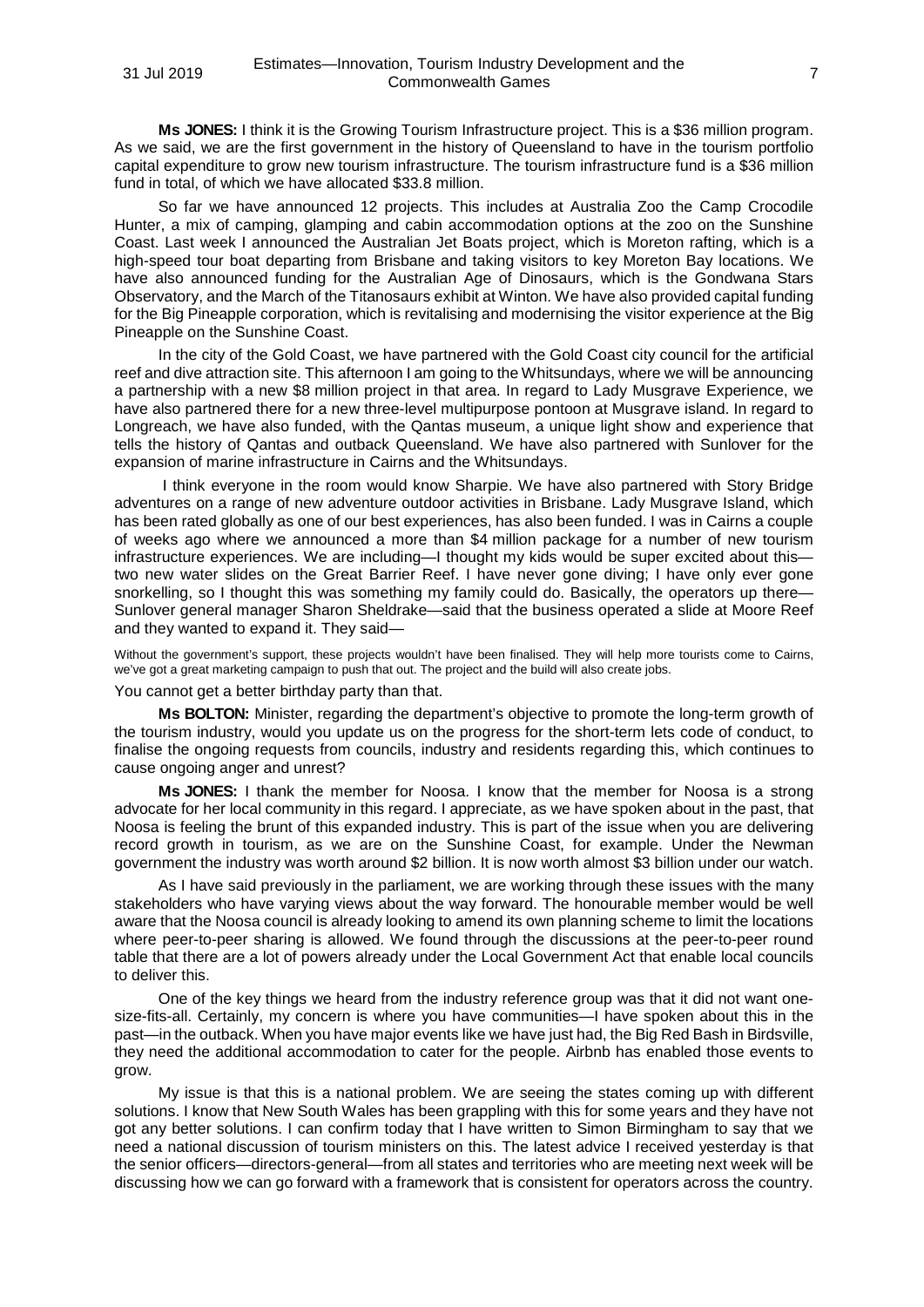**Ms JONES:** I think it is the Growing Tourism Infrastructure project. This is a $36 million program. As we said, we are the first government in the history of Queensland to have in the tourism portfolio capital expenditure to grow new tourism infrastructure. The tourism infrastructure fund is a $36 million fund in total, of which we have allocated $33.8 million.

So far we have announced 12 projects. This includes at Australia Zoo the Camp Crocodile Hunter, a mix of camping, glamping and cabin accommodation options at the zoo on the Sunshine Coast. Last week I announced the Australian Jet Boats project, which is Moreton rafting, which is a high-speed tour boat departing from Brisbane and taking visitors to key Moreton Bay locations. We have also announced funding for the Australian Age of Dinosaurs, which is the Gondwana Stars Observatory, and the March of the Titanosaurs exhibit at Winton. We have also provided capital funding for the Big Pineapple corporation, which is revitalising and modernising the visitor experience at the Big Pineapple on the Sunshine Coast.

In the city of the Gold Coast, we have partnered with the Gold Coast city council for the artificial reef and dive attraction site. This afternoon I am going to the Whitsundays, where we will be announcing a partnership with a new $8 million project in that area. In regard to Lady Musgrave Experience, we have also partnered there for a new three-level multipurpose pontoon at Musgrave island. In regard to Longreach, we have also funded, with the Qantas museum, a unique light show and experience that tells the history of Qantas and outback Queensland. We have also partnered with Sunlover for the expansion of marine infrastructure in Cairns and the Whitsundays.

I think everyone in the room would know Sharpie. We have also partnered with Story Bridge adventures on a range of new adventure outdoor activities in Brisbane. Lady Musgrave Island, which has been rated globally as one of our best experiences, has also been funded. I was in Cairns a couple of weeks ago where we announced a more than $4 million package for a number of new tourism infrastructure experiences. We are including—I thought my kids would be super excited about this—two new water slides on the Great Barrier Reef. I have never gone diving; I have only ever gone snorkelling, so I thought this was something my family could do. Basically, the operators up there—Sunlover general manager Sharon Sheldrake—said that the business operated a slide at Moore Reef and they wanted to expand it. They said—

> Without the government's support, these projects wouldn't have been finalised. They will help more tourists come to Cairns, we've got a great marketing campaign to push that out. The project and the build will also create jobs.

You cannot get a better birthday party than that.

**Ms BOLTON:** Minister, regarding the department's objective to promote the long-term growth of the tourism industry, would you update us on the progress for the short-term lets code of conduct, to finalise the ongoing requests from councils, industry and residents regarding this, which continues to cause ongoing anger and unrest?

**Ms JONES:** I thank the member for Noosa. I know that the member for Noosa is a strong advocate for her local community in this regard. I appreciate, as we have spoken about in the past, that Noosa is feeling the brunt of this expanded industry. This is part of the issue when you are delivering record growth in tourism, as we are on the Sunshine Coast, for example. Under the Newman government the industry was worth around $2 billion. It is now worth almost $3 billion under our watch.

As I have said previously in the parliament, we are working through these issues with the many stakeholders who have varying views about the way forward. The honourable member would be well aware that the Noosa council is already looking to amend its own planning scheme to limit the locations where peer-to-peer sharing is allowed. We found through the discussions at the peer-to-peer round table that there are a lot of powers already under the Local Government Act that enable local councils to deliver this.

One of the key things we heard from the industry reference group was that it did not want one-size-fits-all. Certainly, my concern is where you have communities—I have spoken about this in the past—in the outback. When you have major events like we have just had, the Big Red Bash in Birdsville, they need the additional accommodation to cater for the people. Airbnb has enabled those events to grow.

My issue is that this is a national problem. We are seeing the states coming up with different solutions. I know that New South Wales has been grappling with this for some years and they have not got any better solutions. I can confirm today that I have written to Simon Birmingham to say that we need a national discussion of tourism ministers on this. The latest advice I received yesterday is that the senior officers—directors-general—from all states and territories who are meeting next week will be discussing how we can go forward with a framework that is consistent for operators across the country.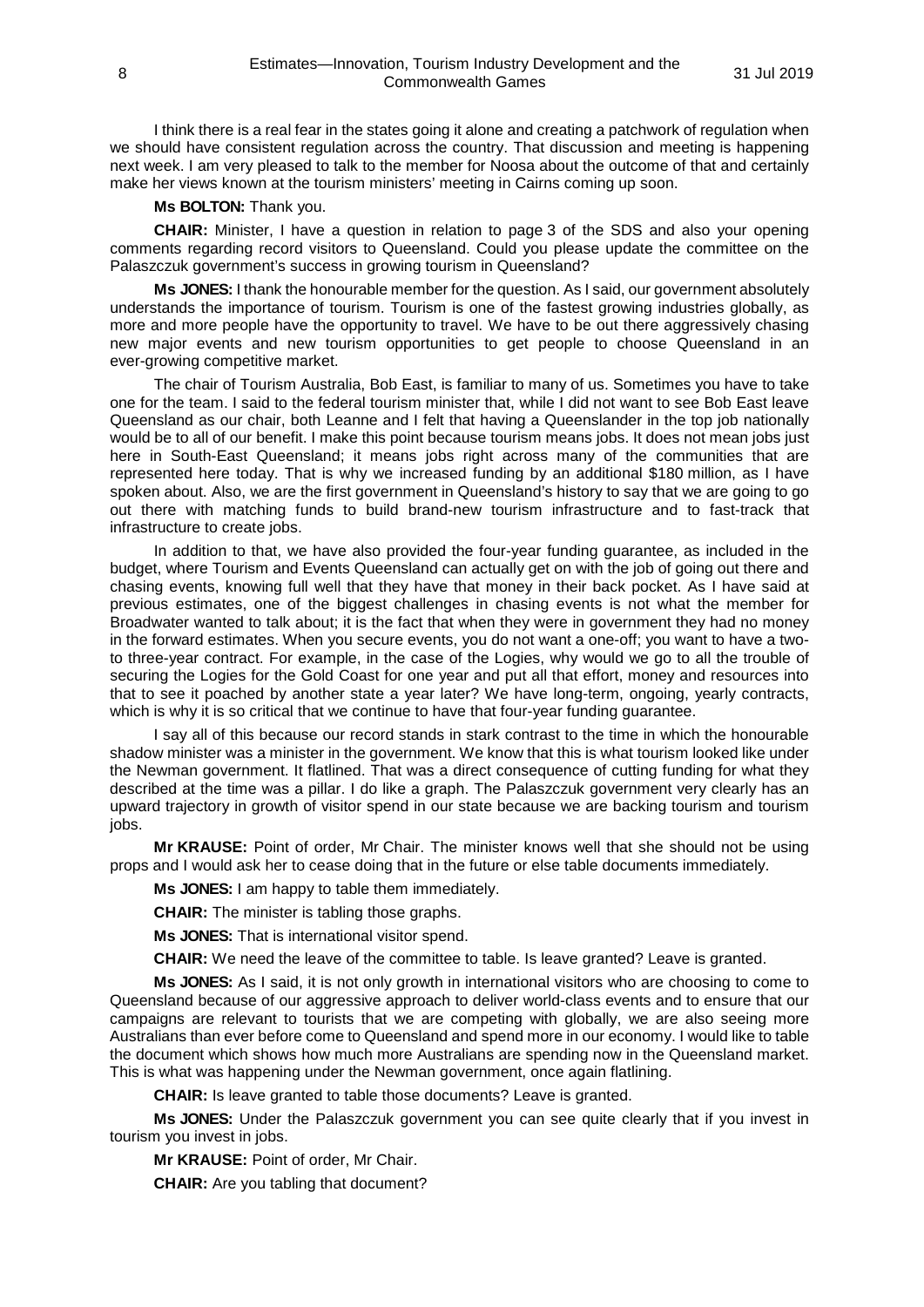I think there is a real fear in the states going it alone and creating a patchwork of regulation when we should have consistent regulation across the country. That discussion and meeting is happening next week. I am very pleased to talk to the member for Noosa about the outcome of that and certainly make her views known at the tourism ministers' meeting in Cairns coming up soon.

**Ms BOLTON:** Thank you.

**CHAIR:** Minister, I have a question in relation to page 3 of the SDS and also your opening comments regarding record visitors to Queensland. Could you please update the committee on the Palaszczuk government's success in growing tourism in Queensland?

**Ms JONES:** I thank the honourable member for the question. As I said, our government absolutely understands the importance of tourism. Tourism is one of the fastest growing industries globally, as more and more people have the opportunity to travel. We have to be out there aggressively chasing new major events and new tourism opportunities to get people to choose Queensland in an ever-growing competitive market.

The chair of Tourism Australia, Bob East, is familiar to many of us. Sometimes you have to take one for the team. I said to the federal tourism minister that, while I did not want to see Bob East leave Queensland as our chair, both Leanne and I felt that having a Queenslander in the top job nationally would be to all of our benefit. I make this point because tourism means jobs. It does not mean jobs just here in South-East Queensland; it means jobs right across many of the communities that are represented here today. That is why we increased funding by an additional $180 million, as I have spoken about. Also, we are the first government in Queensland's history to say that we are going to go out there with matching funds to build brand-new tourism infrastructure and to fast-track that infrastructure to create jobs.

In addition to that, we have also provided the four-year funding guarantee, as included in the budget, where Tourism and Events Queensland can actually get on with the job of going out there and chasing events, knowing full well that they have that money in their back pocket. As I have said at previous estimates, one of the biggest challenges in chasing events is not what the member for Broadwater wanted to talk about; it is the fact that when they were in government they had no money in the forward estimates. When you secure events, you do not want a one-off; you want to have a two- to three-year contract. For example, in the case of the Logies, why would we go to all the trouble of securing the Logies for the Gold Coast for one year and put all that effort, money and resources into that to see it poached by another state a year later? We have long-term, ongoing, yearly contracts, which is why it is so critical that we continue to have that four-year funding guarantee.

I say all of this because our record stands in stark contrast to the time in which the honourable shadow minister was a minister in the government. We know that this is what tourism looked like under the Newman government. It flatlined. That was a direct consequence of cutting funding for what they described at the time was a pillar. I do like a graph. The Palaszczuk government very clearly has an upward trajectory in growth of visitor spend in our state because we are backing tourism and tourism jobs.

**Mr KRAUSE:** Point of order, Mr Chair. The minister knows well that she should not be using props and I would ask her to cease doing that in the future or else table documents immediately.

**Ms JONES:** I am happy to table them immediately.

**CHAIR:** The minister is tabling those graphs.

**Ms JONES:** That is international visitor spend.

**CHAIR:** We need the leave of the committee to table. Is leave granted? Leave is granted.

**Ms JONES:** As I said, it is not only growth in international visitors who are choosing to come to Queensland because of our aggressive approach to deliver world-class events and to ensure that our campaigns are relevant to tourists that we are competing with globally, we are also seeing more Australians than ever before come to Queensland and spend more in our economy. I would like to table the document which shows how much more Australians are spending now in the Queensland market. This is what was happening under the Newman government, once again flatlining.

**CHAIR:** Is leave granted to table those documents? Leave is granted.

**Ms JONES:** Under the Palaszczuk government you can see quite clearly that if you invest in tourism you invest in jobs.

**Mr KRAUSE:** Point of order, Mr Chair.

**CHAIR:** Are you tabling that document?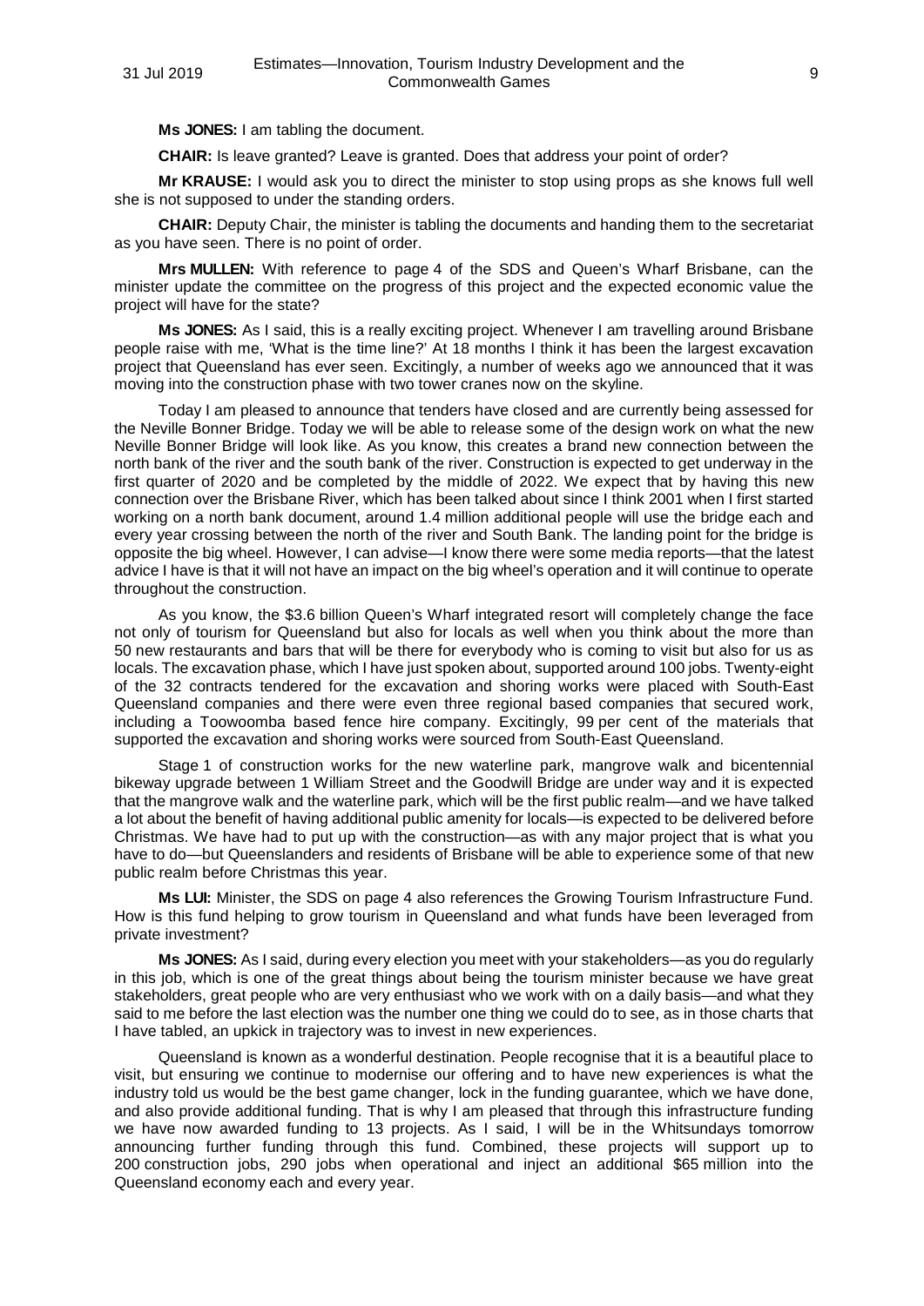**Ms JONES:** I am tabling the document.

**CHAIR:** Is leave granted? Leave is granted. Does that address your point of order?

**Mr KRAUSE:** I would ask you to direct the minister to stop using props as she knows full well she is not supposed to under the standing orders.

**CHAIR:** Deputy Chair, the minister is tabling the documents and handing them to the secretariat as you have seen. There is no point of order.

**Mrs MULLEN:** With reference to page 4 of the SDS and Queen's Wharf Brisbane, can the minister update the committee on the progress of this project and the expected economic value the project will have for the state?

**Ms JONES:** As I said, this is a really exciting project. Whenever I am travelling around Brisbane people raise with me, 'What is the time line?' At 18 months I think it has been the largest excavation project that Queensland has ever seen. Excitingly, a number of weeks ago we announced that it was moving into the construction phase with two tower cranes now on the skyline.

Today I am pleased to announce that tenders have closed and are currently being assessed for the Neville Bonner Bridge. Today we will be able to release some of the design work on what the new Neville Bonner Bridge will look like. As you know, this creates a brand new connection between the north bank of the river and the south bank of the river. Construction is expected to get underway in the first quarter of 2020 and be completed by the middle of 2022. We expect that by having this new connection over the Brisbane River, which has been talked about since I think 2001 when I first started working on a north bank document, around 1.4 million additional people will use the bridge each and every year crossing between the north of the river and South Bank. The landing point for the bridge is opposite the big wheel. However, I can advise—I know there were some media reports—that the latest advice I have is that it will not have an impact on the big wheel's operation and it will continue to operate throughout the construction.

As you know, the $3.6 billion Queen's Wharf integrated resort will completely change the face not only of tourism for Queensland but also for locals as well when you think about the more than 50 new restaurants and bars that will be there for everybody who is coming to visit but also for us as locals. The excavation phase, which I have just spoken about, supported around 100 jobs. Twenty-eight of the 32 contracts tendered for the excavation and shoring works were placed with South-East Queensland companies and there were even three regional based companies that secured work, including a Toowoomba based fence hire company. Excitingly, 99 per cent of the materials that supported the excavation and shoring works were sourced from South-East Queensland.

Stage 1 of construction works for the new waterline park, mangrove walk and bicentennial bikeway upgrade between 1 William Street and the Goodwill Bridge are under way and it is expected that the mangrove walk and the waterline park, which will be the first public realm—and we have talked a lot about the benefit of having additional public amenity for locals—is expected to be delivered before Christmas. We have had to put up with the construction—as with any major project that is what you have to do—but Queenslanders and residents of Brisbane will be able to experience some of that new public realm before Christmas this year.

**Ms LUI:** Minister, the SDS on page 4 also references the Growing Tourism Infrastructure Fund. How is this fund helping to grow tourism in Queensland and what funds have been leveraged from private investment?

**Ms JONES:** As I said, during every election you meet with your stakeholders—as you do regularly in this job, which is one of the great things about being the tourism minister because we have great stakeholders, great people who are very enthusiast who we work with on a daily basis—and what they said to me before the last election was the number one thing we could do to see, as in those charts that I have tabled, an upkick in trajectory was to invest in new experiences.

Queensland is known as a wonderful destination. People recognise that it is a beautiful place to visit, but ensuring we continue to modernise our offering and to have new experiences is what the industry told us would be the best game changer, lock in the funding guarantee, which we have done, and also provide additional funding. That is why I am pleased that through this infrastructure funding we have now awarded funding to 13 projects. As I said, I will be in the Whitsundays tomorrow announcing further funding through this fund. Combined, these projects will support up to 200 construction jobs, 290 jobs when operational and inject an additional $65 million into the Queensland economy each and every year.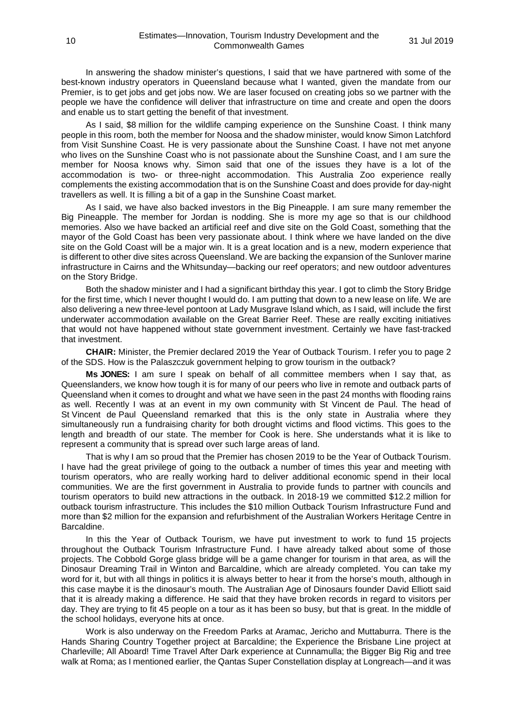In answering the shadow minister's questions, I said that we have partnered with some of the best-known industry operators in Queensland because what I wanted, given the mandate from our Premier, is to get jobs and get jobs now. We are laser focused on creating jobs so we partner with the people we have the confidence will deliver that infrastructure on time and create and open the doors and enable us to start getting the benefit of that investment.

As I said, $8 million for the wildlife camping experience on the Sunshine Coast. I think many people in this room, both the member for Noosa and the shadow minister, would know Simon Latchford from Visit Sunshine Coast. He is very passionate about the Sunshine Coast. I have not met anyone who lives on the Sunshine Coast who is not passionate about the Sunshine Coast, and I am sure the member for Noosa knows why. Simon said that one of the issues they have is a lot of the accommodation is two- or three-night accommodation. This Australia Zoo experience really complements the existing accommodation that is on the Sunshine Coast and does provide for day-night travellers as well. It is filling a bit of a gap in the Sunshine Coast market.

As I said, we have also backed investors in the Big Pineapple. I am sure many remember the Big Pineapple. The member for Jordan is nodding. She is more my age so that is our childhood memories. Also we have backed an artificial reef and dive site on the Gold Coast, something that the mayor of the Gold Coast has been very passionate about. I think where we have landed on the dive site on the Gold Coast will be a major win. It is a great location and is a new, modern experience that is different to other dive sites across Queensland. We are backing the expansion of the Sunlover marine infrastructure in Cairns and the Whitsunday—backing our reef operators; and new outdoor adventures on the Story Bridge.

Both the shadow minister and I had a significant birthday this year. I got to climb the Story Bridge for the first time, which I never thought I would do. I am putting that down to a new lease on life. We are also delivering a new three-level pontoon at Lady Musgrave Island which, as I said, will include the first underwater accommodation available on the Great Barrier Reef. These are really exciting initiatives that would not have happened without state government investment. Certainly we have fast-tracked that investment.

**CHAIR:** Minister, the Premier declared 2019 the Year of Outback Tourism. I refer you to page 2 of the SDS. How is the Palaszczuk government helping to grow tourism in the outback?

**Ms JONES:** I am sure I speak on behalf of all committee members when I say that, as Queenslanders, we know how tough it is for many of our peers who live in remote and outback parts of Queensland when it comes to drought and what we have seen in the past 24 months with flooding rains as well. Recently I was at an event in my own community with St Vincent de Paul. The head of St Vincent de Paul Queensland remarked that this is the only state in Australia where they simultaneously run a fundraising charity for both drought victims and flood victims. This goes to the length and breadth of our state. The member for Cook is here. She understands what it is like to represent a community that is spread over such large areas of land.

That is why I am so proud that the Premier has chosen 2019 to be the Year of Outback Tourism. I have had the great privilege of going to the outback a number of times this year and meeting with tourism operators, who are really working hard to deliver additional economic spend in their local communities. We are the first government in Australia to provide funds to partner with councils and tourism operators to build new attractions in the outback. In 2018-19 we committed $12.2 million for outback tourism infrastructure. This includes the $10 million Outback Tourism Infrastructure Fund and more than $2 million for the expansion and refurbishment of the Australian Workers Heritage Centre in Barcaldine.

In this the Year of Outback Tourism, we have put investment to work to fund 15 projects throughout the Outback Tourism Infrastructure Fund. I have already talked about some of those projects. The Cobbold Gorge glass bridge will be a game changer for tourism in that area, as will the Dinosaur Dreaming Trail in Winton and Barcaldine, which are already completed. You can take my word for it, but with all things in politics it is always better to hear it from the horse's mouth, although in this case maybe it is the dinosaur's mouth. The Australian Age of Dinosaurs founder David Elliott said that it is already making a difference. He said that they have broken records in regard to visitors per day. They are trying to fit 45 people on a tour as it has been so busy, but that is great. In the middle of the school holidays, everyone hits at once.

Work is also underway on the Freedom Parks at Aramac, Jericho and Muttaburra. There is the Hands Sharing Country Together project at Barcaldine; the Experience the Brisbane Line project at Charleville; All Aboard! Time Travel After Dark experience at Cunnamulla; the Bigger Big Rig and tree walk at Roma; as I mentioned earlier, the Qantas Super Constellation display at Longreach—and it was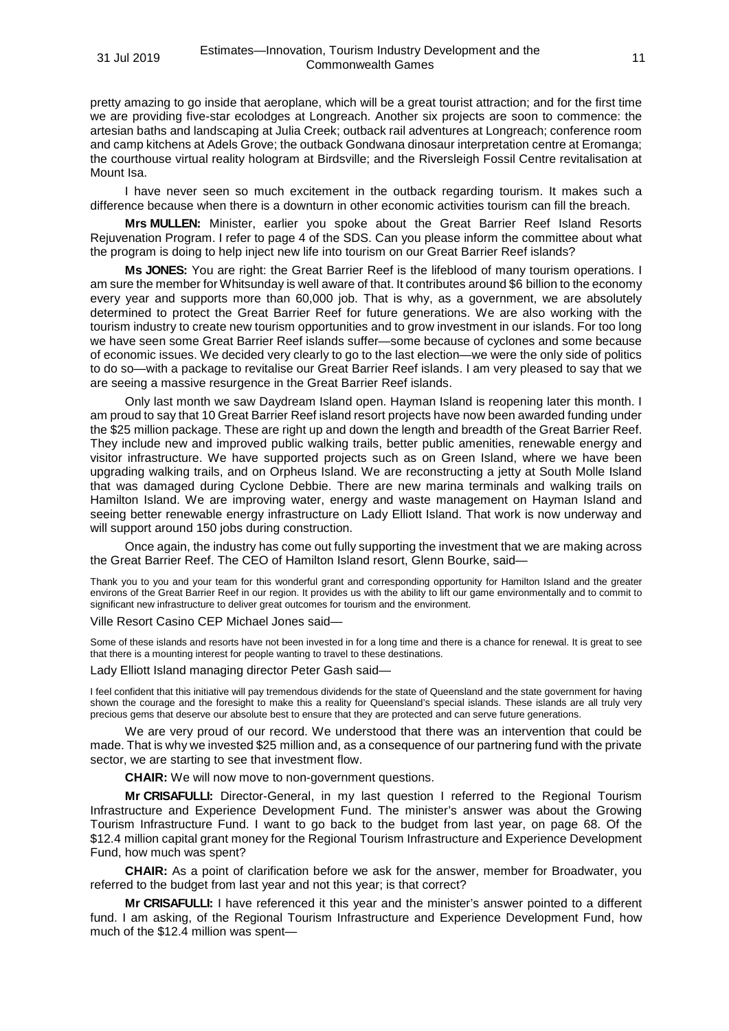pretty amazing to go inside that aeroplane, which will be a great tourist attraction; and for the first time we are providing five-star ecolodges at Longreach. Another six projects are soon to commence: the artesian baths and landscaping at Julia Creek; outback rail adventures at Longreach; conference room and camp kitchens at Adels Grove; the outback Gondwana dinosaur interpretation centre at Eromanga; the courthouse virtual reality hologram at Birdsville; and the Riversleigh Fossil Centre revitalisation at Mount Isa.

I have never seen so much excitement in the outback regarding tourism. It makes such a difference because when there is a downturn in other economic activities tourism can fill the breach.

**Mrs MULLEN:** Minister, earlier you spoke about the Great Barrier Reef Island Resorts Rejuvenation Program. I refer to page 4 of the SDS. Can you please inform the committee about what the program is doing to help inject new life into tourism on our Great Barrier Reef islands?

**Ms JONES:** You are right: the Great Barrier Reef is the lifeblood of many tourism operations. I am sure the member for Whitsunday is well aware of that. It contributes around $6 billion to the economy every year and supports more than 60,000 job. That is why, as a government, we are absolutely determined to protect the Great Barrier Reef for future generations. We are also working with the tourism industry to create new tourism opportunities and to grow investment in our islands. For too long we have seen some Great Barrier Reef islands suffer—some because of cyclones and some because of economic issues. We decided very clearly to go to the last election—we were the only side of politics to do so—with a package to revitalise our Great Barrier Reef islands. I am very pleased to say that we are seeing a massive resurgence in the Great Barrier Reef islands.

Only last month we saw Daydream Island open. Hayman Island is reopening later this month. I am proud to say that 10 Great Barrier Reef island resort projects have now been awarded funding under the $25 million package. These are right up and down the length and breadth of the Great Barrier Reef. They include new and improved public walking trails, better public amenities, renewable energy and visitor infrastructure. We have supported projects such as on Green Island, where we have been upgrading walking trails, and on Orpheus Island. We are reconstructing a jetty at South Molle Island that was damaged during Cyclone Debbie. There are new marina terminals and walking trails on Hamilton Island. We are improving water, energy and waste management on Hayman Island and seeing better renewable energy infrastructure on Lady Elliott Island. That work is now underway and will support around 150 jobs during construction.

Once again, the industry has come out fully supporting the investment that we are making across the Great Barrier Reef. The CEO of Hamilton Island resort, Glenn Bourke, said—

> Thank you to you and your team for this wonderful grant and corresponding opportunity for Hamilton Island and the greater environs of the Great Barrier Reef in our region. It provides us with the ability to lift our game environmentally and to commit to significant new infrastructure to deliver great outcomes for tourism and the environment.

Ville Resort Casino CEP Michael Jones said—

> Some of these islands and resorts have not been invested in for a long time and there is a chance for renewal. It is great to see that there is a mounting interest for people wanting to travel to these destinations.

Lady Elliott Island managing director Peter Gash said—

> I feel confident that this initiative will pay tremendous dividends for the state of Queensland and the state government for having shown the courage and the foresight to make this a reality for Queensland's special islands. These islands are all truly very precious gems that deserve our absolute best to ensure that they are protected and can serve future generations.

We are very proud of our record. We understood that there was an intervention that could be made. That is why we invested $25 million and, as a consequence of our partnering fund with the private sector, we are starting to see that investment flow.

**CHAIR:** We will now move to non-government questions.

**Mr CRISAFULLI:** Director-General, in my last question I referred to the Regional Tourism Infrastructure and Experience Development Fund. The minister's answer was about the Growing Tourism Infrastructure Fund. I want to go back to the budget from last year, on page 68. Of the $12.4 million capital grant money for the Regional Tourism Infrastructure and Experience Development Fund, how much was spent?

**CHAIR:** As a point of clarification before we ask for the answer, member for Broadwater, you referred to the budget from last year and not this year; is that correct?

**Mr CRISAFULLI:** I have referenced it this year and the minister's answer pointed to a different fund. I am asking, of the Regional Tourism Infrastructure and Experience Development Fund, how much of the $12.4 million was spent—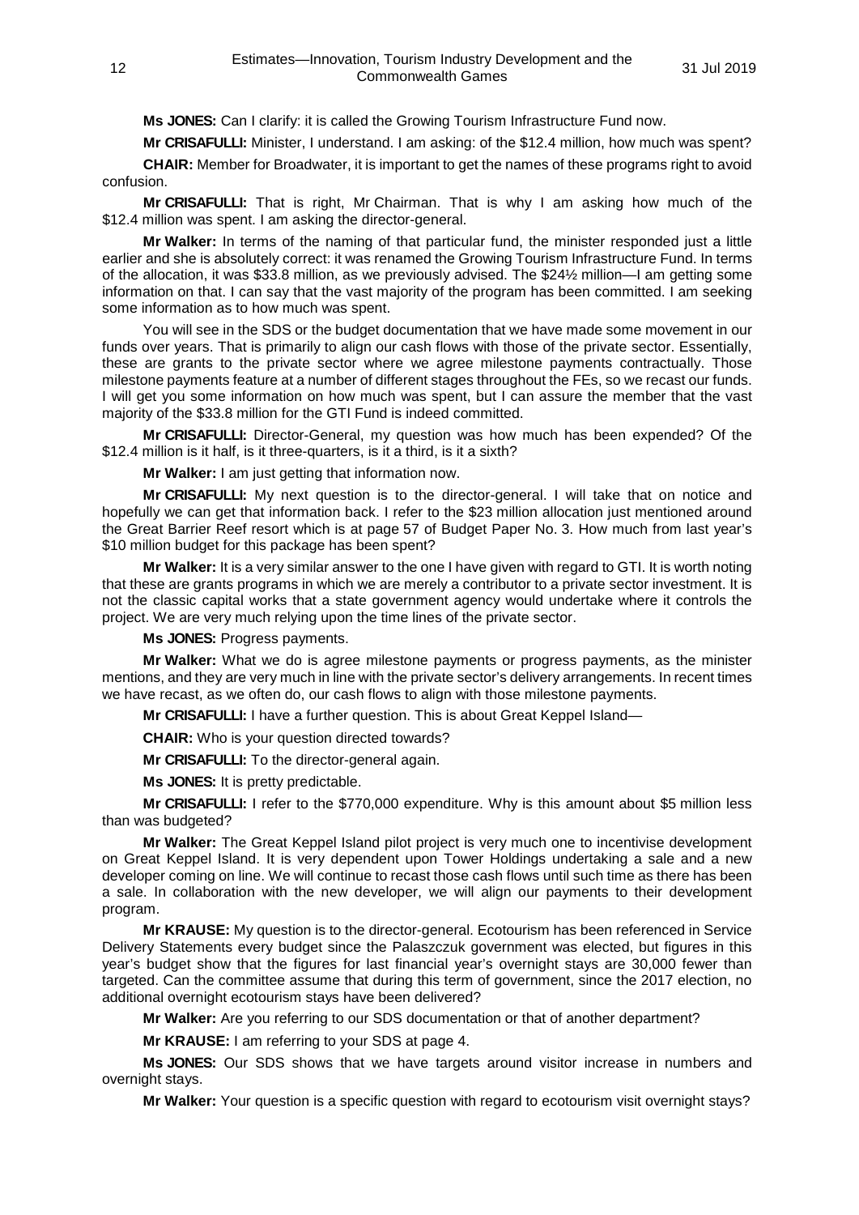**Ms JONES:** Can I clarify: it is called the Growing Tourism Infrastructure Fund now.

**Mr CRISAFULLI:** Minister, I understand. I am asking: of the $12.4 million, how much was spent?

**CHAIR:** Member for Broadwater, it is important to get the names of these programs right to avoid confusion.

**Mr CRISAFULLI:** That is right, Mr Chairman. That is why I am asking how much of the $12.4 million was spent. I am asking the director-general.

**Mr Walker:** In terms of the naming of that particular fund, the minister responded just a little earlier and she is absolutely correct: it was renamed the Growing Tourism Infrastructure Fund. In terms of the allocation, it was $33.8 million, as we previously advised. The $24½ million—I am getting some information on that. I can say that the vast majority of the program has been committed. I am seeking some information as to how much was spent.

You will see in the SDS or the budget documentation that we have made some movement in our funds over years. That is primarily to align our cash flows with those of the private sector. Essentially, these are grants to the private sector where we agree milestone payments contractually. Those milestone payments feature at a number of different stages throughout the FEs, so we recast our funds. I will get you some information on how much was spent, but I can assure the member that the vast majority of the $33.8 million for the GTI Fund is indeed committed.

**Mr CRISAFULLI:** Director-General, my question was how much has been expended? Of the $12.4 million is it half, is it three-quarters, is it a third, is it a sixth?

**Mr Walker:** I am just getting that information now.

**Mr CRISAFULLI:** My next question is to the director-general. I will take that on notice and hopefully we can get that information back. I refer to the $23 million allocation just mentioned around the Great Barrier Reef resort which is at page 57 of Budget Paper No. 3. How much from last year's $10 million budget for this package has been spent?

**Mr Walker:** It is a very similar answer to the one I have given with regard to GTI. It is worth noting that these are grants programs in which we are merely a contributor to a private sector investment. It is not the classic capital works that a state government agency would undertake where it controls the project. We are very much relying upon the time lines of the private sector.

**Ms JONES:** Progress payments.

**Mr Walker:** What we do is agree milestone payments or progress payments, as the minister mentions, and they are very much in line with the private sector's delivery arrangements. In recent times we have recast, as we often do, our cash flows to align with those milestone payments.

**Mr CRISAFULLI:** I have a further question. This is about Great Keppel Island—

**CHAIR:** Who is your question directed towards?

**Mr CRISAFULLI:** To the director-general again.

**Ms JONES:** It is pretty predictable.

**Mr CRISAFULLI:** I refer to the $770,000 expenditure. Why is this amount about $5 million less than was budgeted?

**Mr Walker:** The Great Keppel Island pilot project is very much one to incentivise development on Great Keppel Island. It is very dependent upon Tower Holdings undertaking a sale and a new developer coming on line. We will continue to recast those cash flows until such time as there has been a sale. In collaboration with the new developer, we will align our payments to their development program.

**Mr KRAUSE:** My question is to the director-general. Ecotourism has been referenced in Service Delivery Statements every budget since the Palaszczuk government was elected, but figures in this year's budget show that the figures for last financial year's overnight stays are 30,000 fewer than targeted. Can the committee assume that during this term of government, since the 2017 election, no additional overnight ecotourism stays have been delivered?

**Mr Walker:** Are you referring to our SDS documentation or that of another department?

**Mr KRAUSE:** I am referring to your SDS at page 4.

**Ms JONES:** Our SDS shows that we have targets around visitor increase in numbers and overnight stays.

**Mr Walker:** Your question is a specific question with regard to ecotourism visit overnight stays?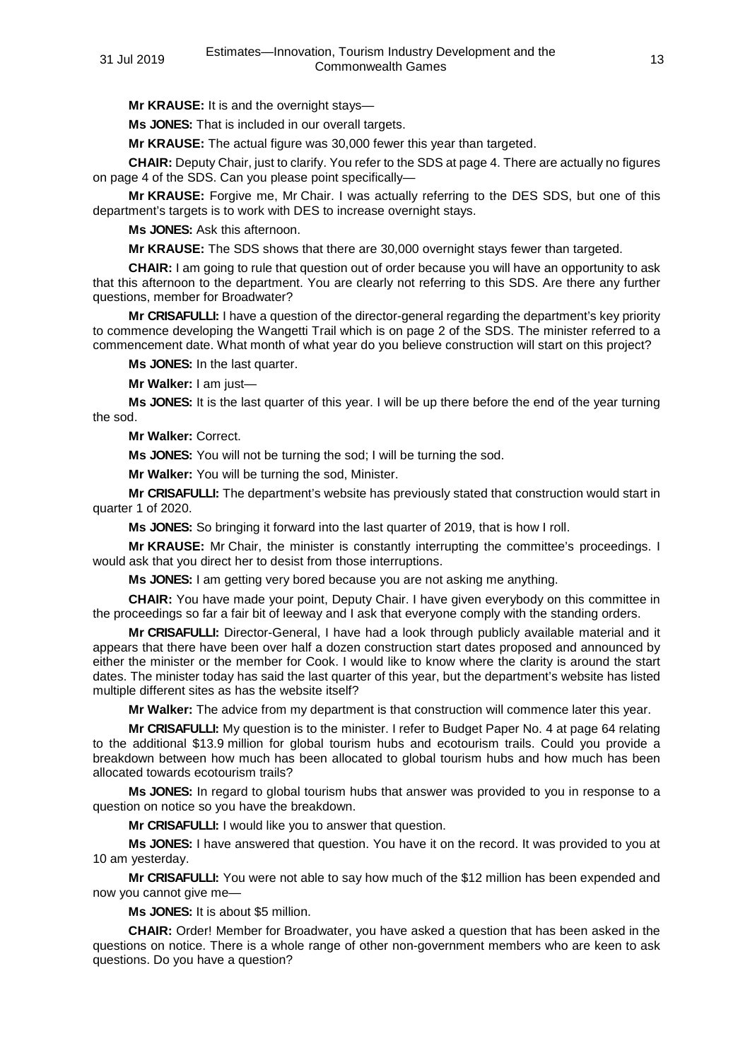**Mr KRAUSE:** It is and the overnight stays—

**Ms JONES:** That is included in our overall targets.

**Mr KRAUSE:** The actual figure was 30,000 fewer this year than targeted.

**CHAIR:** Deputy Chair, just to clarify. You refer to the SDS at page 4. There are actually no figures on page 4 of the SDS. Can you please point specifically—

**Mr KRAUSE:** Forgive me, Mr Chair. I was actually referring to the DES SDS, but one of this department's targets is to work with DES to increase overnight stays.

**Ms JONES:** Ask this afternoon.

**Mr KRAUSE:** The SDS shows that there are 30,000 overnight stays fewer than targeted.

**CHAIR:** I am going to rule that question out of order because you will have an opportunity to ask that this afternoon to the department. You are clearly not referring to this SDS. Are there any further questions, member for Broadwater?

**Mr CRISAFULLI:** I have a question of the director-general regarding the department's key priority to commence developing the Wangetti Trail which is on page 2 of the SDS. The minister referred to a commencement date. What month of what year do you believe construction will start on this project?

**Ms JONES:** In the last quarter.

**Mr Walker:** I am just—

**Ms JONES:** It is the last quarter of this year. I will be up there before the end of the year turning the sod.

**Mr Walker:** Correct.

**Ms JONES:** You will not be turning the sod; I will be turning the sod.

**Mr Walker:** You will be turning the sod, Minister.

**Mr CRISAFULLI:** The department's website has previously stated that construction would start in quarter 1 of 2020.

**Ms JONES:** So bringing it forward into the last quarter of 2019, that is how I roll.

**Mr KRAUSE:** Mr Chair, the minister is constantly interrupting the committee's proceedings. I would ask that you direct her to desist from those interruptions.

**Ms JONES:** I am getting very bored because you are not asking me anything.

**CHAIR:** You have made your point, Deputy Chair. I have given everybody on this committee in the proceedings so far a fair bit of leeway and I ask that everyone comply with the standing orders.

**Mr CRISAFULLI:** Director-General, I have had a look through publicly available material and it appears that there have been over half a dozen construction start dates proposed and announced by either the minister or the member for Cook. I would like to know where the clarity is around the start dates. The minister today has said the last quarter of this year, but the department's website has listed multiple different sites as has the website itself?

**Mr Walker:** The advice from my department is that construction will commence later this year.

**Mr CRISAFULLI:** My question is to the minister. I refer to Budget Paper No. 4 at page 64 relating to the additional $13.9 million for global tourism hubs and ecotourism trails. Could you provide a breakdown between how much has been allocated to global tourism hubs and how much has been allocated towards ecotourism trails?

**Ms JONES:** In regard to global tourism hubs that answer was provided to you in response to a question on notice so you have the breakdown.

**Mr CRISAFULLI:** I would like you to answer that question.

**Ms JONES:** I have answered that question. You have it on the record. It was provided to you at 10 am yesterday.

**Mr CRISAFULLI:** You were not able to say how much of the $12 million has been expended and now you cannot give me—

**Ms JONES:** It is about $5 million.

**CHAIR:** Order! Member for Broadwater, you have asked a question that has been asked in the questions on notice. There is a whole range of other non-government members who are keen to ask questions. Do you have a question?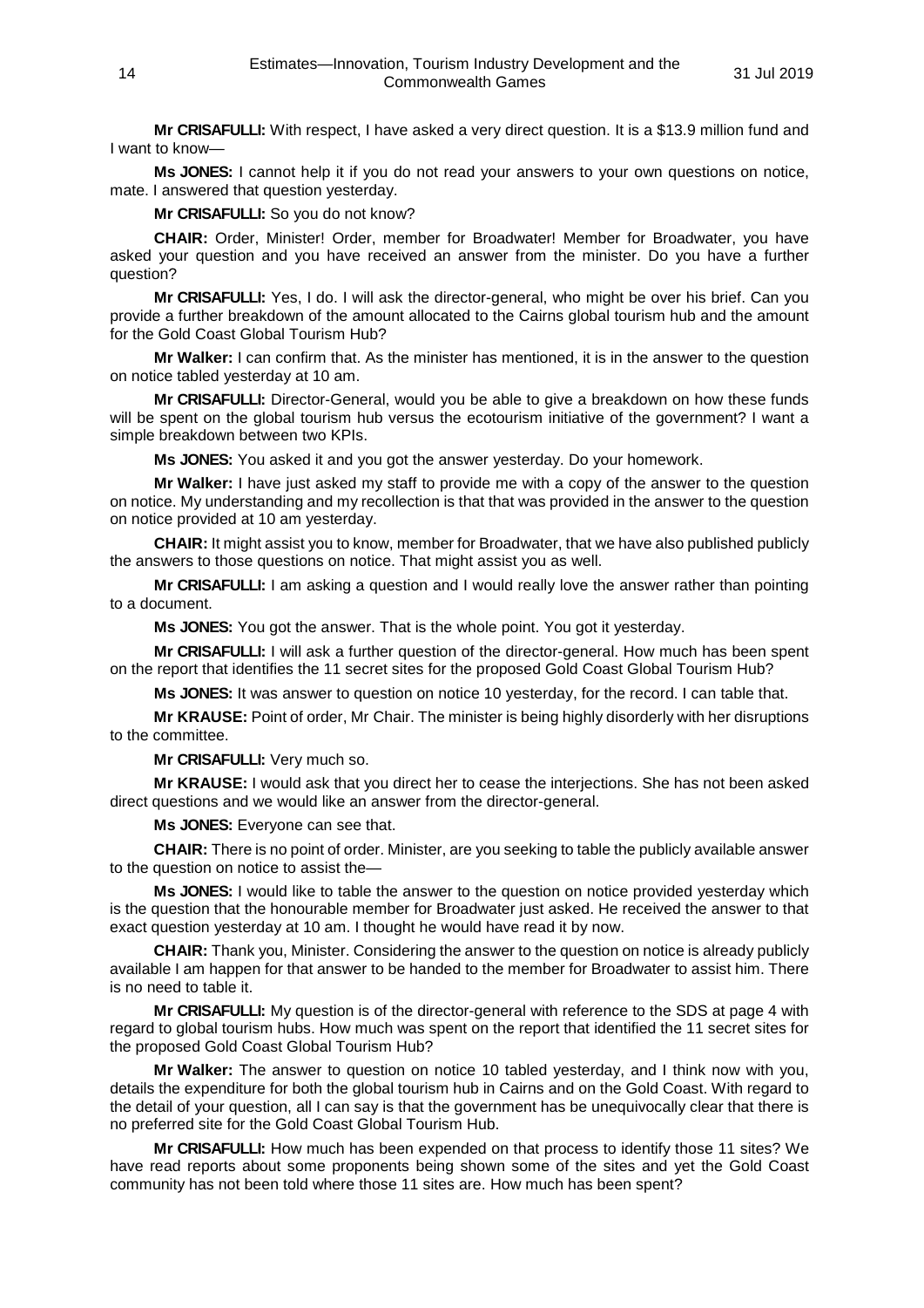**Mr CRISAFULLI:** With respect, I have asked a very direct question. It is a $13.9 million fund and I want to know—

**Ms JONES:** I cannot help it if you do not read your answers to your own questions on notice, mate. I answered that question yesterday.

**Mr CRISAFULLI:** So you do not know?

**CHAIR:** Order, Minister! Order, member for Broadwater! Member for Broadwater, you have asked your question and you have received an answer from the minister. Do you have a further question?

**Mr CRISAFULLI:** Yes, I do. I will ask the director-general, who might be over his brief. Can you provide a further breakdown of the amount allocated to the Cairns global tourism hub and the amount for the Gold Coast Global Tourism Hub?

**Mr Walker:** I can confirm that. As the minister has mentioned, it is in the answer to the question on notice tabled yesterday at 10 am.

**Mr CRISAFULLI:** Director-General, would you be able to give a breakdown on how these funds will be spent on the global tourism hub versus the ecotourism initiative of the government? I want a simple breakdown between two KPIs.

**Ms JONES:** You asked it and you got the answer yesterday. Do your homework.

**Mr Walker:** I have just asked my staff to provide me with a copy of the answer to the question on notice. My understanding and my recollection is that that was provided in the answer to the question on notice provided at 10 am yesterday.

**CHAIR:** It might assist you to know, member for Broadwater, that we have also published publicly the answers to those questions on notice. That might assist you as well.

**Mr CRISAFULLI:** I am asking a question and I would really love the answer rather than pointing to a document.

**Ms JONES:** You got the answer. That is the whole point. You got it yesterday.

**Mr CRISAFULLI:** I will ask a further question of the director-general. How much has been spent on the report that identifies the 11 secret sites for the proposed Gold Coast Global Tourism Hub?

**Ms JONES:** It was answer to question on notice 10 yesterday, for the record. I can table that.

**Mr KRAUSE:** Point of order, Mr Chair. The minister is being highly disorderly with her disruptions to the committee.

**Mr CRISAFULLI:** Very much so.

**Mr KRAUSE:** I would ask that you direct her to cease the interjections. She has not been asked direct questions and we would like an answer from the director-general.

**Ms JONES:** Everyone can see that.

**CHAIR:** There is no point of order. Minister, are you seeking to table the publicly available answer to the question on notice to assist the—

**Ms JONES:** I would like to table the answer to the question on notice provided yesterday which is the question that the honourable member for Broadwater just asked. He received the answer to that exact question yesterday at 10 am. I thought he would have read it by now.

**CHAIR:** Thank you, Minister. Considering the answer to the question on notice is already publicly available I am happen for that answer to be handed to the member for Broadwater to assist him. There is no need to table it.

**Mr CRISAFULLI:** My question is of the director-general with reference to the SDS at page 4 with regard to global tourism hubs. How much was spent on the report that identified the 11 secret sites for the proposed Gold Coast Global Tourism Hub?

**Mr Walker:** The answer to question on notice 10 tabled yesterday, and I think now with you, details the expenditure for both the global tourism hub in Cairns and on the Gold Coast. With regard to the detail of your question, all I can say is that the government has be unequivocally clear that there is no preferred site for the Gold Coast Global Tourism Hub.

**Mr CRISAFULLI:** How much has been expended on that process to identify those 11 sites? We have read reports about some proponents being shown some of the sites and yet the Gold Coast community has not been told where those 11 sites are. How much has been spent?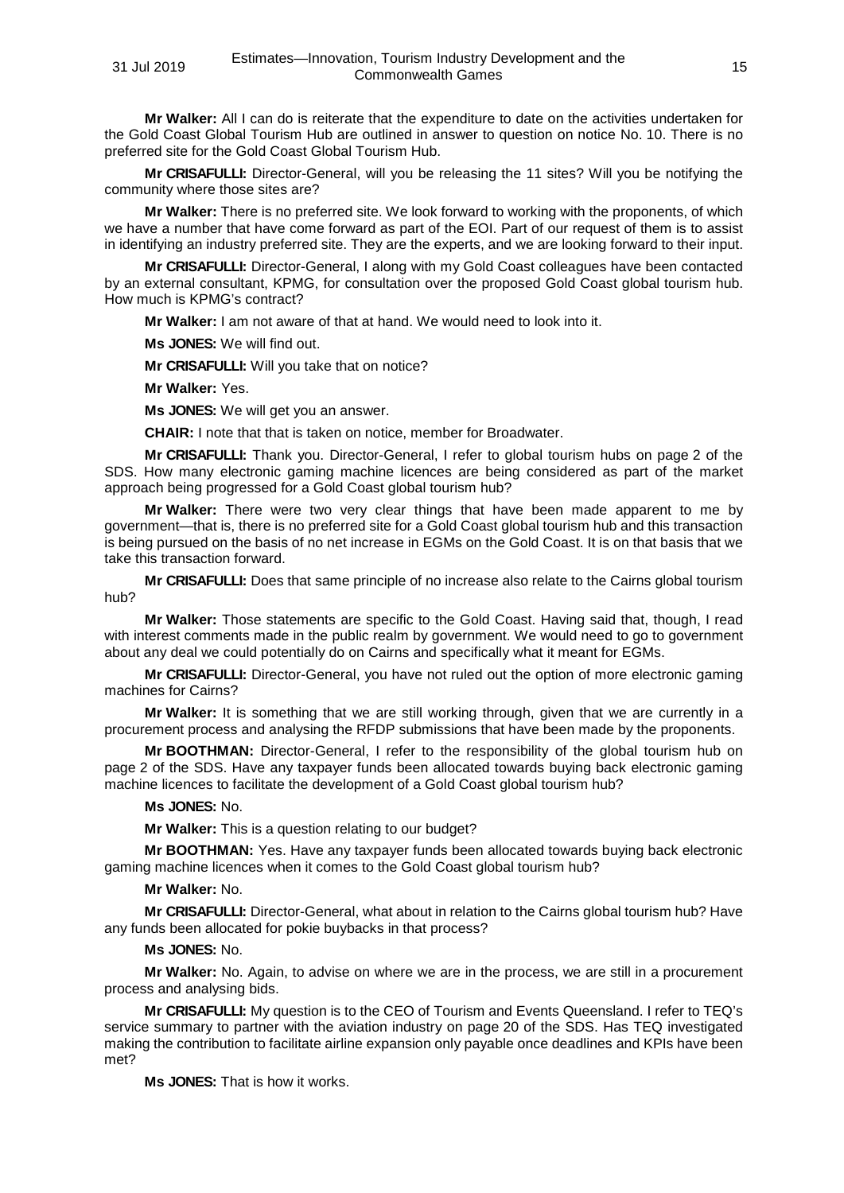**Mr Walker:** All I can do is reiterate that the expenditure to date on the activities undertaken for the Gold Coast Global Tourism Hub are outlined in answer to question on notice No. 10. There is no preferred site for the Gold Coast Global Tourism Hub.

**Mr CRISAFULLI:** Director-General, will you be releasing the 11 sites? Will you be notifying the community where those sites are?

**Mr Walker:** There is no preferred site. We look forward to working with the proponents, of which we have a number that have come forward as part of the EOI. Part of our request of them is to assist in identifying an industry preferred site. They are the experts, and we are looking forward to their input.

**Mr CRISAFULLI:** Director-General, I along with my Gold Coast colleagues have been contacted by an external consultant, KPMG, for consultation over the proposed Gold Coast global tourism hub. How much is KPMG's contract?

**Mr Walker:** I am not aware of that at hand. We would need to look into it.

**Ms JONES:** We will find out.

**Mr CRISAFULLI:** Will you take that on notice?

**Mr Walker:** Yes.

**Ms JONES:** We will get you an answer.

**CHAIR:** I note that that is taken on notice, member for Broadwater.

**Mr CRISAFULLI:** Thank you. Director-General, I refer to global tourism hubs on page 2 of the SDS. How many electronic gaming machine licences are being considered as part of the market approach being progressed for a Gold Coast global tourism hub?

**Mr Walker:** There were two very clear things that have been made apparent to me by government—that is, there is no preferred site for a Gold Coast global tourism hub and this transaction is being pursued on the basis of no net increase in EGMs on the Gold Coast. It is on that basis that we take this transaction forward.

**Mr CRISAFULLI:** Does that same principle of no increase also relate to the Cairns global tourism hub?

**Mr Walker:** Those statements are specific to the Gold Coast. Having said that, though, I read with interest comments made in the public realm by government. We would need to go to government about any deal we could potentially do on Cairns and specifically what it meant for EGMs.

**Mr CRISAFULLI:** Director-General, you have not ruled out the option of more electronic gaming machines for Cairns?

**Mr Walker:** It is something that we are still working through, given that we are currently in a procurement process and analysing the RFDP submissions that have been made by the proponents.

**Mr BOOTHMAN:** Director-General, I refer to the responsibility of the global tourism hub on page 2 of the SDS. Have any taxpayer funds been allocated towards buying back electronic gaming machine licences to facilitate the development of a Gold Coast global tourism hub?

**Ms JONES:** No.

**Mr Walker:** This is a question relating to our budget?

**Mr BOOTHMAN:** Yes. Have any taxpayer funds been allocated towards buying back electronic gaming machine licences when it comes to the Gold Coast global tourism hub?

**Mr Walker:** No.

**Mr CRISAFULLI:** Director-General, what about in relation to the Cairns global tourism hub? Have any funds been allocated for pokie buybacks in that process?

**Ms JONES:** No.

**Mr Walker:** No. Again, to advise on where we are in the process, we are still in a procurement process and analysing bids.

**Mr CRISAFULLI:** My question is to the CEO of Tourism and Events Queensland. I refer to TEQ's service summary to partner with the aviation industry on page 20 of the SDS. Has TEQ investigated making the contribution to facilitate airline expansion only payable once deadlines and KPIs have been met?

**Ms JONES:** That is how it works.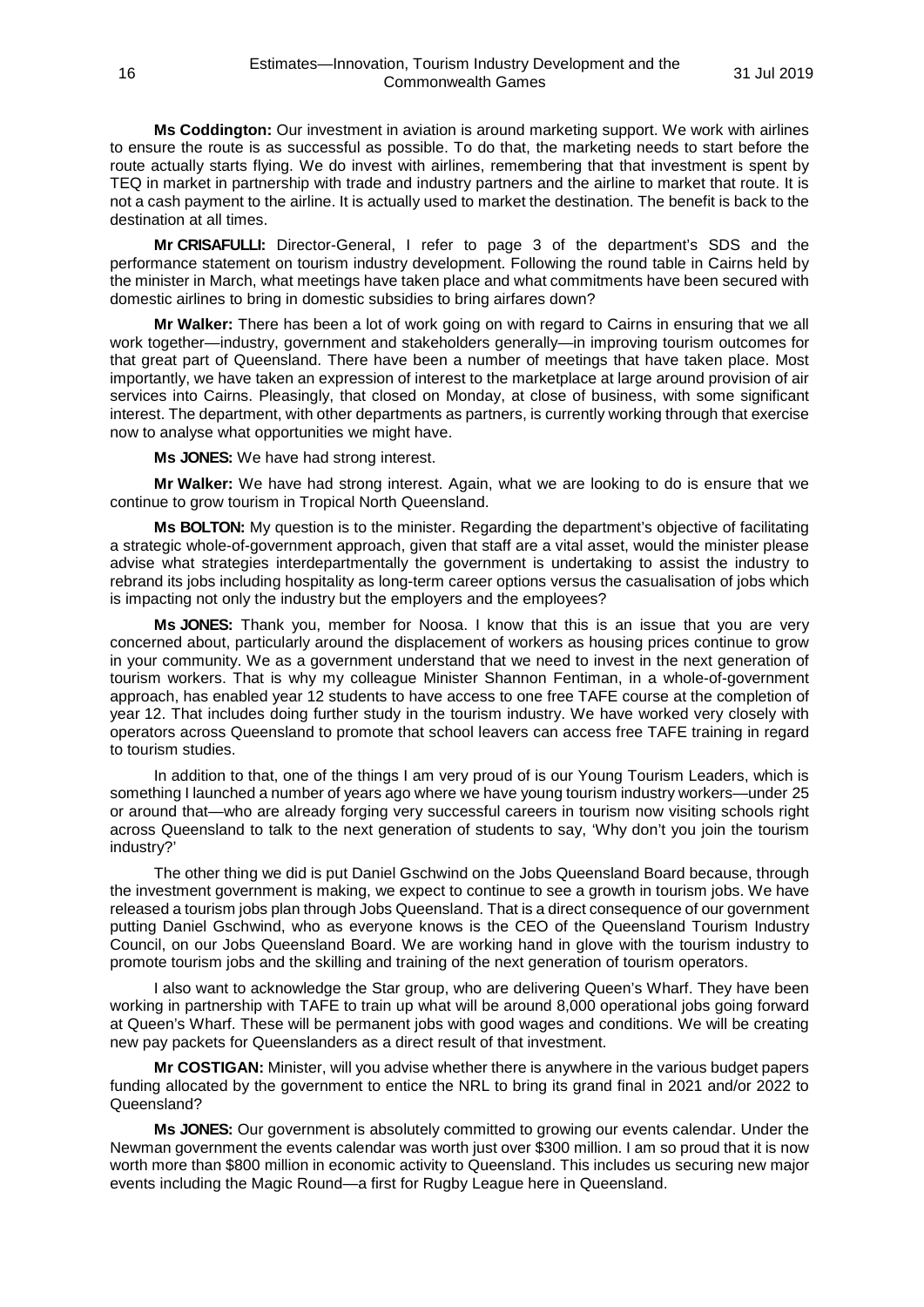**Ms Coddington:** Our investment in aviation is around marketing support. We work with airlines to ensure the route is as successful as possible. To do that, the marketing needs to start before the route actually starts flying. We do invest with airlines, remembering that that investment is spent by TEQ in market in partnership with trade and industry partners and the airline to market that route. It is not a cash payment to the airline. It is actually used to market the destination. The benefit is back to the destination at all times.

**Mr CRISAFULLI:** Director-General, I refer to page 3 of the department's SDS and the performance statement on tourism industry development. Following the round table in Cairns held by the minister in March, what meetings have taken place and what commitments have been secured with domestic airlines to bring in domestic subsidies to bring airfares down?

**Mr Walker:** There has been a lot of work going on with regard to Cairns in ensuring that we all work together—industry, government and stakeholders generally—in improving tourism outcomes for that great part of Queensland. There have been a number of meetings that have taken place. Most importantly, we have taken an expression of interest to the marketplace at large around provision of air services into Cairns. Pleasingly, that closed on Monday, at close of business, with some significant interest. The department, with other departments as partners, is currently working through that exercise now to analyse what opportunities we might have.

**Ms JONES:** We have had strong interest.

**Mr Walker:** We have had strong interest. Again, what we are looking to do is ensure that we continue to grow tourism in Tropical North Queensland.

**Ms BOLTON:** My question is to the minister. Regarding the department's objective of facilitating a strategic whole-of-government approach, given that staff are a vital asset, would the minister please advise what strategies interdepartmentally the government is undertaking to assist the industry to rebrand its jobs including hospitality as long-term career options versus the casualisation of jobs which is impacting not only the industry but the employers and the employees?

**Ms JONES:** Thank you, member for Noosa. I know that this is an issue that you are very concerned about, particularly around the displacement of workers as housing prices continue to grow in your community. We as a government understand that we need to invest in the next generation of tourism workers. That is why my colleague Minister Shannon Fentiman, in a whole-of-government approach, has enabled year 12 students to have access to one free TAFE course at the completion of year 12. That includes doing further study in the tourism industry. We have worked very closely with operators across Queensland to promote that school leavers can access free TAFE training in regard to tourism studies.

In addition to that, one of the things I am very proud of is our Young Tourism Leaders, which is something I launched a number of years ago where we have young tourism industry workers—under 25 or around that—who are already forging very successful careers in tourism now visiting schools right across Queensland to talk to the next generation of students to say, 'Why don't you join the tourism industry?'

The other thing we did is put Daniel Gschwind on the Jobs Queensland Board because, through the investment government is making, we expect to continue to see a growth in tourism jobs. We have released a tourism jobs plan through Jobs Queensland. That is a direct consequence of our government putting Daniel Gschwind, who as everyone knows is the CEO of the Queensland Tourism Industry Council, on our Jobs Queensland Board. We are working hand in glove with the tourism industry to promote tourism jobs and the skilling and training of the next generation of tourism operators.

I also want to acknowledge the Star group, who are delivering Queen's Wharf. They have been working in partnership with TAFE to train up what will be around 8,000 operational jobs going forward at Queen's Wharf. These will be permanent jobs with good wages and conditions. We will be creating new pay packets for Queenslanders as a direct result of that investment.

**Mr COSTIGAN:** Minister, will you advise whether there is anywhere in the various budget papers funding allocated by the government to entice the NRL to bring its grand final in 2021 and/or 2022 to Queensland?

**Ms JONES:** Our government is absolutely committed to growing our events calendar. Under the Newman government the events calendar was worth just over $300 million. I am so proud that it is now worth more than $800 million in economic activity to Queensland. This includes us securing new major events including the Magic Round—a first for Rugby League here in Queensland.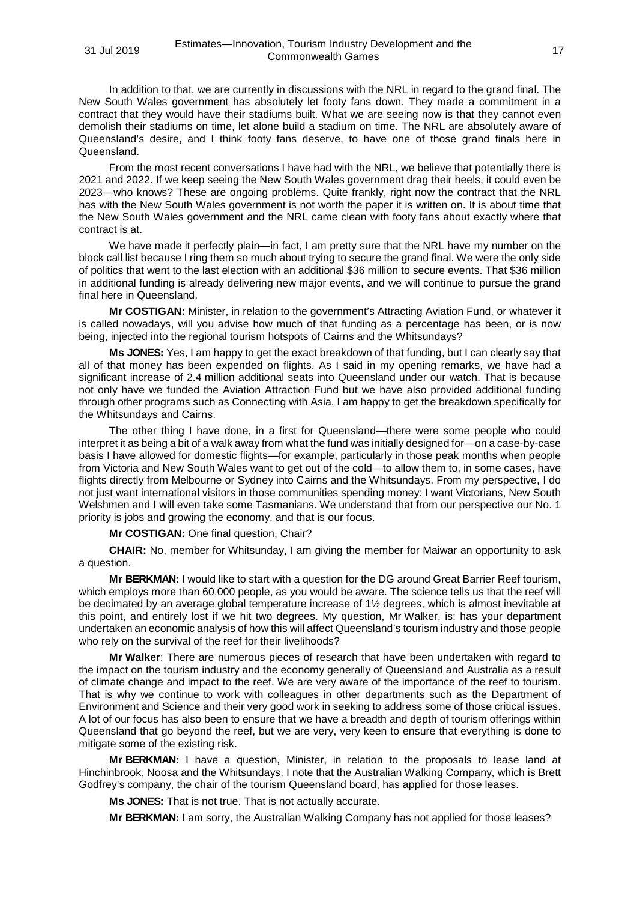In addition to that, we are currently in discussions with the NRL in regard to the grand final. The New South Wales government has absolutely let footy fans down. They made a commitment in a contract that they would have their stadiums built. What we are seeing now is that they cannot even demolish their stadiums on time, let alone build a stadium on time. The NRL are absolutely aware of Queensland's desire, and I think footy fans deserve, to have one of those grand finals here in Queensland.

From the most recent conversations I have had with the NRL, we believe that potentially there is 2021 and 2022. If we keep seeing the New South Wales government drag their heels, it could even be 2023—who knows? These are ongoing problems. Quite frankly, right now the contract that the NRL has with the New South Wales government is not worth the paper it is written on. It is about time that the New South Wales government and the NRL came clean with footy fans about exactly where that contract is at.

We have made it perfectly plain—in fact, I am pretty sure that the NRL have my number on the block call list because I ring them so much about trying to secure the grand final. We were the only side of politics that went to the last election with an additional $36 million to secure events. That $36 million in additional funding is already delivering new major events, and we will continue to pursue the grand final here in Queensland.

**Mr COSTIGAN:** Minister, in relation to the government's Attracting Aviation Fund, or whatever it is called nowadays, will you advise how much of that funding as a percentage has been, or is now being, injected into the regional tourism hotspots of Cairns and the Whitsundays?

**Ms JONES:** Yes, I am happy to get the exact breakdown of that funding, but I can clearly say that all of that money has been expended on flights. As I said in my opening remarks, we have had a significant increase of 2.4 million additional seats into Queensland under our watch. That is because not only have we funded the Aviation Attraction Fund but we have also provided additional funding through other programs such as Connecting with Asia. I am happy to get the breakdown specifically for the Whitsundays and Cairns.

The other thing I have done, in a first for Queensland—there were some people who could interpret it as being a bit of a walk away from what the fund was initially designed for—on a case-by-case basis I have allowed for domestic flights—for example, particularly in those peak months when people from Victoria and New South Wales want to get out of the cold—to allow them to, in some cases, have flights directly from Melbourne or Sydney into Cairns and the Whitsundays. From my perspective, I do not just want international visitors in those communities spending money: I want Victorians, New South Welshmen and I will even take some Tasmanians. We understand that from our perspective our No. 1 priority is jobs and growing the economy, and that is our focus.

**Mr COSTIGAN:** One final question, Chair?

**CHAIR:** No, member for Whitsunday, I am giving the member for Maiwar an opportunity to ask a question.

**Mr BERKMAN:** I would like to start with a question for the DG around Great Barrier Reef tourism, which employs more than 60,000 people, as you would be aware. The science tells us that the reef will be decimated by an average global temperature increase of 1½ degrees, which is almost inevitable at this point, and entirely lost if we hit two degrees. My question, Mr Walker, is: has your department undertaken an economic analysis of how this will affect Queensland's tourism industry and those people who rely on the survival of the reef for their livelihoods?

**Mr Walker**: There are numerous pieces of research that have been undertaken with regard to the impact on the tourism industry and the economy generally of Queensland and Australia as a result of climate change and impact to the reef. We are very aware of the importance of the reef to tourism. That is why we continue to work with colleagues in other departments such as the Department of Environment and Science and their very good work in seeking to address some of those critical issues. A lot of our focus has also been to ensure that we have a breadth and depth of tourism offerings within Queensland that go beyond the reef, but we are very, very keen to ensure that everything is done to mitigate some of the existing risk.

**Mr BERKMAN:** I have a question, Minister, in relation to the proposals to lease land at Hinchinbrook, Noosa and the Whitsundays. I note that the Australian Walking Company, which is Brett Godfrey's company, the chair of the tourism Queensland board, has applied for those leases.

**Ms JONES:** That is not true. That is not actually accurate.

**Mr BERKMAN:** I am sorry, the Australian Walking Company has not applied for those leases?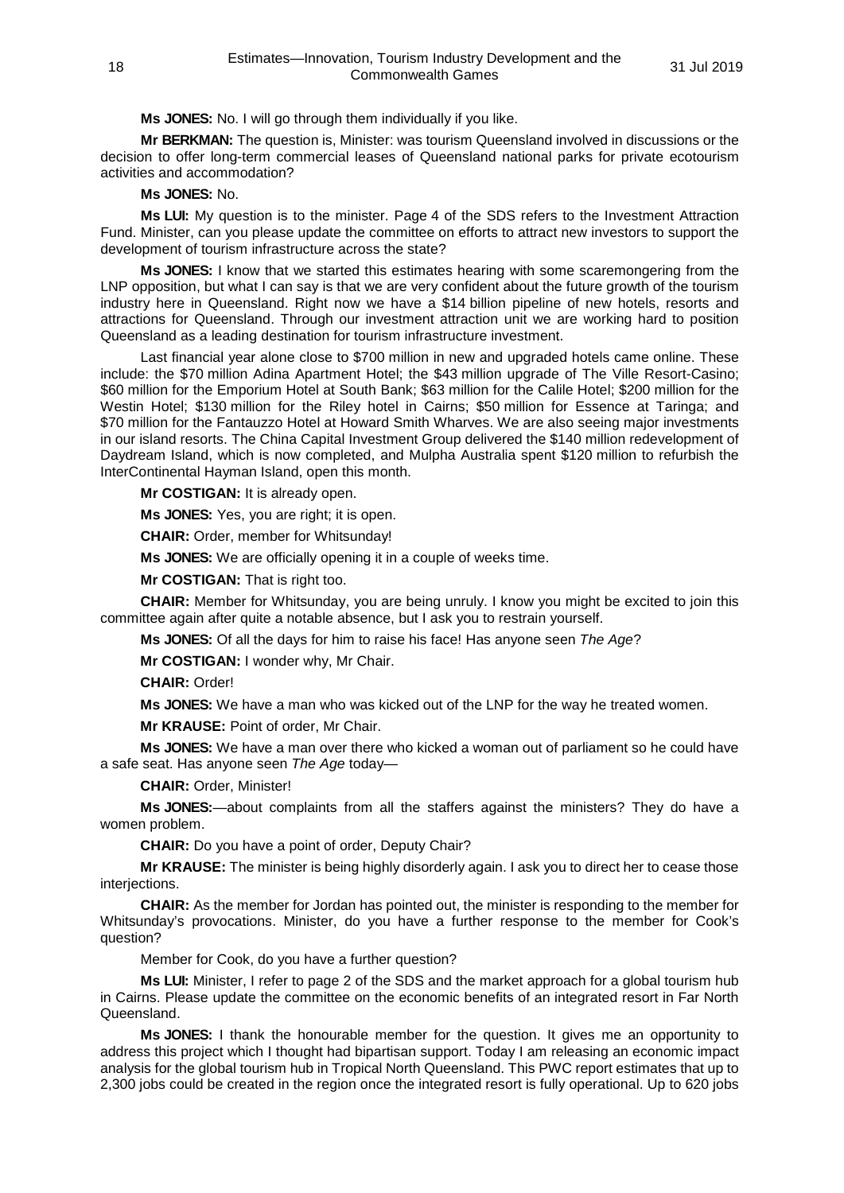**Ms JONES:** No. I will go through them individually if you like.

**Mr BERKMAN:** The question is, Minister: was tourism Queensland involved in discussions or the decision to offer long-term commercial leases of Queensland national parks for private ecotourism activities and accommodation?

**Ms JONES:** No.

**Ms LUI:** My question is to the minister. Page 4 of the SDS refers to the Investment Attraction Fund. Minister, can you please update the committee on efforts to attract new investors to support the development of tourism infrastructure across the state?

**Ms JONES:** I know that we started this estimates hearing with some scaremongering from the LNP opposition, but what I can say is that we are very confident about the future growth of the tourism industry here in Queensland. Right now we have a $14 billion pipeline of new hotels, resorts and attractions for Queensland. Through our investment attraction unit we are working hard to position Queensland as a leading destination for tourism infrastructure investment.

Last financial year alone close to $700 million in new and upgraded hotels came online. These include: the $70 million Adina Apartment Hotel; the $43 million upgrade of The Ville Resort-Casino; $60 million for the Emporium Hotel at South Bank; $63 million for the Calile Hotel; $200 million for the Westin Hotel; $130 million for the Riley hotel in Cairns; $50 million for Essence at Taringa; and $70 million for the Fantauzzo Hotel at Howard Smith Wharves. We are also seeing major investments in our island resorts. The China Capital Investment Group delivered the $140 million redevelopment of Daydream Island, which is now completed, and Mulpha Australia spent $120 million to refurbish the InterContinental Hayman Island, open this month.

**Mr COSTIGAN:** It is already open.

**Ms JONES:** Yes, you are right; it is open.

**CHAIR:** Order, member for Whitsunday!

**Ms JONES:** We are officially opening it in a couple of weeks time.

**Mr COSTIGAN:** That is right too.

**CHAIR:** Member for Whitsunday, you are being unruly. I know you might be excited to join this committee again after quite a notable absence, but I ask you to restrain yourself.

**Ms JONES:** Of all the days for him to raise his face! Has anyone seen *The Age*?

**Mr COSTIGAN:** I wonder why, Mr Chair.

**CHAIR:** Order!

**Ms JONES:** We have a man who was kicked out of the LNP for the way he treated women.

**Mr KRAUSE:** Point of order, Mr Chair.

**Ms JONES:** We have a man over there who kicked a woman out of parliament so he could have a safe seat. Has anyone seen *The Age* today—

**CHAIR:** Order, Minister!

**Ms JONES:**—about complaints from all the staffers against the ministers? They do have a women problem.

**CHAIR:** Do you have a point of order, Deputy Chair?

**Mr KRAUSE:** The minister is being highly disorderly again. I ask you to direct her to cease those interjections.

**CHAIR:** As the member for Jordan has pointed out, the minister is responding to the member for Whitsunday's provocations. Minister, do you have a further response to the member for Cook's question?

Member for Cook, do you have a further question?

**Ms LUI:** Minister, I refer to page 2 of the SDS and the market approach for a global tourism hub in Cairns. Please update the committee on the economic benefits of an integrated resort in Far North Queensland.

**Ms JONES:** I thank the honourable member for the question. It gives me an opportunity to address this project which I thought had bipartisan support. Today I am releasing an economic impact analysis for the global tourism hub in Tropical North Queensland. This PWC report estimates that up to 2,300 jobs could be created in the region once the integrated resort is fully operational. Up to 620 jobs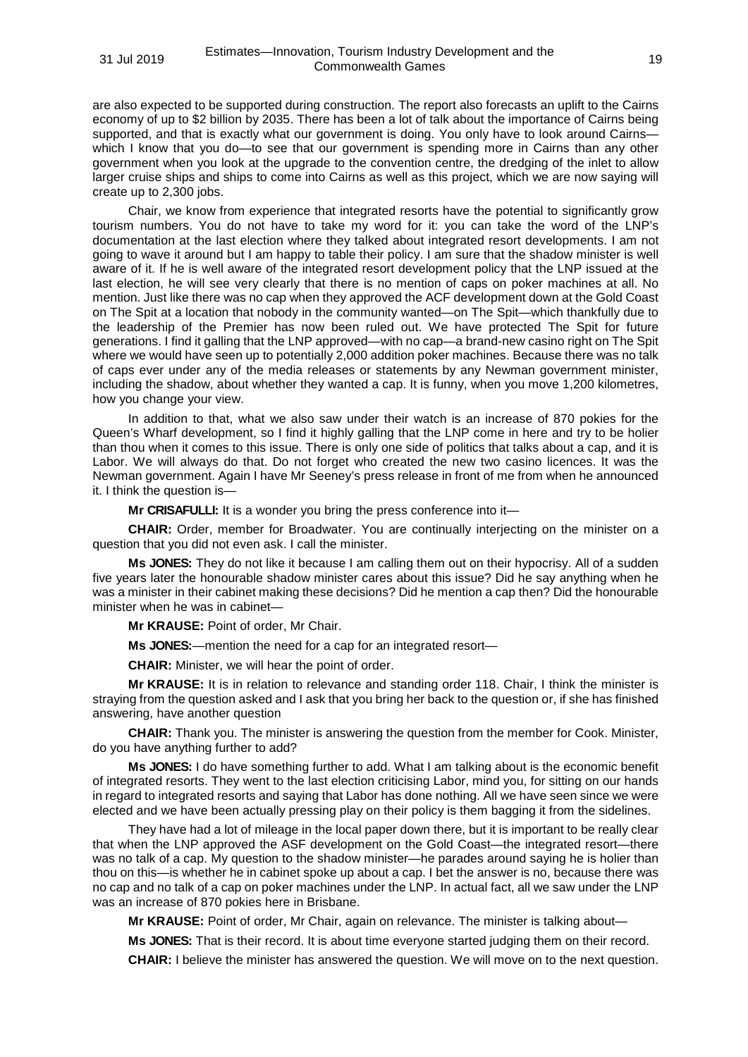are also expected to be supported during construction. The report also forecasts an uplift to the Cairns economy of up to $2 billion by 2035. There has been a lot of talk about the importance of Cairns being supported, and that is exactly what our government is doing. You only have to look around Cairns—which I know that you do—to see that our government is spending more in Cairns than any other government when you look at the upgrade to the convention centre, the dredging of the inlet to allow larger cruise ships and ships to come into Cairns as well as this project, which we are now saying will create up to 2,300 jobs.

Chair, we know from experience that integrated resorts have the potential to significantly grow tourism numbers. You do not have to take my word for it: you can take the word of the LNP's documentation at the last election where they talked about integrated resort developments. I am not going to wave it around but I am happy to table their policy. I am sure that the shadow minister is well aware of it. If he is well aware of the integrated resort development policy that the LNP issued at the last election, he will see very clearly that there is no mention of caps on poker machines at all. No mention. Just like there was no cap when they approved the ACF development down at the Gold Coast on The Spit at a location that nobody in the community wanted—on The Spit—which thankfully due to the leadership of the Premier has now been ruled out. We have protected The Spit for future generations. I find it galling that the LNP approved—with no cap—a brand-new casino right on The Spit where we would have seen up to potentially 2,000 addition poker machines. Because there was no talk of caps ever under any of the media releases or statements by any Newman government minister, including the shadow, about whether they wanted a cap. It is funny, when you move 1,200 kilometres, how you change your view.

In addition to that, what we also saw under their watch is an increase of 870 pokies for the Queen's Wharf development, so I find it highly galling that the LNP come in here and try to be holier than thou when it comes to this issue. There is only one side of politics that talks about a cap, and it is Labor. We will always do that. Do not forget who created the new two casino licences. It was the Newman government. Again I have Mr Seeney's press release in front of me from when he announced it. I think the question is—

**Mr CRISAFULLI:** It is a wonder you bring the press conference into it—

**CHAIR:** Order, member for Broadwater. You are continually interjecting on the minister on a question that you did not even ask. I call the minister.

**Ms JONES:** They do not like it because I am calling them out on their hypocrisy. All of a sudden five years later the honourable shadow minister cares about this issue? Did he say anything when he was a minister in their cabinet making these decisions? Did he mention a cap then? Did the honourable minister when he was in cabinet—

**Mr KRAUSE:** Point of order, Mr Chair.

**Ms JONES:**—mention the need for a cap for an integrated resort—

**CHAIR:** Minister, we will hear the point of order.

**Mr KRAUSE:** It is in relation to relevance and standing order 118. Chair, I think the minister is straying from the question asked and I ask that you bring her back to the question or, if she has finished answering, have another question

**CHAIR:** Thank you. The minister is answering the question from the member for Cook. Minister, do you have anything further to add?

**Ms JONES:** I do have something further to add. What I am talking about is the economic benefit of integrated resorts. They went to the last election criticising Labor, mind you, for sitting on our hands in regard to integrated resorts and saying that Labor has done nothing. All we have seen since we were elected and we have been actually pressing play on their policy is them bagging it from the sidelines.

They have had a lot of mileage in the local paper down there, but it is important to be really clear that when the LNP approved the ASF development on the Gold Coast—the integrated resort—there was no talk of a cap. My question to the shadow minister—he parades around saying he is holier than thou on this—is whether he in cabinet spoke up about a cap. I bet the answer is no, because there was no cap and no talk of a cap on poker machines under the LNP. In actual fact, all we saw under the LNP was an increase of 870 pokies here in Brisbane.

**Mr KRAUSE:** Point of order, Mr Chair, again on relevance. The minister is talking about—

**Ms JONES:** That is their record. It is about time everyone started judging them on their record.

**CHAIR:** I believe the minister has answered the question. We will move on to the next question.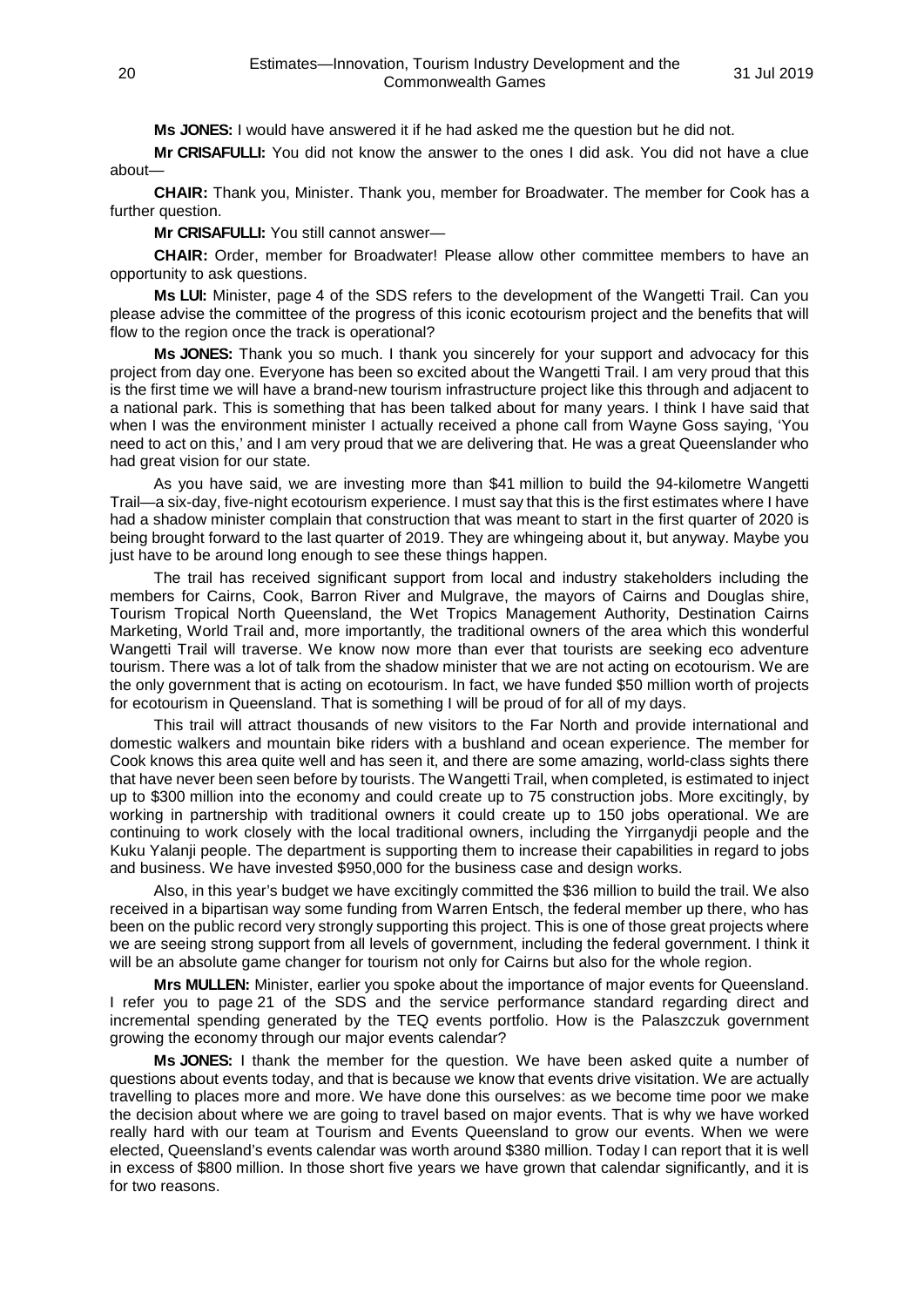**Ms JONES:** I would have answered it if he had asked me the question but he did not.

**Mr CRISAFULLI:** You did not know the answer to the ones I did ask. You did not have a clue about—

**CHAIR:** Thank you, Minister. Thank you, member for Broadwater. The member for Cook has a further question.

**Mr CRISAFULLI:** You still cannot answer—

**CHAIR:** Order, member for Broadwater! Please allow other committee members to have an opportunity to ask questions.

**Ms LUI:** Minister, page 4 of the SDS refers to the development of the Wangetti Trail. Can you please advise the committee of the progress of this iconic ecotourism project and the benefits that will flow to the region once the track is operational?

**Ms JONES:** Thank you so much. I thank you sincerely for your support and advocacy for this project from day one. Everyone has been so excited about the Wangetti Trail. I am very proud that this is the first time we will have a brand-new tourism infrastructure project like this through and adjacent to a national park. This is something that has been talked about for many years. I think I have said that when I was the environment minister I actually received a phone call from Wayne Goss saying, 'You need to act on this,' and I am very proud that we are delivering that. He was a great Queenslander who had great vision for our state.

As you have said, we are investing more than $41 million to build the 94-kilometre Wangetti Trail—a six-day, five-night ecotourism experience. I must say that this is the first estimates where I have had a shadow minister complain that construction that was meant to start in the first quarter of 2020 is being brought forward to the last quarter of 2019. They are whingeing about it, but anyway. Maybe you just have to be around long enough to see these things happen.

The trail has received significant support from local and industry stakeholders including the members for Cairns, Cook, Barron River and Mulgrave, the mayors of Cairns and Douglas shire, Tourism Tropical North Queensland, the Wet Tropics Management Authority, Destination Cairns Marketing, World Trail and, more importantly, the traditional owners of the area which this wonderful Wangetti Trail will traverse. We know now more than ever that tourists are seeking eco adventure tourism. There was a lot of talk from the shadow minister that we are not acting on ecotourism. We are the only government that is acting on ecotourism. In fact, we have funded $50 million worth of projects for ecotourism in Queensland. That is something I will be proud of for all of my days.

This trail will attract thousands of new visitors to the Far North and provide international and domestic walkers and mountain bike riders with a bushland and ocean experience. The member for Cook knows this area quite well and has seen it, and there are some amazing, world-class sights there that have never been seen before by tourists. The Wangetti Trail, when completed, is estimated to inject up to $300 million into the economy and could create up to 75 construction jobs. More excitingly, by working in partnership with traditional owners it could create up to 150 jobs operational. We are continuing to work closely with the local traditional owners, including the Yirrganydji people and the Kuku Yalanji people. The department is supporting them to increase their capabilities in regard to jobs and business. We have invested $950,000 for the business case and design works.

Also, in this year's budget we have excitingly committed the $36 million to build the trail. We also received in a bipartisan way some funding from Warren Entsch, the federal member up there, who has been on the public record very strongly supporting this project. This is one of those great projects where we are seeing strong support from all levels of government, including the federal government. I think it will be an absolute game changer for tourism not only for Cairns but also for the whole region.

**Mrs MULLEN:** Minister, earlier you spoke about the importance of major events for Queensland. I refer you to page 21 of the SDS and the service performance standard regarding direct and incremental spending generated by the TEQ events portfolio. How is the Palaszczuk government growing the economy through our major events calendar?

**Ms JONES:** I thank the member for the question. We have been asked quite a number of questions about events today, and that is because we know that events drive visitation. We are actually travelling to places more and more. We have done this ourselves: as we become time poor we make the decision about where we are going to travel based on major events. That is why we have worked really hard with our team at Tourism and Events Queensland to grow our events. When we were elected, Queensland's events calendar was worth around $380 million. Today I can report that it is well in excess of $800 million. In those short five years we have grown that calendar significantly, and it is for two reasons.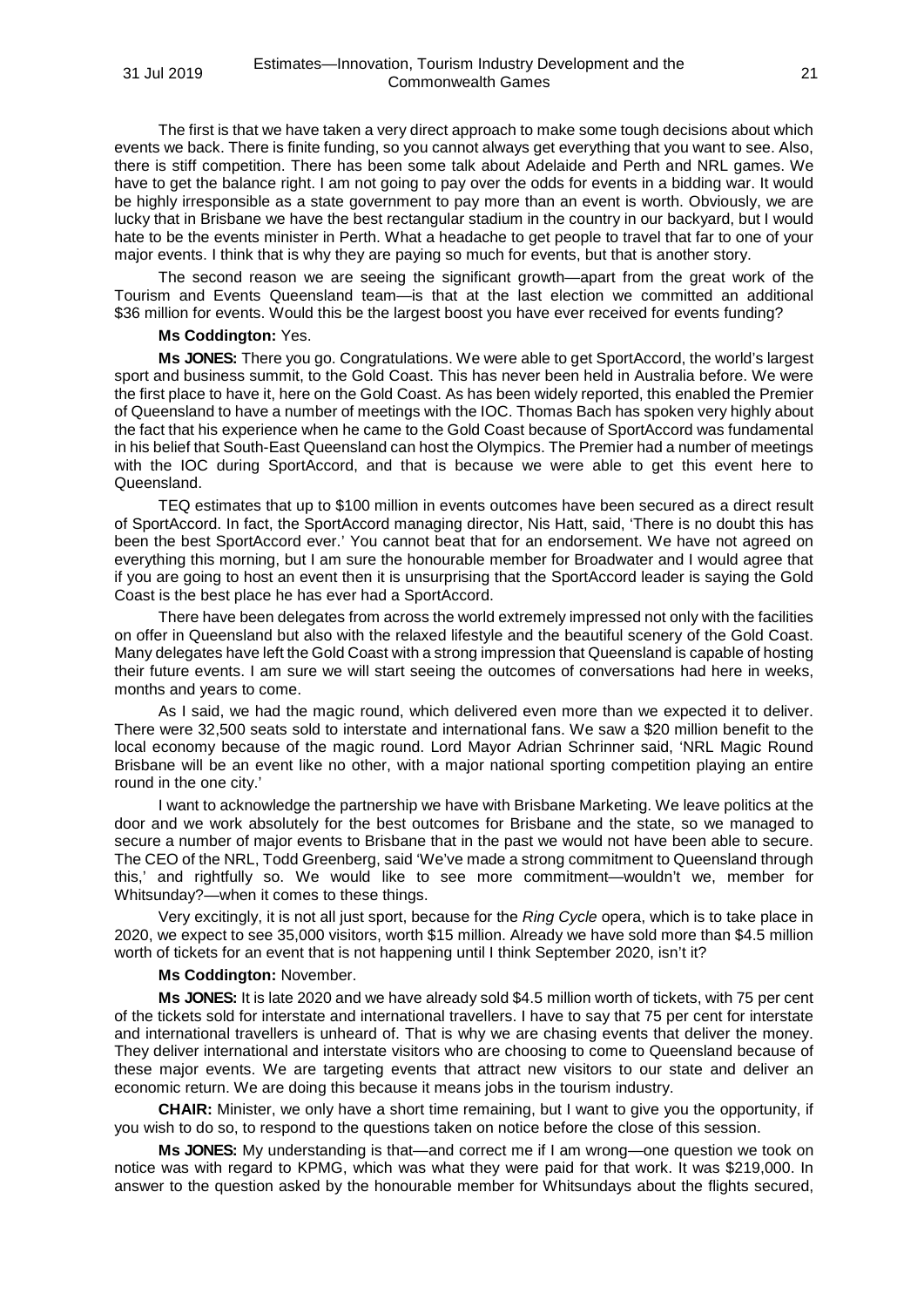The first is that we have taken a very direct approach to make some tough decisions about which events we back. There is finite funding, so you cannot always get everything that you want to see. Also, there is stiff competition. There has been some talk about Adelaide and Perth and NRL games. We have to get the balance right. I am not going to pay over the odds for events in a bidding war. It would be highly irresponsible as a state government to pay more than an event is worth. Obviously, we are lucky that in Brisbane we have the best rectangular stadium in the country in our backyard, but I would hate to be the events minister in Perth. What a headache to get people to travel that far to one of your major events. I think that is why they are paying so much for events, but that is another story.

The second reason we are seeing the significant growth—apart from the great work of the Tourism and Events Queensland team—is that at the last election we committed an additional $36 million for events. Would this be the largest boost you have ever received for events funding?

**Ms Coddington:** Yes.

**Ms JONES:** There you go. Congratulations. We were able to get SportAccord, the world's largest sport and business summit, to the Gold Coast. This has never been held in Australia before. We were the first place to have it, here on the Gold Coast. As has been widely reported, this enabled the Premier of Queensland to have a number of meetings with the IOC. Thomas Bach has spoken very highly about the fact that his experience when he came to the Gold Coast because of SportAccord was fundamental in his belief that South-East Queensland can host the Olympics. The Premier had a number of meetings with the IOC during SportAccord, and that is because we were able to get this event here to Queensland.

TEQ estimates that up to $100 million in events outcomes have been secured as a direct result of SportAccord. In fact, the SportAccord managing director, Nis Hatt, said, 'There is no doubt this has been the best SportAccord ever.' You cannot beat that for an endorsement. We have not agreed on everything this morning, but I am sure the honourable member for Broadwater and I would agree that if you are going to host an event then it is unsurprising that the SportAccord leader is saying the Gold Coast is the best place he has ever had a SportAccord.

There have been delegates from across the world extremely impressed not only with the facilities on offer in Queensland but also with the relaxed lifestyle and the beautiful scenery of the Gold Coast. Many delegates have left the Gold Coast with a strong impression that Queensland is capable of hosting their future events. I am sure we will start seeing the outcomes of conversations had here in weeks, months and years to come.

As I said, we had the magic round, which delivered even more than we expected it to deliver. There were 32,500 seats sold to interstate and international fans. We saw a $20 million benefit to the local economy because of the magic round. Lord Mayor Adrian Schrinner said, 'NRL Magic Round Brisbane will be an event like no other, with a major national sporting competition playing an entire round in the one city.'

I want to acknowledge the partnership we have with Brisbane Marketing. We leave politics at the door and we work absolutely for the best outcomes for Brisbane and the state, so we managed to secure a number of major events to Brisbane that in the past we would not have been able to secure. The CEO of the NRL, Todd Greenberg, said 'We've made a strong commitment to Queensland through this,' and rightfully so. We would like to see more commitment—wouldn't we, member for Whitsunday?—when it comes to these things.

Very excitingly, it is not all just sport, because for the *Ring Cycle* opera, which is to take place in 2020, we expect to see 35,000 visitors, worth $15 million. Already we have sold more than $4.5 million worth of tickets for an event that is not happening until I think September 2020, isn't it?

**Ms Coddington:** November.

**Ms JONES:** It is late 2020 and we have already sold $4.5 million worth of tickets, with 75 per cent of the tickets sold for interstate and international travellers. I have to say that 75 per cent for interstate and international travellers is unheard of. That is why we are chasing events that deliver the money. They deliver international and interstate visitors who are choosing to come to Queensland because of these major events. We are targeting events that attract new visitors to our state and deliver an economic return. We are doing this because it means jobs in the tourism industry.

**CHAIR:** Minister, we only have a short time remaining, but I want to give you the opportunity, if you wish to do so, to respond to the questions taken on notice before the close of this session.

**Ms JONES:** My understanding is that—and correct me if I am wrong—one question we took on notice was with regard to KPMG, which was what they were paid for that work. It was $219,000. In answer to the question asked by the honourable member for Whitsundays about the flights secured,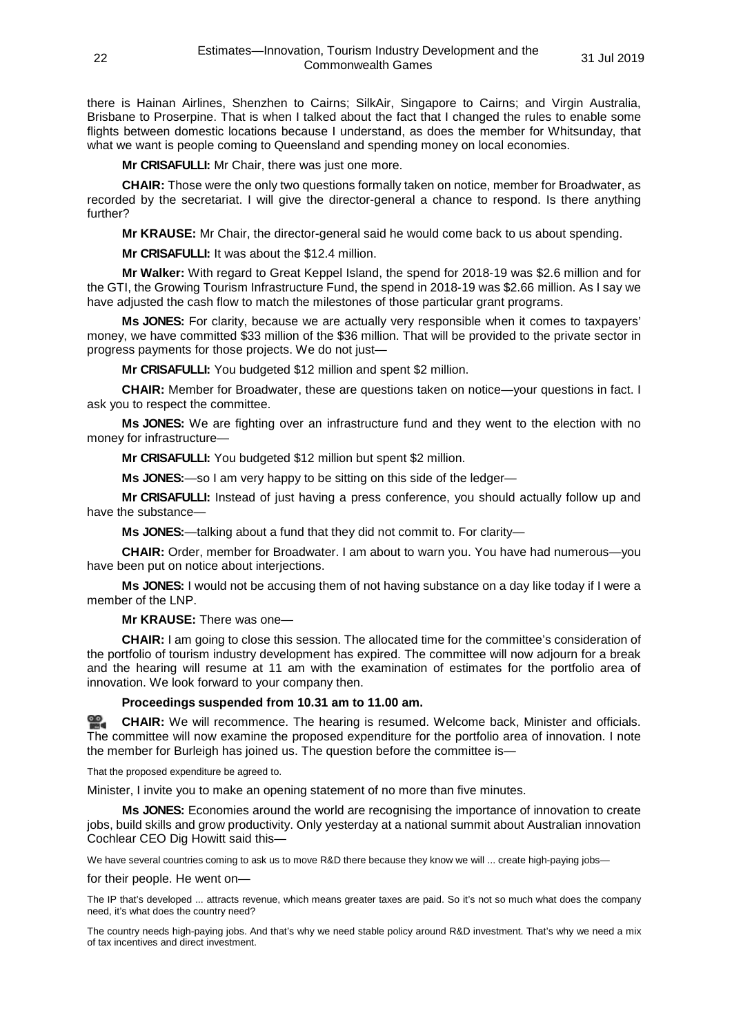there is Hainan Airlines, Shenzhen to Cairns; SilkAir, Singapore to Cairns; and Virgin Australia, Brisbane to Proserpine. That is when I talked about the fact that I changed the rules to enable some flights between domestic locations because I understand, as does the member for Whitsunday, that what we want is people coming to Queensland and spending money on local economies.

**Mr CRISAFULLI:** Mr Chair, there was just one more.

**CHAIR:** Those were the only two questions formally taken on notice, member for Broadwater, as recorded by the secretariat. I will give the director-general a chance to respond. Is there anything further?

**Mr KRAUSE:** Mr Chair, the director-general said he would come back to us about spending.

**Mr CRISAFULLI:** It was about the $12.4 million.

**Mr Walker:** With regard to Great Keppel Island, the spend for 2018-19 was $2.6 million and for the GTI, the Growing Tourism Infrastructure Fund, the spend in 2018-19 was $2.66 million. As I say we have adjusted the cash flow to match the milestones of those particular grant programs.

**Ms JONES:** For clarity, because we are actually very responsible when it comes to taxpayers' money, we have committed $33 million of the $36 million. That will be provided to the private sector in progress payments for those projects. We do not just—

**Mr CRISAFULLI:** You budgeted $12 million and spent $2 million.

**CHAIR:** Member for Broadwater, these are questions taken on notice—your questions in fact. I ask you to respect the committee.

**Ms JONES:** We are fighting over an infrastructure fund and they went to the election with no money for infrastructure—

**Mr CRISAFULLI:** You budgeted $12 million but spent $2 million.

**Ms JONES:**—so I am very happy to be sitting on this side of the ledger—

**Mr CRISAFULLI:** Instead of just having a press conference, you should actually follow up and have the substance—

**Ms JONES:**—talking about a fund that they did not commit to. For clarity—

**CHAIR:** Order, member for Broadwater. I am about to warn you. You have had numerous—you have been put on notice about interjections.

**Ms JONES:** I would not be accusing them of not having substance on a day like today if I were a member of the LNP.

**Mr KRAUSE:** There was one—

**CHAIR:** I am going to close this session. The allocated time for the committee's consideration of the portfolio of tourism industry development has expired. The committee will now adjourn for a break and the hearing will resume at 11 am with the examination of estimates for the portfolio area of innovation. We look forward to your company then.

**Proceedings suspended from 10.31 am to 11.00 am.**

**CHAIR:** We will recommence. The hearing is resumed. Welcome back, Minister and officials. The committee will now examine the proposed expenditure for the portfolio area of innovation. I note the member for Burleigh has joined us. The question before the committee is—

That the proposed expenditure be agreed to.

Minister, I invite you to make an opening statement of no more than five minutes.

**Ms JONES:** Economies around the world are recognising the importance of innovation to create jobs, build skills and grow productivity. Only yesterday at a national summit about Australian innovation Cochlear CEO Dig Howitt said this—

We have several countries coming to ask us to move R&D there because they know we will ... create high-paying jobs—

for their people. He went on—

The IP that's developed ... attracts revenue, which means greater taxes are paid. So it's not so much what does the company need, it's what does the country need?

The country needs high-paying jobs. And that's why we need stable policy around R&D investment. That's why we need a mix of tax incentives and direct investment.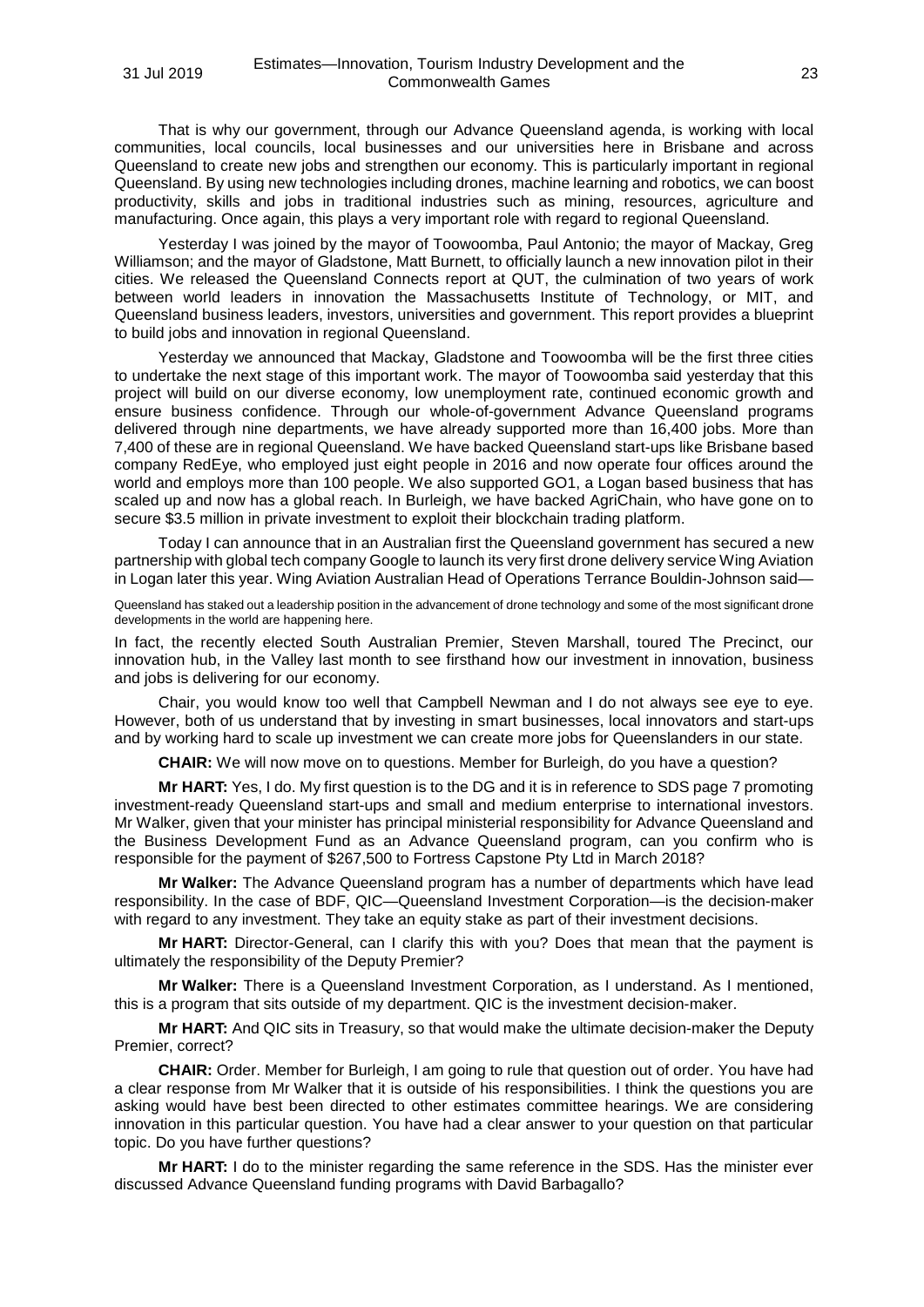That is why our government, through our Advance Queensland agenda, is working with local communities, local councils, local businesses and our universities here in Brisbane and across Queensland to create new jobs and strengthen our economy. This is particularly important in regional Queensland. By using new technologies including drones, machine learning and robotics, we can boost productivity, skills and jobs in traditional industries such as mining, resources, agriculture and manufacturing. Once again, this plays a very important role with regard to regional Queensland.

Yesterday I was joined by the mayor of Toowoomba, Paul Antonio; the mayor of Mackay, Greg Williamson; and the mayor of Gladstone, Matt Burnett, to officially launch a new innovation pilot in their cities. We released the Queensland Connects report at QUT, the culmination of two years of work between world leaders in innovation the Massachusetts Institute of Technology, or MIT, and Queensland business leaders, investors, universities and government. This report provides a blueprint to build jobs and innovation in regional Queensland.

Yesterday we announced that Mackay, Gladstone and Toowoomba will be the first three cities to undertake the next stage of this important work. The mayor of Toowoomba said yesterday that this project will build on our diverse economy, low unemployment rate, continued economic growth and ensure business confidence. Through our whole-of-government Advance Queensland programs delivered through nine departments, we have already supported more than 16,400 jobs. More than 7,400 of these are in regional Queensland. We have backed Queensland start-ups like Brisbane based company RedEye, who employed just eight people in 2016 and now operate four offices around the world and employs more than 100 people. We also supported GO1, a Logan based business that has scaled up and now has a global reach. In Burleigh, we have backed AgriChain, who have gone on to secure $3.5 million in private investment to exploit their blockchain trading platform.

Today I can announce that in an Australian first the Queensland government has secured a new partnership with global tech company Google to launch its very first drone delivery service Wing Aviation in Logan later this year. Wing Aviation Australian Head of Operations Terrance Bouldin-Johnson said—

> Queensland has staked out a leadership position in the advancement of drone technology and some of the most significant drone developments in the world are happening here.

In fact, the recently elected South Australian Premier, Steven Marshall, toured The Precinct, our innovation hub, in the Valley last month to see firsthand how our investment in innovation, business and jobs is delivering for our economy.

Chair, you would know too well that Campbell Newman and I do not always see eye to eye. However, both of us understand that by investing in smart businesses, local innovators and start-ups and by working hard to scale up investment we can create more jobs for Queenslanders in our state.

**CHAIR:** We will now move on to questions. Member for Burleigh, do you have a question?

**Mr HART:** Yes, I do. My first question is to the DG and it is in reference to SDS page 7 promoting investment-ready Queensland start-ups and small and medium enterprise to international investors. Mr Walker, given that your minister has principal ministerial responsibility for Advance Queensland and the Business Development Fund as an Advance Queensland program, can you confirm who is responsible for the payment of $267,500 to Fortress Capstone Pty Ltd in March 2018?

**Mr Walker:** The Advance Queensland program has a number of departments which have lead responsibility. In the case of BDF, QIC—Queensland Investment Corporation—is the decision-maker with regard to any investment. They take an equity stake as part of their investment decisions.

**Mr HART:** Director-General, can I clarify this with you? Does that mean that the payment is ultimately the responsibility of the Deputy Premier?

**Mr Walker:** There is a Queensland Investment Corporation, as I understand. As I mentioned, this is a program that sits outside of my department. QIC is the investment decision-maker.

**Mr HART:** And QIC sits in Treasury, so that would make the ultimate decision-maker the Deputy Premier, correct?

**CHAIR:** Order. Member for Burleigh, I am going to rule that question out of order. You have had a clear response from Mr Walker that it is outside of his responsibilities. I think the questions you are asking would have best been directed to other estimates committee hearings. We are considering innovation in this particular question. You have had a clear answer to your question on that particular topic. Do you have further questions?

**Mr HART:** I do to the minister regarding the same reference in the SDS. Has the minister ever discussed Advance Queensland funding programs with David Barbagallo?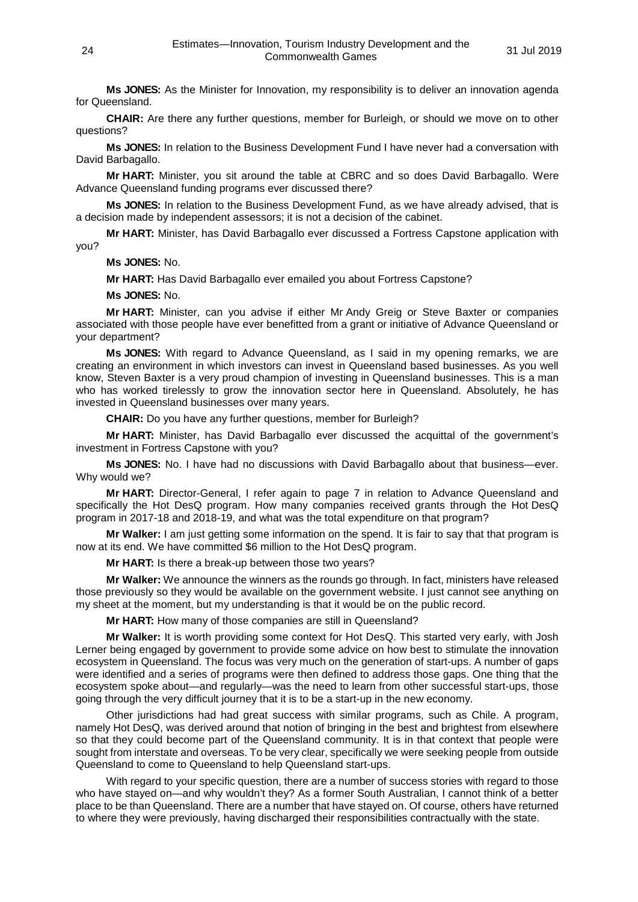**Ms JONES:** As the Minister for Innovation, my responsibility is to deliver an innovation agenda for Queensland.

**CHAIR:** Are there any further questions, member for Burleigh, or should we move on to other questions?

**Ms JONES:** In relation to the Business Development Fund I have never had a conversation with David Barbagallo.

**Mr HART:** Minister, you sit around the table at CBRC and so does David Barbagallo. Were Advance Queensland funding programs ever discussed there?

**Ms JONES:** In relation to the Business Development Fund, as we have already advised, that is a decision made by independent assessors; it is not a decision of the cabinet.

**Mr HART:** Minister, has David Barbagallo ever discussed a Fortress Capstone application with you?

**Ms JONES:** No.

**Mr HART:** Has David Barbagallo ever emailed you about Fortress Capstone?

**Ms JONES:** No.

**Mr HART:** Minister, can you advise if either Mr Andy Greig or Steve Baxter or companies associated with those people have ever benefitted from a grant or initiative of Advance Queensland or your department?

**Ms JONES:** With regard to Advance Queensland, as I said in my opening remarks, we are creating an environment in which investors can invest in Queensland based businesses. As you well know, Steven Baxter is a very proud champion of investing in Queensland businesses. This is a man who has worked tirelessly to grow the innovation sector here in Queensland. Absolutely, he has invested in Queensland businesses over many years.

**CHAIR:** Do you have any further questions, member for Burleigh?

**Mr HART:** Minister, has David Barbagallo ever discussed the acquittal of the government's investment in Fortress Capstone with you?

**Ms JONES:** No. I have had no discussions with David Barbagallo about that business—ever. Why would we?

**Mr HART:** Director-General, I refer again to page 7 in relation to Advance Queensland and specifically the Hot DesQ program. How many companies received grants through the Hot DesQ program in 2017-18 and 2018-19, and what was the total expenditure on that program?

**Mr Walker:** I am just getting some information on the spend. It is fair to say that that program is now at its end. We have committed $6 million to the Hot DesQ program.

**Mr HART:** Is there a break-up between those two years?

**Mr Walker:** We announce the winners as the rounds go through. In fact, ministers have released those previously so they would be available on the government website. I just cannot see anything on my sheet at the moment, but my understanding is that it would be on the public record.

**Mr HART:** How many of those companies are still in Queensland?

**Mr Walker:** It is worth providing some context for Hot DesQ. This started very early, with Josh Lerner being engaged by government to provide some advice on how best to stimulate the innovation ecosystem in Queensland. The focus was very much on the generation of start-ups. A number of gaps were identified and a series of programs were then defined to address those gaps. One thing that the ecosystem spoke about—and regularly—was the need to learn from other successful start-ups, those going through the very difficult journey that it is to be a start-up in the new economy.

Other jurisdictions had had great success with similar programs, such as Chile. A program, namely Hot DesQ, was derived around that notion of bringing in the best and brightest from elsewhere so that they could become part of the Queensland community. It is in that context that people were sought from interstate and overseas. To be very clear, specifically we were seeking people from outside Queensland to come to Queensland to help Queensland start-ups.

With regard to your specific question, there are a number of success stories with regard to those who have stayed on—and why wouldn't they? As a former South Australian, I cannot think of a better place to be than Queensland. There are a number that have stayed on. Of course, others have returned to where they were previously, having discharged their responsibilities contractually with the state.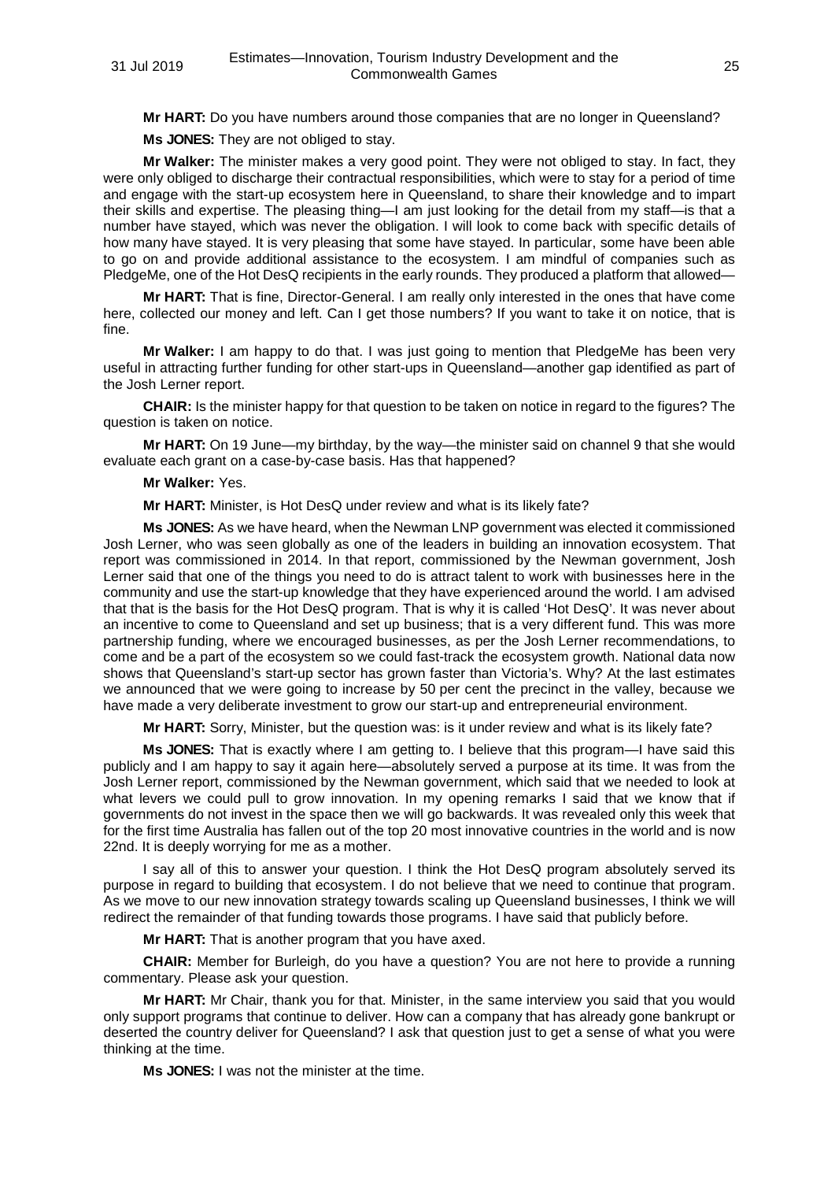**Mr HART:** Do you have numbers around those companies that are no longer in Queensland?

**Ms JONES:** They are not obliged to stay.

**Mr Walker:** The minister makes a very good point. They were not obliged to stay. In fact, they were only obliged to discharge their contractual responsibilities, which were to stay for a period of time and engage with the start-up ecosystem here in Queensland, to share their knowledge and to impart their skills and expertise. The pleasing thing—I am just looking for the detail from my staff—is that a number have stayed, which was never the obligation. I will look to come back with specific details of how many have stayed. It is very pleasing that some have stayed. In particular, some have been able to go on and provide additional assistance to the ecosystem. I am mindful of companies such as PledgeMe, one of the Hot DesQ recipients in the early rounds. They produced a platform that allowed—

**Mr HART:** That is fine, Director-General. I am really only interested in the ones that have come here, collected our money and left. Can I get those numbers? If you want to take it on notice, that is fine.

**Mr Walker:** I am happy to do that. I was just going to mention that PledgeMe has been very useful in attracting further funding for other start-ups in Queensland—another gap identified as part of the Josh Lerner report.

**CHAIR:** Is the minister happy for that question to be taken on notice in regard to the figures? The question is taken on notice.

**Mr HART:** On 19 June—my birthday, by the way—the minister said on channel 9 that she would evaluate each grant on a case-by-case basis. Has that happened?

**Mr Walker:** Yes.

**Mr HART:** Minister, is Hot DesQ under review and what is its likely fate?

**Ms JONES:** As we have heard, when the Newman LNP government was elected it commissioned Josh Lerner, who was seen globally as one of the leaders in building an innovation ecosystem. That report was commissioned in 2014. In that report, commissioned by the Newman government, Josh Lerner said that one of the things you need to do is attract talent to work with businesses here in the community and use the start-up knowledge that they have experienced around the world. I am advised that that is the basis for the Hot DesQ program. That is why it is called 'Hot DesQ'. It was never about an incentive to come to Queensland and set up business; that is a very different fund. This was more partnership funding, where we encouraged businesses, as per the Josh Lerner recommendations, to come and be a part of the ecosystem so we could fast-track the ecosystem growth. National data now shows that Queensland's start-up sector has grown faster than Victoria's. Why? At the last estimates we announced that we were going to increase by 50 per cent the precinct in the valley, because we have made a very deliberate investment to grow our start-up and entrepreneurial environment.

**Mr HART:** Sorry, Minister, but the question was: is it under review and what is its likely fate?

**Ms JONES:** That is exactly where I am getting to. I believe that this program—I have said this publicly and I am happy to say it again here—absolutely served a purpose at its time. It was from the Josh Lerner report, commissioned by the Newman government, which said that we needed to look at what levers we could pull to grow innovation. In my opening remarks I said that we know that if governments do not invest in the space then we will go backwards. It was revealed only this week that for the first time Australia has fallen out of the top 20 most innovative countries in the world and is now 22nd. It is deeply worrying for me as a mother.

I say all of this to answer your question. I think the Hot DesQ program absolutely served its purpose in regard to building that ecosystem. I do not believe that we need to continue that program. As we move to our new innovation strategy towards scaling up Queensland businesses, I think we will redirect the remainder of that funding towards those programs. I have said that publicly before.

**Mr HART:** That is another program that you have axed.

**CHAIR:** Member for Burleigh, do you have a question? You are not here to provide a running commentary. Please ask your question.

**Mr HART:** Mr Chair, thank you for that. Minister, in the same interview you said that you would only support programs that continue to deliver. How can a company that has already gone bankrupt or deserted the country deliver for Queensland? I ask that question just to get a sense of what you were thinking at the time.

**Ms JONES:** I was not the minister at the time.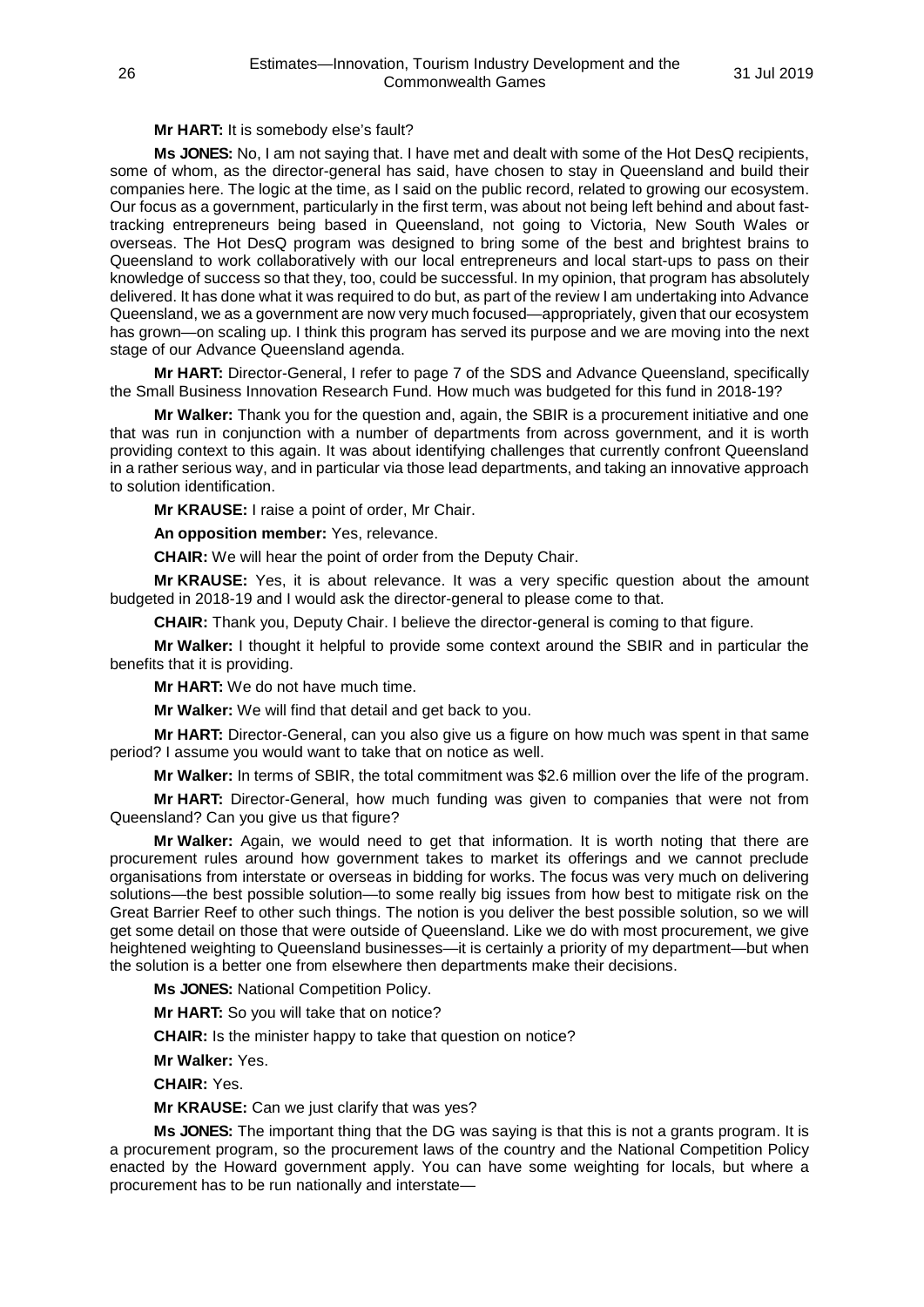**Mr HART:** It is somebody else's fault?

**Ms JONES:** No, I am not saying that. I have met and dealt with some of the Hot DesQ recipients, some of whom, as the director-general has said, have chosen to stay in Queensland and build their companies here. The logic at the time, as I said on the public record, related to growing our ecosystem. Our focus as a government, particularly in the first term, was about not being left behind and about fast-tracking entrepreneurs being based in Queensland, not going to Victoria, New South Wales or overseas. The Hot DesQ program was designed to bring some of the best and brightest brains to Queensland to work collaboratively with our local entrepreneurs and local start-ups to pass on their knowledge of success so that they, too, could be successful. In my opinion, that program has absolutely delivered. It has done what it was required to do but, as part of the review I am undertaking into Advance Queensland, we as a government are now very much focused—appropriately, given that our ecosystem has grown—on scaling up. I think this program has served its purpose and we are moving into the next stage of our Advance Queensland agenda.

**Mr HART:** Director-General, I refer to page 7 of the SDS and Advance Queensland, specifically the Small Business Innovation Research Fund. How much was budgeted for this fund in 2018-19?

**Mr Walker:** Thank you for the question and, again, the SBIR is a procurement initiative and one that was run in conjunction with a number of departments from across government, and it is worth providing context to this again. It was about identifying challenges that currently confront Queensland in a rather serious way, and in particular via those lead departments, and taking an innovative approach to solution identification.

**Mr KRAUSE:** I raise a point of order, Mr Chair.

**An opposition member:** Yes, relevance.

**CHAIR:** We will hear the point of order from the Deputy Chair.

**Mr KRAUSE:** Yes, it is about relevance. It was a very specific question about the amount budgeted in 2018-19 and I would ask the director-general to please come to that.

**CHAIR:** Thank you, Deputy Chair. I believe the director-general is coming to that figure.

**Mr Walker:** I thought it helpful to provide some context around the SBIR and in particular the benefits that it is providing.

**Mr HART:** We do not have much time.

**Mr Walker:** We will find that detail and get back to you.

**Mr HART:** Director-General, can you also give us a figure on how much was spent in that same period? I assume you would want to take that on notice as well.

**Mr Walker:** In terms of SBIR, the total commitment was $2.6 million over the life of the program.

**Mr HART:** Director-General, how much funding was given to companies that were not from Queensland? Can you give us that figure?

**Mr Walker:** Again, we would need to get that information. It is worth noting that there are procurement rules around how government takes to market its offerings and we cannot preclude organisations from interstate or overseas in bidding for works. The focus was very much on delivering solutions—the best possible solution—to some really big issues from how best to mitigate risk on the Great Barrier Reef to other such things. The notion is you deliver the best possible solution, so we will get some detail on those that were outside of Queensland. Like we do with most procurement, we give heightened weighting to Queensland businesses—it is certainly a priority of my department—but when the solution is a better one from elsewhere then departments make their decisions.

**Ms JONES:** National Competition Policy.

**Mr HART:** So you will take that on notice?

**CHAIR:** Is the minister happy to take that question on notice?

**Mr Walker:** Yes.

**CHAIR:** Yes.

**Mr KRAUSE:** Can we just clarify that was yes?

**Ms JONES:** The important thing that the DG was saying is that this is not a grants program. It is a procurement program, so the procurement laws of the country and the National Competition Policy enacted by the Howard government apply. You can have some weighting for locals, but where a procurement has to be run nationally and interstate—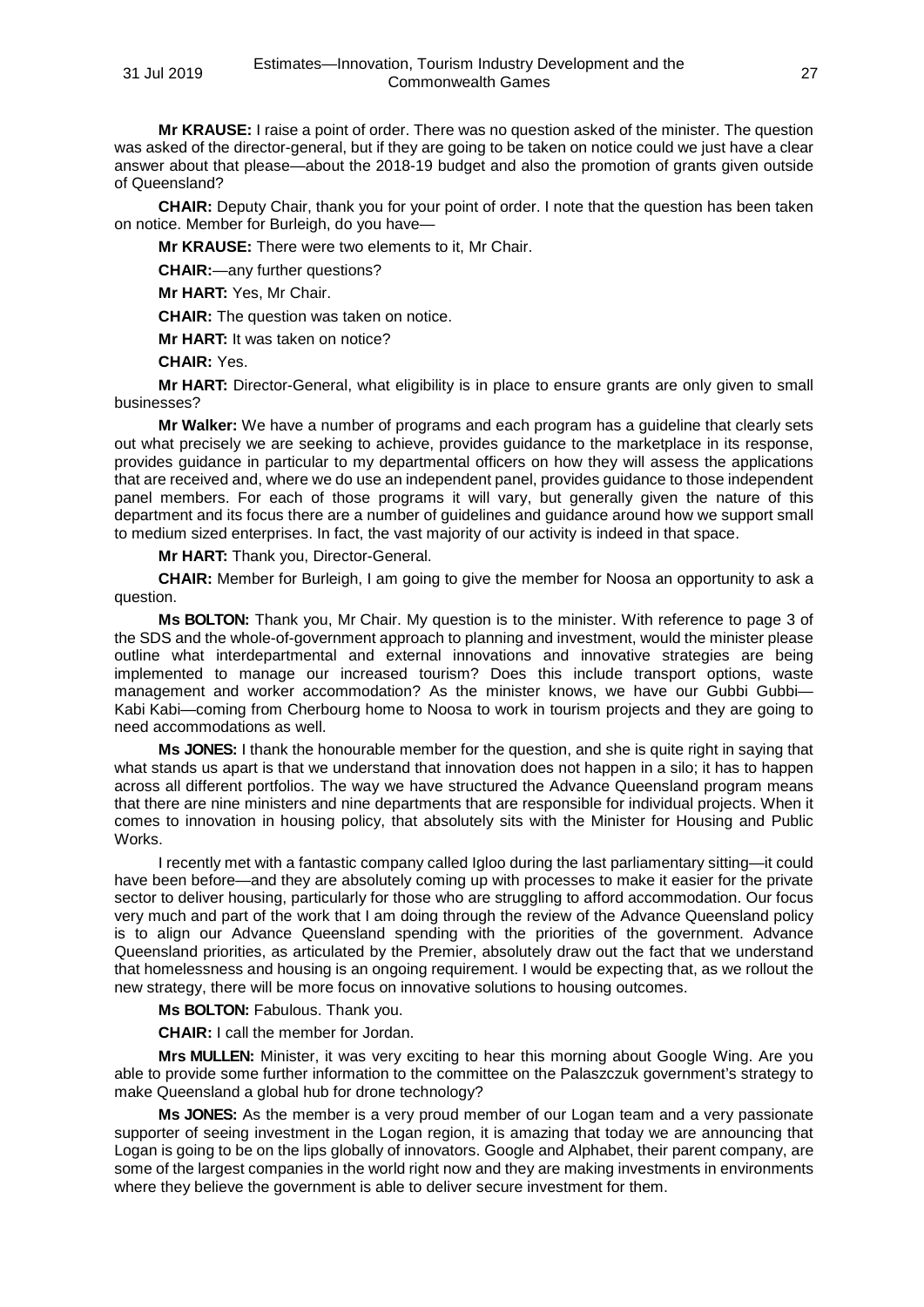**Mr KRAUSE:** I raise a point of order. There was no question asked of the minister. The question was asked of the director-general, but if they are going to be taken on notice could we just have a clear answer about that please—about the 2018-19 budget and also the promotion of grants given outside of Queensland?

**CHAIR:** Deputy Chair, thank you for your point of order. I note that the question has been taken on notice. Member for Burleigh, do you have—

**Mr KRAUSE:** There were two elements to it, Mr Chair.

**CHAIR:**—any further questions?

**Mr HART:** Yes, Mr Chair.

**CHAIR:** The question was taken on notice.

**Mr HART:** It was taken on notice?

**CHAIR:** Yes.

**Mr HART:** Director-General, what eligibility is in place to ensure grants are only given to small businesses?

**Mr Walker:** We have a number of programs and each program has a guideline that clearly sets out what precisely we are seeking to achieve, provides guidance to the marketplace in its response, provides guidance in particular to my departmental officers on how they will assess the applications that are received and, where we do use an independent panel, provides guidance to those independent panel members. For each of those programs it will vary, but generally given the nature of this department and its focus there are a number of guidelines and guidance around how we support small to medium sized enterprises. In fact, the vast majority of our activity is indeed in that space.

**Mr HART:** Thank you, Director-General.

**CHAIR:** Member for Burleigh, I am going to give the member for Noosa an opportunity to ask a question.

**Ms BOLTON:** Thank you, Mr Chair. My question is to the minister. With reference to page 3 of the SDS and the whole-of-government approach to planning and investment, would the minister please outline what interdepartmental and external innovations and innovative strategies are being implemented to manage our increased tourism? Does this include transport options, waste management and worker accommodation? As the minister knows, we have our Gubbi Gubbi—Kabi Kabi—coming from Cherbourg home to Noosa to work in tourism projects and they are going to need accommodations as well.

**Ms JONES:** I thank the honourable member for the question, and she is quite right in saying that what stands us apart is that we understand that innovation does not happen in a silo; it has to happen across all different portfolios. The way we have structured the Advance Queensland program means that there are nine ministers and nine departments that are responsible for individual projects. When it comes to innovation in housing policy, that absolutely sits with the Minister for Housing and Public Works.

I recently met with a fantastic company called Igloo during the last parliamentary sitting—it could have been before—and they are absolutely coming up with processes to make it easier for the private sector to deliver housing, particularly for those who are struggling to afford accommodation. Our focus very much and part of the work that I am doing through the review of the Advance Queensland policy is to align our Advance Queensland spending with the priorities of the government. Advance Queensland priorities, as articulated by the Premier, absolutely draw out the fact that we understand that homelessness and housing is an ongoing requirement. I would be expecting that, as we rollout the new strategy, there will be more focus on innovative solutions to housing outcomes.

**Ms BOLTON:** Fabulous. Thank you.

**CHAIR:** I call the member for Jordan.

**Mrs MULLEN:** Minister, it was very exciting to hear this morning about Google Wing. Are you able to provide some further information to the committee on the Palaszczuk government's strategy to make Queensland a global hub for drone technology?

**Ms JONES:** As the member is a very proud member of our Logan team and a very passionate supporter of seeing investment in the Logan region, it is amazing that today we are announcing that Logan is going to be on the lips globally of innovators. Google and Alphabet, their parent company, are some of the largest companies in the world right now and they are making investments in environments where they believe the government is able to deliver secure investment for them.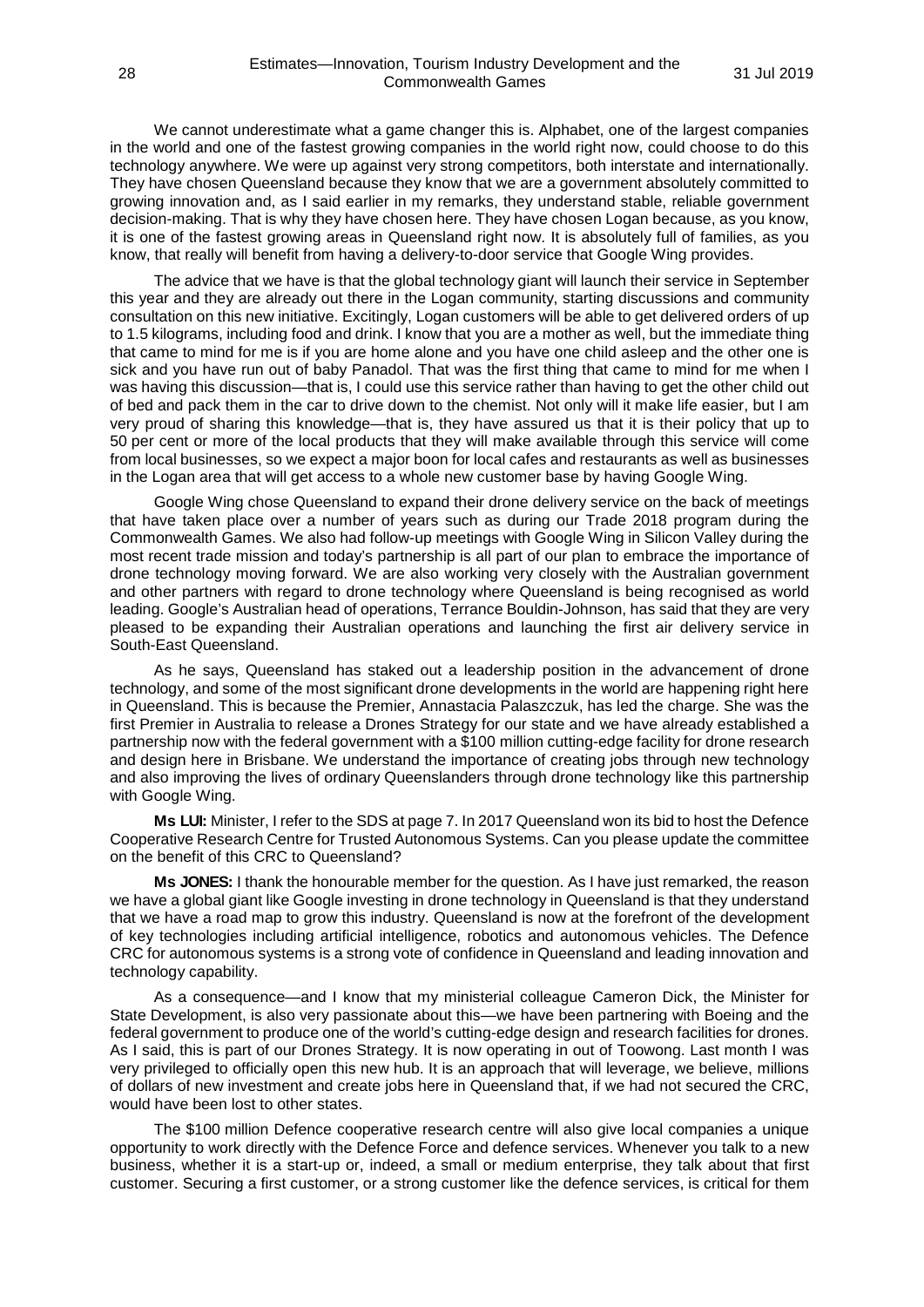We cannot underestimate what a game changer this is. Alphabet, one of the largest companies in the world and one of the fastest growing companies in the world right now, could choose to do this technology anywhere. We were up against very strong competitors, both interstate and internationally. They have chosen Queensland because they know that we are a government absolutely committed to growing innovation and, as I said earlier in my remarks, they understand stable, reliable government decision-making. That is why they have chosen here. They have chosen Logan because, as you know, it is one of the fastest growing areas in Queensland right now. It is absolutely full of families, as you know, that really will benefit from having a delivery-to-door service that Google Wing provides.

The advice that we have is that the global technology giant will launch their service in September this year and they are already out there in the Logan community, starting discussions and community consultation on this new initiative. Excitingly, Logan customers will be able to get delivered orders of up to 1.5 kilograms, including food and drink. I know that you are a mother as well, but the immediate thing that came to mind for me is if you are home alone and you have one child asleep and the other one is sick and you have run out of baby Panadol. That was the first thing that came to mind for me when I was having this discussion—that is, I could use this service rather than having to get the other child out of bed and pack them in the car to drive down to the chemist. Not only will it make life easier, but I am very proud of sharing this knowledge—that is, they have assured us that it is their policy that up to 50 per cent or more of the local products that they will make available through this service will come from local businesses, so we expect a major boon for local cafes and restaurants as well as businesses in the Logan area that will get access to a whole new customer base by having Google Wing.

Google Wing chose Queensland to expand their drone delivery service on the back of meetings that have taken place over a number of years such as during our Trade 2018 program during the Commonwealth Games. We also had follow-up meetings with Google Wing in Silicon Valley during the most recent trade mission and today's partnership is all part of our plan to embrace the importance of drone technology moving forward. We are also working very closely with the Australian government and other partners with regard to drone technology where Queensland is being recognised as world leading. Google's Australian head of operations, Terrance Bouldin-Johnson, has said that they are very pleased to be expanding their Australian operations and launching the first air delivery service in South-East Queensland.

As he says, Queensland has staked out a leadership position in the advancement of drone technology, and some of the most significant drone developments in the world are happening right here in Queensland. This is because the Premier, Annastacia Palaszczuk, has led the charge. She was the first Premier in Australia to release a Drones Strategy for our state and we have already established a partnership now with the federal government with a $100 million cutting-edge facility for drone research and design here in Brisbane. We understand the importance of creating jobs through new technology and also improving the lives of ordinary Queenslanders through drone technology like this partnership with Google Wing.

**Ms LUI:** Minister, I refer to the SDS at page 7. In 2017 Queensland won its bid to host the Defence Cooperative Research Centre for Trusted Autonomous Systems. Can you please update the committee on the benefit of this CRC to Queensland?

**Ms JONES:** I thank the honourable member for the question. As I have just remarked, the reason we have a global giant like Google investing in drone technology in Queensland is that they understand that we have a road map to grow this industry. Queensland is now at the forefront of the development of key technologies including artificial intelligence, robotics and autonomous vehicles. The Defence CRC for autonomous systems is a strong vote of confidence in Queensland and leading innovation and technology capability.

As a consequence—and I know that my ministerial colleague Cameron Dick, the Minister for State Development, is also very passionate about this—we have been partnering with Boeing and the federal government to produce one of the world's cutting-edge design and research facilities for drones. As I said, this is part of our Drones Strategy. It is now operating in out of Toowong. Last month I was very privileged to officially open this new hub. It is an approach that will leverage, we believe, millions of dollars of new investment and create jobs here in Queensland that, if we had not secured the CRC, would have been lost to other states.

The $100 million Defence cooperative research centre will also give local companies a unique opportunity to work directly with the Defence Force and defence services. Whenever you talk to a new business, whether it is a start-up or, indeed, a small or medium enterprise, they talk about that first customer. Securing a first customer, or a strong customer like the defence services, is critical for them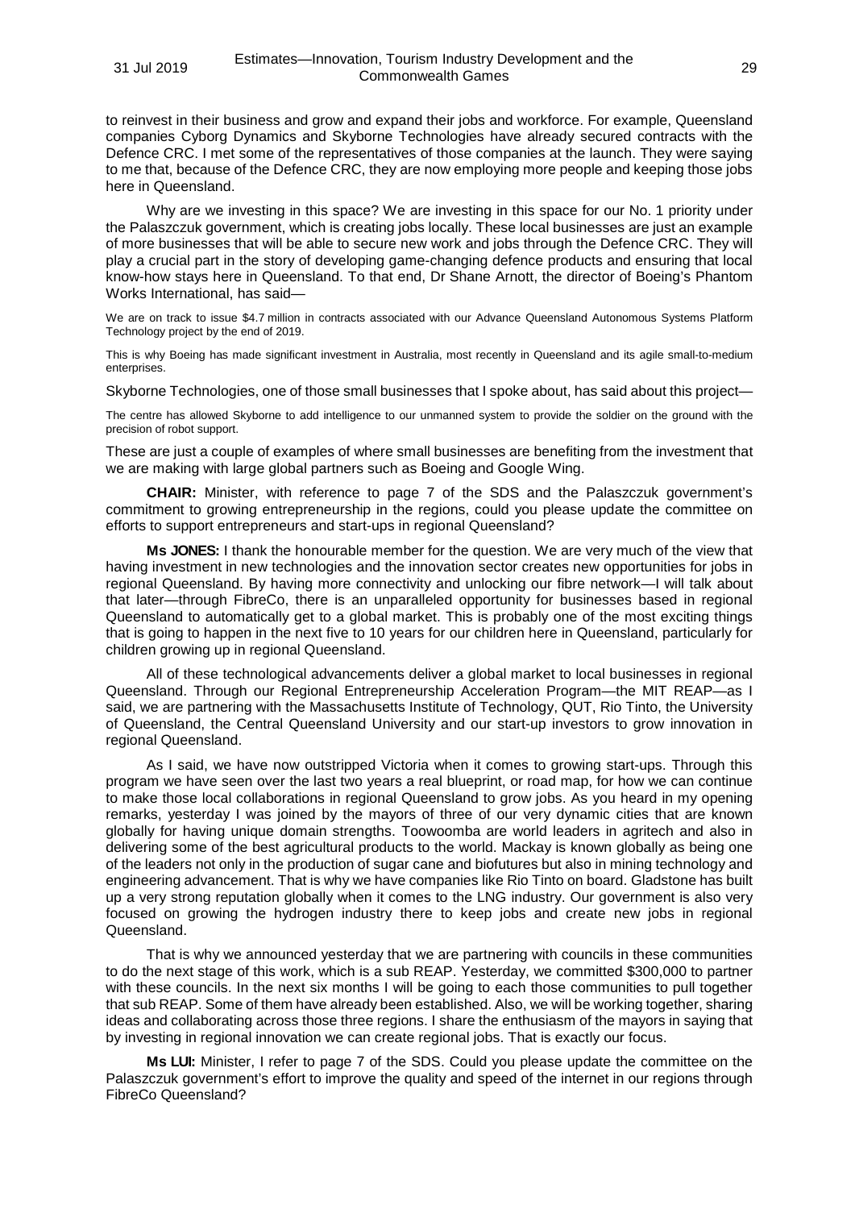to reinvest in their business and grow and expand their jobs and workforce. For example, Queensland companies Cyborg Dynamics and Skyborne Technologies have already secured contracts with the Defence CRC. I met some of the representatives of those companies at the launch. They were saying to me that, because of the Defence CRC, they are now employing more people and keeping those jobs here in Queensland.

Why are we investing in this space? We are investing in this space for our No. 1 priority under the Palaszczuk government, which is creating jobs locally. These local businesses are just an example of more businesses that will be able to secure new work and jobs through the Defence CRC. They will play a crucial part in the story of developing game-changing defence products and ensuring that local know-how stays here in Queensland. To that end, Dr Shane Arnott, the director of Boeing's Phantom Works International, has said—

> We are on track to issue $4.7 million in contracts associated with our Advance Queensland Autonomous Systems Platform Technology project by the end of 2019.
>
> This is why Boeing has made significant investment in Australia, most recently in Queensland and its agile small-to-medium enterprises.

Skyborne Technologies, one of those small businesses that I spoke about, has said about this project—

> The centre has allowed Skyborne to add intelligence to our unmanned system to provide the soldier on the ground with the precision of robot support.

These are just a couple of examples of where small businesses are benefiting from the investment that we are making with large global partners such as Boeing and Google Wing.

**CHAIR:** Minister, with reference to page 7 of the SDS and the Palaszczuk government's commitment to growing entrepreneurship in the regions, could you please update the committee on efforts to support entrepreneurs and start-ups in regional Queensland?

**Ms JONES:** I thank the honourable member for the question. We are very much of the view that having investment in new technologies and the innovation sector creates new opportunities for jobs in regional Queensland. By having more connectivity and unlocking our fibre network—I will talk about that later—through FibreCo, there is an unparalleled opportunity for businesses based in regional Queensland to automatically get to a global market. This is probably one of the most exciting things that is going to happen in the next five to 10 years for our children here in Queensland, particularly for children growing up in regional Queensland.

All of these technological advancements deliver a global market to local businesses in regional Queensland. Through our Regional Entrepreneurship Acceleration Program—the MIT REAP—as I said, we are partnering with the Massachusetts Institute of Technology, QUT, Rio Tinto, the University of Queensland, the Central Queensland University and our start-up investors to grow innovation in regional Queensland.

As I said, we have now outstripped Victoria when it comes to growing start-ups. Through this program we have seen over the last two years a real blueprint, or road map, for how we can continue to make those local collaborations in regional Queensland to grow jobs. As you heard in my opening remarks, yesterday I was joined by the mayors of three of our very dynamic cities that are known globally for having unique domain strengths. Toowoomba are world leaders in agritech and also in delivering some of the best agricultural products to the world. Mackay is known globally as being one of the leaders not only in the production of sugar cane and biofutures but also in mining technology and engineering advancement. That is why we have companies like Rio Tinto on board. Gladstone has built up a very strong reputation globally when it comes to the LNG industry. Our government is also very focused on growing the hydrogen industry there to keep jobs and create new jobs in regional Queensland.

That is why we announced yesterday that we are partnering with councils in these communities to do the next stage of this work, which is a sub REAP. Yesterday, we committed $300,000 to partner with these councils. In the next six months I will be going to each those communities to pull together that sub REAP. Some of them have already been established. Also, we will be working together, sharing ideas and collaborating across those three regions. I share the enthusiasm of the mayors in saying that by investing in regional innovation we can create regional jobs. That is exactly our focus.

**Ms LUI:** Minister, I refer to page 7 of the SDS. Could you please update the committee on the Palaszczuk government's effort to improve the quality and speed of the internet in our regions through FibreCo Queensland?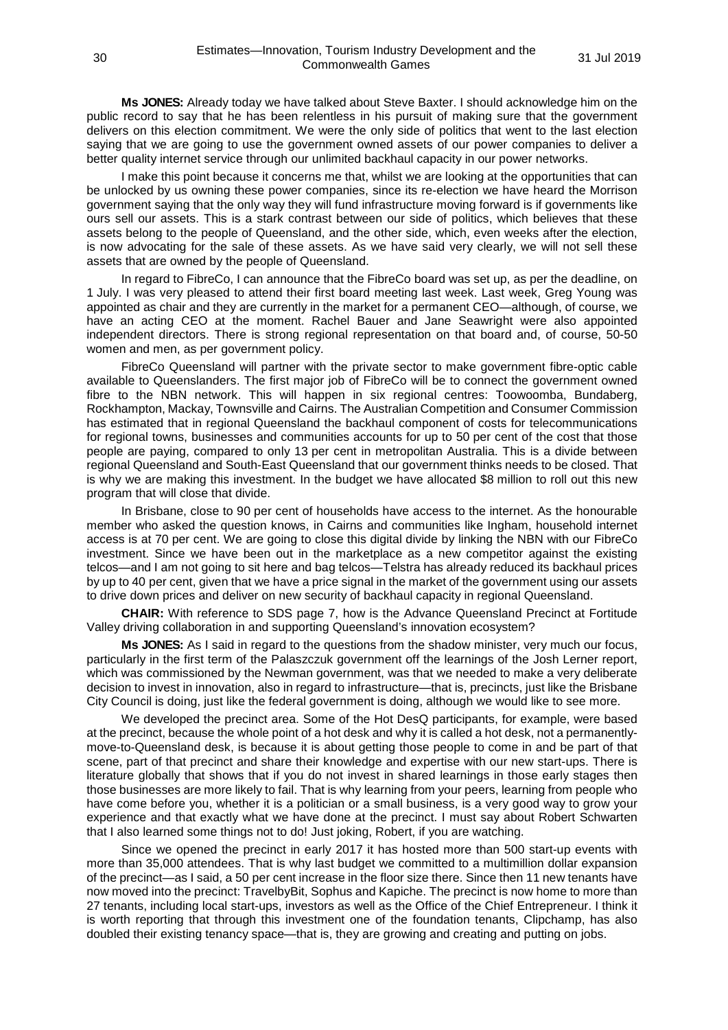**Ms JONES:** Already today we have talked about Steve Baxter. I should acknowledge him on the public record to say that he has been relentless in his pursuit of making sure that the government delivers on this election commitment. We were the only side of politics that went to the last election saying that we are going to use the government owned assets of our power companies to deliver a better quality internet service through our unlimited backhaul capacity in our power networks.

I make this point because it concerns me that, whilst we are looking at the opportunities that can be unlocked by us owning these power companies, since its re-election we have heard the Morrison government saying that the only way they will fund infrastructure moving forward is if governments like ours sell our assets. This is a stark contrast between our side of politics, which believes that these assets belong to the people of Queensland, and the other side, which, even weeks after the election, is now advocating for the sale of these assets. As we have said very clearly, we will not sell these assets that are owned by the people of Queensland.

In regard to FibreCo, I can announce that the FibreCo board was set up, as per the deadline, on 1 July. I was very pleased to attend their first board meeting last week. Last week, Greg Young was appointed as chair and they are currently in the market for a permanent CEO—although, of course, we have an acting CEO at the moment. Rachel Bauer and Jane Seawright were also appointed independent directors. There is strong regional representation on that board and, of course, 50-50 women and men, as per government policy.

FibreCo Queensland will partner with the private sector to make government fibre-optic cable available to Queenslanders. The first major job of FibreCo will be to connect the government owned fibre to the NBN network. This will happen in six regional centres: Toowoomba, Bundaberg, Rockhampton, Mackay, Townsville and Cairns. The Australian Competition and Consumer Commission has estimated that in regional Queensland the backhaul component of costs for telecommunications for regional towns, businesses and communities accounts for up to 50 per cent of the cost that those people are paying, compared to only 13 per cent in metropolitan Australia. This is a divide between regional Queensland and South-East Queensland that our government thinks needs to be closed. That is why we are making this investment. In the budget we have allocated $8 million to roll out this new program that will close that divide.

In Brisbane, close to 90 per cent of households have access to the internet. As the honourable member who asked the question knows, in Cairns and communities like Ingham, household internet access is at 70 per cent. We are going to close this digital divide by linking the NBN with our FibreCo investment. Since we have been out in the marketplace as a new competitor against the existing telcos—and I am not going to sit here and bag telcos—Telstra has already reduced its backhaul prices by up to 40 per cent, given that we have a price signal in the market of the government using our assets to drive down prices and deliver on new security of backhaul capacity in regional Queensland.

**CHAIR:** With reference to SDS page 7, how is the Advance Queensland Precinct at Fortitude Valley driving collaboration in and supporting Queensland's innovation ecosystem?

**Ms JONES:** As I said in regard to the questions from the shadow minister, very much our focus, particularly in the first term of the Palaszczuk government off the learnings of the Josh Lerner report, which was commissioned by the Newman government, was that we needed to make a very deliberate decision to invest in innovation, also in regard to infrastructure—that is, precincts, just like the Brisbane City Council is doing, just like the federal government is doing, although we would like to see more.

We developed the precinct area. Some of the Hot DesQ participants, for example, were based at the precinct, because the whole point of a hot desk and why it is called a hot desk, not a permanently-move-to-Queensland desk, is because it is about getting those people to come in and be part of that scene, part of that precinct and share their knowledge and expertise with our new start-ups. There is literature globally that shows that if you do not invest in shared learnings in those early stages then those businesses are more likely to fail. That is why learning from your peers, learning from people who have come before you, whether it is a politician or a small business, is a very good way to grow your experience and that exactly what we have done at the precinct. I must say about Robert Schwarten that I also learned some things not to do! Just joking, Robert, if you are watching.

Since we opened the precinct in early 2017 it has hosted more than 500 start-up events with more than 35,000 attendees. That is why last budget we committed to a multimillion dollar expansion of the precinct—as I said, a 50 per cent increase in the floor size there. Since then 11 new tenants have now moved into the precinct: TravelbyBit, Sophus and Kapiche. The precinct is now home to more than 27 tenants, including local start-ups, investors as well as the Office of the Chief Entrepreneur. I think it is worth reporting that through this investment one of the foundation tenants, Clipchamp, has also doubled their existing tenancy space—that is, they are growing and creating and putting on jobs.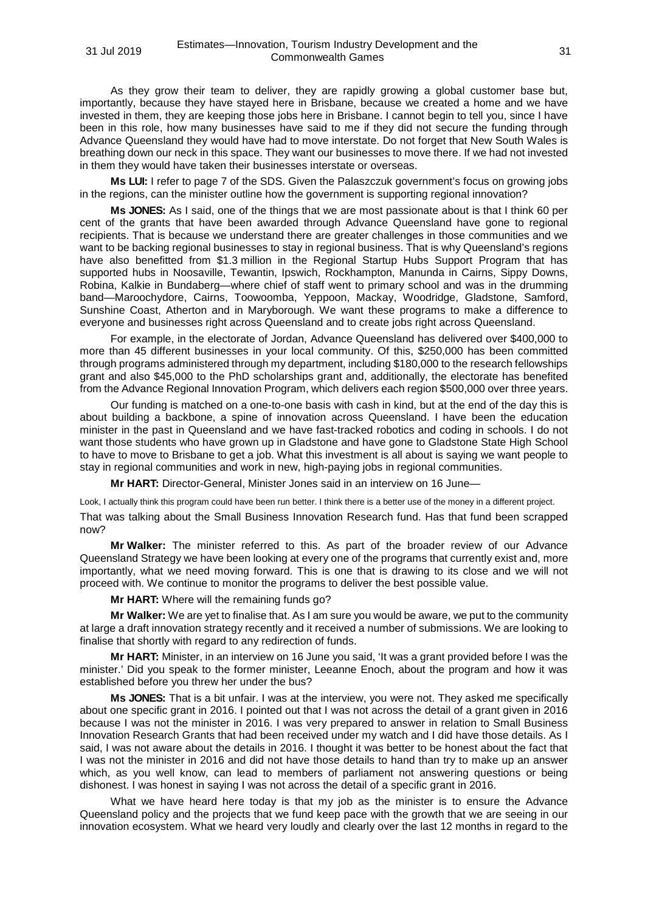As they grow their team to deliver, they are rapidly growing a global customer base but, importantly, because they have stayed here in Brisbane, because we created a home and we have invested in them, they are keeping those jobs here in Brisbane. I cannot begin to tell you, since I have been in this role, how many businesses have said to me if they did not secure the funding through Advance Queensland they would have had to move interstate. Do not forget that New South Wales is breathing down our neck in this space. They want our businesses to move there. If we had not invested in them they would have taken their businesses interstate or overseas.

**Ms LUI:** I refer to page 7 of the SDS. Given the Palaszczuk government's focus on growing jobs in the regions, can the minister outline how the government is supporting regional innovation?

**Ms JONES:** As I said, one of the things that we are most passionate about is that I think 60 per cent of the grants that have been awarded through Advance Queensland have gone to regional recipients. That is because we understand there are greater challenges in those communities and we want to be backing regional businesses to stay in regional business. That is why Queensland's regions have also benefitted from $1.3 million in the Regional Startup Hubs Support Program that has supported hubs in Noosaville, Tewantin, Ipswich, Rockhampton, Manunda in Cairns, Sippy Downs, Robina, Kalkie in Bundaberg—where chief of staff went to primary school and was in the drumming band—Maroochydore, Cairns, Toowoomba, Yeppoon, Mackay, Woodridge, Gladstone, Samford, Sunshine Coast, Atherton and in Maryborough. We want these programs to make a difference to everyone and businesses right across Queensland and to create jobs right across Queensland.

For example, in the electorate of Jordan, Advance Queensland has delivered over $400,000 to more than 45 different businesses in your local community. Of this, $250,000 has been committed through programs administered through my department, including $180,000 to the research fellowships grant and also $45,000 to the PhD scholarships grant and, additionally, the electorate has benefited from the Advance Regional Innovation Program, which delivers each region $500,000 over three years.

Our funding is matched on a one-to-one basis with cash in kind, but at the end of the day this is about building a backbone, a spine of innovation across Queensland. I have been the education minister in the past in Queensland and we have fast-tracked robotics and coding in schools. I do not want those students who have grown up in Gladstone and have gone to Gladstone State High School to have to move to Brisbane to get a job. What this investment is all about is saying we want people to stay in regional communities and work in new, high-paying jobs in regional communities.

**Mr HART:** Director-General, Minister Jones said in an interview on 16 June—

Look, I actually think this program could have been run better. I think there is a better use of the money in a different project.

That was talking about the Small Business Innovation Research fund. Has that fund been scrapped now?

**Mr Walker:** The minister referred to this. As part of the broader review of our Advance Queensland Strategy we have been looking at every one of the programs that currently exist and, more importantly, what we need moving forward. This is one that is drawing to its close and we will not proceed with. We continue to monitor the programs to deliver the best possible value.

**Mr HART:** Where will the remaining funds go?

**Mr Walker:** We are yet to finalise that. As I am sure you would be aware, we put to the community at large a draft innovation strategy recently and it received a number of submissions. We are looking to finalise that shortly with regard to any redirection of funds.

**Mr HART:** Minister, in an interview on 16 June you said, 'It was a grant provided before I was the minister.' Did you speak to the former minister, Leeanne Enoch, about the program and how it was established before you threw her under the bus?

**Ms JONES:** That is a bit unfair. I was at the interview, you were not. They asked me specifically about one specific grant in 2016. I pointed out that I was not across the detail of a grant given in 2016 because I was not the minister in 2016. I was very prepared to answer in relation to Small Business Innovation Research Grants that had been received under my watch and I did have those details. As I said, I was not aware about the details in 2016. I thought it was better to be honest about the fact that I was not the minister in 2016 and did not have those details to hand than try to make up an answer which, as you well know, can lead to members of parliament not answering questions or being dishonest. I was honest in saying I was not across the detail of a specific grant in 2016.

What we have heard here today is that my job as the minister is to ensure the Advance Queensland policy and the projects that we fund keep pace with the growth that we are seeing in our innovation ecosystem. What we heard very loudly and clearly over the last 12 months in regard to the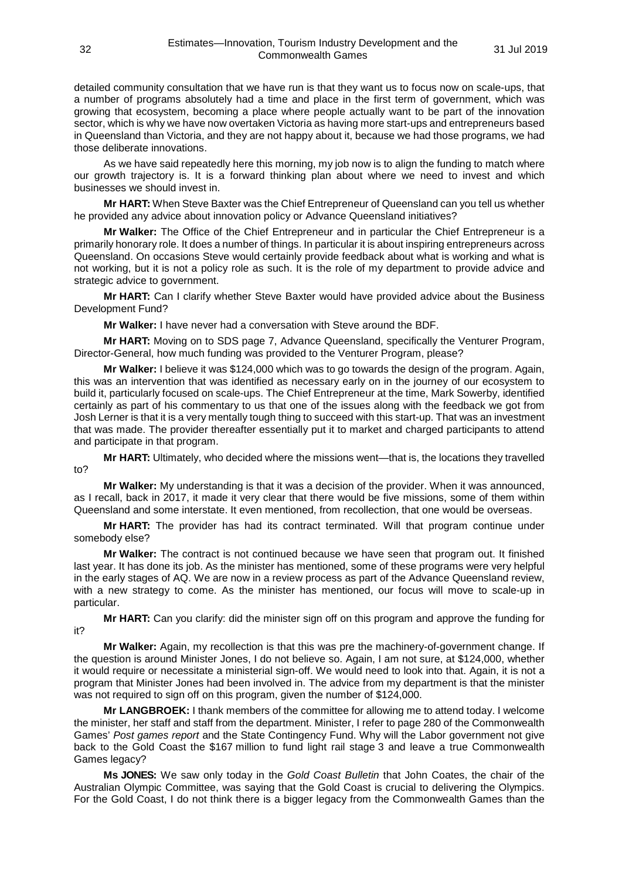detailed community consultation that we have run is that they want us to focus now on scale-ups, that a number of programs absolutely had a time and place in the first term of government, which was growing that ecosystem, becoming a place where people actually want to be part of the innovation sector, which is why we have now overtaken Victoria as having more start-ups and entrepreneurs based in Queensland than Victoria, and they are not happy about it, because we had those programs, we had those deliberate innovations.

As we have said repeatedly here this morning, my job now is to align the funding to match where our growth trajectory is. It is a forward thinking plan about where we need to invest and which businesses we should invest in.

**Mr HART:** When Steve Baxter was the Chief Entrepreneur of Queensland can you tell us whether he provided any advice about innovation policy or Advance Queensland initiatives?

**Mr Walker:** The Office of the Chief Entrepreneur and in particular the Chief Entrepreneur is a primarily honorary role. It does a number of things. In particular it is about inspiring entrepreneurs across Queensland. On occasions Steve would certainly provide feedback about what is working and what is not working, but it is not a policy role as such. It is the role of my department to provide advice and strategic advice to government.

**Mr HART:** Can I clarify whether Steve Baxter would have provided advice about the Business Development Fund?

**Mr Walker:** I have never had a conversation with Steve around the BDF.

**Mr HART:** Moving on to SDS page 7, Advance Queensland, specifically the Venturer Program, Director-General, how much funding was provided to the Venturer Program, please?

**Mr Walker:** I believe it was $124,000 which was to go towards the design of the program. Again, this was an intervention that was identified as necessary early on in the journey of our ecosystem to build it, particularly focused on scale-ups. The Chief Entrepreneur at the time, Mark Sowerby, identified certainly as part of his commentary to us that one of the issues along with the feedback we got from Josh Lerner is that it is a very mentally tough thing to succeed with this start-up. That was an investment that was made. The provider thereafter essentially put it to market and charged participants to attend and participate in that program.

**Mr HART:** Ultimately, who decided where the missions went—that is, the locations they travelled to?

**Mr Walker:** My understanding is that it was a decision of the provider. When it was announced, as I recall, back in 2017, it made it very clear that there would be five missions, some of them within Queensland and some interstate. It even mentioned, from recollection, that one would be overseas.

**Mr HART:** The provider has had its contract terminated. Will that program continue under somebody else?

**Mr Walker:** The contract is not continued because we have seen that program out. It finished last year. It has done its job. As the minister has mentioned, some of these programs were very helpful in the early stages of AQ. We are now in a review process as part of the Advance Queensland review, with a new strategy to come. As the minister has mentioned, our focus will move to scale-up in particular.

**Mr HART:** Can you clarify: did the minister sign off on this program and approve the funding for it?

**Mr Walker:** Again, my recollection is that this was pre the machinery-of-government change. If the question is around Minister Jones, I do not believe so. Again, I am not sure, at $124,000, whether it would require or necessitate a ministerial sign-off. We would need to look into that. Again, it is not a program that Minister Jones had been involved in. The advice from my department is that the minister was not required to sign off on this program, given the number of $124,000.

**Mr LANGBROEK:** I thank members of the committee for allowing me to attend today. I welcome the minister, her staff and staff from the department. Minister, I refer to page 280 of the Commonwealth Games' *Post games report* and the State Contingency Fund. Why will the Labor government not give back to the Gold Coast the $167 million to fund light rail stage 3 and leave a true Commonwealth Games legacy?

**Ms JONES:** We saw only today in the *Gold Coast Bulletin* that John Coates, the chair of the Australian Olympic Committee, was saying that the Gold Coast is crucial to delivering the Olympics. For the Gold Coast, I do not think there is a bigger legacy from the Commonwealth Games than the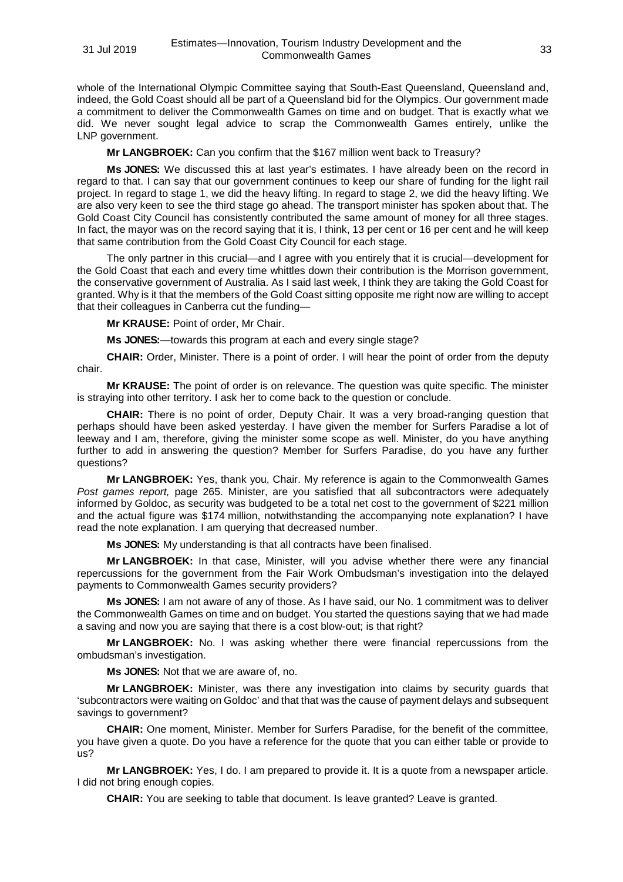whole of the International Olympic Committee saying that South-East Queensland, Queensland and, indeed, the Gold Coast should all be part of a Queensland bid for the Olympics. Our government made a commitment to deliver the Commonwealth Games on time and on budget. That is exactly what we did. We never sought legal advice to scrap the Commonwealth Games entirely, unlike the LNP government.

**Mr LANGBROEK:** Can you confirm that the $167 million went back to Treasury?

**Ms JONES:** We discussed this at last year's estimates. I have already been on the record in regard to that. I can say that our government continues to keep our share of funding for the light rail project. In regard to stage 1, we did the heavy lifting. In regard to stage 2, we did the heavy lifting. We are also very keen to see the third stage go ahead. The transport minister has spoken about that. The Gold Coast City Council has consistently contributed the same amount of money for all three stages. In fact, the mayor was on the record saying that it is, I think, 13 per cent or 16 per cent and he will keep that same contribution from the Gold Coast City Council for each stage.

The only partner in this crucial—and I agree with you entirely that it is crucial—development for the Gold Coast that each and every time whittles down their contribution is the Morrison government, the conservative government of Australia. As I said last week, I think they are taking the Gold Coast for granted. Why is it that the members of the Gold Coast sitting opposite me right now are willing to accept that their colleagues in Canberra cut the funding—

**Mr KRAUSE:** Point of order, Mr Chair.

**Ms JONES:**—towards this program at each and every single stage?

**CHAIR:** Order, Minister. There is a point of order. I will hear the point of order from the deputy chair.

**Mr KRAUSE:** The point of order is on relevance. The question was quite specific. The minister is straying into other territory. I ask her to come back to the question or conclude.

**CHAIR:** There is no point of order, Deputy Chair. It was a very broad-ranging question that perhaps should have been asked yesterday. I have given the member for Surfers Paradise a lot of leeway and I am, therefore, giving the minister some scope as well. Minister, do you have anything further to add in answering the question? Member for Surfers Paradise, do you have any further questions?

**Mr LANGBROEK:** Yes, thank you, Chair. My reference is again to the Commonwealth Games *Post games report,* page 265. Minister, are you satisfied that all subcontractors were adequately informed by Goldoc, as security was budgeted to be a total net cost to the government of $221 million and the actual figure was $174 million, notwithstanding the accompanying note explanation? I have read the note explanation. I am querying that decreased number.

**Ms JONES:** My understanding is that all contracts have been finalised.

**Mr LANGBROEK:** In that case, Minister, will you advise whether there were any financial repercussions for the government from the Fair Work Ombudsman's investigation into the delayed payments to Commonwealth Games security providers?

**Ms JONES:** I am not aware of any of those. As I have said, our No. 1 commitment was to deliver the Commonwealth Games on time and on budget. You started the questions saying that we had made a saving and now you are saying that there is a cost blow-out; is that right?

**Mr LANGBROEK:** No. I was asking whether there were financial repercussions from the ombudsman's investigation.

**Ms JONES:** Not that we are aware of, no.

**Mr LANGBROEK:** Minister, was there any investigation into claims by security guards that 'subcontractors were waiting on Goldoc' and that that was the cause of payment delays and subsequent savings to government?

**CHAIR:** One moment, Minister. Member for Surfers Paradise, for the benefit of the committee, you have given a quote. Do you have a reference for the quote that you can either table or provide to us?

**Mr LANGBROEK:** Yes, I do. I am prepared to provide it. It is a quote from a newspaper article. I did not bring enough copies.

**CHAIR:** You are seeking to table that document. Is leave granted? Leave is granted.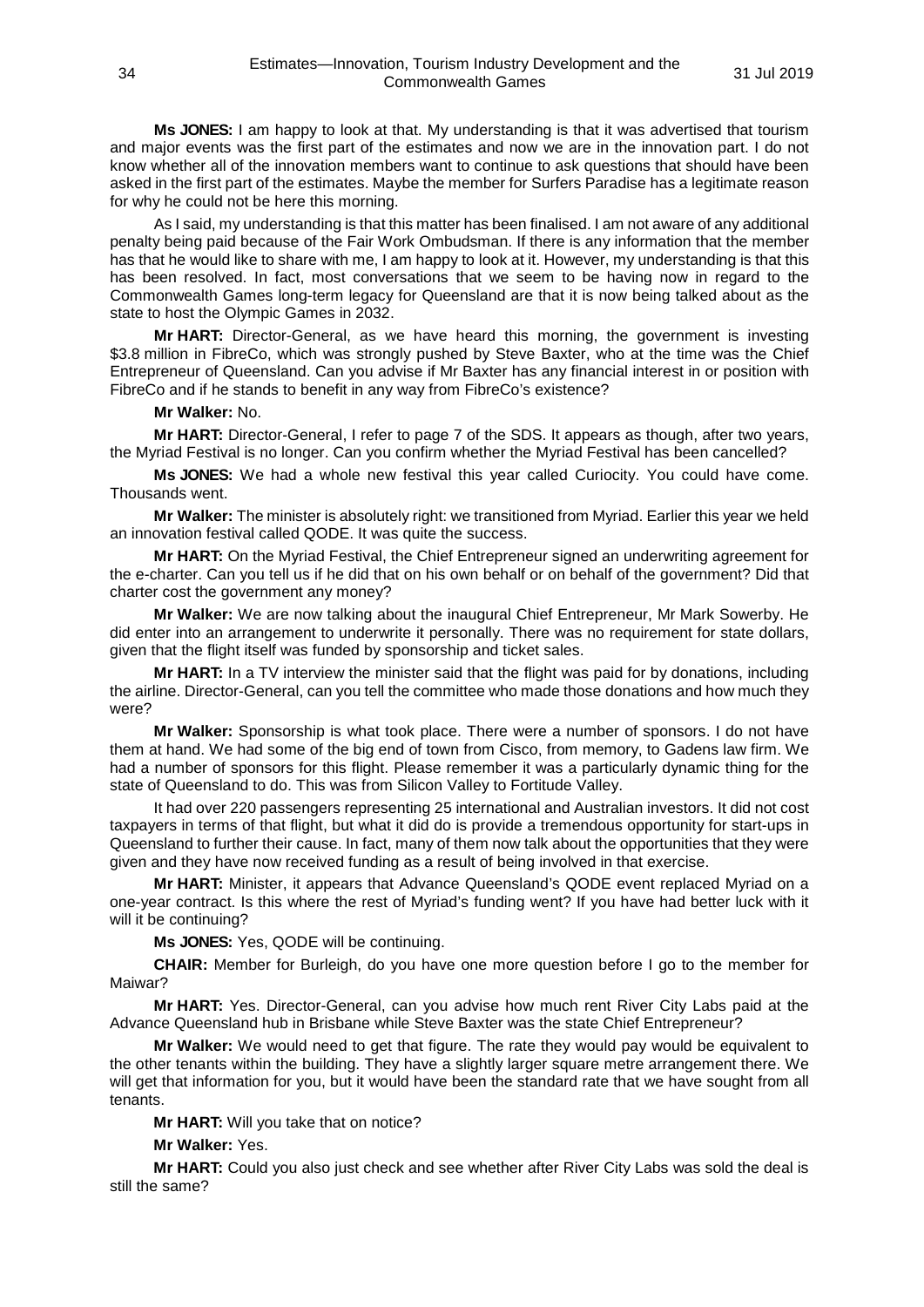**Ms JONES:** I am happy to look at that. My understanding is that it was advertised that tourism and major events was the first part of the estimates and now we are in the innovation part. I do not know whether all of the innovation members want to continue to ask questions that should have been asked in the first part of the estimates. Maybe the member for Surfers Paradise has a legitimate reason for why he could not be here this morning.

As I said, my understanding is that this matter has been finalised. I am not aware of any additional penalty being paid because of the Fair Work Ombudsman. If there is any information that the member has that he would like to share with me, I am happy to look at it. However, my understanding is that this has been resolved. In fact, most conversations that we seem to be having now in regard to the Commonwealth Games long-term legacy for Queensland are that it is now being talked about as the state to host the Olympic Games in 2032.

**Mr HART:** Director-General, as we have heard this morning, the government is investing $3.8 million in FibreCo, which was strongly pushed by Steve Baxter, who at the time was the Chief Entrepreneur of Queensland. Can you advise if Mr Baxter has any financial interest in or position with FibreCo and if he stands to benefit in any way from FibreCo's existence?

**Mr Walker:** No.

**Mr HART:** Director-General, I refer to page 7 of the SDS. It appears as though, after two years, the Myriad Festival is no longer. Can you confirm whether the Myriad Festival has been cancelled?

**Ms JONES:** We had a whole new festival this year called Curiocity. You could have come. Thousands went.

**Mr Walker:** The minister is absolutely right: we transitioned from Myriad. Earlier this year we held an innovation festival called QODE. It was quite the success.

**Mr HART:** On the Myriad Festival, the Chief Entrepreneur signed an underwriting agreement for the e-charter. Can you tell us if he did that on his own behalf or on behalf of the government? Did that charter cost the government any money?

**Mr Walker:** We are now talking about the inaugural Chief Entrepreneur, Mr Mark Sowerby. He did enter into an arrangement to underwrite it personally. There was no requirement for state dollars, given that the flight itself was funded by sponsorship and ticket sales.

**Mr HART:** In a TV interview the minister said that the flight was paid for by donations, including the airline. Director-General, can you tell the committee who made those donations and how much they were?

**Mr Walker:** Sponsorship is what took place. There were a number of sponsors. I do not have them at hand. We had some of the big end of town from Cisco, from memory, to Gadens law firm. We had a number of sponsors for this flight. Please remember it was a particularly dynamic thing for the state of Queensland to do. This was from Silicon Valley to Fortitude Valley.

It had over 220 passengers representing 25 international and Australian investors. It did not cost taxpayers in terms of that flight, but what it did do is provide a tremendous opportunity for start-ups in Queensland to further their cause. In fact, many of them now talk about the opportunities that they were given and they have now received funding as a result of being involved in that exercise.

**Mr HART:** Minister, it appears that Advance Queensland's QODE event replaced Myriad on a one-year contract. Is this where the rest of Myriad's funding went? If you have had better luck with it will it be continuing?

**Ms JONES:** Yes, QODE will be continuing.

**CHAIR:** Member for Burleigh, do you have one more question before I go to the member for Maiwar?

**Mr HART:** Yes. Director-General, can you advise how much rent River City Labs paid at the Advance Queensland hub in Brisbane while Steve Baxter was the state Chief Entrepreneur?

**Mr Walker:** We would need to get that figure. The rate they would pay would be equivalent to the other tenants within the building. They have a slightly larger square metre arrangement there. We will get that information for you, but it would have been the standard rate that we have sought from all tenants.

**Mr HART:** Will you take that on notice?

**Mr Walker:** Yes.

**Mr HART:** Could you also just check and see whether after River City Labs was sold the deal is still the same?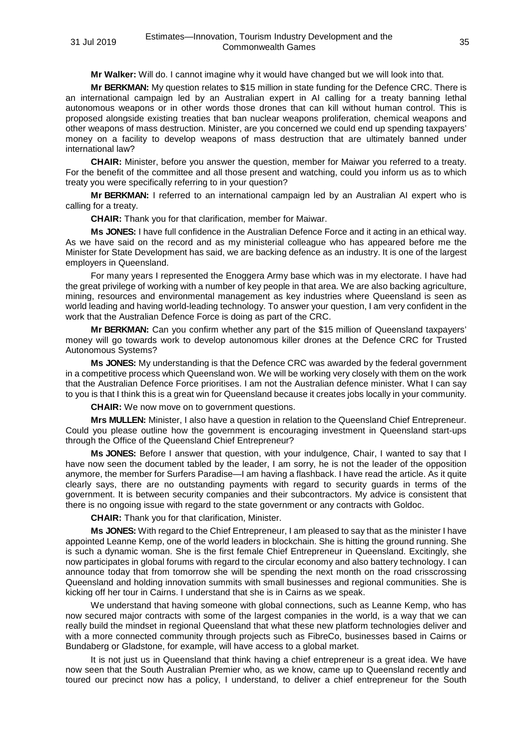**Mr Walker:** Will do. I cannot imagine why it would have changed but we will look into that.

**Mr BERKMAN:** My question relates to $15 million in state funding for the Defence CRC. There is an international campaign led by an Australian expert in AI calling for a treaty banning lethal autonomous weapons or in other words those drones that can kill without human control. This is proposed alongside existing treaties that ban nuclear weapons proliferation, chemical weapons and other weapons of mass destruction. Minister, are you concerned we could end up spending taxpayers' money on a facility to develop weapons of mass destruction that are ultimately banned under international law?

**CHAIR:** Minister, before you answer the question, member for Maiwar you referred to a treaty. For the benefit of the committee and all those present and watching, could you inform us as to which treaty you were specifically referring to in your question?

**Mr BERKMAN:** I referred to an international campaign led by an Australian AI expert who is calling for a treaty.

**CHAIR:** Thank you for that clarification, member for Maiwar.

**Ms JONES:** I have full confidence in the Australian Defence Force and it acting in an ethical way. As we have said on the record and as my ministerial colleague who has appeared before me the Minister for State Development has said, we are backing defence as an industry. It is one of the largest employers in Queensland.

For many years I represented the Enoggera Army base which was in my electorate. I have had the great privilege of working with a number of key people in that area. We are also backing agriculture, mining, resources and environmental management as key industries where Queensland is seen as world leading and having world-leading technology. To answer your question, I am very confident in the work that the Australian Defence Force is doing as part of the CRC.

**Mr BERKMAN:** Can you confirm whether any part of the $15 million of Queensland taxpayers' money will go towards work to develop autonomous killer drones at the Defence CRC for Trusted Autonomous Systems?

**Ms JONES:** My understanding is that the Defence CRC was awarded by the federal government in a competitive process which Queensland won. We will be working very closely with them on the work that the Australian Defence Force prioritises. I am not the Australian defence minister. What I can say to you is that I think this is a great win for Queensland because it creates jobs locally in your community.

**CHAIR:** We now move on to government questions.

**Mrs MULLEN:** Minister, I also have a question in relation to the Queensland Chief Entrepreneur. Could you please outline how the government is encouraging investment in Queensland start-ups through the Office of the Queensland Chief Entrepreneur?

**Ms JONES:** Before I answer that question, with your indulgence, Chair, I wanted to say that I have now seen the document tabled by the leader, I am sorry, he is not the leader of the opposition anymore, the member for Surfers Paradise—I am having a flashback. I have read the article. As it quite clearly says, there are no outstanding payments with regard to security guards in terms of the government. It is between security companies and their subcontractors. My advice is consistent that there is no ongoing issue with regard to the state government or any contracts with Goldoc.

**CHAIR:** Thank you for that clarification, Minister.

**Ms JONES:** With regard to the Chief Entrepreneur, I am pleased to say that as the minister I have appointed Leanne Kemp, one of the world leaders in blockchain. She is hitting the ground running. She is such a dynamic woman. She is the first female Chief Entrepreneur in Queensland. Excitingly, she now participates in global forums with regard to the circular economy and also battery technology. I can announce today that from tomorrow she will be spending the next month on the road crisscrossing Queensland and holding innovation summits with small businesses and regional communities. She is kicking off her tour in Cairns. I understand that she is in Cairns as we speak.

We understand that having someone with global connections, such as Leanne Kemp, who has now secured major contracts with some of the largest companies in the world, is a way that we can really build the mindset in regional Queensland that what these new platform technologies deliver and with a more connected community through projects such as FibreCo, businesses based in Cairns or Bundaberg or Gladstone, for example, will have access to a global market.

It is not just us in Queensland that think having a chief entrepreneur is a great idea. We have now seen that the South Australian Premier who, as we know, came up to Queensland recently and toured our precinct now has a policy, I understand, to deliver a chief entrepreneur for the South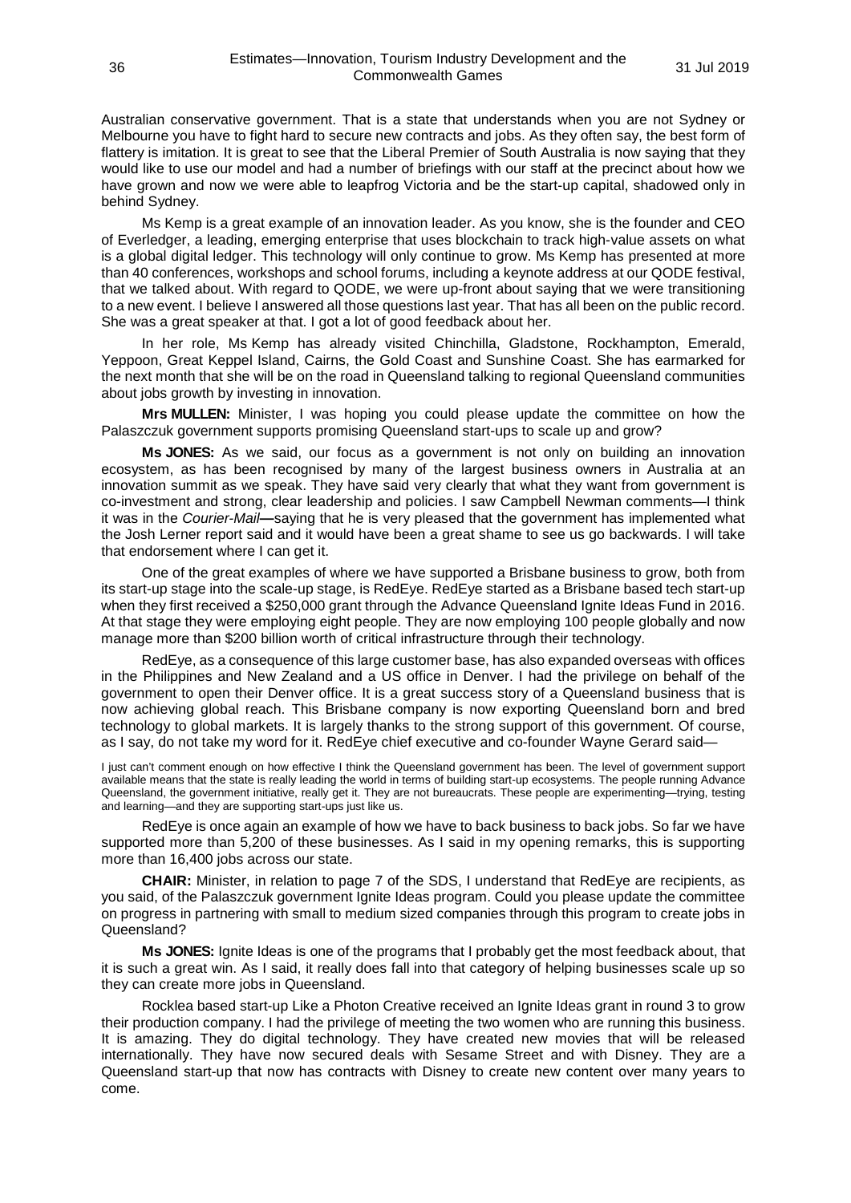Australian conservative government. That is a state that understands when you are not Sydney or Melbourne you have to fight hard to secure new contracts and jobs. As they often say, the best form of flattery is imitation. It is great to see that the Liberal Premier of South Australia is now saying that they would like to use our model and had a number of briefings with our staff at the precinct about how we have grown and now we were able to leapfrog Victoria and be the start-up capital, shadowed only in behind Sydney.

Ms Kemp is a great example of an innovation leader. As you know, she is the founder and CEO of Everledger, a leading, emerging enterprise that uses blockchain to track high-value assets on what is a global digital ledger. This technology will only continue to grow. Ms Kemp has presented at more than 40 conferences, workshops and school forums, including a keynote address at our QODE festival, that we talked about. With regard to QODE, we were up-front about saying that we were transitioning to a new event. I believe I answered all those questions last year. That has all been on the public record. She was a great speaker at that. I got a lot of good feedback about her.

In her role, Ms Kemp has already visited Chinchilla, Gladstone, Rockhampton, Emerald, Yeppoon, Great Keppel Island, Cairns, the Gold Coast and Sunshine Coast. She has earmarked for the next month that she will be on the road in Queensland talking to regional Queensland communities about jobs growth by investing in innovation.

**Mrs MULLEN:** Minister, I was hoping you could please update the committee on how the Palaszczuk government supports promising Queensland start-ups to scale up and grow?

**Ms JONES:** As we said, our focus as a government is not only on building an innovation ecosystem, as has been recognised by many of the largest business owners in Australia at an innovation summit as we speak. They have said very clearly that what they want from government is co-investment and strong, clear leadership and policies. I saw Campbell Newman comments—I think it was in the *Courier-Mail*—saying that he is very pleased that the government has implemented what the Josh Lerner report said and it would have been a great shame to see us go backwards. I will take that endorsement where I can get it.

One of the great examples of where we have supported a Brisbane business to grow, both from its start-up stage into the scale-up stage, is RedEye. RedEye started as a Brisbane based tech start-up when they first received a $250,000 grant through the Advance Queensland Ignite Ideas Fund in 2016. At that stage they were employing eight people. They are now employing 100 people globally and now manage more than $200 billion worth of critical infrastructure through their technology.

RedEye, as a consequence of this large customer base, has also expanded overseas with offices in the Philippines and New Zealand and a US office in Denver. I had the privilege on behalf of the government to open their Denver office. It is a great success story of a Queensland business that is now achieving global reach. This Brisbane company is now exporting Queensland born and bred technology to global markets. It is largely thanks to the strong support of this government. Of course, as I say, do not take my word for it. RedEye chief executive and co-founder Wayne Gerard said—

> I just can't comment enough on how effective I think the Queensland government has been. The level of government support available means that the state is really leading the world in terms of building start-up ecosystems. The people running Advance Queensland, the government initiative, really get it. They are not bureaucrats. These people are experimenting—trying, testing and learning—and they are supporting start-ups just like us.

RedEye is once again an example of how we have to back business to back jobs. So far we have supported more than 5,200 of these businesses. As I said in my opening remarks, this is supporting more than 16,400 jobs across our state.

**CHAIR:** Minister, in relation to page 7 of the SDS, I understand that RedEye are recipients, as you said, of the Palaszczuk government Ignite Ideas program. Could you please update the committee on progress in partnering with small to medium sized companies through this program to create jobs in Queensland?

**Ms JONES:** Ignite Ideas is one of the programs that I probably get the most feedback about, that it is such a great win. As I said, it really does fall into that category of helping businesses scale up so they can create more jobs in Queensland.

Rocklea based start-up Like a Photon Creative received an Ignite Ideas grant in round 3 to grow their production company. I had the privilege of meeting the two women who are running this business. It is amazing. They do digital technology. They have created new movies that will be released internationally. They have now secured deals with Sesame Street and with Disney. They are a Queensland start-up that now has contracts with Disney to create new content over many years to come.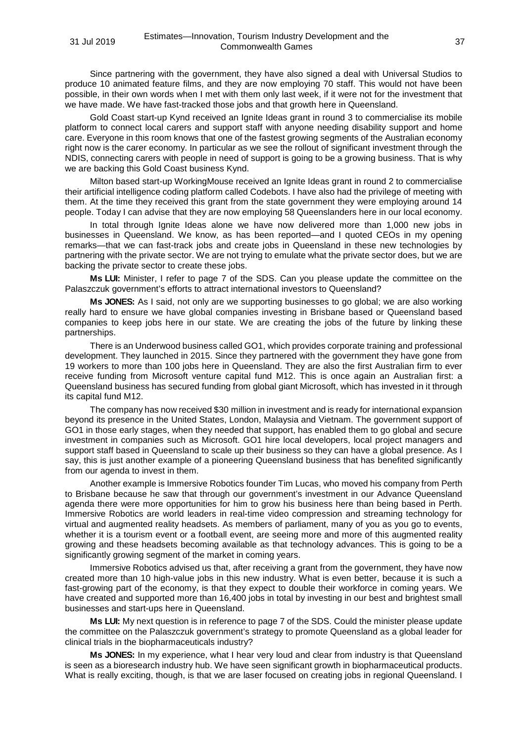Since partnering with the government, they have also signed a deal with Universal Studios to produce 10 animated feature films, and they are now employing 70 staff. This would not have been possible, in their own words when I met with them only last week, if it were not for the investment that we have made. We have fast-tracked those jobs and that growth here in Queensland.

Gold Coast start-up Kynd received an Ignite Ideas grant in round 3 to commercialise its mobile platform to connect local carers and support staff with anyone needing disability support and home care. Everyone in this room knows that one of the fastest growing segments of the Australian economy right now is the carer economy. In particular as we see the rollout of significant investment through the NDIS, connecting carers with people in need of support is going to be a growing business. That is why we are backing this Gold Coast business Kynd.

Milton based start-up WorkingMouse received an Ignite Ideas grant in round 2 to commercialise their artificial intelligence coding platform called Codebots. I have also had the privilege of meeting with them. At the time they received this grant from the state government they were employing around 14 people. Today I can advise that they are now employing 58 Queenslanders here in our local economy.

In total through Ignite Ideas alone we have now delivered more than 1,000 new jobs in businesses in Queensland. We know, as has been reported—and I quoted CEOs in my opening remarks—that we can fast-track jobs and create jobs in Queensland in these new technologies by partnering with the private sector. We are not trying to emulate what the private sector does, but we are backing the private sector to create these jobs.

**Ms LUI:** Minister, I refer to page 7 of the SDS. Can you please update the committee on the Palaszczuk government's efforts to attract international investors to Queensland?

**Ms JONES:** As I said, not only are we supporting businesses to go global; we are also working really hard to ensure we have global companies investing in Brisbane based or Queensland based companies to keep jobs here in our state. We are creating the jobs of the future by linking these partnerships.

There is an Underwood business called GO1, which provides corporate training and professional development. They launched in 2015. Since they partnered with the government they have gone from 19 workers to more than 100 jobs here in Queensland. They are also the first Australian firm to ever receive funding from Microsoft venture capital fund M12. This is once again an Australian first: a Queensland business has secured funding from global giant Microsoft, which has invested in it through its capital fund M12.

The company has now received $30 million in investment and is ready for international expansion beyond its presence in the United States, London, Malaysia and Vietnam. The government support of GO1 in those early stages, when they needed that support, has enabled them to go global and secure investment in companies such as Microsoft. GO1 hire local developers, local project managers and support staff based in Queensland to scale up their business so they can have a global presence. As I say, this is just another example of a pioneering Queensland business that has benefited significantly from our agenda to invest in them.

Another example is Immersive Robotics founder Tim Lucas, who moved his company from Perth to Brisbane because he saw that through our government's investment in our Advance Queensland agenda there were more opportunities for him to grow his business here than being based in Perth. Immersive Robotics are world leaders in real-time video compression and streaming technology for virtual and augmented reality headsets. As members of parliament, many of you as you go to events, whether it is a tourism event or a football event, are seeing more and more of this augmented reality growing and these headsets becoming available as that technology advances. This is going to be a significantly growing segment of the market in coming years.

Immersive Robotics advised us that, after receiving a grant from the government, they have now created more than 10 high-value jobs in this new industry. What is even better, because it is such a fast-growing part of the economy, is that they expect to double their workforce in coming years. We have created and supported more than 16,400 jobs in total by investing in our best and brightest small businesses and start-ups here in Queensland.

**Ms LUI:** My next question is in reference to page 7 of the SDS. Could the minister please update the committee on the Palaszczuk government's strategy to promote Queensland as a global leader for clinical trials in the biopharmaceuticals industry?

**Ms JONES:** In my experience, what I hear very loud and clear from industry is that Queensland is seen as a bioresearch industry hub. We have seen significant growth in biopharmaceutical products. What is really exciting, though, is that we are laser focused on creating jobs in regional Queensland. I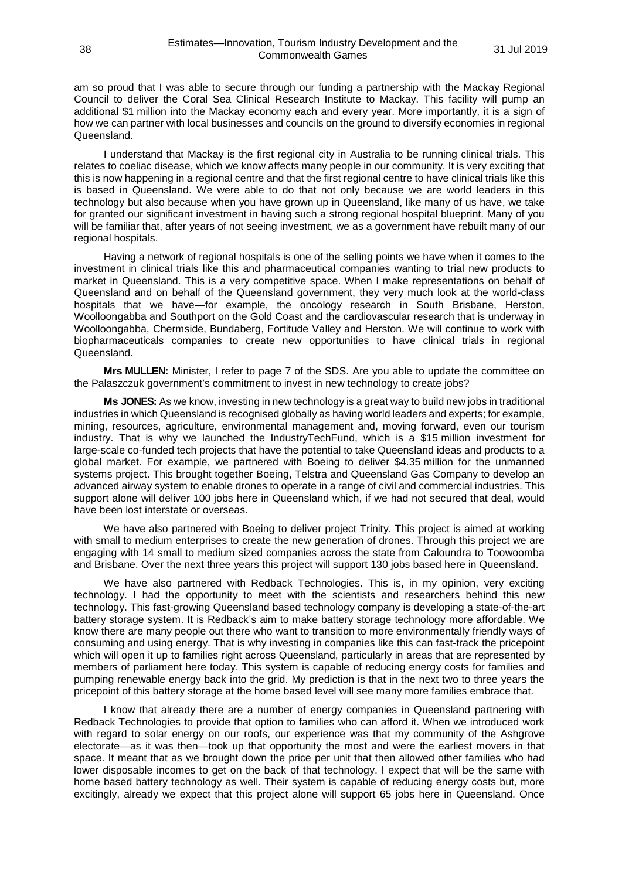am so proud that I was able to secure through our funding a partnership with the Mackay Regional Council to deliver the Coral Sea Clinical Research Institute to Mackay. This facility will pump an additional $1 million into the Mackay economy each and every year. More importantly, it is a sign of how we can partner with local businesses and councils on the ground to diversify economies in regional Queensland.

I understand that Mackay is the first regional city in Australia to be running clinical trials. This relates to coeliac disease, which we know affects many people in our community. It is very exciting that this is now happening in a regional centre and that the first regional centre to have clinical trials like this is based in Queensland. We were able to do that not only because we are world leaders in this technology but also because when you have grown up in Queensland, like many of us have, we take for granted our significant investment in having such a strong regional hospital blueprint. Many of you will be familiar that, after years of not seeing investment, we as a government have rebuilt many of our regional hospitals.

Having a network of regional hospitals is one of the selling points we have when it comes to the investment in clinical trials like this and pharmaceutical companies wanting to trial new products to market in Queensland. This is a very competitive space. When I make representations on behalf of Queensland and on behalf of the Queensland government, they very much look at the world-class hospitals that we have—for example, the oncology research in South Brisbane, Herston, Woolloongabba and Southport on the Gold Coast and the cardiovascular research that is underway in Woolloongabba, Chermside, Bundaberg, Fortitude Valley and Herston. We will continue to work with biopharmaceuticals companies to create new opportunities to have clinical trials in regional Queensland.

**Mrs MULLEN:** Minister, I refer to page 7 of the SDS. Are you able to update the committee on the Palaszczuk government's commitment to invest in new technology to create jobs?

**Ms JONES:** As we know, investing in new technology is a great way to build new jobs in traditional industries in which Queensland is recognised globally as having world leaders and experts; for example, mining, resources, agriculture, environmental management and, moving forward, even our tourism industry. That is why we launched the IndustryTechFund, which is a $15 million investment for large-scale co-funded tech projects that have the potential to take Queensland ideas and products to a global market. For example, we partnered with Boeing to deliver $4.35 million for the unmanned systems project. This brought together Boeing, Telstra and Queensland Gas Company to develop an advanced airway system to enable drones to operate in a range of civil and commercial industries. This support alone will deliver 100 jobs here in Queensland which, if we had not secured that deal, would have been lost interstate or overseas.

We have also partnered with Boeing to deliver project Trinity. This project is aimed at working with small to medium enterprises to create the new generation of drones. Through this project we are engaging with 14 small to medium sized companies across the state from Caloundra to Toowoomba and Brisbane. Over the next three years this project will support 130 jobs based here in Queensland.

We have also partnered with Redback Technologies. This is, in my opinion, very exciting technology. I had the opportunity to meet with the scientists and researchers behind this new technology. This fast-growing Queensland based technology company is developing a state-of-the-art battery storage system. It is Redback's aim to make battery storage technology more affordable. We know there are many people out there who want to transition to more environmentally friendly ways of consuming and using energy. That is why investing in companies like this can fast-track the pricepoint which will open it up to families right across Queensland, particularly in areas that are represented by members of parliament here today. This system is capable of reducing energy costs for families and pumping renewable energy back into the grid. My prediction is that in the next two to three years the pricepoint of this battery storage at the home based level will see many more families embrace that.

I know that already there are a number of energy companies in Queensland partnering with Redback Technologies to provide that option to families who can afford it. When we introduced work with regard to solar energy on our roofs, our experience was that my community of the Ashgrove electorate—as it was then—took up that opportunity the most and were the earliest movers in that space. It meant that as we brought down the price per unit that then allowed other families who had lower disposable incomes to get on the back of that technology. I expect that will be the same with home based battery technology as well. Their system is capable of reducing energy costs but, more excitingly, already we expect that this project alone will support 65 jobs here in Queensland. Once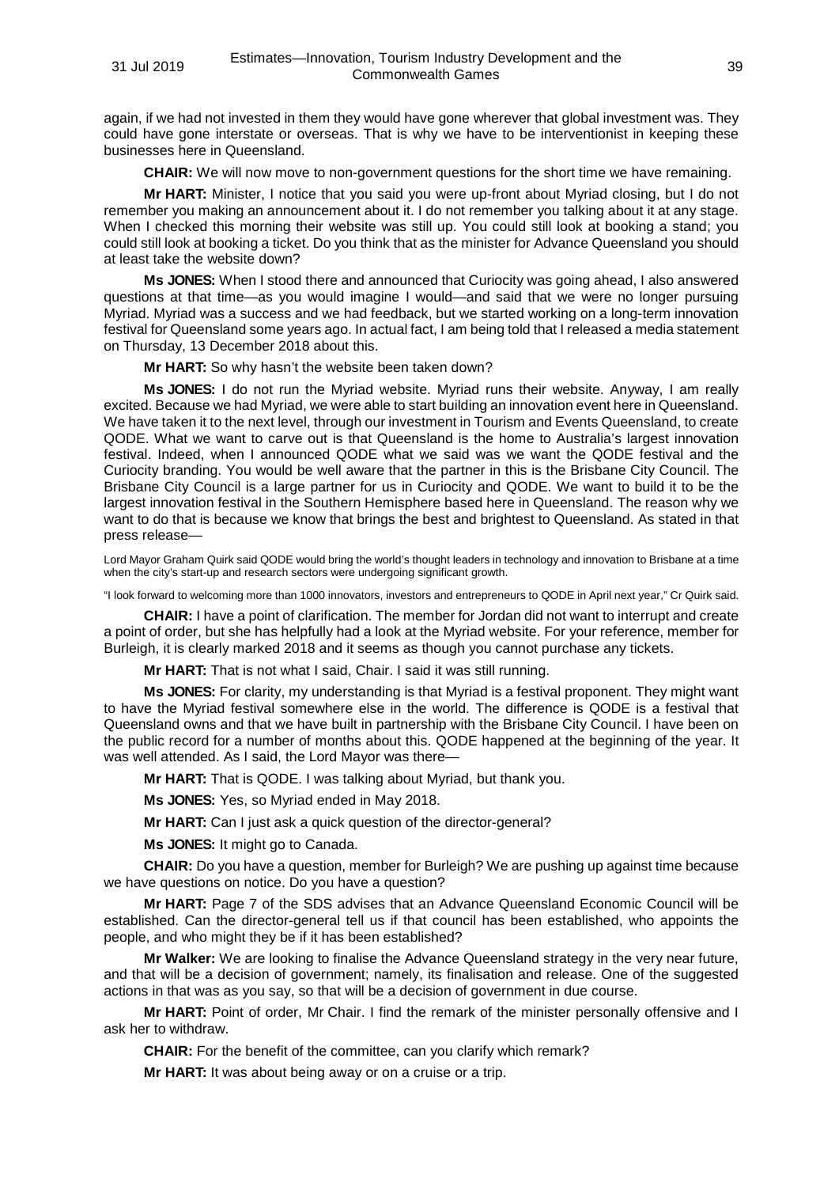again, if we had not invested in them they would have gone wherever that global investment was. They could have gone interstate or overseas. That is why we have to be interventionist in keeping these businesses here in Queensland.

**CHAIR:** We will now move to non-government questions for the short time we have remaining.

**Mr HART:** Minister, I notice that you said you were up-front about Myriad closing, but I do not remember you making an announcement about it. I do not remember you talking about it at any stage. When I checked this morning their website was still up. You could still look at booking a stand; you could still look at booking a ticket. Do you think that as the minister for Advance Queensland you should at least take the website down?

**Ms JONES:** When I stood there and announced that Curiocity was going ahead, I also answered questions at that time—as you would imagine I would—and said that we were no longer pursuing Myriad. Myriad was a success and we had feedback, but we started working on a long-term innovation festival for Queensland some years ago. In actual fact, I am being told that I released a media statement on Thursday, 13 December 2018 about this.

**Mr HART:** So why hasn't the website been taken down?

**Ms JONES:** I do not run the Myriad website. Myriad runs their website. Anyway, I am really excited. Because we had Myriad, we were able to start building an innovation event here in Queensland. We have taken it to the next level, through our investment in Tourism and Events Queensland, to create QODE. What we want to carve out is that Queensland is the home to Australia's largest innovation festival. Indeed, when I announced QODE what we said was we want the QODE festival and the Curiocity branding. You would be well aware that the partner in this is the Brisbane City Council. The Brisbane City Council is a large partner for us in Curiocity and QODE. We want to build it to be the largest innovation festival in the Southern Hemisphere based here in Queensland. The reason why we want to do that is because we know that brings the best and brightest to Queensland. As stated in that press release—

> Lord Mayor Graham Quirk said QODE would bring the world's thought leaders in technology and innovation to Brisbane at a time when the city's start-up and research sectors were undergoing significant growth.
>
> "I look forward to welcoming more than 1000 innovators, investors and entrepreneurs to QODE in April next year," Cr Quirk said.

**CHAIR:** I have a point of clarification. The member for Jordan did not want to interrupt and create a point of order, but she has helpfully had a look at the Myriad website. For your reference, member for Burleigh, it is clearly marked 2018 and it seems as though you cannot purchase any tickets.

**Mr HART:** That is not what I said, Chair. I said it was still running.

**Ms JONES:** For clarity, my understanding is that Myriad is a festival proponent. They might want to have the Myriad festival somewhere else in the world. The difference is QODE is a festival that Queensland owns and that we have built in partnership with the Brisbane City Council. I have been on the public record for a number of months about this. QODE happened at the beginning of the year. It was well attended. As I said, the Lord Mayor was there—

**Mr HART:** That is QODE. I was talking about Myriad, but thank you.

**Ms JONES:** Yes, so Myriad ended in May 2018.

**Mr HART:** Can I just ask a quick question of the director-general?

**Ms JONES:** It might go to Canada.

**CHAIR:** Do you have a question, member for Burleigh? We are pushing up against time because we have questions on notice. Do you have a question?

**Mr HART:** Page 7 of the SDS advises that an Advance Queensland Economic Council will be established. Can the director-general tell us if that council has been established, who appoints the people, and who might they be if it has been established?

**Mr Walker:** We are looking to finalise the Advance Queensland strategy in the very near future, and that will be a decision of government; namely, its finalisation and release. One of the suggested actions in that was as you say, so that will be a decision of government in due course.

**Mr HART:** Point of order, Mr Chair. I find the remark of the minister personally offensive and I ask her to withdraw.

**CHAIR:** For the benefit of the committee, can you clarify which remark?

**Mr HART:** It was about being away or on a cruise or a trip.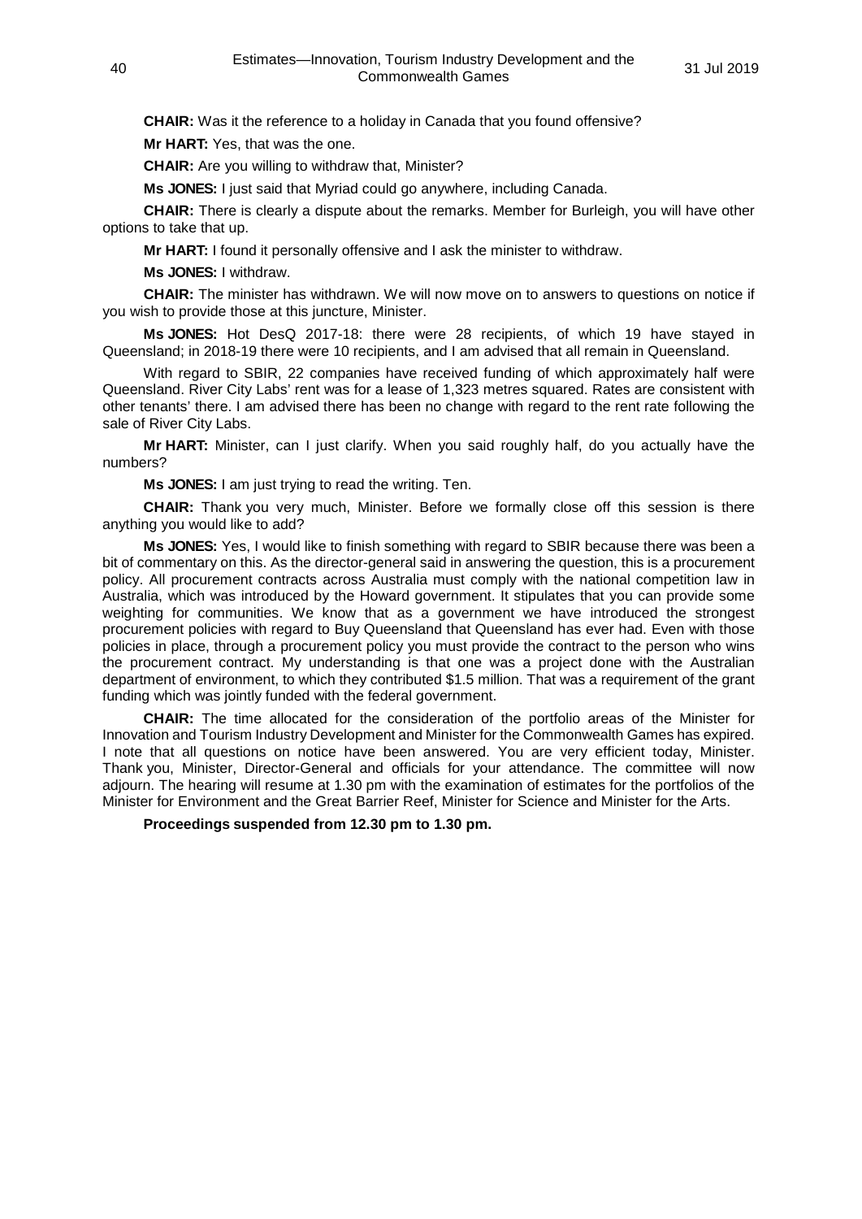**CHAIR:** Was it the reference to a holiday in Canada that you found offensive?

**Mr HART:** Yes, that was the one.

**CHAIR:** Are you willing to withdraw that, Minister?

**Ms JONES:** I just said that Myriad could go anywhere, including Canada.

**CHAIR:** There is clearly a dispute about the remarks. Member for Burleigh, you will have other options to take that up.

**Mr HART:** I found it personally offensive and I ask the minister to withdraw.

**Ms JONES:** I withdraw.

**CHAIR:** The minister has withdrawn. We will now move on to answers to questions on notice if you wish to provide those at this juncture, Minister.

**Ms JONES:** Hot DesQ 2017-18: there were 28 recipients, of which 19 have stayed in Queensland; in 2018-19 there were 10 recipients, and I am advised that all remain in Queensland.

With regard to SBIR, 22 companies have received funding of which approximately half were Queensland. River City Labs' rent was for a lease of 1,323 metres squared. Rates are consistent with other tenants' there. I am advised there has been no change with regard to the rent rate following the sale of River City Labs.

**Mr HART:** Minister, can I just clarify. When you said roughly half, do you actually have the numbers?

**Ms JONES:** I am just trying to read the writing. Ten.

**CHAIR:** Thank you very much, Minister. Before we formally close off this session is there anything you would like to add?

**Ms JONES:** Yes, I would like to finish something with regard to SBIR because there was been a bit of commentary on this. As the director-general said in answering the question, this is a procurement policy. All procurement contracts across Australia must comply with the national competition law in Australia, which was introduced by the Howard government. It stipulates that you can provide some weighting for communities. We know that as a government we have introduced the strongest procurement policies with regard to Buy Queensland that Queensland has ever had. Even with those policies in place, through a procurement policy you must provide the contract to the person who wins the procurement contract. My understanding is that one was a project done with the Australian department of environment, to which they contributed $1.5 million. That was a requirement of the grant funding which was jointly funded with the federal government.

**CHAIR:** The time allocated for the consideration of the portfolio areas of the Minister for Innovation and Tourism Industry Development and Minister for the Commonwealth Games has expired. I note that all questions on notice have been answered. You are very efficient today, Minister. Thank you, Minister, Director-General and officials for your attendance. The committee will now adjourn. The hearing will resume at 1.30 pm with the examination of estimates for the portfolios of the Minister for Environment and the Great Barrier Reef, Minister for Science and Minister for the Arts.

**Proceedings suspended from 12.30 pm to 1.30 pm.**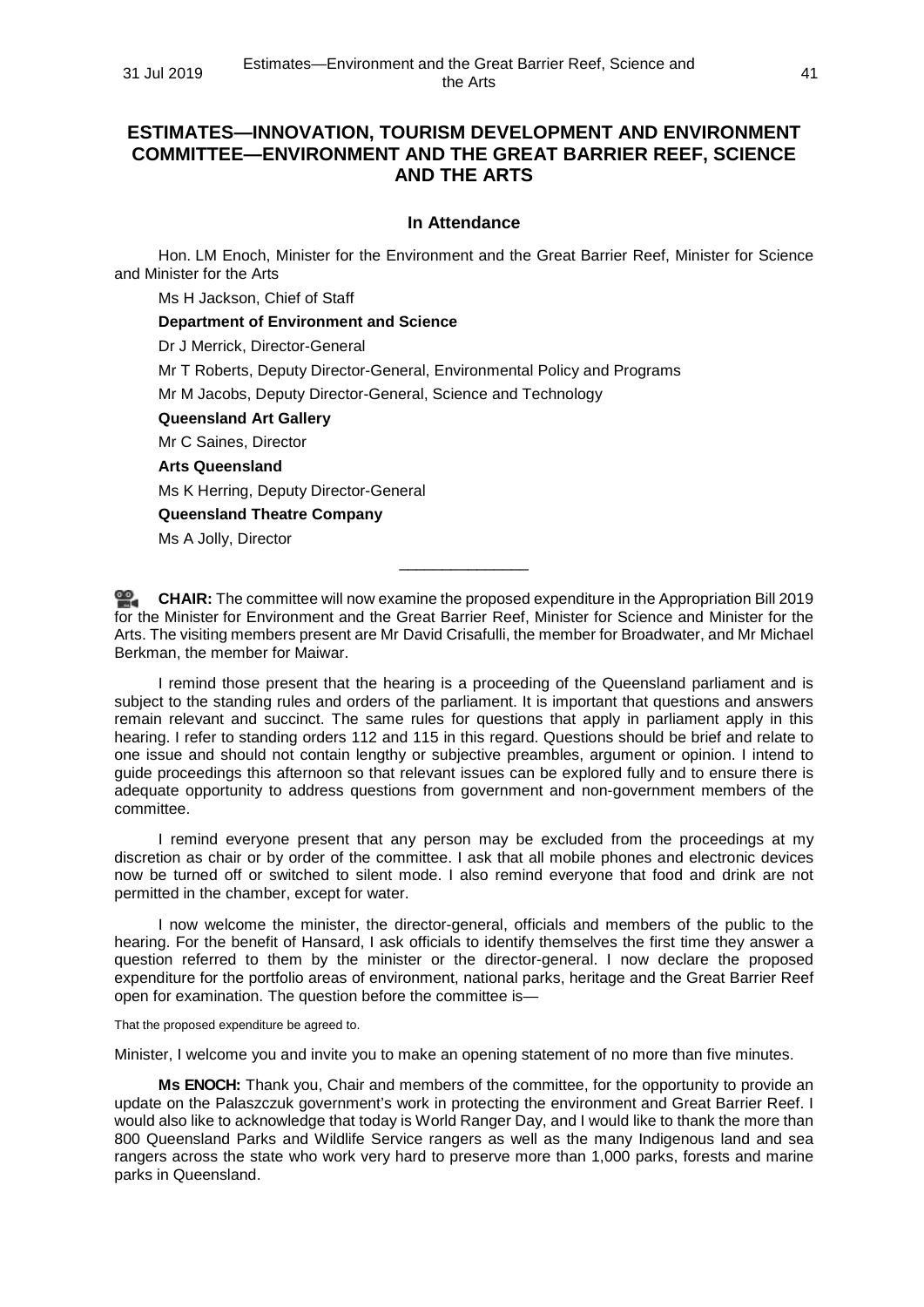## ESTIMATES—INNOVATION, TOURISM DEVELOPMENT AND ENVIRONMENT COMMITTEE—ENVIRONMENT AND THE GREAT BARRIER REEF, SCIENCE AND THE ARTS

### In Attendance

Hon. LM Enoch, Minister for the Environment and the Great Barrier Reef, Minister for Science and Minister for the Arts

Ms H Jackson, Chief of Staff

**Department of Environment and Science**

Dr J Merrick, Director-General

Mr T Roberts, Deputy Director-General, Environmental Policy and Programs

Mr M Jacobs, Deputy Director-General, Science and Technology

**Queensland Art Gallery**

Mr C Saines, Director

**Arts Queensland**

Ms K Herring, Deputy Director-General

**Queensland Theatre Company**

Ms A Jolly, Director

---

**CHAIR:** The committee will now examine the proposed expenditure in the Appropriation Bill 2019 for the Minister for Environment and the Great Barrier Reef, Minister for Science and Minister for the Arts. The visiting members present are Mr David Crisafulli, the member for Broadwater, and Mr Michael Berkman, the member for Maiwar.

I remind those present that the hearing is a proceeding of the Queensland parliament and is subject to the standing rules and orders of the parliament. It is important that questions and answers remain relevant and succinct. The same rules for questions that apply in parliament apply in this hearing. I refer to standing orders 112 and 115 in this regard. Questions should be brief and relate to one issue and should not contain lengthy or subjective preambles, argument or opinion. I intend to guide proceedings this afternoon so that relevant issues can be explored fully and to ensure there is adequate opportunity to address questions from government and non-government members of the committee.

I remind everyone present that any person may be excluded from the proceedings at my discretion as chair or by order of the committee. I ask that all mobile phones and electronic devices now be turned off or switched to silent mode. I also remind everyone that food and drink are not permitted in the chamber, except for water.

I now welcome the minister, the director-general, officials and members of the public to the hearing. For the benefit of Hansard, I ask officials to identify themselves the first time they answer a question referred to them by the minister or the director-general. I now declare the proposed expenditure for the portfolio areas of environment, national parks, heritage and the Great Barrier Reef open for examination. The question before the committee is—

That the proposed expenditure be agreed to.

Minister, I welcome you and invite you to make an opening statement of no more than five minutes.

**Ms ENOCH:** Thank you, Chair and members of the committee, for the opportunity to provide an update on the Palaszczuk government's work in protecting the environment and Great Barrier Reef. I would also like to acknowledge that today is World Ranger Day, and I would like to thank the more than 800 Queensland Parks and Wildlife Service rangers as well as the many Indigenous land and sea rangers across the state who work very hard to preserve more than 1,000 parks, forests and marine parks in Queensland.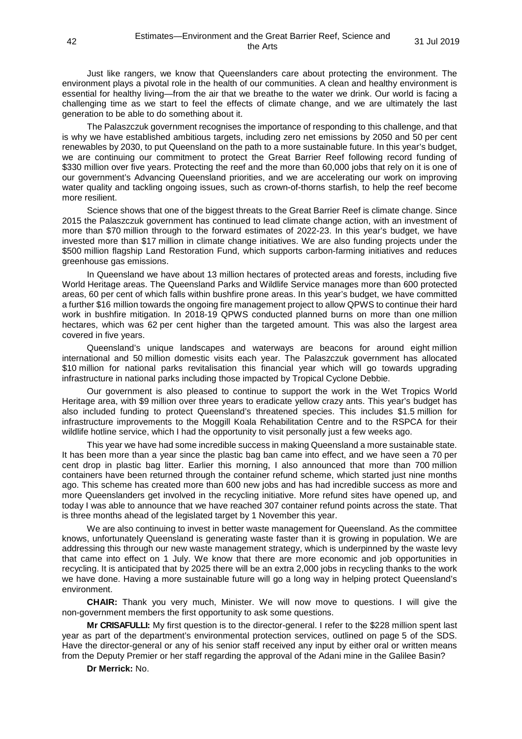Just like rangers, we know that Queenslanders care about protecting the environment. The environment plays a pivotal role in the health of our communities. A clean and healthy environment is essential for healthy living—from the air that we breathe to the water we drink. Our world is facing a challenging time as we start to feel the effects of climate change, and we are ultimately the last generation to be able to do something about it.

The Palaszczuk government recognises the importance of responding to this challenge, and that is why we have established ambitious targets, including zero net emissions by 2050 and 50 per cent renewables by 2030, to put Queensland on the path to a more sustainable future. In this year's budget, we are continuing our commitment to protect the Great Barrier Reef following record funding of $330 million over five years. Protecting the reef and the more than 60,000 jobs that rely on it is one of our government's Advancing Queensland priorities, and we are accelerating our work on improving water quality and tackling ongoing issues, such as crown-of-thorns starfish, to help the reef become more resilient.

Science shows that one of the biggest threats to the Great Barrier Reef is climate change. Since 2015 the Palaszczuk government has continued to lead climate change action, with an investment of more than $70 million through to the forward estimates of 2022-23. In this year's budget, we have invested more than $17 million in climate change initiatives. We are also funding projects under the $500 million flagship Land Restoration Fund, which supports carbon-farming initiatives and reduces greenhouse gas emissions.

In Queensland we have about 13 million hectares of protected areas and forests, including five World Heritage areas. The Queensland Parks and Wildlife Service manages more than 600 protected areas, 60 per cent of which falls within bushfire prone areas. In this year's budget, we have committed a further $16 million towards the ongoing fire management project to allow QPWS to continue their hard work in bushfire mitigation. In 2018-19 QPWS conducted planned burns on more than one million hectares, which was 62 per cent higher than the targeted amount. This was also the largest area covered in five years.

Queensland's unique landscapes and waterways are beacons for around eight million international and 50 million domestic visits each year. The Palaszczuk government has allocated $10 million for national parks revitalisation this financial year which will go towards upgrading infrastructure in national parks including those impacted by Tropical Cyclone Debbie.

Our government is also pleased to continue to support the work in the Wet Tropics World Heritage area, with $9 million over three years to eradicate yellow crazy ants. This year's budget has also included funding to protect Queensland's threatened species. This includes $1.5 million for infrastructure improvements to the Moggill Koala Rehabilitation Centre and to the RSPCA for their wildlife hotline service, which I had the opportunity to visit personally just a few weeks ago.

This year we have had some incredible success in making Queensland a more sustainable state. It has been more than a year since the plastic bag ban came into effect, and we have seen a 70 per cent drop in plastic bag litter. Earlier this morning, I also announced that more than 700 million containers have been returned through the container refund scheme, which started just nine months ago. This scheme has created more than 600 new jobs and has had incredible success as more and more Queenslanders get involved in the recycling initiative. More refund sites have opened up, and today I was able to announce that we have reached 307 container refund points across the state. That is three months ahead of the legislated target by 1 November this year.

We are also continuing to invest in better waste management for Queensland. As the committee knows, unfortunately Queensland is generating waste faster than it is growing in population. We are addressing this through our new waste management strategy, which is underpinned by the waste levy that came into effect on 1 July. We know that there are more economic and job opportunities in recycling. It is anticipated that by 2025 there will be an extra 2,000 jobs in recycling thanks to the work we have done. Having a more sustainable future will go a long way in helping protect Queensland's environment.

**CHAIR:** Thank you very much, Minister. We will now move to questions. I will give the non-government members the first opportunity to ask some questions.

**Mr CRISAFULLI:** My first question is to the director-general. I refer to the $228 million spent last year as part of the department's environmental protection services, outlined on page 5 of the SDS. Have the director-general or any of his senior staff received any input by either oral or written means from the Deputy Premier or her staff regarding the approval of the Adani mine in the Galilee Basin?

**Dr Merrick:** No.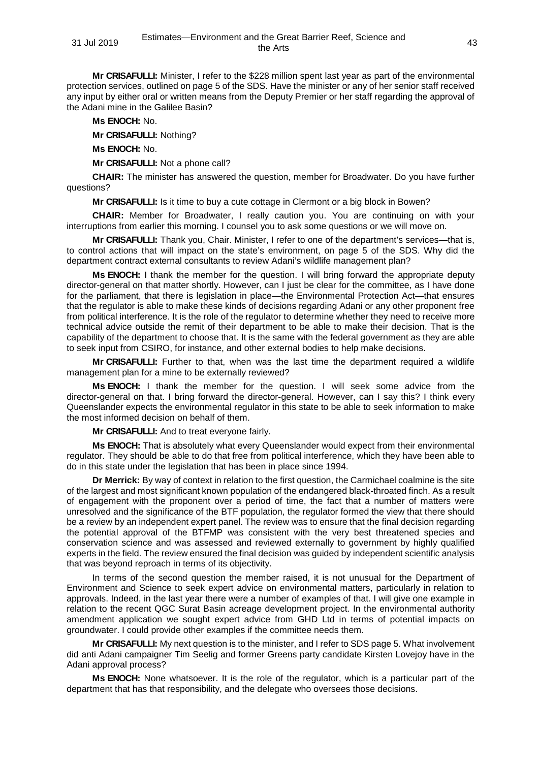**Mr CRISAFULLI:** Minister, I refer to the $228 million spent last year as part of the environmental protection services, outlined on page 5 of the SDS. Have the minister or any of her senior staff received any input by either oral or written means from the Deputy Premier or her staff regarding the approval of the Adani mine in the Galilee Basin?

**Ms ENOCH:** No.

**Mr CRISAFULLI:** Nothing?

**Ms ENOCH:** No.

**Mr CRISAFULLI:** Not a phone call?

**CHAIR:** The minister has answered the question, member for Broadwater. Do you have further questions?

**Mr CRISAFULLI:** Is it time to buy a cute cottage in Clermont or a big block in Bowen?

**CHAIR:** Member for Broadwater, I really caution you. You are continuing on with your interruptions from earlier this morning. I counsel you to ask some questions or we will move on.

**Mr CRISAFULLI:** Thank you, Chair. Minister, I refer to one of the department's services—that is, to control actions that will impact on the state's environment, on page 5 of the SDS. Why did the department contract external consultants to review Adani's wildlife management plan?

**Ms ENOCH:** I thank the member for the question. I will bring forward the appropriate deputy director-general on that matter shortly. However, can I just be clear for the committee, as I have done for the parliament, that there is legislation in place—the Environmental Protection Act—that ensures that the regulator is able to make these kinds of decisions regarding Adani or any other proponent free from political interference. It is the role of the regulator to determine whether they need to receive more technical advice outside the remit of their department to be able to make their decision. That is the capability of the department to choose that. It is the same with the federal government as they are able to seek input from CSIRO, for instance, and other external bodies to help make decisions.

**Mr CRISAFULLI:** Further to that, when was the last time the department required a wildlife management plan for a mine to be externally reviewed?

**Ms ENOCH:** I thank the member for the question. I will seek some advice from the director-general on that. I bring forward the director-general. However, can I say this? I think every Queenslander expects the environmental regulator in this state to be able to seek information to make the most informed decision on behalf of them.

**Mr CRISAFULLI:** And to treat everyone fairly.

**Ms ENOCH:** That is absolutely what every Queenslander would expect from their environmental regulator. They should be able to do that free from political interference, which they have been able to do in this state under the legislation that has been in place since 1994.

**Dr Merrick:** By way of context in relation to the first question, the Carmichael coalmine is the site of the largest and most significant known population of the endangered black-throated finch. As a result of engagement with the proponent over a period of time, the fact that a number of matters were unresolved and the significance of the BTF population, the regulator formed the view that there should be a review by an independent expert panel. The review was to ensure that the final decision regarding the potential approval of the BTFMP was consistent with the very best threatened species and conservation science and was assessed and reviewed externally to government by highly qualified experts in the field. The review ensured the final decision was guided by independent scientific analysis that was beyond reproach in terms of its objectivity.

In terms of the second question the member raised, it is not unusual for the Department of Environment and Science to seek expert advice on environmental matters, particularly in relation to approvals. Indeed, in the last year there were a number of examples of that. I will give one example in relation to the recent QGC Surat Basin acreage development project. In the environmental authority amendment application we sought expert advice from GHD Ltd in terms of potential impacts on groundwater. I could provide other examples if the committee needs them.

**Mr CRISAFULLI:** My next question is to the minister, and I refer to SDS page 5. What involvement did anti Adani campaigner Tim Seelig and former Greens party candidate Kirsten Lovejoy have in the Adani approval process?

**Ms ENOCH:** None whatsoever. It is the role of the regulator, which is a particular part of the department that has that responsibility, and the delegate who oversees those decisions.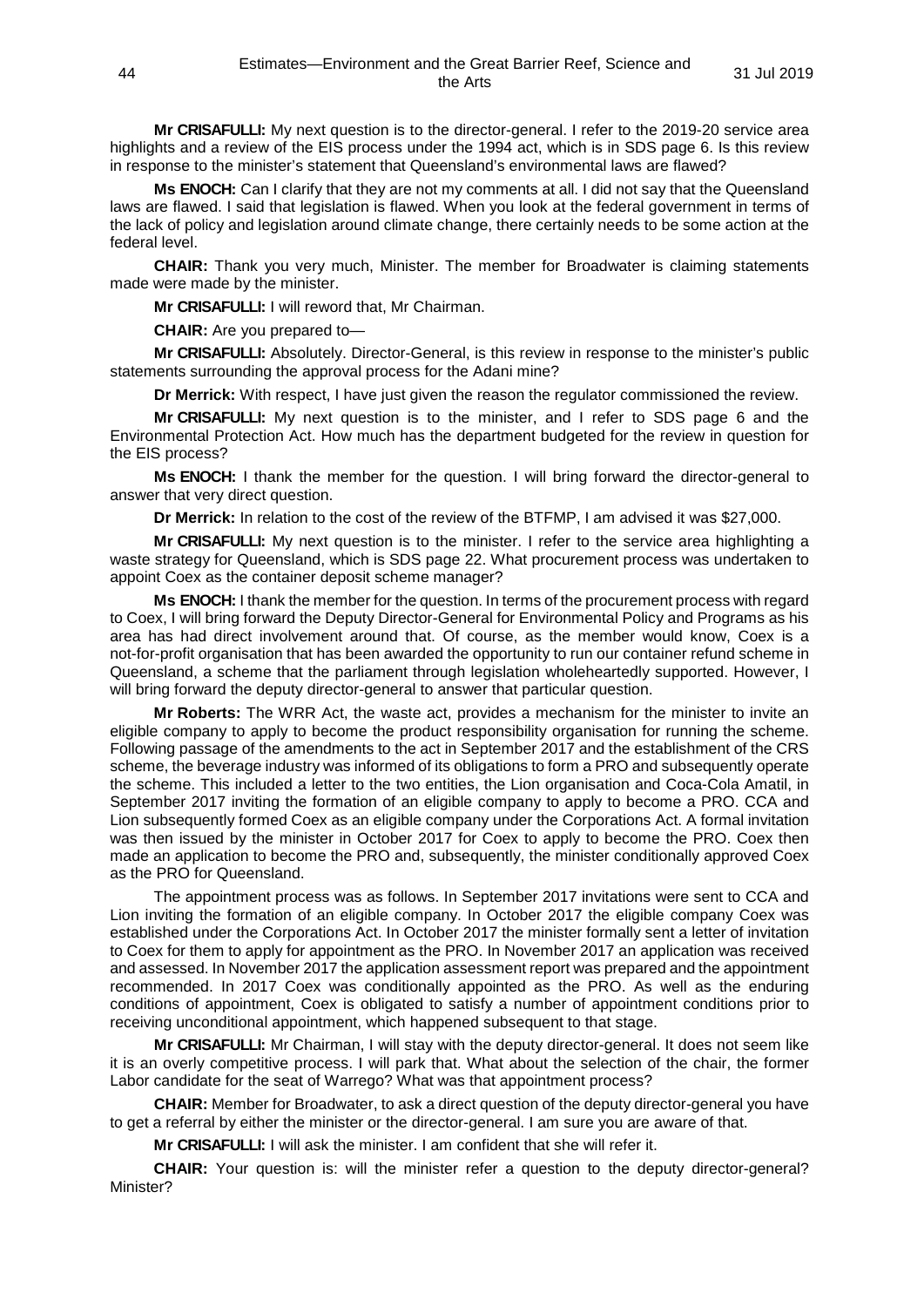**Mr CRISAFULLI:** My next question is to the director-general. I refer to the 2019-20 service area highlights and a review of the EIS process under the 1994 act, which is in SDS page 6. Is this review in response to the minister's statement that Queensland's environmental laws are flawed?

**Ms ENOCH:** Can I clarify that they are not my comments at all. I did not say that the Queensland laws are flawed. I said that legislation is flawed. When you look at the federal government in terms of the lack of policy and legislation around climate change, there certainly needs to be some action at the federal level.

**CHAIR:** Thank you very much, Minister. The member for Broadwater is claiming statements made were made by the minister.

**Mr CRISAFULLI:** I will reword that, Mr Chairman.

**CHAIR:** Are you prepared to—

**Mr CRISAFULLI:** Absolutely. Director-General, is this review in response to the minister's public statements surrounding the approval process for the Adani mine?

**Dr Merrick:** With respect, I have just given the reason the regulator commissioned the review.

**Mr CRISAFULLI:** My next question is to the minister, and I refer to SDS page 6 and the Environmental Protection Act. How much has the department budgeted for the review in question for the EIS process?

**Ms ENOCH:** I thank the member for the question. I will bring forward the director-general to answer that very direct question.

**Dr Merrick:** In relation to the cost of the review of the BTFMP, I am advised it was $27,000.

**Mr CRISAFULLI:** My next question is to the minister. I refer to the service area highlighting a waste strategy for Queensland, which is SDS page 22. What procurement process was undertaken to appoint Coex as the container deposit scheme manager?

**Ms ENOCH:** I thank the member for the question. In terms of the procurement process with regard to Coex, I will bring forward the Deputy Director-General for Environmental Policy and Programs as his area has had direct involvement around that. Of course, as the member would know, Coex is a not-for-profit organisation that has been awarded the opportunity to run our container refund scheme in Queensland, a scheme that the parliament through legislation wholeheartedly supported. However, I will bring forward the deputy director-general to answer that particular question.

**Mr Roberts:** The WRR Act, the waste act, provides a mechanism for the minister to invite an eligible company to apply to become the product responsibility organisation for running the scheme. Following passage of the amendments to the act in September 2017 and the establishment of the CRS scheme, the beverage industry was informed of its obligations to form a PRO and subsequently operate the scheme. This included a letter to the two entities, the Lion organisation and Coca-Cola Amatil, in September 2017 inviting the formation of an eligible company to apply to become a PRO. CCA and Lion subsequently formed Coex as an eligible company under the Corporations Act. A formal invitation was then issued by the minister in October 2017 for Coex to apply to become the PRO. Coex then made an application to become the PRO and, subsequently, the minister conditionally approved Coex as the PRO for Queensland.

The appointment process was as follows. In September 2017 invitations were sent to CCA and Lion inviting the formation of an eligible company. In October 2017 the eligible company Coex was established under the Corporations Act. In October 2017 the minister formally sent a letter of invitation to Coex for them to apply for appointment as the PRO. In November 2017 an application was received and assessed. In November 2017 the application assessment report was prepared and the appointment recommended. In 2017 Coex was conditionally appointed as the PRO. As well as the enduring conditions of appointment, Coex is obligated to satisfy a number of appointment conditions prior to receiving unconditional appointment, which happened subsequent to that stage.

**Mr CRISAFULLI:** Mr Chairman, I will stay with the deputy director-general. It does not seem like it is an overly competitive process. I will park that. What about the selection of the chair, the former Labor candidate for the seat of Warrego? What was that appointment process?

**CHAIR:** Member for Broadwater, to ask a direct question of the deputy director-general you have to get a referral by either the minister or the director-general. I am sure you are aware of that.

**Mr CRISAFULLI:** I will ask the minister. I am confident that she will refer it.

**CHAIR:** Your question is: will the minister refer a question to the deputy director-general? Minister?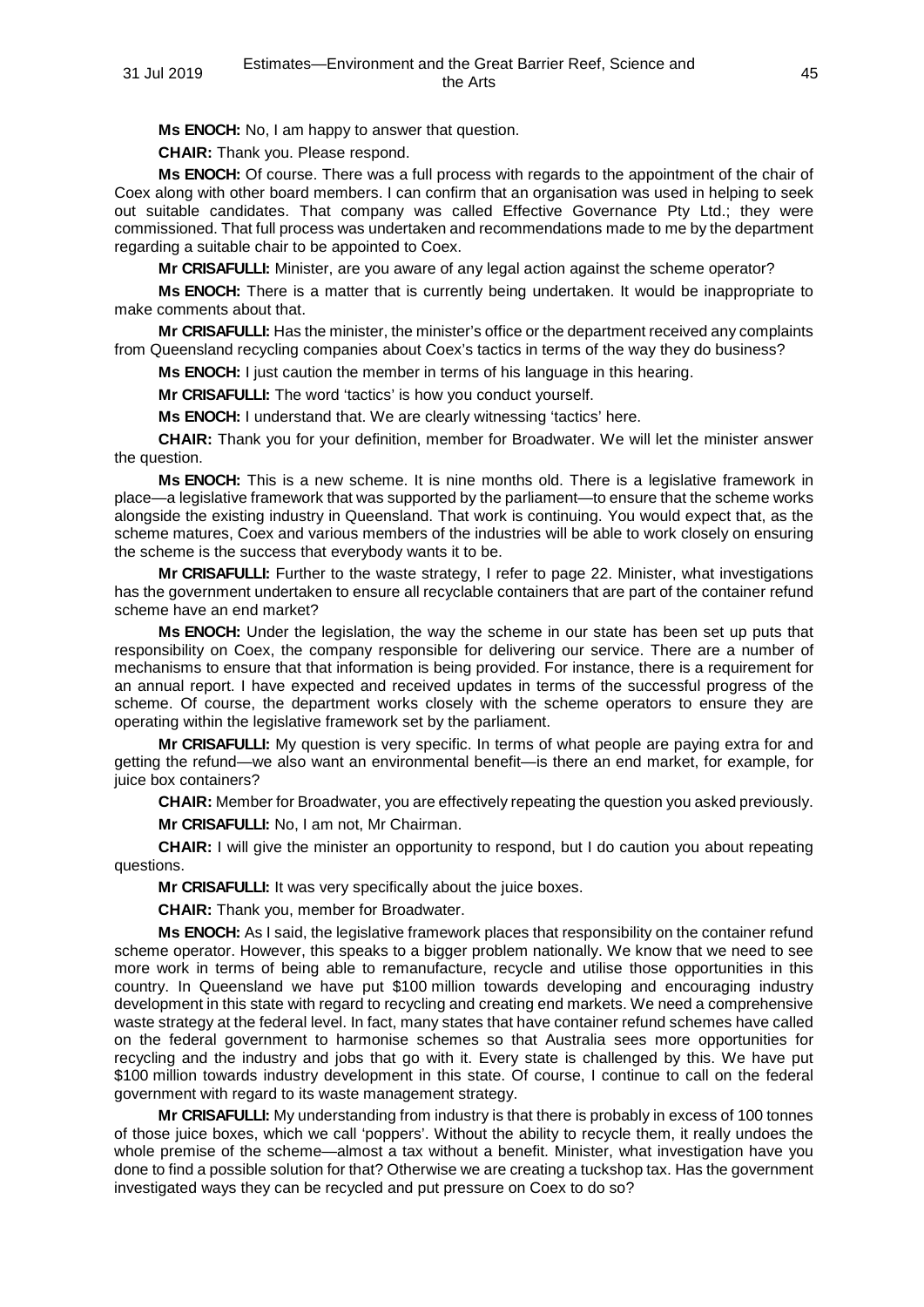**Ms ENOCH:** No, I am happy to answer that question.

**CHAIR:** Thank you. Please respond.

**Ms ENOCH:** Of course. There was a full process with regards to the appointment of the chair of Coex along with other board members. I can confirm that an organisation was used in helping to seek out suitable candidates. That company was called Effective Governance Pty Ltd.; they were commissioned. That full process was undertaken and recommendations made to me by the department regarding a suitable chair to be appointed to Coex.

**Mr CRISAFULLI:** Minister, are you aware of any legal action against the scheme operator?

**Ms ENOCH:** There is a matter that is currently being undertaken. It would be inappropriate to make comments about that.

**Mr CRISAFULLI:** Has the minister, the minister's office or the department received any complaints from Queensland recycling companies about Coex's tactics in terms of the way they do business?

**Ms ENOCH:** I just caution the member in terms of his language in this hearing.

**Mr CRISAFULLI:** The word 'tactics' is how you conduct yourself.

**Ms ENOCH:** I understand that. We are clearly witnessing 'tactics' here.

**CHAIR:** Thank you for your definition, member for Broadwater. We will let the minister answer the question.

**Ms ENOCH:** This is a new scheme. It is nine months old. There is a legislative framework in place—a legislative framework that was supported by the parliament—to ensure that the scheme works alongside the existing industry in Queensland. That work is continuing. You would expect that, as the scheme matures, Coex and various members of the industries will be able to work closely on ensuring the scheme is the success that everybody wants it to be.

**Mr CRISAFULLI:** Further to the waste strategy, I refer to page 22. Minister, what investigations has the government undertaken to ensure all recyclable containers that are part of the container refund scheme have an end market?

**Ms ENOCH:** Under the legislation, the way the scheme in our state has been set up puts that responsibility on Coex, the company responsible for delivering our service. There are a number of mechanisms to ensure that that information is being provided. For instance, there is a requirement for an annual report. I have expected and received updates in terms of the successful progress of the scheme. Of course, the department works closely with the scheme operators to ensure they are operating within the legislative framework set by the parliament.

**Mr CRISAFULLI:** My question is very specific. In terms of what people are paying extra for and getting the refund—we also want an environmental benefit—is there an end market, for example, for juice box containers?

**CHAIR:** Member for Broadwater, you are effectively repeating the question you asked previously.

**Mr CRISAFULLI:** No, I am not, Mr Chairman.

**CHAIR:** I will give the minister an opportunity to respond, but I do caution you about repeating questions.

**Mr CRISAFULLI:** It was very specifically about the juice boxes.

**CHAIR:** Thank you, member for Broadwater.

**Ms ENOCH:** As I said, the legislative framework places that responsibility on the container refund scheme operator. However, this speaks to a bigger problem nationally. We know that we need to see more work in terms of being able to remanufacture, recycle and utilise those opportunities in this country. In Queensland we have put $100 million towards developing and encouraging industry development in this state with regard to recycling and creating end markets. We need a comprehensive waste strategy at the federal level. In fact, many states that have container refund schemes have called on the federal government to harmonise schemes so that Australia sees more opportunities for recycling and the industry and jobs that go with it. Every state is challenged by this. We have put $100 million towards industry development in this state. Of course, I continue to call on the federal government with regard to its waste management strategy.

**Mr CRISAFULLI:** My understanding from industry is that there is probably in excess of 100 tonnes of those juice boxes, which we call 'poppers'. Without the ability to recycle them, it really undoes the whole premise of the scheme—almost a tax without a benefit. Minister, what investigation have you done to find a possible solution for that? Otherwise we are creating a tuckshop tax. Has the government investigated ways they can be recycled and put pressure on Coex to do so?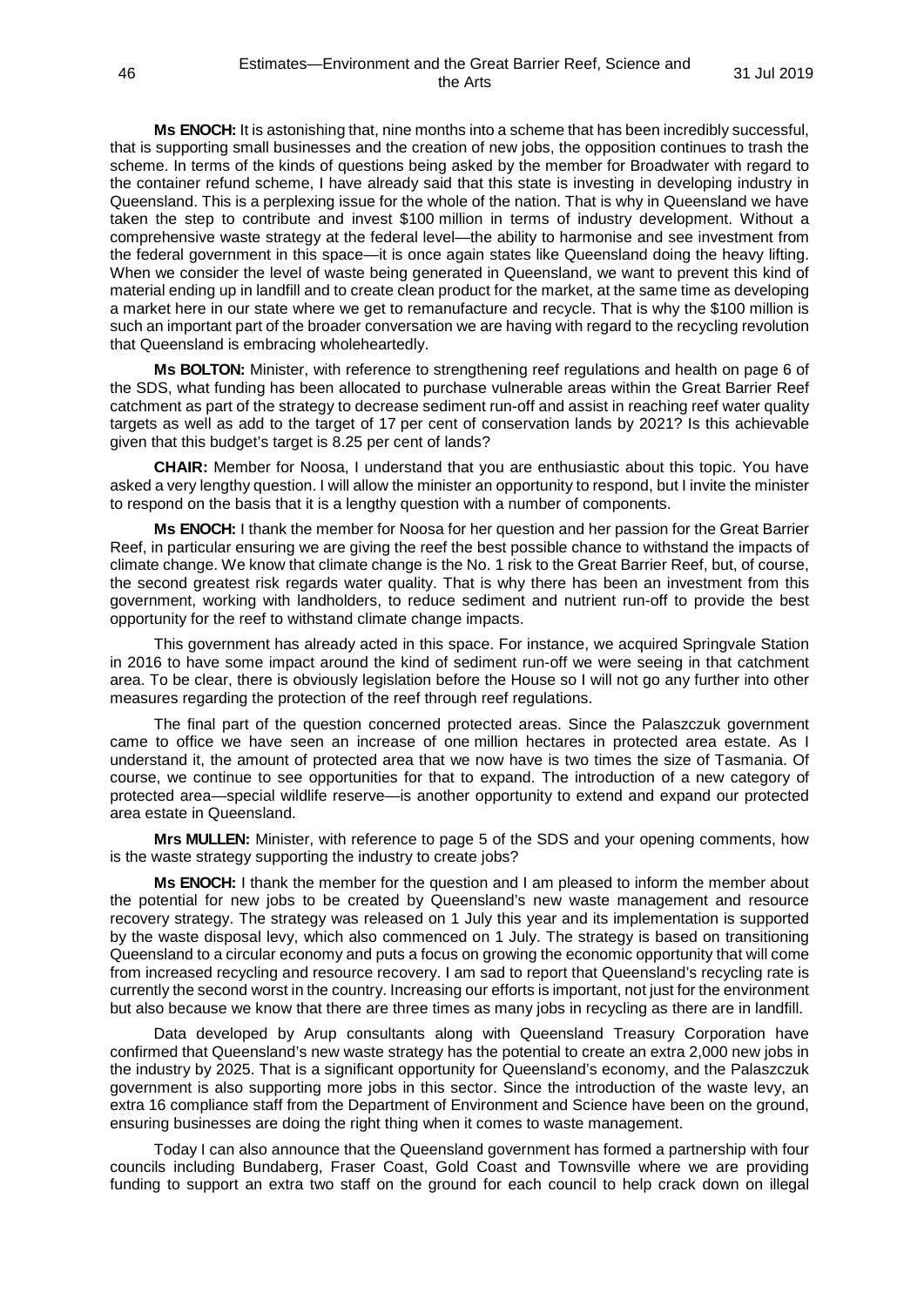**Ms ENOCH:** It is astonishing that, nine months into a scheme that has been incredibly successful, that is supporting small businesses and the creation of new jobs, the opposition continues to trash the scheme. In terms of the kinds of questions being asked by the member for Broadwater with regard to the container refund scheme, I have already said that this state is investing in developing industry in Queensland. This is a perplexing issue for the whole of the nation. That is why in Queensland we have taken the step to contribute and invest $100 million in terms of industry development. Without a comprehensive waste strategy at the federal level—the ability to harmonise and see investment from the federal government in this space—it is once again states like Queensland doing the heavy lifting. When we consider the level of waste being generated in Queensland, we want to prevent this kind of material ending up in landfill and to create clean product for the market, at the same time as developing a market here in our state where we get to remanufacture and recycle. That is why the $100 million is such an important part of the broader conversation we are having with regard to the recycling revolution that Queensland is embracing wholeheartedly.

**Ms BOLTON:** Minister, with reference to strengthening reef regulations and health on page 6 of the SDS, what funding has been allocated to purchase vulnerable areas within the Great Barrier Reef catchment as part of the strategy to decrease sediment run-off and assist in reaching reef water quality targets as well as add to the target of 17 per cent of conservation lands by 2021? Is this achievable given that this budget's target is 8.25 per cent of lands?

**CHAIR:** Member for Noosa, I understand that you are enthusiastic about this topic. You have asked a very lengthy question. I will allow the minister an opportunity to respond, but I invite the minister to respond on the basis that it is a lengthy question with a number of components.

**Ms ENOCH:** I thank the member for Noosa for her question and her passion for the Great Barrier Reef, in particular ensuring we are giving the reef the best possible chance to withstand the impacts of climate change. We know that climate change is the No. 1 risk to the Great Barrier Reef, but, of course, the second greatest risk regards water quality. That is why there has been an investment from this government, working with landholders, to reduce sediment and nutrient run-off to provide the best opportunity for the reef to withstand climate change impacts.

This government has already acted in this space. For instance, we acquired Springvale Station in 2016 to have some impact around the kind of sediment run-off we were seeing in that catchment area. To be clear, there is obviously legislation before the House so I will not go any further into other measures regarding the protection of the reef through reef regulations.

The final part of the question concerned protected areas. Since the Palaszczuk government came to office we have seen an increase of one million hectares in protected area estate. As I understand it, the amount of protected area that we now have is two times the size of Tasmania. Of course, we continue to see opportunities for that to expand. The introduction of a new category of protected area—special wildlife reserve—is another opportunity to extend and expand our protected area estate in Queensland.

**Mrs MULLEN:** Minister, with reference to page 5 of the SDS and your opening comments, how is the waste strategy supporting the industry to create jobs?

**Ms ENOCH:** I thank the member for the question and I am pleased to inform the member about the potential for new jobs to be created by Queensland's new waste management and resource recovery strategy. The strategy was released on 1 July this year and its implementation is supported by the waste disposal levy, which also commenced on 1 July. The strategy is based on transitioning Queensland to a circular economy and puts a focus on growing the economic opportunity that will come from increased recycling and resource recovery. I am sad to report that Queensland's recycling rate is currently the second worst in the country. Increasing our efforts is important, not just for the environment but also because we know that there are three times as many jobs in recycling as there are in landfill.

Data developed by Arup consultants along with Queensland Treasury Corporation have confirmed that Queensland's new waste strategy has the potential to create an extra 2,000 new jobs in the industry by 2025. That is a significant opportunity for Queensland's economy, and the Palaszczuk government is also supporting more jobs in this sector. Since the introduction of the waste levy, an extra 16 compliance staff from the Department of Environment and Science have been on the ground, ensuring businesses are doing the right thing when it comes to waste management.

Today I can also announce that the Queensland government has formed a partnership with four councils including Bundaberg, Fraser Coast, Gold Coast and Townsville where we are providing funding to support an extra two staff on the ground for each council to help crack down on illegal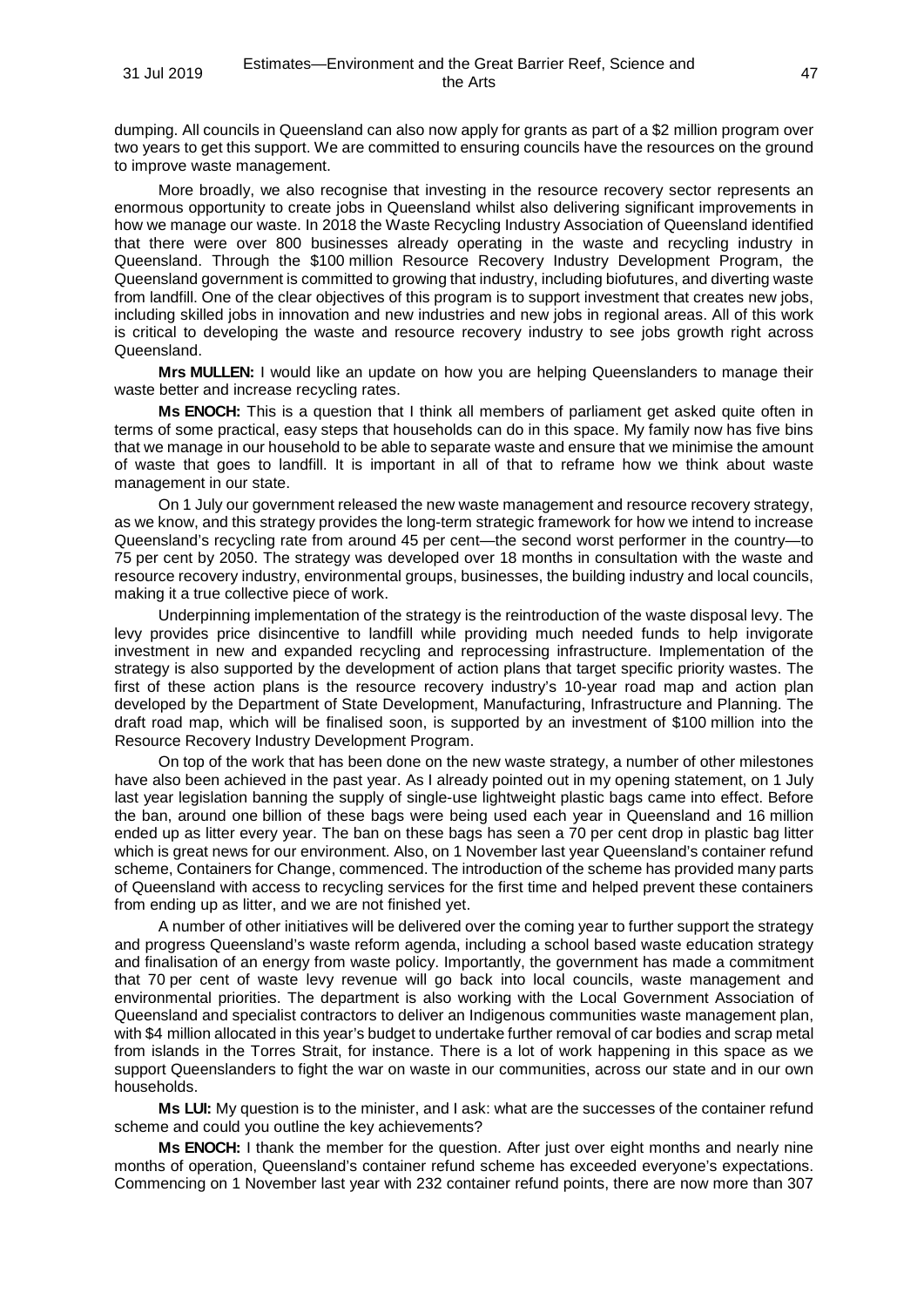dumping. All councils in Queensland can also now apply for grants as part of a $2 million program over two years to get this support. We are committed to ensuring councils have the resources on the ground to improve waste management.

More broadly, we also recognise that investing in the resource recovery sector represents an enormous opportunity to create jobs in Queensland whilst also delivering significant improvements in how we manage our waste. In 2018 the Waste Recycling Industry Association of Queensland identified that there were over 800 businesses already operating in the waste and recycling industry in Queensland. Through the $100 million Resource Recovery Industry Development Program, the Queensland government is committed to growing that industry, including biofutures, and diverting waste from landfill. One of the clear objectives of this program is to support investment that creates new jobs, including skilled jobs in innovation and new industries and new jobs in regional areas. All of this work is critical to developing the waste and resource recovery industry to see jobs growth right across Queensland.

**Mrs MULLEN:** I would like an update on how you are helping Queenslanders to manage their waste better and increase recycling rates.

**Ms ENOCH:** This is a question that I think all members of parliament get asked quite often in terms of some practical, easy steps that households can do in this space. My family now has five bins that we manage in our household to be able to separate waste and ensure that we minimise the amount of waste that goes to landfill. It is important in all of that to reframe how we think about waste management in our state.

On 1 July our government released the new waste management and resource recovery strategy, as we know, and this strategy provides the long-term strategic framework for how we intend to increase Queensland's recycling rate from around 45 per cent—the second worst performer in the country—to 75 per cent by 2050. The strategy was developed over 18 months in consultation with the waste and resource recovery industry, environmental groups, businesses, the building industry and local councils, making it a true collective piece of work.

Underpinning implementation of the strategy is the reintroduction of the waste disposal levy. The levy provides price disincentive to landfill while providing much needed funds to help invigorate investment in new and expanded recycling and reprocessing infrastructure. Implementation of the strategy is also supported by the development of action plans that target specific priority wastes. The first of these action plans is the resource recovery industry's 10-year road map and action plan developed by the Department of State Development, Manufacturing, Infrastructure and Planning. The draft road map, which will be finalised soon, is supported by an investment of $100 million into the Resource Recovery Industry Development Program.

On top of the work that has been done on the new waste strategy, a number of other milestones have also been achieved in the past year. As I already pointed out in my opening statement, on 1 July last year legislation banning the supply of single-use lightweight plastic bags came into effect. Before the ban, around one billion of these bags were being used each year in Queensland and 16 million ended up as litter every year. The ban on these bags has seen a 70 per cent drop in plastic bag litter which is great news for our environment. Also, on 1 November last year Queensland's container refund scheme, Containers for Change, commenced. The introduction of the scheme has provided many parts of Queensland with access to recycling services for the first time and helped prevent these containers from ending up as litter, and we are not finished yet.

A number of other initiatives will be delivered over the coming year to further support the strategy and progress Queensland's waste reform agenda, including a school based waste education strategy and finalisation of an energy from waste policy. Importantly, the government has made a commitment that 70 per cent of waste levy revenue will go back into local councils, waste management and environmental priorities. The department is also working with the Local Government Association of Queensland and specialist contractors to deliver an Indigenous communities waste management plan, with $4 million allocated in this year's budget to undertake further removal of car bodies and scrap metal from islands in the Torres Strait, for instance. There is a lot of work happening in this space as we support Queenslanders to fight the war on waste in our communities, across our state and in our own households.

**Ms LUI:** My question is to the minister, and I ask: what are the successes of the container refund scheme and could you outline the key achievements?

**Ms ENOCH:** I thank the member for the question. After just over eight months and nearly nine months of operation, Queensland's container refund scheme has exceeded everyone's expectations. Commencing on 1 November last year with 232 container refund points, there are now more than 307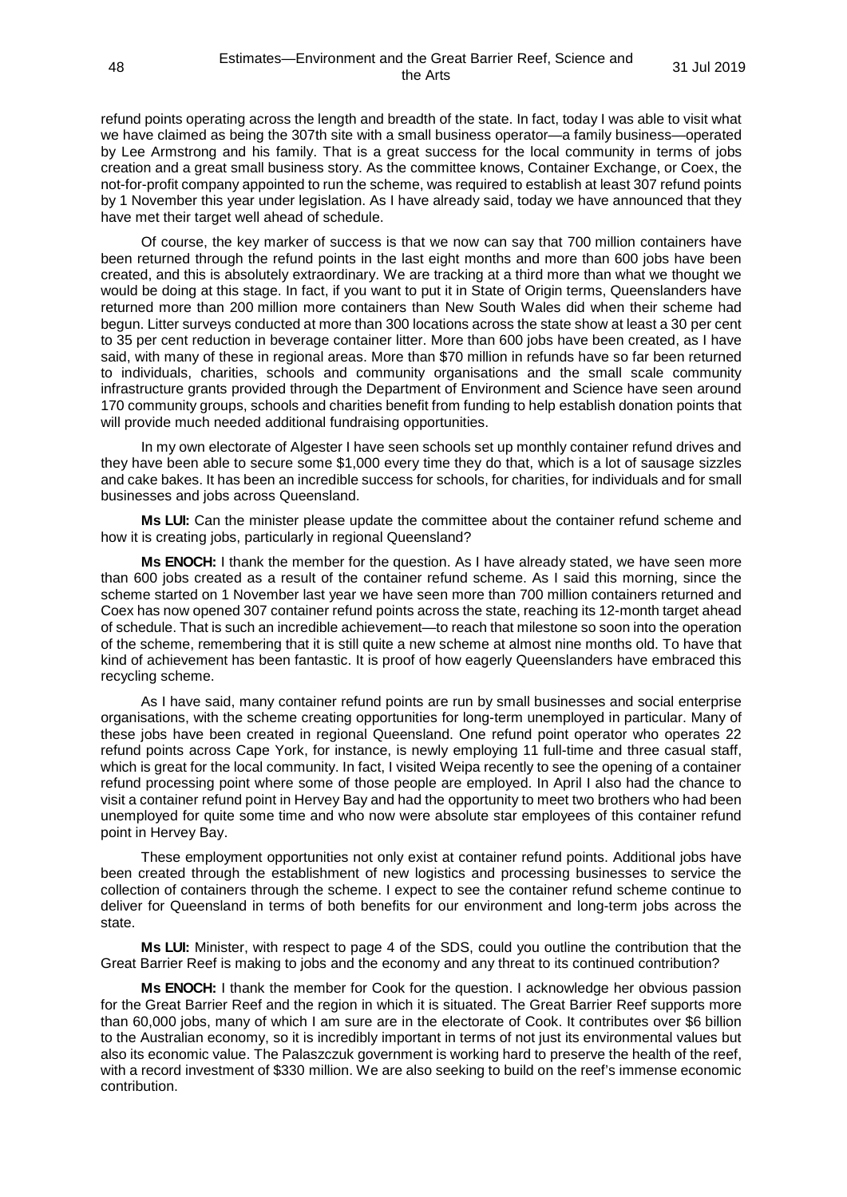refund points operating across the length and breadth of the state. In fact, today I was able to visit what we have claimed as being the 307th site with a small business operator—a family business—operated by Lee Armstrong and his family. That is a great success for the local community in terms of jobs creation and a great small business story. As the committee knows, Container Exchange, or Coex, the not-for-profit company appointed to run the scheme, was required to establish at least 307 refund points by 1 November this year under legislation. As I have already said, today we have announced that they have met their target well ahead of schedule.

Of course, the key marker of success is that we now can say that 700 million containers have been returned through the refund points in the last eight months and more than 600 jobs have been created, and this is absolutely extraordinary. We are tracking at a third more than what we thought we would be doing at this stage. In fact, if you want to put it in State of Origin terms, Queenslanders have returned more than 200 million more containers than New South Wales did when their scheme had begun. Litter surveys conducted at more than 300 locations across the state show at least a 30 per cent to 35 per cent reduction in beverage container litter. More than 600 jobs have been created, as I have said, with many of these in regional areas. More than $70 million in refunds have so far been returned to individuals, charities, schools and community organisations and the small scale community infrastructure grants provided through the Department of Environment and Science have seen around 170 community groups, schools and charities benefit from funding to help establish donation points that will provide much needed additional fundraising opportunities.

In my own electorate of Algester I have seen schools set up monthly container refund drives and they have been able to secure some $1,000 every time they do that, which is a lot of sausage sizzles and cake bakes. It has been an incredible success for schools, for charities, for individuals and for small businesses and jobs across Queensland.

**Ms LUI:** Can the minister please update the committee about the container refund scheme and how it is creating jobs, particularly in regional Queensland?

**Ms ENOCH:** I thank the member for the question. As I have already stated, we have seen more than 600 jobs created as a result of the container refund scheme. As I said this morning, since the scheme started on 1 November last year we have seen more than 700 million containers returned and Coex has now opened 307 container refund points across the state, reaching its 12-month target ahead of schedule. That is such an incredible achievement—to reach that milestone so soon into the operation of the scheme, remembering that it is still quite a new scheme at almost nine months old. To have that kind of achievement has been fantastic. It is proof of how eagerly Queenslanders have embraced this recycling scheme.

As I have said, many container refund points are run by small businesses and social enterprise organisations, with the scheme creating opportunities for long-term unemployed in particular. Many of these jobs have been created in regional Queensland. One refund point operator who operates 22 refund points across Cape York, for instance, is newly employing 11 full-time and three casual staff, which is great for the local community. In fact, I visited Weipa recently to see the opening of a container refund processing point where some of those people are employed. In April I also had the chance to visit a container refund point in Hervey Bay and had the opportunity to meet two brothers who had been unemployed for quite some time and who now were absolute star employees of this container refund point in Hervey Bay.

These employment opportunities not only exist at container refund points. Additional jobs have been created through the establishment of new logistics and processing businesses to service the collection of containers through the scheme. I expect to see the container refund scheme continue to deliver for Queensland in terms of both benefits for our environment and long-term jobs across the state.

**Ms LUI:** Minister, with respect to page 4 of the SDS, could you outline the contribution that the Great Barrier Reef is making to jobs and the economy and any threat to its continued contribution?

**Ms ENOCH:** I thank the member for Cook for the question. I acknowledge her obvious passion for the Great Barrier Reef and the region in which it is situated. The Great Barrier Reef supports more than 60,000 jobs, many of which I am sure are in the electorate of Cook. It contributes over $6 billion to the Australian economy, so it is incredibly important in terms of not just its environmental values but also its economic value. The Palaszczuk government is working hard to preserve the health of the reef, with a record investment of $330 million. We are also seeking to build on the reef's immense economic contribution.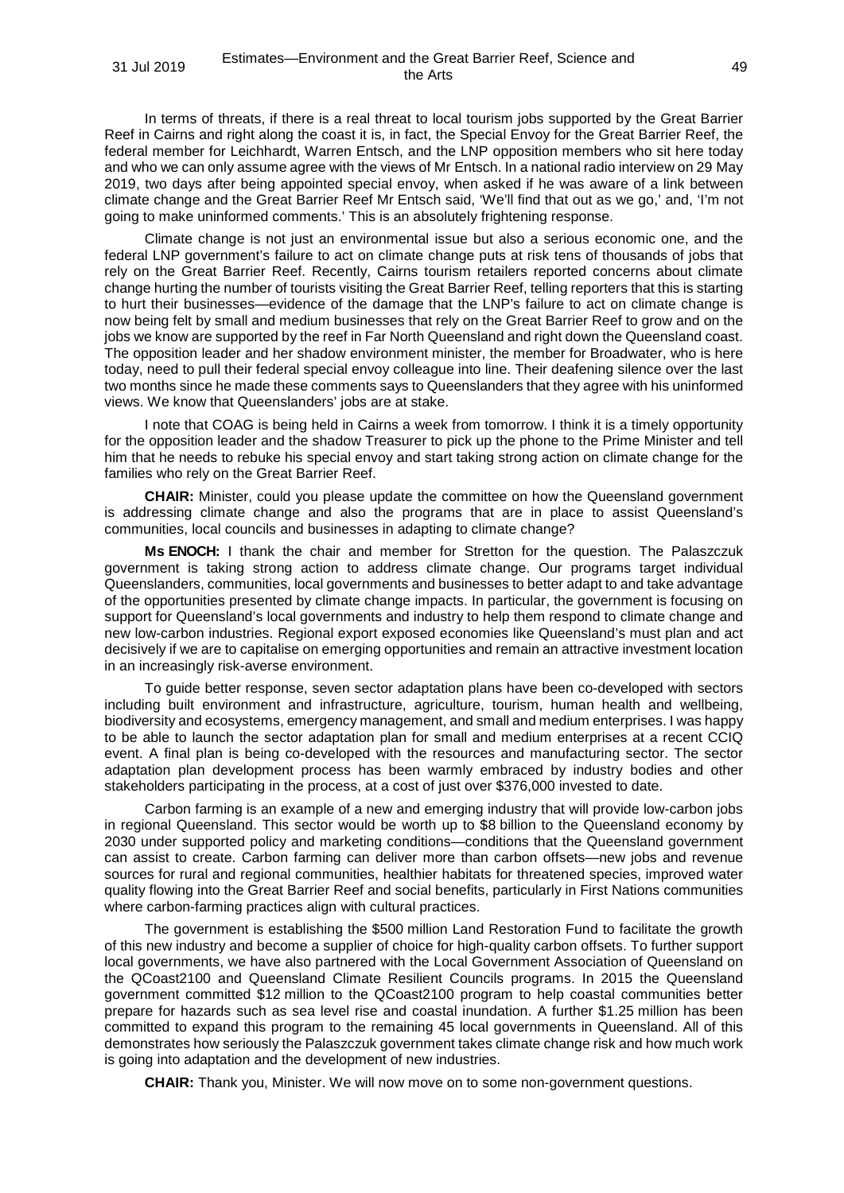In terms of threats, if there is a real threat to local tourism jobs supported by the Great Barrier Reef in Cairns and right along the coast it is, in fact, the Special Envoy for the Great Barrier Reef, the federal member for Leichhardt, Warren Entsch, and the LNP opposition members who sit here today and who we can only assume agree with the views of Mr Entsch. In a national radio interview on 29 May 2019, two days after being appointed special envoy, when asked if he was aware of a link between climate change and the Great Barrier Reef Mr Entsch said, 'We'll find that out as we go,' and, 'I'm not going to make uninformed comments.' This is an absolutely frightening response.

Climate change is not just an environmental issue but also a serious economic one, and the federal LNP government's failure to act on climate change puts at risk tens of thousands of jobs that rely on the Great Barrier Reef. Recently, Cairns tourism retailers reported concerns about climate change hurting the number of tourists visiting the Great Barrier Reef, telling reporters that this is starting to hurt their businesses—evidence of the damage that the LNP's failure to act on climate change is now being felt by small and medium businesses that rely on the Great Barrier Reef to grow and on the jobs we know are supported by the reef in Far North Queensland and right down the Queensland coast. The opposition leader and her shadow environment minister, the member for Broadwater, who is here today, need to pull their federal special envoy colleague into line. Their deafening silence over the last two months since he made these comments says to Queenslanders that they agree with his uninformed views. We know that Queenslanders' jobs are at stake.

I note that COAG is being held in Cairns a week from tomorrow. I think it is a timely opportunity for the opposition leader and the shadow Treasurer to pick up the phone to the Prime Minister and tell him that he needs to rebuke his special envoy and start taking strong action on climate change for the families who rely on the Great Barrier Reef.

**CHAIR:** Minister, could you please update the committee on how the Queensland government is addressing climate change and also the programs that are in place to assist Queensland's communities, local councils and businesses in adapting to climate change?

**Ms ENOCH:** I thank the chair and member for Stretton for the question. The Palaszczuk government is taking strong action to address climate change. Our programs target individual Queenslanders, communities, local governments and businesses to better adapt to and take advantage of the opportunities presented by climate change impacts. In particular, the government is focusing on support for Queensland's local governments and industry to help them respond to climate change and new low-carbon industries. Regional export exposed economies like Queensland's must plan and act decisively if we are to capitalise on emerging opportunities and remain an attractive investment location in an increasingly risk-averse environment.

To guide better response, seven sector adaptation plans have been co-developed with sectors including built environment and infrastructure, agriculture, tourism, human health and wellbeing, biodiversity and ecosystems, emergency management, and small and medium enterprises. I was happy to be able to launch the sector adaptation plan for small and medium enterprises at a recent CCIQ event. A final plan is being co-developed with the resources and manufacturing sector. The sector adaptation plan development process has been warmly embraced by industry bodies and other stakeholders participating in the process, at a cost of just over $376,000 invested to date.

Carbon farming is an example of a new and emerging industry that will provide low-carbon jobs in regional Queensland. This sector would be worth up to $8 billion to the Queensland economy by 2030 under supported policy and marketing conditions—conditions that the Queensland government can assist to create. Carbon farming can deliver more than carbon offsets—new jobs and revenue sources for rural and regional communities, healthier habitats for threatened species, improved water quality flowing into the Great Barrier Reef and social benefits, particularly in First Nations communities where carbon-farming practices align with cultural practices.

The government is establishing the $500 million Land Restoration Fund to facilitate the growth of this new industry and become a supplier of choice for high-quality carbon offsets. To further support local governments, we have also partnered with the Local Government Association of Queensland on the QCoast2100 and Queensland Climate Resilient Councils programs. In 2015 the Queensland government committed $12 million to the QCoast2100 program to help coastal communities better prepare for hazards such as sea level rise and coastal inundation. A further $1.25 million has been committed to expand this program to the remaining 45 local governments in Queensland. All of this demonstrates how seriously the Palaszczuk government takes climate change risk and how much work is going into adaptation and the development of new industries.

**CHAIR:** Thank you, Minister. We will now move on to some non-government questions.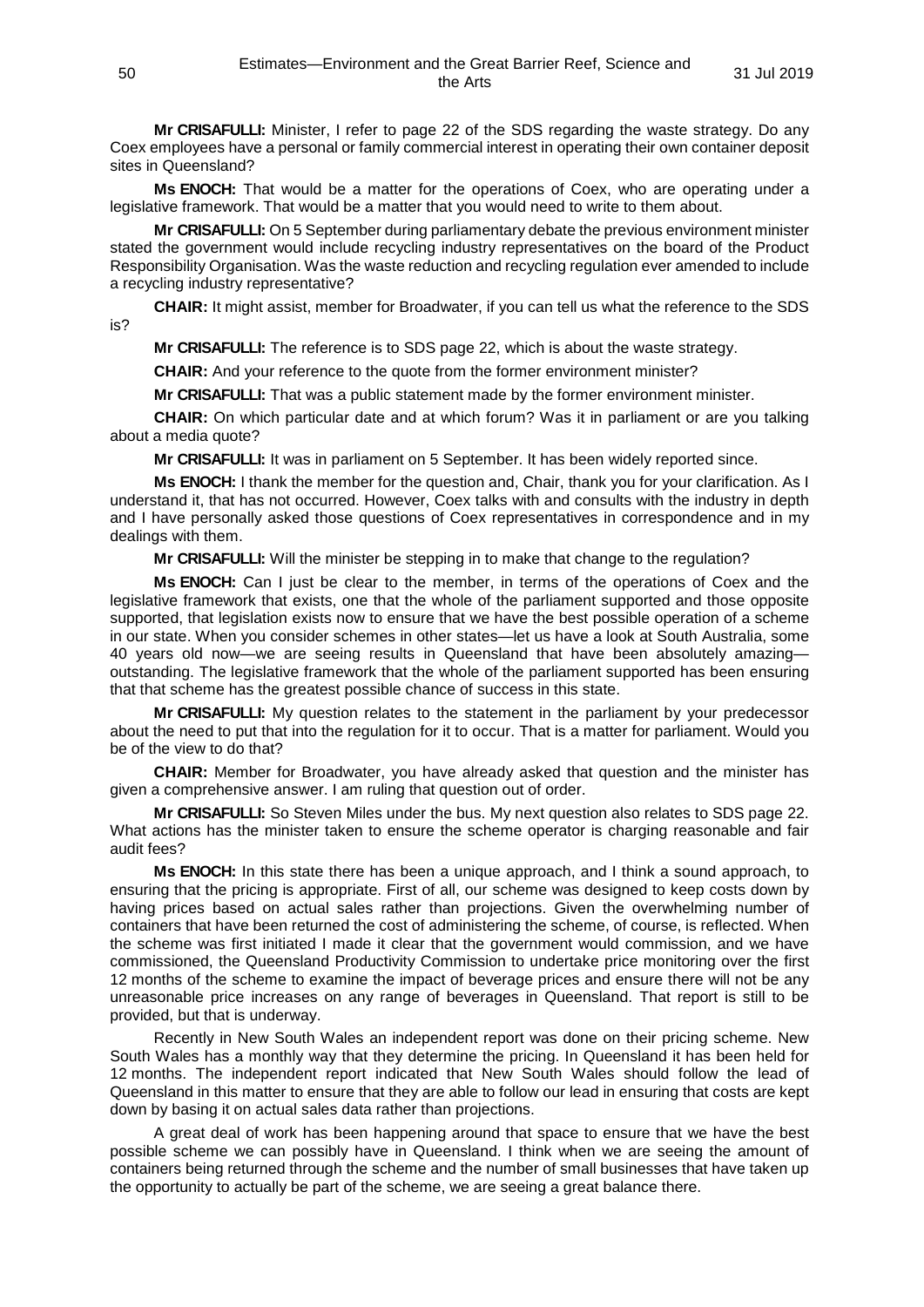**Mr CRISAFULLI:** Minister, I refer to page 22 of the SDS regarding the waste strategy. Do any Coex employees have a personal or family commercial interest in operating their own container deposit sites in Queensland?

**Ms ENOCH:** That would be a matter for the operations of Coex, who are operating under a legislative framework. That would be a matter that you would need to write to them about.

**Mr CRISAFULLI:** On 5 September during parliamentary debate the previous environment minister stated the government would include recycling industry representatives on the board of the Product Responsibility Organisation. Was the waste reduction and recycling regulation ever amended to include a recycling industry representative?

**CHAIR:** It might assist, member for Broadwater, if you can tell us what the reference to the SDS is?

**Mr CRISAFULLI:** The reference is to SDS page 22, which is about the waste strategy.

**CHAIR:** And your reference to the quote from the former environment minister?

**Mr CRISAFULLI:** That was a public statement made by the former environment minister.

**CHAIR:** On which particular date and at which forum? Was it in parliament or are you talking about a media quote?

**Mr CRISAFULLI:** It was in parliament on 5 September. It has been widely reported since.

**Ms ENOCH:** I thank the member for the question and, Chair, thank you for your clarification. As I understand it, that has not occurred. However, Coex talks with and consults with the industry in depth and I have personally asked those questions of Coex representatives in correspondence and in my dealings with them.

**Mr CRISAFULLI:** Will the minister be stepping in to make that change to the regulation?

**Ms ENOCH:** Can I just be clear to the member, in terms of the operations of Coex and the legislative framework that exists, one that the whole of the parliament supported and those opposite supported, that legislation exists now to ensure that we have the best possible operation of a scheme in our state. When you consider schemes in other states—let us have a look at South Australia, some 40 years old now—we are seeing results in Queensland that have been absolutely amazing—outstanding. The legislative framework that the whole of the parliament supported has been ensuring that that scheme has the greatest possible chance of success in this state.

**Mr CRISAFULLI:** My question relates to the statement in the parliament by your predecessor about the need to put that into the regulation for it to occur. That is a matter for parliament. Would you be of the view to do that?

**CHAIR:** Member for Broadwater, you have already asked that question and the minister has given a comprehensive answer. I am ruling that question out of order.

**Mr CRISAFULLI:** So Steven Miles under the bus. My next question also relates to SDS page 22. What actions has the minister taken to ensure the scheme operator is charging reasonable and fair audit fees?

**Ms ENOCH:** In this state there has been a unique approach, and I think a sound approach, to ensuring that the pricing is appropriate. First of all, our scheme was designed to keep costs down by having prices based on actual sales rather than projections. Given the overwhelming number of containers that have been returned the cost of administering the scheme, of course, is reflected. When the scheme was first initiated I made it clear that the government would commission, and we have commissioned, the Queensland Productivity Commission to undertake price monitoring over the first 12 months of the scheme to examine the impact of beverage prices and ensure there will not be any unreasonable price increases on any range of beverages in Queensland. That report is still to be provided, but that is underway.

Recently in New South Wales an independent report was done on their pricing scheme. New South Wales has a monthly way that they determine the pricing. In Queensland it has been held for 12 months. The independent report indicated that New South Wales should follow the lead of Queensland in this matter to ensure that they are able to follow our lead in ensuring that costs are kept down by basing it on actual sales data rather than projections.

A great deal of work has been happening around that space to ensure that we have the best possible scheme we can possibly have in Queensland. I think when we are seeing the amount of containers being returned through the scheme and the number of small businesses that have taken up the opportunity to actually be part of the scheme, we are seeing a great balance there.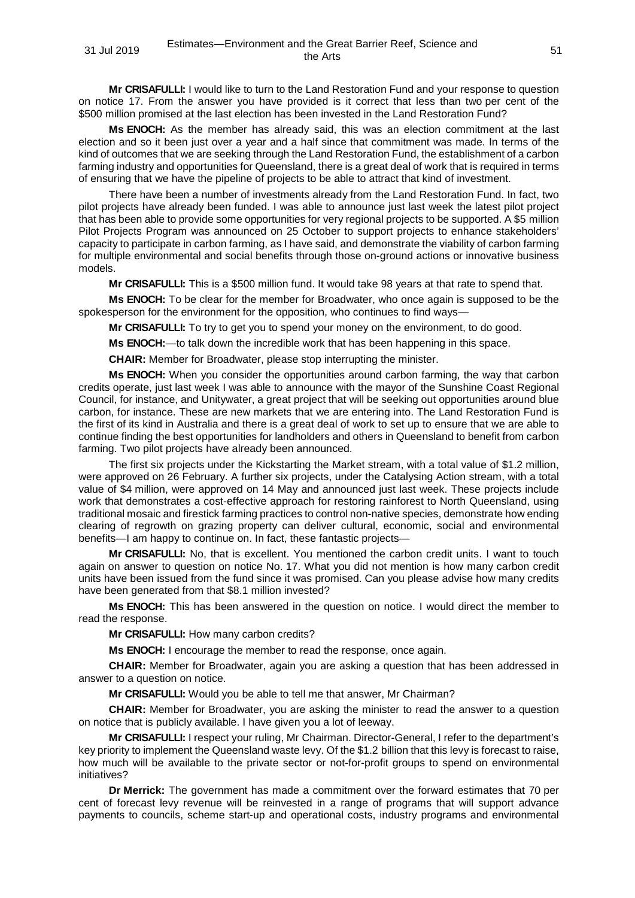**Mr CRISAFULLI:** I would like to turn to the Land Restoration Fund and your response to question on notice 17. From the answer you have provided is it correct that less than two per cent of the $500 million promised at the last election has been invested in the Land Restoration Fund?

**Ms ENOCH:** As the member has already said, this was an election commitment at the last election and so it been just over a year and a half since that commitment was made. In terms of the kind of outcomes that we are seeking through the Land Restoration Fund, the establishment of a carbon farming industry and opportunities for Queensland, there is a great deal of work that is required in terms of ensuring that we have the pipeline of projects to be able to attract that kind of investment.

There have been a number of investments already from the Land Restoration Fund. In fact, two pilot projects have already been funded. I was able to announce just last week the latest pilot project that has been able to provide some opportunities for very regional projects to be supported. A $5 million Pilot Projects Program was announced on 25 October to support projects to enhance stakeholders' capacity to participate in carbon farming, as I have said, and demonstrate the viability of carbon farming for multiple environmental and social benefits through those on-ground actions or innovative business models.

**Mr CRISAFULLI:** This is a $500 million fund. It would take 98 years at that rate to spend that.

**Ms ENOCH:** To be clear for the member for Broadwater, who once again is supposed to be the spokesperson for the environment for the opposition, who continues to find ways—

**Mr CRISAFULLI:** To try to get you to spend your money on the environment, to do good.

**Ms ENOCH:**—to talk down the incredible work that has been happening in this space.

**CHAIR:** Member for Broadwater, please stop interrupting the minister.

**Ms ENOCH:** When you consider the opportunities around carbon farming, the way that carbon credits operate, just last week I was able to announce with the mayor of the Sunshine Coast Regional Council, for instance, and Unitywater, a great project that will be seeking out opportunities around blue carbon, for instance. These are new markets that we are entering into. The Land Restoration Fund is the first of its kind in Australia and there is a great deal of work to set up to ensure that we are able to continue finding the best opportunities for landholders and others in Queensland to benefit from carbon farming. Two pilot projects have already been announced.

The first six projects under the Kickstarting the Market stream, with a total value of $1.2 million, were approved on 26 February. A further six projects, under the Catalysing Action stream, with a total value of $4 million, were approved on 14 May and announced just last week. These projects include work that demonstrates a cost-effective approach for restoring rainforest to North Queensland, using traditional mosaic and firestick farming practices to control non-native species, demonstrate how ending clearing of regrowth on grazing property can deliver cultural, economic, social and environmental benefits—I am happy to continue on. In fact, these fantastic projects—

**Mr CRISAFULLI:** No, that is excellent. You mentioned the carbon credit units. I want to touch again on answer to question on notice No. 17. What you did not mention is how many carbon credit units have been issued from the fund since it was promised. Can you please advise how many credits have been generated from that $8.1 million invested?

**Ms ENOCH:** This has been answered in the question on notice. I would direct the member to read the response.

**Mr CRISAFULLI:** How many carbon credits?

**Ms ENOCH:** I encourage the member to read the response, once again.

**CHAIR:** Member for Broadwater, again you are asking a question that has been addressed in answer to a question on notice.

**Mr CRISAFULLI:** Would you be able to tell me that answer, Mr Chairman?

**CHAIR:** Member for Broadwater, you are asking the minister to read the answer to a question on notice that is publicly available. I have given you a lot of leeway.

**Mr CRISAFULLI:** I respect your ruling, Mr Chairman. Director-General, I refer to the department's key priority to implement the Queensland waste levy. Of the $1.2 billion that this levy is forecast to raise, how much will be available to the private sector or not-for-profit groups to spend on environmental initiatives?

**Dr Merrick:** The government has made a commitment over the forward estimates that 70 per cent of forecast levy revenue will be reinvested in a range of programs that will support advance payments to councils, scheme start-up and operational costs, industry programs and environmental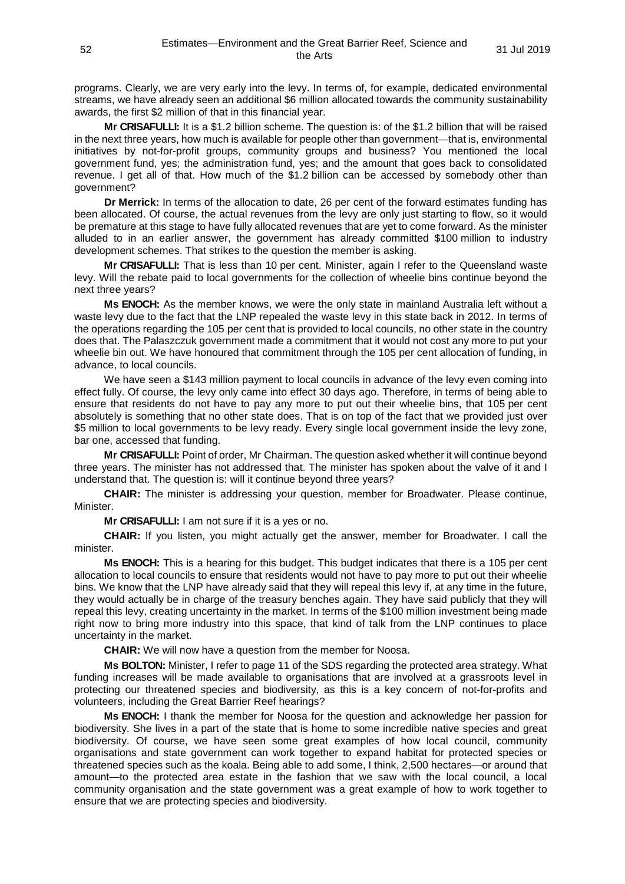programs. Clearly, we are very early into the levy. In terms of, for example, dedicated environmental streams, we have already seen an additional $6 million allocated towards the community sustainability awards, the first $2 million of that in this financial year.

**Mr CRISAFULLI:** It is a $1.2 billion scheme. The question is: of the $1.2 billion that will be raised in the next three years, how much is available for people other than government—that is, environmental initiatives by not-for-profit groups, community groups and business? You mentioned the local government fund, yes; the administration fund, yes; and the amount that goes back to consolidated revenue. I get all of that. How much of the $1.2 billion can be accessed by somebody other than government?

**Dr Merrick:** In terms of the allocation to date, 26 per cent of the forward estimates funding has been allocated. Of course, the actual revenues from the levy are only just starting to flow, so it would be premature at this stage to have fully allocated revenues that are yet to come forward. As the minister alluded to in an earlier answer, the government has already committed $100 million to industry development schemes. That strikes to the question the member is asking.

**Mr CRISAFULLI:** That is less than 10 per cent. Minister, again I refer to the Queensland waste levy. Will the rebate paid to local governments for the collection of wheelie bins continue beyond the next three years?

**Ms ENOCH:** As the member knows, we were the only state in mainland Australia left without a waste levy due to the fact that the LNP repealed the waste levy in this state back in 2012. In terms of the operations regarding the 105 per cent that is provided to local councils, no other state in the country does that. The Palaszczuk government made a commitment that it would not cost any more to put your wheelie bin out. We have honoured that commitment through the 105 per cent allocation of funding, in advance, to local councils.

We have seen a $143 million payment to local councils in advance of the levy even coming into effect fully. Of course, the levy only came into effect 30 days ago. Therefore, in terms of being able to ensure that residents do not have to pay any more to put out their wheelie bins, that 105 per cent absolutely is something that no other state does. That is on top of the fact that we provided just over $5 million to local governments to be levy ready. Every single local government inside the levy zone, bar one, accessed that funding.

**Mr CRISAFULLI:** Point of order, Mr Chairman. The question asked whether it will continue beyond three years. The minister has not addressed that. The minister has spoken about the valve of it and I understand that. The question is: will it continue beyond three years?

**CHAIR:** The minister is addressing your question, member for Broadwater. Please continue, Minister.

**Mr CRISAFULLI:** I am not sure if it is a yes or no.

**CHAIR:** If you listen, you might actually get the answer, member for Broadwater. I call the minister.

**Ms ENOCH:** This is a hearing for this budget. This budget indicates that there is a 105 per cent allocation to local councils to ensure that residents would not have to pay more to put out their wheelie bins. We know that the LNP have already said that they will repeal this levy if, at any time in the future, they would actually be in charge of the treasury benches again. They have said publicly that they will repeal this levy, creating uncertainty in the market. In terms of the $100 million investment being made right now to bring more industry into this space, that kind of talk from the LNP continues to place uncertainty in the market.

**CHAIR:** We will now have a question from the member for Noosa.

**Ms BOLTON:** Minister, I refer to page 11 of the SDS regarding the protected area strategy. What funding increases will be made available to organisations that are involved at a grassroots level in protecting our threatened species and biodiversity, as this is a key concern of not-for-profits and volunteers, including the Great Barrier Reef hearings?

**Ms ENOCH:** I thank the member for Noosa for the question and acknowledge her passion for biodiversity. She lives in a part of the state that is home to some incredible native species and great biodiversity. Of course, we have seen some great examples of how local council, community organisations and state government can work together to expand habitat for protected species or threatened species such as the koala. Being able to add some, I think, 2,500 hectares—or around that amount—to the protected area estate in the fashion that we saw with the local council, a local community organisation and the state government was a great example of how to work together to ensure that we are protecting species and biodiversity.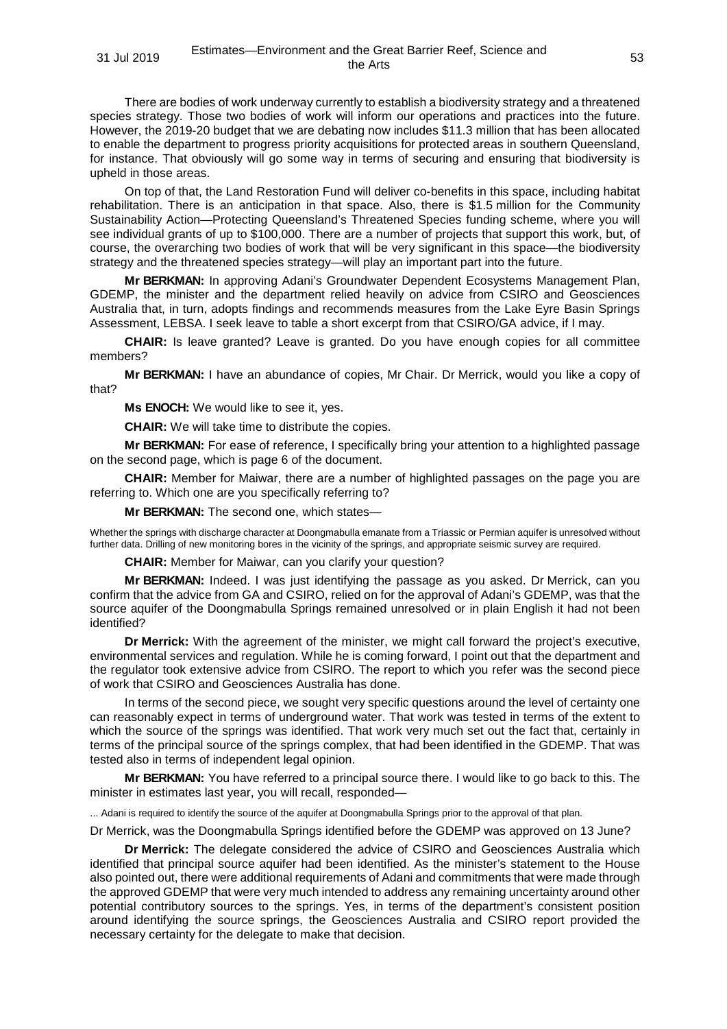There are bodies of work underway currently to establish a biodiversity strategy and a threatened species strategy. Those two bodies of work will inform our operations and practices into the future. However, the 2019-20 budget that we are debating now includes $11.3 million that has been allocated to enable the department to progress priority acquisitions for protected areas in southern Queensland, for instance. That obviously will go some way in terms of securing and ensuring that biodiversity is upheld in those areas.

On top of that, the Land Restoration Fund will deliver co-benefits in this space, including habitat rehabilitation. There is an anticipation in that space. Also, there is $1.5 million for the Community Sustainability Action—Protecting Queensland's Threatened Species funding scheme, where you will see individual grants of up to $100,000. There are a number of projects that support this work, but, of course, the overarching two bodies of work that will be very significant in this space—the biodiversity strategy and the threatened species strategy—will play an important part into the future.

**Mr BERKMAN:** In approving Adani's Groundwater Dependent Ecosystems Management Plan, GDEMP, the minister and the department relied heavily on advice from CSIRO and Geosciences Australia that, in turn, adopts findings and recommends measures from the Lake Eyre Basin Springs Assessment, LEBSA. I seek leave to table a short excerpt from that CSIRO/GA advice, if I may.

**CHAIR:** Is leave granted? Leave is granted. Do you have enough copies for all committee members?

**Mr BERKMAN:** I have an abundance of copies, Mr Chair. Dr Merrick, would you like a copy of that?

**Ms ENOCH:** We would like to see it, yes.

**CHAIR:** We will take time to distribute the copies.

**Mr BERKMAN:** For ease of reference, I specifically bring your attention to a highlighted passage on the second page, which is page 6 of the document.

**CHAIR:** Member for Maiwar, there are a number of highlighted passages on the page you are referring to. Which one are you specifically referring to?

**Mr BERKMAN:** The second one, which states—

Whether the springs with discharge character at Doongmabulla emanate from a Triassic or Permian aquifer is unresolved without further data. Drilling of new monitoring bores in the vicinity of the springs, and appropriate seismic survey are required.

**CHAIR:** Member for Maiwar, can you clarify your question?

**Mr BERKMAN:** Indeed. I was just identifying the passage as you asked. Dr Merrick, can you confirm that the advice from GA and CSIRO, relied on for the approval of Adani's GDEMP, was that the source aquifer of the Doongmabulla Springs remained unresolved or in plain English it had not been identified?

**Dr Merrick:** With the agreement of the minister, we might call forward the project's executive, environmental services and regulation. While he is coming forward, I point out that the department and the regulator took extensive advice from CSIRO. The report to which you refer was the second piece of work that CSIRO and Geosciences Australia has done.

In terms of the second piece, we sought very specific questions around the level of certainty one can reasonably expect in terms of underground water. That work was tested in terms of the extent to which the source of the springs was identified. That work very much set out the fact that, certainly in terms of the principal source of the springs complex, that had been identified in the GDEMP. That was tested also in terms of independent legal opinion.

**Mr BERKMAN:** You have referred to a principal source there. I would like to go back to this. The minister in estimates last year, you will recall, responded—

... Adani is required to identify the source of the aquifer at Doongmabulla Springs prior to the approval of that plan.

Dr Merrick, was the Doongmabulla Springs identified before the GDEMP was approved on 13 June?

**Dr Merrick:** The delegate considered the advice of CSIRO and Geosciences Australia which identified that principal source aquifer had been identified. As the minister's statement to the House also pointed out, there were additional requirements of Adani and commitments that were made through the approved GDEMP that were very much intended to address any remaining uncertainty around other potential contributory sources to the springs. Yes, in terms of the department's consistent position around identifying the source springs, the Geosciences Australia and CSIRO report provided the necessary certainty for the delegate to make that decision.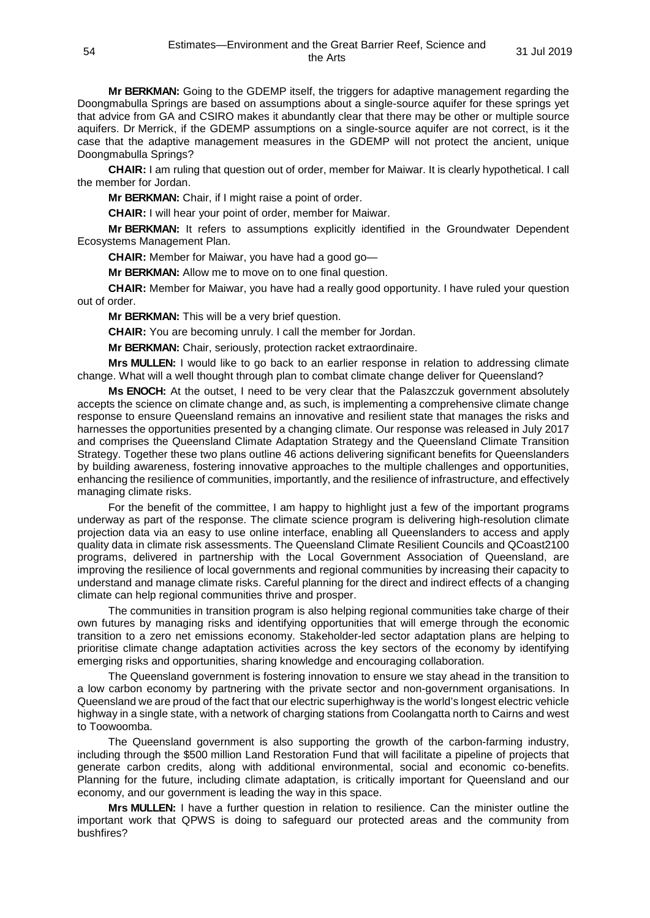**Mr BERKMAN:** Going to the GDEMP itself, the triggers for adaptive management regarding the Doongmabulla Springs are based on assumptions about a single-source aquifer for these springs yet that advice from GA and CSIRO makes it abundantly clear that there may be other or multiple source aquifers. Dr Merrick, if the GDEMP assumptions on a single-source aquifer are not correct, is it the case that the adaptive management measures in the GDEMP will not protect the ancient, unique Doongmabulla Springs?

**CHAIR:** I am ruling that question out of order, member for Maiwar. It is clearly hypothetical. I call the member for Jordan.

**Mr BERKMAN:** Chair, if I might raise a point of order.

**CHAIR:** I will hear your point of order, member for Maiwar.

**Mr BERKMAN:** It refers to assumptions explicitly identified in the Groundwater Dependent Ecosystems Management Plan.

**CHAIR:** Member for Maiwar, you have had a good go—

**Mr BERKMAN:** Allow me to move on to one final question.

**CHAIR:** Member for Maiwar, you have had a really good opportunity. I have ruled your question out of order.

**Mr BERKMAN:** This will be a very brief question.

**CHAIR:** You are becoming unruly. I call the member for Jordan.

**Mr BERKMAN:** Chair, seriously, protection racket extraordinaire.

**Mrs MULLEN:** I would like to go back to an earlier response in relation to addressing climate change. What will a well thought through plan to combat climate change deliver for Queensland?

**Ms ENOCH:** At the outset, I need to be very clear that the Palaszczuk government absolutely accepts the science on climate change and, as such, is implementing a comprehensive climate change response to ensure Queensland remains an innovative and resilient state that manages the risks and harnesses the opportunities presented by a changing climate. Our response was released in July 2017 and comprises the Queensland Climate Adaptation Strategy and the Queensland Climate Transition Strategy. Together these two plans outline 46 actions delivering significant benefits for Queenslanders by building awareness, fostering innovative approaches to the multiple challenges and opportunities, enhancing the resilience of communities, importantly, and the resilience of infrastructure, and effectively managing climate risks.

For the benefit of the committee, I am happy to highlight just a few of the important programs underway as part of the response. The climate science program is delivering high-resolution climate projection data via an easy to use online interface, enabling all Queenslanders to access and apply quality data in climate risk assessments. The Queensland Climate Resilient Councils and QCoast2100 programs, delivered in partnership with the Local Government Association of Queensland, are improving the resilience of local governments and regional communities by increasing their capacity to understand and manage climate risks. Careful planning for the direct and indirect effects of a changing climate can help regional communities thrive and prosper.

The communities in transition program is also helping regional communities take charge of their own futures by managing risks and identifying opportunities that will emerge through the economic transition to a zero net emissions economy. Stakeholder-led sector adaptation plans are helping to prioritise climate change adaptation activities across the key sectors of the economy by identifying emerging risks and opportunities, sharing knowledge and encouraging collaboration.

The Queensland government is fostering innovation to ensure we stay ahead in the transition to a low carbon economy by partnering with the private sector and non-government organisations. In Queensland we are proud of the fact that our electric superhighway is the world's longest electric vehicle highway in a single state, with a network of charging stations from Coolangatta north to Cairns and west to Toowoomba.

The Queensland government is also supporting the growth of the carbon-farming industry, including through the $500 million Land Restoration Fund that will facilitate a pipeline of projects that generate carbon credits, along with additional environmental, social and economic co-benefits. Planning for the future, including climate adaptation, is critically important for Queensland and our economy, and our government is leading the way in this space.

**Mrs MULLEN:** I have a further question in relation to resilience. Can the minister outline the important work that QPWS is doing to safeguard our protected areas and the community from bushfires?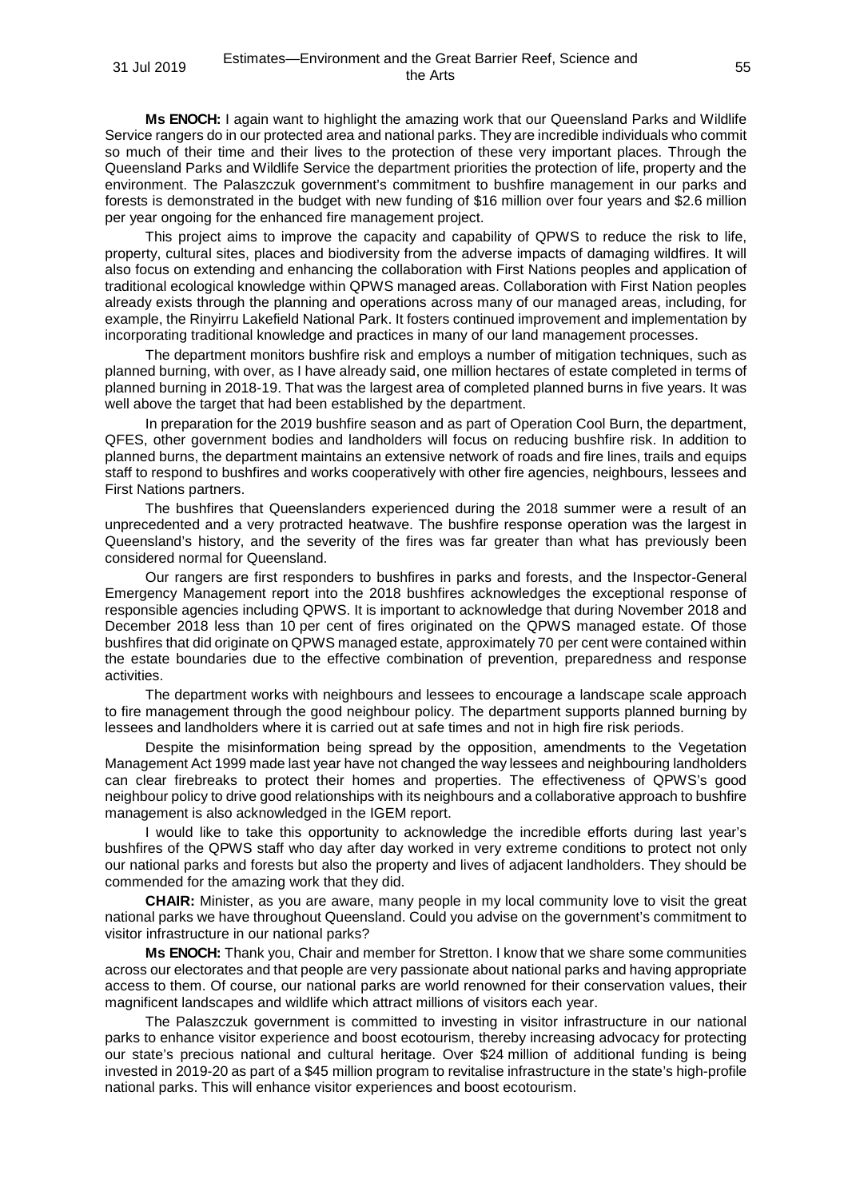**Ms ENOCH:** I again want to highlight the amazing work that our Queensland Parks and Wildlife Service rangers do in our protected area and national parks. They are incredible individuals who commit so much of their time and their lives to the protection of these very important places. Through the Queensland Parks and Wildlife Service the department priorities the protection of life, property and the environment. The Palaszczuk government's commitment to bushfire management in our parks and forests is demonstrated in the budget with new funding of $16 million over four years and $2.6 million per year ongoing for the enhanced fire management project.

This project aims to improve the capacity and capability of QPWS to reduce the risk to life, property, cultural sites, places and biodiversity from the adverse impacts of damaging wildfires. It will also focus on extending and enhancing the collaboration with First Nations peoples and application of traditional ecological knowledge within QPWS managed areas. Collaboration with First Nation peoples already exists through the planning and operations across many of our managed areas, including, for example, the Rinyirru Lakefield National Park. It fosters continued improvement and implementation by incorporating traditional knowledge and practices in many of our land management processes.

The department monitors bushfire risk and employs a number of mitigation techniques, such as planned burning, with over, as I have already said, one million hectares of estate completed in terms of planned burning in 2018-19. That was the largest area of completed planned burns in five years. It was well above the target that had been established by the department.

In preparation for the 2019 bushfire season and as part of Operation Cool Burn, the department, QFES, other government bodies and landholders will focus on reducing bushfire risk. In addition to planned burns, the department maintains an extensive network of roads and fire lines, trails and equips staff to respond to bushfires and works cooperatively with other fire agencies, neighbours, lessees and First Nations partners.

The bushfires that Queenslanders experienced during the 2018 summer were a result of an unprecedented and a very protracted heatwave. The bushfire response operation was the largest in Queensland's history, and the severity of the fires was far greater than what has previously been considered normal for Queensland.

Our rangers are first responders to bushfires in parks and forests, and the Inspector-General Emergency Management report into the 2018 bushfires acknowledges the exceptional response of responsible agencies including QPWS. It is important to acknowledge that during November 2018 and December 2018 less than 10 per cent of fires originated on the QPWS managed estate. Of those bushfires that did originate on QPWS managed estate, approximately 70 per cent were contained within the estate boundaries due to the effective combination of prevention, preparedness and response activities.

The department works with neighbours and lessees to encourage a landscape scale approach to fire management through the good neighbour policy. The department supports planned burning by lessees and landholders where it is carried out at safe times and not in high fire risk periods.

Despite the misinformation being spread by the opposition, amendments to the Vegetation Management Act 1999 made last year have not changed the way lessees and neighbouring landholders can clear firebreaks to protect their homes and properties. The effectiveness of QPWS's good neighbour policy to drive good relationships with its neighbours and a collaborative approach to bushfire management is also acknowledged in the IGEM report.

I would like to take this opportunity to acknowledge the incredible efforts during last year's bushfires of the QPWS staff who day after day worked in very extreme conditions to protect not only our national parks and forests but also the property and lives of adjacent landholders. They should be commended for the amazing work that they did.

**CHAIR:** Minister, as you are aware, many people in my local community love to visit the great national parks we have throughout Queensland. Could you advise on the government's commitment to visitor infrastructure in our national parks?

**Ms ENOCH:** Thank you, Chair and member for Stretton. I know that we share some communities across our electorates and that people are very passionate about national parks and having appropriate access to them. Of course, our national parks are world renowned for their conservation values, their magnificent landscapes and wildlife which attract millions of visitors each year.

The Palaszczuk government is committed to investing in visitor infrastructure in our national parks to enhance visitor experience and boost ecotourism, thereby increasing advocacy for protecting our state's precious national and cultural heritage. Over $24 million of additional funding is being invested in 2019-20 as part of a $45 million program to revitalise infrastructure in the state's high-profile national parks. This will enhance visitor experiences and boost ecotourism.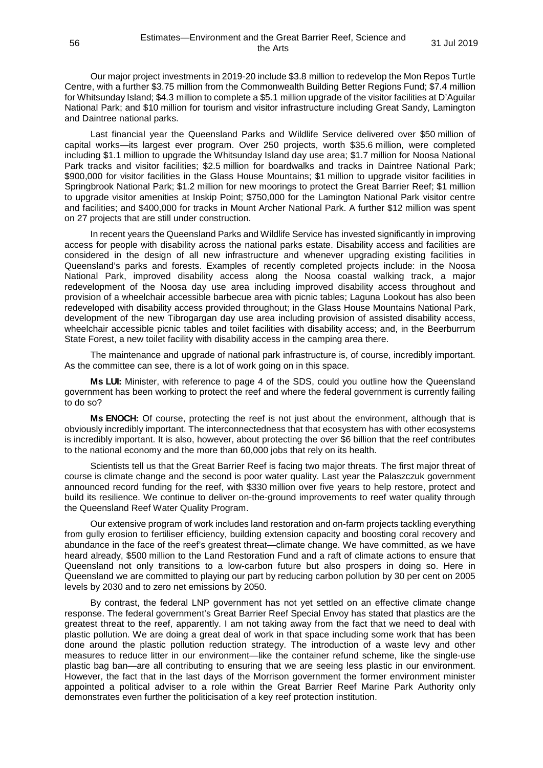Our major project investments in 2019-20 include $3.8 million to redevelop the Mon Repos Turtle Centre, with a further $3.75 million from the Commonwealth Building Better Regions Fund; $7.4 million for Whitsunday Island; $4.3 million to complete a $5.1 million upgrade of the visitor facilities at D'Aguilar National Park; and $10 million for tourism and visitor infrastructure including Great Sandy, Lamington and Daintree national parks.

Last financial year the Queensland Parks and Wildlife Service delivered over $50 million of capital works—its largest ever program. Over 250 projects, worth $35.6 million, were completed including $1.1 million to upgrade the Whitsunday Island day use area; $1.7 million for Noosa National Park tracks and visitor facilities; $2.5 million for boardwalks and tracks in Daintree National Park; $900,000 for visitor facilities in the Glass House Mountains; $1 million to upgrade visitor facilities in Springbrook National Park; $1.2 million for new moorings to protect the Great Barrier Reef; $1 million to upgrade visitor amenities at Inskip Point; $750,000 for the Lamington National Park visitor centre and facilities; and $400,000 for tracks in Mount Archer National Park. A further $12 million was spent on 27 projects that are still under construction.

In recent years the Queensland Parks and Wildlife Service has invested significantly in improving access for people with disability across the national parks estate. Disability access and facilities are considered in the design of all new infrastructure and whenever upgrading existing facilities in Queensland's parks and forests. Examples of recently completed projects include: in the Noosa National Park, improved disability access along the Noosa coastal walking track, a major redevelopment of the Noosa day use area including improved disability access throughout and provision of a wheelchair accessible barbecue area with picnic tables; Laguna Lookout has also been redeveloped with disability access provided throughout; in the Glass House Mountains National Park, development of the new Tibrogargan day use area including provision of assisted disability access, wheelchair accessible picnic tables and toilet facilities with disability access; and, in the Beerburrum State Forest, a new toilet facility with disability access in the camping area there.

The maintenance and upgrade of national park infrastructure is, of course, incredibly important. As the committee can see, there is a lot of work going on in this space.

**Ms LUI:** Minister, with reference to page 4 of the SDS, could you outline how the Queensland government has been working to protect the reef and where the federal government is currently failing to do so?

**Ms ENOCH:** Of course, protecting the reef is not just about the environment, although that is obviously incredibly important. The interconnectedness that that ecosystem has with other ecosystems is incredibly important. It is also, however, about protecting the over $6 billion that the reef contributes to the national economy and the more than 60,000 jobs that rely on its health.

Scientists tell us that the Great Barrier Reef is facing two major threats. The first major threat of course is climate change and the second is poor water quality. Last year the Palaszczuk government announced record funding for the reef, with $330 million over five years to help restore, protect and build its resilience. We continue to deliver on-the-ground improvements to reef water quality through the Queensland Reef Water Quality Program.

Our extensive program of work includes land restoration and on-farm projects tackling everything from gully erosion to fertiliser efficiency, building extension capacity and boosting coral recovery and abundance in the face of the reef's greatest threat—climate change. We have committed, as we have heard already, $500 million to the Land Restoration Fund and a raft of climate actions to ensure that Queensland not only transitions to a low-carbon future but also prospers in doing so. Here in Queensland we are committed to playing our part by reducing carbon pollution by 30 per cent on 2005 levels by 2030 and to zero net emissions by 2050.

By contrast, the federal LNP government has not yet settled on an effective climate change response. The federal government's Great Barrier Reef Special Envoy has stated that plastics are the greatest threat to the reef, apparently. I am not taking away from the fact that we need to deal with plastic pollution. We are doing a great deal of work in that space including some work that has been done around the plastic pollution reduction strategy. The introduction of a waste levy and other measures to reduce litter in our environment—like the container refund scheme, like the single-use plastic bag ban—are all contributing to ensuring that we are seeing less plastic in our environment. However, the fact that in the last days of the Morrison government the former environment minister appointed a political adviser to a role within the Great Barrier Reef Marine Park Authority only demonstrates even further the politicisation of a key reef protection institution.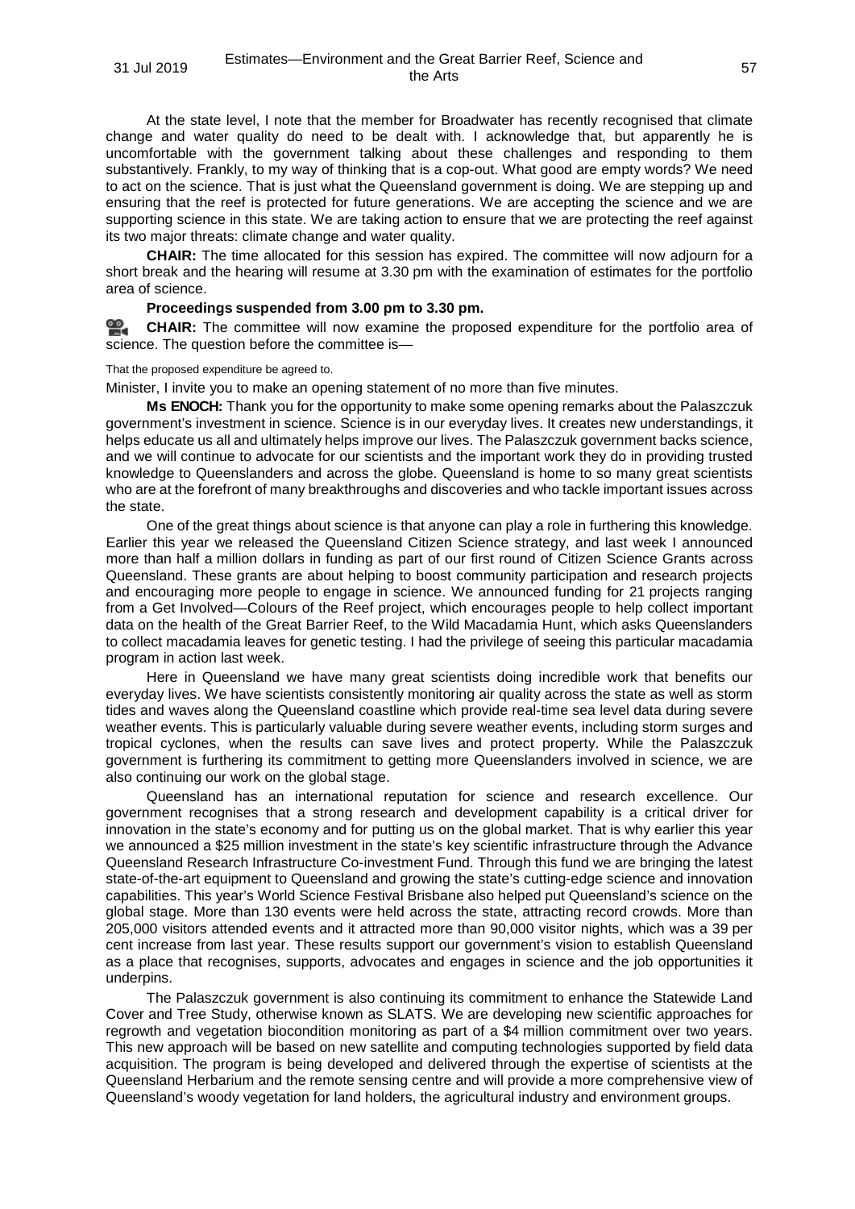At the state level, I note that the member for Broadwater has recently recognised that climate change and water quality do need to be dealt with. I acknowledge that, but apparently he is uncomfortable with the government talking about these challenges and responding to them substantively. Frankly, to my way of thinking that is a cop-out. What good are empty words? We need to act on the science. That is just what the Queensland government is doing. We are stepping up and ensuring that the reef is protected for future generations. We are accepting the science and we are supporting science in this state. We are taking action to ensure that we are protecting the reef against its two major threats: climate change and water quality.

**CHAIR:** The time allocated for this session has expired. The committee will now adjourn for a short break and the hearing will resume at 3.30 pm with the examination of estimates for the portfolio area of science.

**Proceedings suspended from 3.00 pm to 3.30 pm.**

**CHAIR:** The committee will now examine the proposed expenditure for the portfolio area of science. The question before the committee is—

That the proposed expenditure be agreed to.

Minister, I invite you to make an opening statement of no more than five minutes.

**Ms ENOCH:** Thank you for the opportunity to make some opening remarks about the Palaszczuk government's investment in science. Science is in our everyday lives. It creates new understandings, it helps educate us all and ultimately helps improve our lives. The Palaszczuk government backs science, and we will continue to advocate for our scientists and the important work they do in providing trusted knowledge to Queenslanders and across the globe. Queensland is home to so many great scientists who are at the forefront of many breakthroughs and discoveries and who tackle important issues across the state.

One of the great things about science is that anyone can play a role in furthering this knowledge. Earlier this year we released the Queensland Citizen Science strategy, and last week I announced more than half a million dollars in funding as part of our first round of Citizen Science Grants across Queensland. These grants are about helping to boost community participation and research projects and encouraging more people to engage in science. We announced funding for 21 projects ranging from a Get Involved—Colours of the Reef project, which encourages people to help collect important data on the health of the Great Barrier Reef, to the Wild Macadamia Hunt, which asks Queenslanders to collect macadamia leaves for genetic testing. I had the privilege of seeing this particular macadamia program in action last week.

Here in Queensland we have many great scientists doing incredible work that benefits our everyday lives. We have scientists consistently monitoring air quality across the state as well as storm tides and waves along the Queensland coastline which provide real-time sea level data during severe weather events. This is particularly valuable during severe weather events, including storm surges and tropical cyclones, when the results can save lives and protect property. While the Palaszczuk government is furthering its commitment to getting more Queenslanders involved in science, we are also continuing our work on the global stage.

Queensland has an international reputation for science and research excellence. Our government recognises that a strong research and development capability is a critical driver for innovation in the state's economy and for putting us on the global market. That is why earlier this year we announced a $25 million investment in the state's key scientific infrastructure through the Advance Queensland Research Infrastructure Co-investment Fund. Through this fund we are bringing the latest state-of-the-art equipment to Queensland and growing the state's cutting-edge science and innovation capabilities. This year's World Science Festival Brisbane also helped put Queensland's science on the global stage. More than 130 events were held across the state, attracting record crowds. More than 205,000 visitors attended events and it attracted more than 90,000 visitor nights, which was a 39 per cent increase from last year. These results support our government's vision to establish Queensland as a place that recognises, supports, advocates and engages in science and the job opportunities it underpins.

The Palaszczuk government is also continuing its commitment to enhance the Statewide Land Cover and Tree Study, otherwise known as SLATS. We are developing new scientific approaches for regrowth and vegetation biocondition monitoring as part of a $4 million commitment over two years. This new approach will be based on new satellite and computing technologies supported by field data acquisition. The program is being developed and delivered through the expertise of scientists at the Queensland Herbarium and the remote sensing centre and will provide a more comprehensive view of Queensland's woody vegetation for land holders, the agricultural industry and environment groups.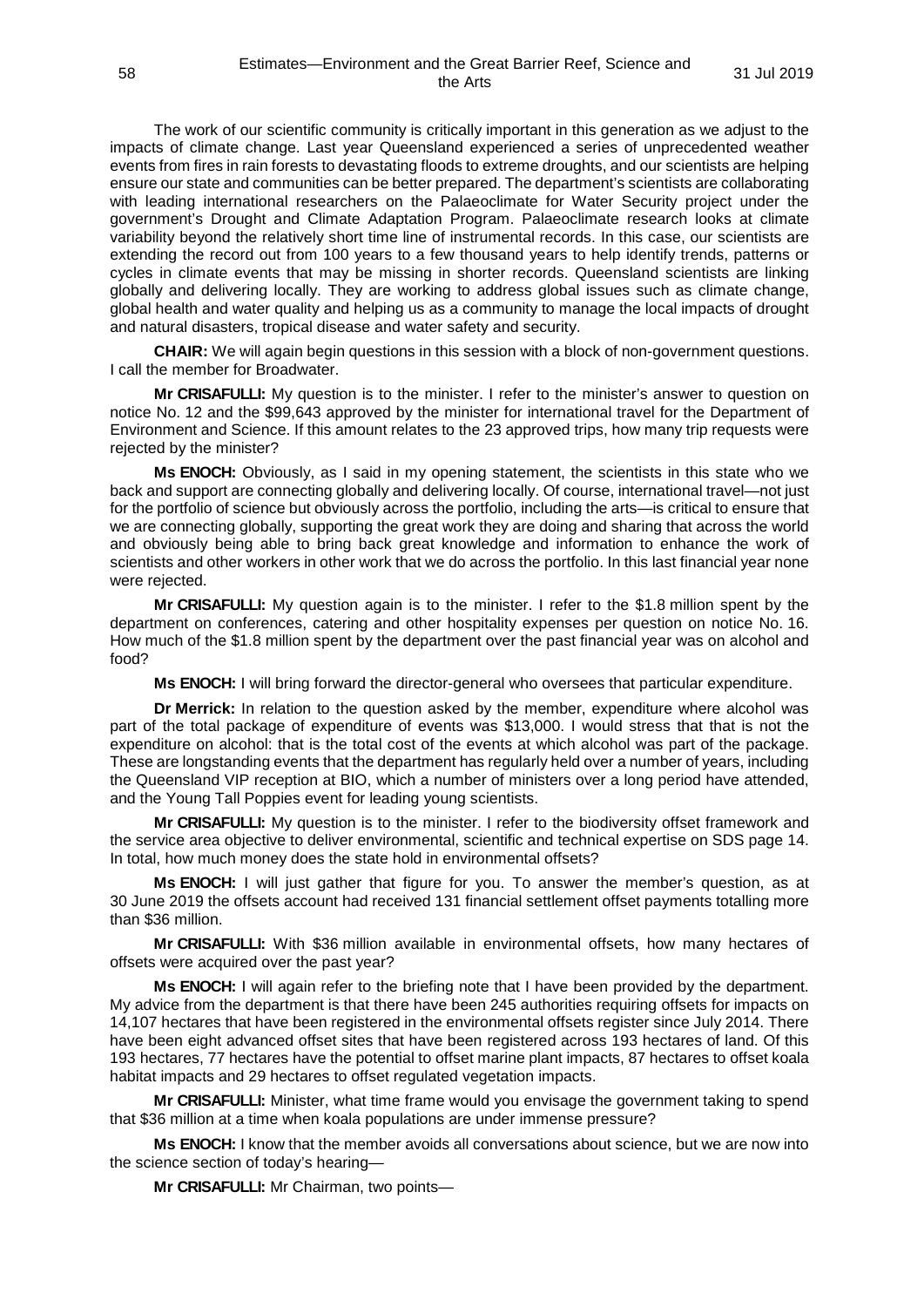The work of our scientific community is critically important in this generation as we adjust to the impacts of climate change. Last year Queensland experienced a series of unprecedented weather events from fires in rain forests to devastating floods to extreme droughts, and our scientists are helping ensure our state and communities can be better prepared. The department's scientists are collaborating with leading international researchers on the Palaeoclimate for Water Security project under the government's Drought and Climate Adaptation Program. Palaeoclimate research looks at climate variability beyond the relatively short time line of instrumental records. In this case, our scientists are extending the record out from 100 years to a few thousand years to help identify trends, patterns or cycles in climate events that may be missing in shorter records. Queensland scientists are linking globally and delivering locally. They are working to address global issues such as climate change, global health and water quality and helping us as a community to manage the local impacts of drought and natural disasters, tropical disease and water safety and security.

**CHAIR:** We will again begin questions in this session with a block of non-government questions. I call the member for Broadwater.

**Mr CRISAFULLI:** My question is to the minister. I refer to the minister's answer to question on notice No. 12 and the $99,643 approved by the minister for international travel for the Department of Environment and Science. If this amount relates to the 23 approved trips, how many trip requests were rejected by the minister?

**Ms ENOCH:** Obviously, as I said in my opening statement, the scientists in this state who we back and support are connecting globally and delivering locally. Of course, international travel—not just for the portfolio of science but obviously across the portfolio, including the arts—is critical to ensure that we are connecting globally, supporting the great work they are doing and sharing that across the world and obviously being able to bring back great knowledge and information to enhance the work of scientists and other workers in other work that we do across the portfolio. In this last financial year none were rejected.

**Mr CRISAFULLI:** My question again is to the minister. I refer to the $1.8 million spent by the department on conferences, catering and other hospitality expenses per question on notice No. 16. How much of the $1.8 million spent by the department over the past financial year was on alcohol and food?

**Ms ENOCH:** I will bring forward the director-general who oversees that particular expenditure.

**Dr Merrick:** In relation to the question asked by the member, expenditure where alcohol was part of the total package of expenditure of events was $13,000. I would stress that that is not the expenditure on alcohol: that is the total cost of the events at which alcohol was part of the package. These are longstanding events that the department has regularly held over a number of years, including the Queensland VIP reception at BIO, which a number of ministers over a long period have attended, and the Young Tall Poppies event for leading young scientists.

**Mr CRISAFULLI:** My question is to the minister. I refer to the biodiversity offset framework and the service area objective to deliver environmental, scientific and technical expertise on SDS page 14. In total, how much money does the state hold in environmental offsets?

**Ms ENOCH:** I will just gather that figure for you. To answer the member's question, as at 30 June 2019 the offsets account had received 131 financial settlement offset payments totalling more than $36 million.

**Mr CRISAFULLI:** With $36 million available in environmental offsets, how many hectares of offsets were acquired over the past year?

**Ms ENOCH:** I will again refer to the briefing note that I have been provided by the department. My advice from the department is that there have been 245 authorities requiring offsets for impacts on 14,107 hectares that have been registered in the environmental offsets register since July 2014. There have been eight advanced offset sites that have been registered across 193 hectares of land. Of this 193 hectares, 77 hectares have the potential to offset marine plant impacts, 87 hectares to offset koala habitat impacts and 29 hectares to offset regulated vegetation impacts.

**Mr CRISAFULLI:** Minister, what time frame would you envisage the government taking to spend that $36 million at a time when koala populations are under immense pressure?

**Ms ENOCH:** I know that the member avoids all conversations about science, but we are now into the science section of today's hearing—

**Mr CRISAFULLI:** Mr Chairman, two points—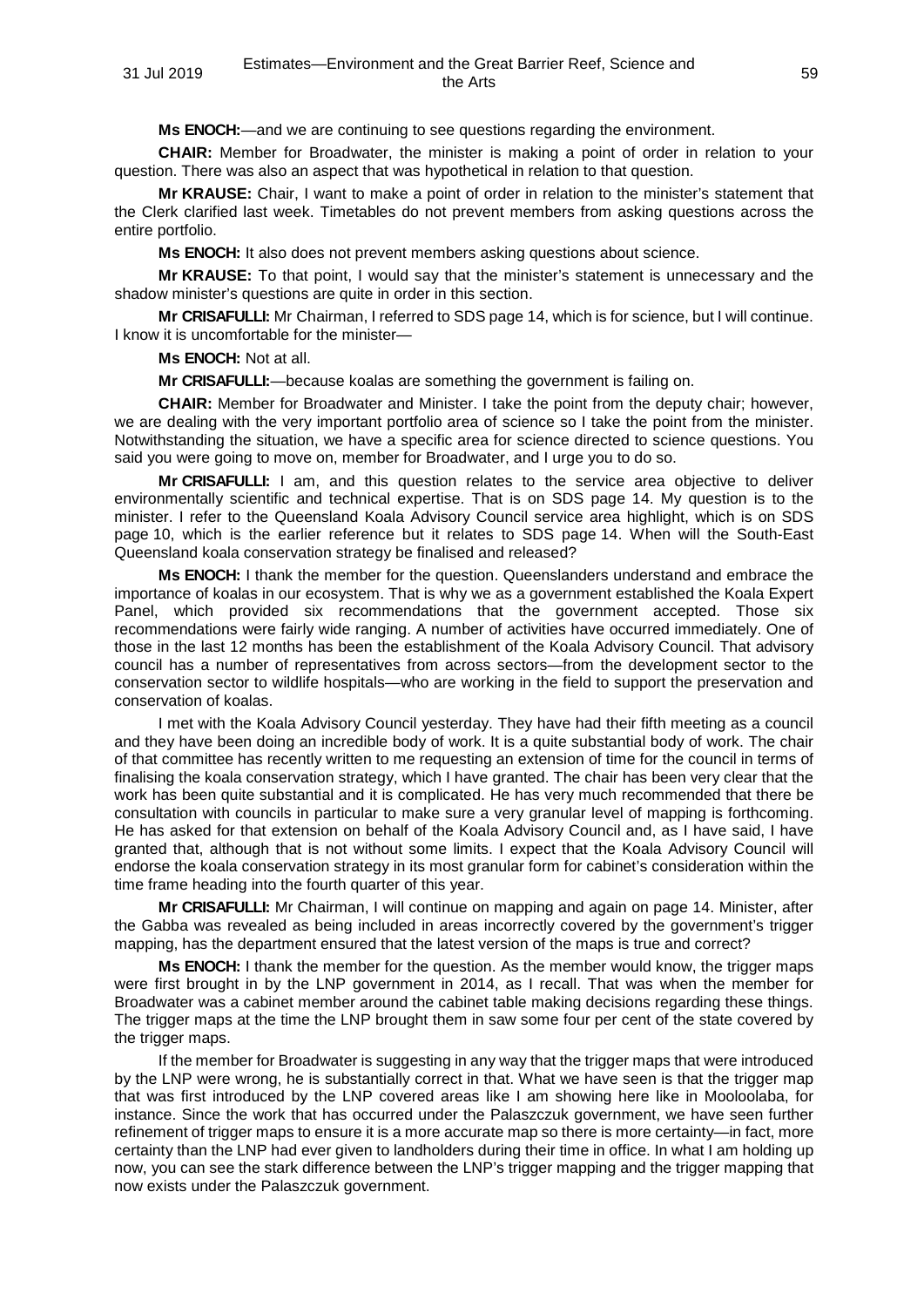**Ms ENOCH:**—and we are continuing to see questions regarding the environment.

**CHAIR:** Member for Broadwater, the minister is making a point of order in relation to your question. There was also an aspect that was hypothetical in relation to that question.

**Mr KRAUSE:** Chair, I want to make a point of order in relation to the minister's statement that the Clerk clarified last week. Timetables do not prevent members from asking questions across the entire portfolio.

**Ms ENOCH:** It also does not prevent members asking questions about science.

**Mr KRAUSE:** To that point, I would say that the minister's statement is unnecessary and the shadow minister's questions are quite in order in this section.

**Mr CRISAFULLI:** Mr Chairman, I referred to SDS page 14, which is for science, but I will continue. I know it is uncomfortable for the minister—

**Ms ENOCH:** Not at all.

**Mr CRISAFULLI:**—because koalas are something the government is failing on.

**CHAIR:** Member for Broadwater and Minister. I take the point from the deputy chair; however, we are dealing with the very important portfolio area of science so I take the point from the minister. Notwithstanding the situation, we have a specific area for science directed to science questions. You said you were going to move on, member for Broadwater, and I urge you to do so.

**Mr CRISAFULLI:** I am, and this question relates to the service area objective to deliver environmentally scientific and technical expertise. That is on SDS page 14. My question is to the minister. I refer to the Queensland Koala Advisory Council service area highlight, which is on SDS page 10, which is the earlier reference but it relates to SDS page 14. When will the South-East Queensland koala conservation strategy be finalised and released?

**Ms ENOCH:** I thank the member for the question. Queenslanders understand and embrace the importance of koalas in our ecosystem. That is why we as a government established the Koala Expert Panel, which provided six recommendations that the government accepted. Those six recommendations were fairly wide ranging. A number of activities have occurred immediately. One of those in the last 12 months has been the establishment of the Koala Advisory Council. That advisory council has a number of representatives from across sectors—from the development sector to the conservation sector to wildlife hospitals—who are working in the field to support the preservation and conservation of koalas.

I met with the Koala Advisory Council yesterday. They have had their fifth meeting as a council and they have been doing an incredible body of work. It is a quite substantial body of work. The chair of that committee has recently written to me requesting an extension of time for the council in terms of finalising the koala conservation strategy, which I have granted. The chair has been very clear that the work has been quite substantial and it is complicated. He has very much recommended that there be consultation with councils in particular to make sure a very granular level of mapping is forthcoming. He has asked for that extension on behalf of the Koala Advisory Council and, as I have said, I have granted that, although that is not without some limits. I expect that the Koala Advisory Council will endorse the koala conservation strategy in its most granular form for cabinet's consideration within the time frame heading into the fourth quarter of this year.

**Mr CRISAFULLI:** Mr Chairman, I will continue on mapping and again on page 14. Minister, after the Gabba was revealed as being included in areas incorrectly covered by the government's trigger mapping, has the department ensured that the latest version of the maps is true and correct?

**Ms ENOCH:** I thank the member for the question. As the member would know, the trigger maps were first brought in by the LNP government in 2014, as I recall. That was when the member for Broadwater was a cabinet member around the cabinet table making decisions regarding these things. The trigger maps at the time the LNP brought them in saw some four per cent of the state covered by the trigger maps.

If the member for Broadwater is suggesting in any way that the trigger maps that were introduced by the LNP were wrong, he is substantially correct in that. What we have seen is that the trigger map that was first introduced by the LNP covered areas like I am showing here like in Mooloolaba, for instance. Since the work that has occurred under the Palaszczuk government, we have seen further refinement of trigger maps to ensure it is a more accurate map so there is more certainty—in fact, more certainty than the LNP had ever given to landholders during their time in office. In what I am holding up now, you can see the stark difference between the LNP's trigger mapping and the trigger mapping that now exists under the Palaszczuk government.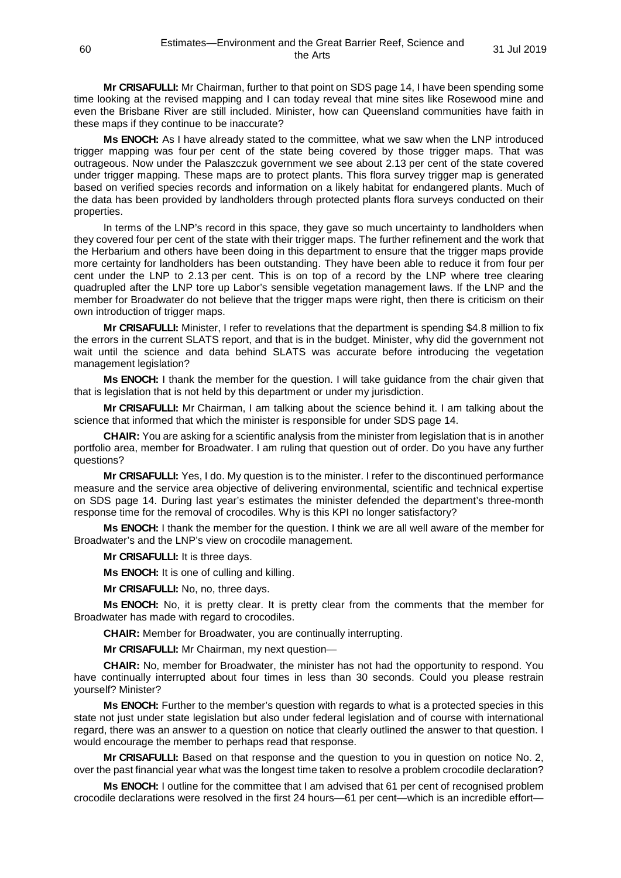**Mr CRISAFULLI:** Mr Chairman, further to that point on SDS page 14, I have been spending some time looking at the revised mapping and I can today reveal that mine sites like Rosewood mine and even the Brisbane River are still included. Minister, how can Queensland communities have faith in these maps if they continue to be inaccurate?

**Ms ENOCH:** As I have already stated to the committee, what we saw when the LNP introduced trigger mapping was four per cent of the state being covered by those trigger maps. That was outrageous. Now under the Palaszczuk government we see about 2.13 per cent of the state covered under trigger mapping. These maps are to protect plants. This flora survey trigger map is generated based on verified species records and information on a likely habitat for endangered plants. Much of the data has been provided by landholders through protected plants flora surveys conducted on their properties.

In terms of the LNP's record in this space, they gave so much uncertainty to landholders when they covered four per cent of the state with their trigger maps. The further refinement and the work that the Herbarium and others have been doing in this department to ensure that the trigger maps provide more certainty for landholders has been outstanding. They have been able to reduce it from four per cent under the LNP to 2.13 per cent. This is on top of a record by the LNP where tree clearing quadrupled after the LNP tore up Labor's sensible vegetation management laws. If the LNP and the member for Broadwater do not believe that the trigger maps were right, then there is criticism on their own introduction of trigger maps.

**Mr CRISAFULLI:** Minister, I refer to revelations that the department is spending $4.8 million to fix the errors in the current SLATS report, and that is in the budget. Minister, why did the government not wait until the science and data behind SLATS was accurate before introducing the vegetation management legislation?

**Ms ENOCH:** I thank the member for the question. I will take guidance from the chair given that that is legislation that is not held by this department or under my jurisdiction.

**Mr CRISAFULLI:** Mr Chairman, I am talking about the science behind it. I am talking about the science that informed that which the minister is responsible for under SDS page 14.

**CHAIR:** You are asking for a scientific analysis from the minister from legislation that is in another portfolio area, member for Broadwater. I am ruling that question out of order. Do you have any further questions?

**Mr CRISAFULLI:** Yes, I do. My question is to the minister. I refer to the discontinued performance measure and the service area objective of delivering environmental, scientific and technical expertise on SDS page 14. During last year's estimates the minister defended the department's three-month response time for the removal of crocodiles. Why is this KPI no longer satisfactory?

**Ms ENOCH:** I thank the member for the question. I think we are all well aware of the member for Broadwater's and the LNP's view on crocodile management.

**Mr CRISAFULLI:** It is three days.

**Ms ENOCH:** It is one of culling and killing.

**Mr CRISAFULLI:** No, no, three days.

**Ms ENOCH:** No, it is pretty clear. It is pretty clear from the comments that the member for Broadwater has made with regard to crocodiles.

**CHAIR:** Member for Broadwater, you are continually interrupting.

**Mr CRISAFULLI:** Mr Chairman, my next question—

**CHAIR:** No, member for Broadwater, the minister has not had the opportunity to respond. You have continually interrupted about four times in less than 30 seconds. Could you please restrain yourself? Minister?

**Ms ENOCH:** Further to the member's question with regards to what is a protected species in this state not just under state legislation but also under federal legislation and of course with international regard, there was an answer to a question on notice that clearly outlined the answer to that question. I would encourage the member to perhaps read that response.

**Mr CRISAFULLI:** Based on that response and the question to you in question on notice No. 2, over the past financial year what was the longest time taken to resolve a problem crocodile declaration?

**Ms ENOCH:** I outline for the committee that I am advised that 61 per cent of recognised problem crocodile declarations were resolved in the first 24 hours—61 per cent—which is an incredible effort—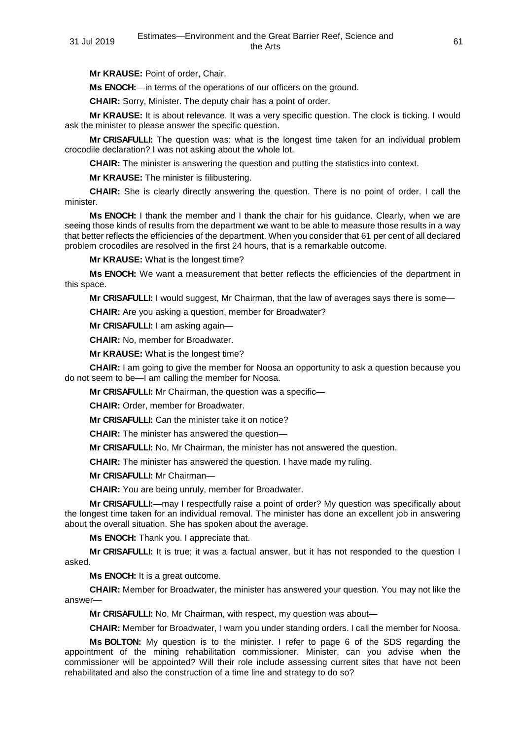**Mr KRAUSE:** Point of order, Chair.

**Ms ENOCH:**—in terms of the operations of our officers on the ground.

**CHAIR:** Sorry, Minister. The deputy chair has a point of order.

**Mr KRAUSE:** It is about relevance. It was a very specific question. The clock is ticking. I would ask the minister to please answer the specific question.

**Mr CRISAFULLI:** The question was: what is the longest time taken for an individual problem crocodile declaration? I was not asking about the whole lot.

**CHAIR:** The minister is answering the question and putting the statistics into context.

**Mr KRAUSE:** The minister is filibustering.

**CHAIR:** She is clearly directly answering the question. There is no point of order. I call the minister.

**Ms ENOCH:** I thank the member and I thank the chair for his guidance. Clearly, when we are seeing those kinds of results from the department we want to be able to measure those results in a way that better reflects the efficiencies of the department. When you consider that 61 per cent of all declared problem crocodiles are resolved in the first 24 hours, that is a remarkable outcome.

**Mr KRAUSE:** What is the longest time?

**Ms ENOCH:** We want a measurement that better reflects the efficiencies of the department in this space.

**Mr CRISAFULLI:** I would suggest, Mr Chairman, that the law of averages says there is some—

**CHAIR:** Are you asking a question, member for Broadwater?

**Mr CRISAFULLI:** I am asking again—

**CHAIR:** No, member for Broadwater.

**Mr KRAUSE:** What is the longest time?

**CHAIR:** I am going to give the member for Noosa an opportunity to ask a question because you do not seem to be—I am calling the member for Noosa.

**Mr CRISAFULLI:** Mr Chairman, the question was a specific—

**CHAIR:** Order, member for Broadwater.

**Mr CRISAFULLI:** Can the minister take it on notice?

**CHAIR:** The minister has answered the question—

**Mr CRISAFULLI:** No, Mr Chairman, the minister has not answered the question.

**CHAIR:** The minister has answered the question. I have made my ruling.

**Mr CRISAFULLI:** Mr Chairman—

**CHAIR:** You are being unruly, member for Broadwater.

**Mr CRISAFULLI:**—may I respectfully raise a point of order? My question was specifically about the longest time taken for an individual removal. The minister has done an excellent job in answering about the overall situation. She has spoken about the average.

**Ms ENOCH:** Thank you. I appreciate that.

**Mr CRISAFULLI:** It is true; it was a factual answer, but it has not responded to the question I asked.

**Ms ENOCH:** It is a great outcome.

**CHAIR:** Member for Broadwater, the minister has answered your question. You may not like the answer—

**Mr CRISAFULLI:** No, Mr Chairman, with respect, my question was about—

**CHAIR:** Member for Broadwater, I warn you under standing orders. I call the member for Noosa.

**Ms BOLTON:** My question is to the minister. I refer to page 6 of the SDS regarding the appointment of the mining rehabilitation commissioner. Minister, can you advise when the commissioner will be appointed? Will their role include assessing current sites that have not been rehabilitated and also the construction of a time line and strategy to do so?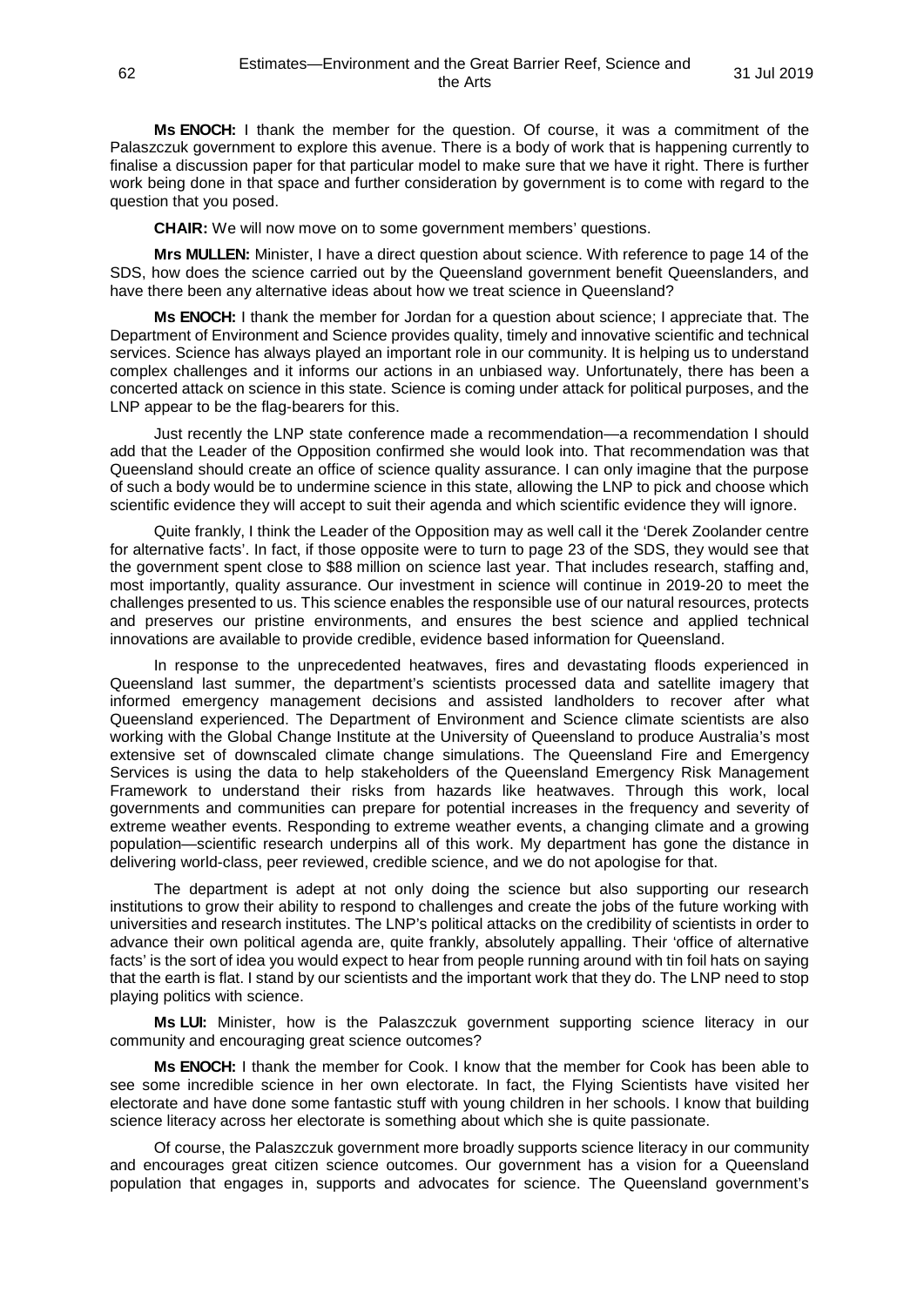**Ms ENOCH:** I thank the member for the question. Of course, it was a commitment of the Palaszczuk government to explore this avenue. There is a body of work that is happening currently to finalise a discussion paper for that particular model to make sure that we have it right. There is further work being done in that space and further consideration by government is to come with regard to the question that you posed.

**CHAIR:** We will now move on to some government members' questions.

**Mrs MULLEN:** Minister, I have a direct question about science. With reference to page 14 of the SDS, how does the science carried out by the Queensland government benefit Queenslanders, and have there been any alternative ideas about how we treat science in Queensland?

**Ms ENOCH:** I thank the member for Jordan for a question about science; I appreciate that. The Department of Environment and Science provides quality, timely and innovative scientific and technical services. Science has always played an important role in our community. It is helping us to understand complex challenges and it informs our actions in an unbiased way. Unfortunately, there has been a concerted attack on science in this state. Science is coming under attack for political purposes, and the LNP appear to be the flag-bearers for this.

Just recently the LNP state conference made a recommendation—a recommendation I should add that the Leader of the Opposition confirmed she would look into. That recommendation was that Queensland should create an office of science quality assurance. I can only imagine that the purpose of such a body would be to undermine science in this state, allowing the LNP to pick and choose which scientific evidence they will accept to suit their agenda and which scientific evidence they will ignore.

Quite frankly, I think the Leader of the Opposition may as well call it the 'Derek Zoolander centre for alternative facts'. In fact, if those opposite were to turn to page 23 of the SDS, they would see that the government spent close to $88 million on science last year. That includes research, staffing and, most importantly, quality assurance. Our investment in science will continue in 2019-20 to meet the challenges presented to us. This science enables the responsible use of our natural resources, protects and preserves our pristine environments, and ensures the best science and applied technical innovations are available to provide credible, evidence based information for Queensland.

In response to the unprecedented heatwaves, fires and devastating floods experienced in Queensland last summer, the department's scientists processed data and satellite imagery that informed emergency management decisions and assisted landholders to recover after what Queensland experienced. The Department of Environment and Science climate scientists are also working with the Global Change Institute at the University of Queensland to produce Australia's most extensive set of downscaled climate change simulations. The Queensland Fire and Emergency Services is using the data to help stakeholders of the Queensland Emergency Risk Management Framework to understand their risks from hazards like heatwaves. Through this work, local governments and communities can prepare for potential increases in the frequency and severity of extreme weather events. Responding to extreme weather events, a changing climate and a growing population—scientific research underpins all of this work. My department has gone the distance in delivering world-class, peer reviewed, credible science, and we do not apologise for that.

The department is adept at not only doing the science but also supporting our research institutions to grow their ability to respond to challenges and create the jobs of the future working with universities and research institutes. The LNP's political attacks on the credibility of scientists in order to advance their own political agenda are, quite frankly, absolutely appalling. Their 'office of alternative facts' is the sort of idea you would expect to hear from people running around with tin foil hats on saying that the earth is flat. I stand by our scientists and the important work that they do. The LNP need to stop playing politics with science.

**Ms LUI:** Minister, how is the Palaszczuk government supporting science literacy in our community and encouraging great science outcomes?

**Ms ENOCH:** I thank the member for Cook. I know that the member for Cook has been able to see some incredible science in her own electorate. In fact, the Flying Scientists have visited her electorate and have done some fantastic stuff with young children in her schools. I know that building science literacy across her electorate is something about which she is quite passionate.

Of course, the Palaszczuk government more broadly supports science literacy in our community and encourages great citizen science outcomes. Our government has a vision for a Queensland population that engages in, supports and advocates for science. The Queensland government's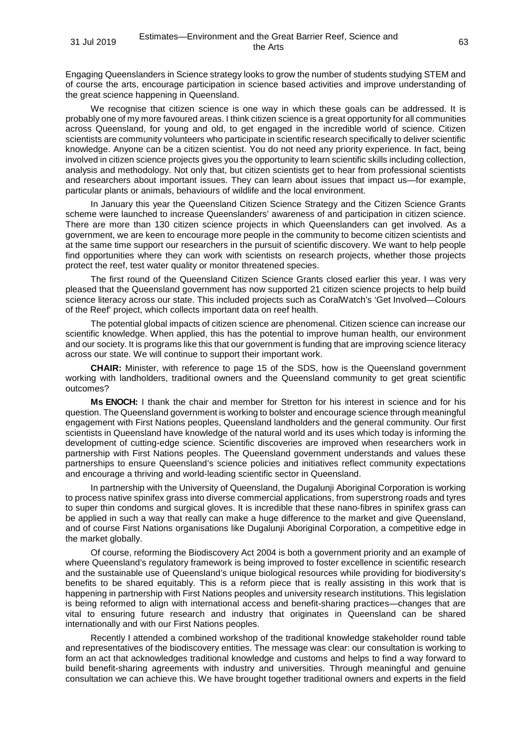Engaging Queenslanders in Science strategy looks to grow the number of students studying STEM and of course the arts, encourage participation in science based activities and improve understanding of the great science happening in Queensland.

We recognise that citizen science is one way in which these goals can be addressed. It is probably one of my more favoured areas. I think citizen science is a great opportunity for all communities across Queensland, for young and old, to get engaged in the incredible world of science. Citizen scientists are community volunteers who participate in scientific research specifically to deliver scientific knowledge. Anyone can be a citizen scientist. You do not need any priority experience. In fact, being involved in citizen science projects gives you the opportunity to learn scientific skills including collection, analysis and methodology. Not only that, but citizen scientists get to hear from professional scientists and researchers about important issues. They can learn about issues that impact us—for example, particular plants or animals, behaviours of wildlife and the local environment.

In January this year the Queensland Citizen Science Strategy and the Citizen Science Grants scheme were launched to increase Queenslanders' awareness of and participation in citizen science. There are more than 130 citizen science projects in which Queenslanders can get involved. As a government, we are keen to encourage more people in the community to become citizen scientists and at the same time support our researchers in the pursuit of scientific discovery. We want to help people find opportunities where they can work with scientists on research projects, whether those projects protect the reef, test water quality or monitor threatened species.

The first round of the Queensland Citizen Science Grants closed earlier this year. I was very pleased that the Queensland government has now supported 21 citizen science projects to help build science literacy across our state. This included projects such as CoralWatch's 'Get Involved—Colours of the Reef' project, which collects important data on reef health.

The potential global impacts of citizen science are phenomenal. Citizen science can increase our scientific knowledge. When applied, this has the potential to improve human health, our environment and our society. It is programs like this that our government is funding that are improving science literacy across our state. We will continue to support their important work.

**CHAIR:** Minister, with reference to page 15 of the SDS, how is the Queensland government working with landholders, traditional owners and the Queensland community to get great scientific outcomes?

**Ms ENOCH:** I thank the chair and member for Stretton for his interest in science and for his question. The Queensland government is working to bolster and encourage science through meaningful engagement with First Nations peoples, Queensland landholders and the general community. Our first scientists in Queensland have knowledge of the natural world and its uses which today is informing the development of cutting-edge science. Scientific discoveries are improved when researchers work in partnership with First Nations peoples. The Queensland government understands and values these partnerships to ensure Queensland's science policies and initiatives reflect community expectations and encourage a thriving and world-leading scientific sector in Queensland.

In partnership with the University of Queensland, the Dugalunji Aboriginal Corporation is working to process native spinifex grass into diverse commercial applications, from superstrong roads and tyres to super thin condoms and surgical gloves. It is incredible that these nano-fibres in spinifex grass can be applied in such a way that really can make a huge difference to the market and give Queensland, and of course First Nations organisations like Dugalunji Aboriginal Corporation, a competitive edge in the market globally.

Of course, reforming the Biodiscovery Act 2004 is both a government priority and an example of where Queensland's regulatory framework is being improved to foster excellence in scientific research and the sustainable use of Queensland's unique biological resources while providing for biodiversity's benefits to be shared equitably. This is a reform piece that is really assisting in this work that is happening in partnership with First Nations peoples and university research institutions. This legislation is being reformed to align with international access and benefit-sharing practices—changes that are vital to ensuring future research and industry that originates in Queensland can be shared internationally and with our First Nations peoples.

Recently I attended a combined workshop of the traditional knowledge stakeholder round table and representatives of the biodiscovery entities. The message was clear: our consultation is working to form an act that acknowledges traditional knowledge and customs and helps to find a way forward to build benefit-sharing agreements with industry and universities. Through meaningful and genuine consultation we can achieve this. We have brought together traditional owners and experts in the field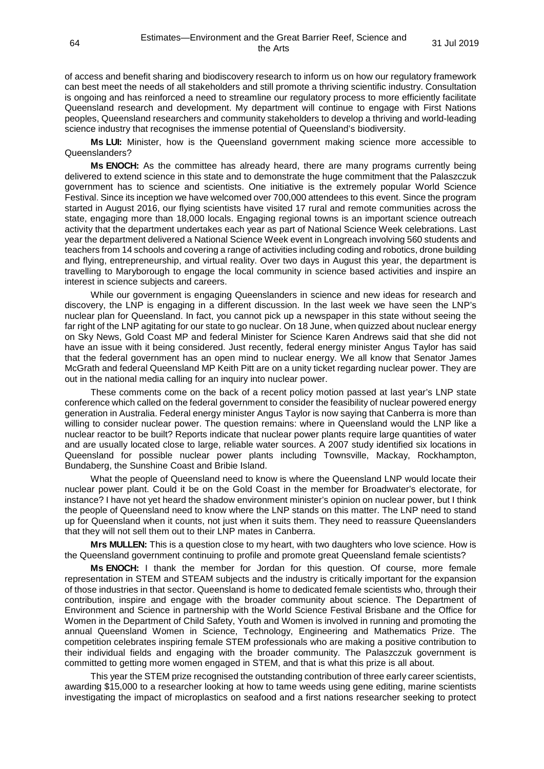of access and benefit sharing and biodiscovery research to inform us on how our regulatory framework can best meet the needs of all stakeholders and still promote a thriving scientific industry. Consultation is ongoing and has reinforced a need to streamline our regulatory process to more efficiently facilitate Queensland research and development. My department will continue to engage with First Nations peoples, Queensland researchers and community stakeholders to develop a thriving and world-leading science industry that recognises the immense potential of Queensland's biodiversity.

**Ms LUI:** Minister, how is the Queensland government making science more accessible to Queenslanders?

**Ms ENOCH:** As the committee has already heard, there are many programs currently being delivered to extend science in this state and to demonstrate the huge commitment that the Palaszczuk government has to science and scientists. One initiative is the extremely popular World Science Festival. Since its inception we have welcomed over 700,000 attendees to this event. Since the program started in August 2016, our flying scientists have visited 17 rural and remote communities across the state, engaging more than 18,000 locals. Engaging regional towns is an important science outreach activity that the department undertakes each year as part of National Science Week celebrations. Last year the department delivered a National Science Week event in Longreach involving 560 students and teachers from 14 schools and covering a range of activities including coding and robotics, drone building and flying, entrepreneurship, and virtual reality. Over two days in August this year, the department is travelling to Maryborough to engage the local community in science based activities and inspire an interest in science subjects and careers.

While our government is engaging Queenslanders in science and new ideas for research and discovery, the LNP is engaging in a different discussion. In the last week we have seen the LNP's nuclear plan for Queensland. In fact, you cannot pick up a newspaper in this state without seeing the far right of the LNP agitating for our state to go nuclear. On 18 June, when quizzed about nuclear energy on Sky News, Gold Coast MP and federal Minister for Science Karen Andrews said that she did not have an issue with it being considered. Just recently, federal energy minister Angus Taylor has said that the federal government has an open mind to nuclear energy. We all know that Senator James McGrath and federal Queensland MP Keith Pitt are on a unity ticket regarding nuclear power. They are out in the national media calling for an inquiry into nuclear power.

These comments come on the back of a recent policy motion passed at last year's LNP state conference which called on the federal government to consider the feasibility of nuclear powered energy generation in Australia. Federal energy minister Angus Taylor is now saying that Canberra is more than willing to consider nuclear power. The question remains: where in Queensland would the LNP like a nuclear reactor to be built? Reports indicate that nuclear power plants require large quantities of water and are usually located close to large, reliable water sources. A 2007 study identified six locations in Queensland for possible nuclear power plants including Townsville, Mackay, Rockhampton, Bundaberg, the Sunshine Coast and Bribie Island.

What the people of Queensland need to know is where the Queensland LNP would locate their nuclear power plant. Could it be on the Gold Coast in the member for Broadwater's electorate, for instance? I have not yet heard the shadow environment minister's opinion on nuclear power, but I think the people of Queensland need to know where the LNP stands on this matter. The LNP need to stand up for Queensland when it counts, not just when it suits them. They need to reassure Queenslanders that they will not sell them out to their LNP mates in Canberra.

**Mrs MULLEN:** This is a question close to my heart, with two daughters who love science. How is the Queensland government continuing to profile and promote great Queensland female scientists?

**Ms ENOCH:** I thank the member for Jordan for this question. Of course, more female representation in STEM and STEAM subjects and the industry is critically important for the expansion of those industries in that sector. Queensland is home to dedicated female scientists who, through their contribution, inspire and engage with the broader community about science. The Department of Environment and Science in partnership with the World Science Festival Brisbane and the Office for Women in the Department of Child Safety, Youth and Women is involved in running and promoting the annual Queensland Women in Science, Technology, Engineering and Mathematics Prize. The competition celebrates inspiring female STEM professionals who are making a positive contribution to their individual fields and engaging with the broader community. The Palaszczuk government is committed to getting more women engaged in STEM, and that is what this prize is all about.

This year the STEM prize recognised the outstanding contribution of three early career scientists, awarding $15,000 to a researcher looking at how to tame weeds using gene editing, marine scientists investigating the impact of microplastics on seafood and a first nations researcher seeking to protect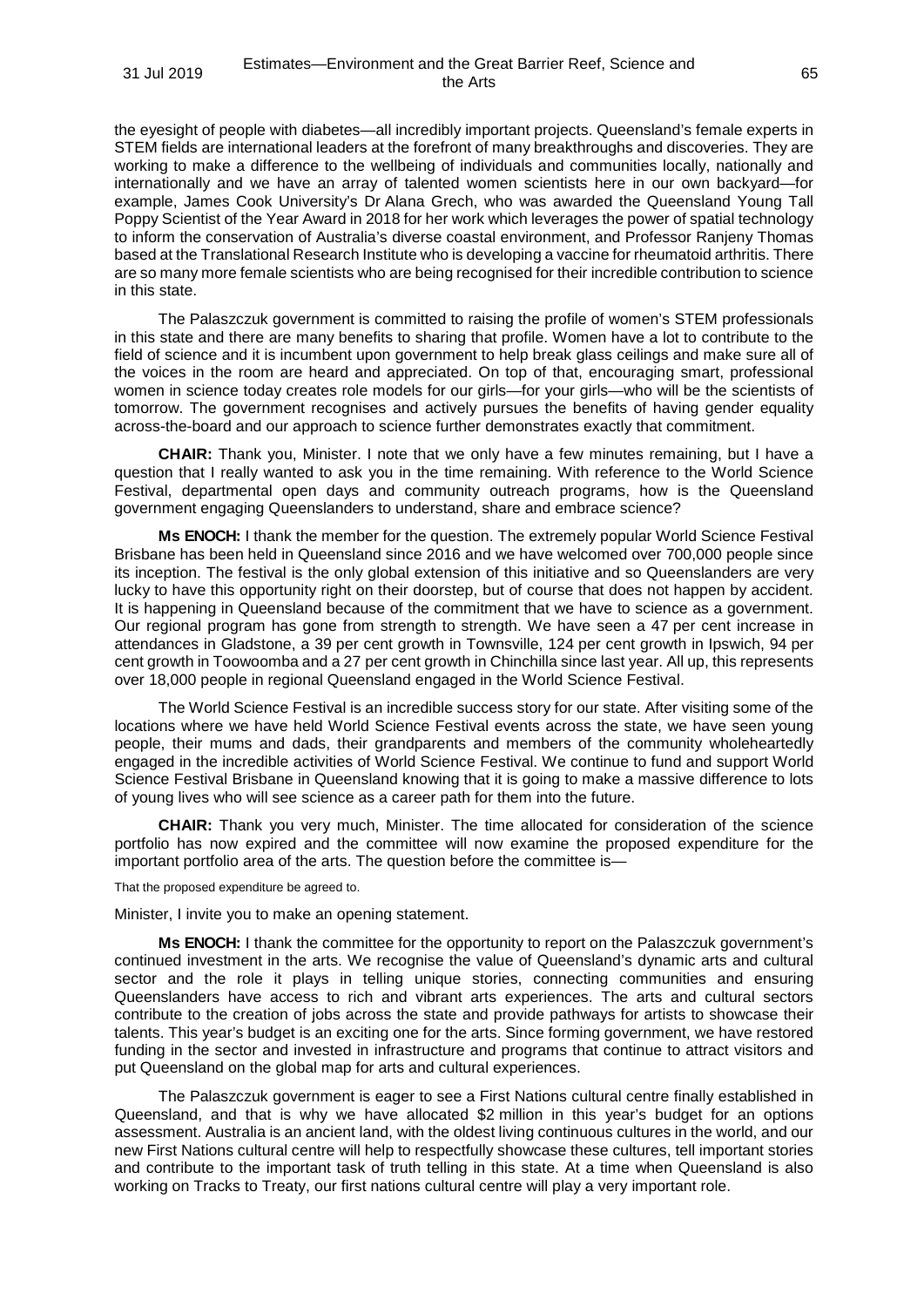the eyesight of people with diabetes—all incredibly important projects. Queensland's female experts in STEM fields are international leaders at the forefront of many breakthroughs and discoveries. They are working to make a difference to the wellbeing of individuals and communities locally, nationally and internationally and we have an array of talented women scientists here in our own backyard—for example, James Cook University's Dr Alana Grech, who was awarded the Queensland Young Tall Poppy Scientist of the Year Award in 2018 for her work which leverages the power of spatial technology to inform the conservation of Australia's diverse coastal environment, and Professor Ranjeny Thomas based at the Translational Research Institute who is developing a vaccine for rheumatoid arthritis. There are so many more female scientists who are being recognised for their incredible contribution to science in this state.

The Palaszczuk government is committed to raising the profile of women's STEM professionals in this state and there are many benefits to sharing that profile. Women have a lot to contribute to the field of science and it is incumbent upon government to help break glass ceilings and make sure all of the voices in the room are heard and appreciated. On top of that, encouraging smart, professional women in science today creates role models for our girls—for your girls—who will be the scientists of tomorrow. The government recognises and actively pursues the benefits of having gender equality across-the-board and our approach to science further demonstrates exactly that commitment.

**CHAIR:** Thank you, Minister. I note that we only have a few minutes remaining, but I have a question that I really wanted to ask you in the time remaining. With reference to the World Science Festival, departmental open days and community outreach programs, how is the Queensland government engaging Queenslanders to understand, share and embrace science?

**Ms ENOCH:** I thank the member for the question. The extremely popular World Science Festival Brisbane has been held in Queensland since 2016 and we have welcomed over 700,000 people since its inception. The festival is the only global extension of this initiative and so Queenslanders are very lucky to have this opportunity right on their doorstep, but of course that does not happen by accident. It is happening in Queensland because of the commitment that we have to science as a government. Our regional program has gone from strength to strength. We have seen a 47 per cent increase in attendances in Gladstone, a 39 per cent growth in Townsville, 124 per cent growth in Ipswich, 94 per cent growth in Toowoomba and a 27 per cent growth in Chinchilla since last year. All up, this represents over 18,000 people in regional Queensland engaged in the World Science Festival.

The World Science Festival is an incredible success story for our state. After visiting some of the locations where we have held World Science Festival events across the state, we have seen young people, their mums and dads, their grandparents and members of the community wholeheartedly engaged in the incredible activities of World Science Festival. We continue to fund and support World Science Festival Brisbane in Queensland knowing that it is going to make a massive difference to lots of young lives who will see science as a career path for them into the future.

**CHAIR:** Thank you very much, Minister. The time allocated for consideration of the science portfolio has now expired and the committee will now examine the proposed expenditure for the important portfolio area of the arts. The question before the committee is—

That the proposed expenditure be agreed to.

Minister, I invite you to make an opening statement.

**Ms ENOCH:** I thank the committee for the opportunity to report on the Palaszczuk government's continued investment in the arts. We recognise the value of Queensland's dynamic arts and cultural sector and the role it plays in telling unique stories, connecting communities and ensuring Queenslanders have access to rich and vibrant arts experiences. The arts and cultural sectors contribute to the creation of jobs across the state and provide pathways for artists to showcase their talents. This year's budget is an exciting one for the arts. Since forming government, we have restored funding in the sector and invested in infrastructure and programs that continue to attract visitors and put Queensland on the global map for arts and cultural experiences.

The Palaszczuk government is eager to see a First Nations cultural centre finally established in Queensland, and that is why we have allocated $2 million in this year's budget for an options assessment. Australia is an ancient land, with the oldest living continuous cultures in the world, and our new First Nations cultural centre will help to respectfully showcase these cultures, tell important stories and contribute to the important task of truth telling in this state. At a time when Queensland is also working on Tracks to Treaty, our first nations cultural centre will play a very important role.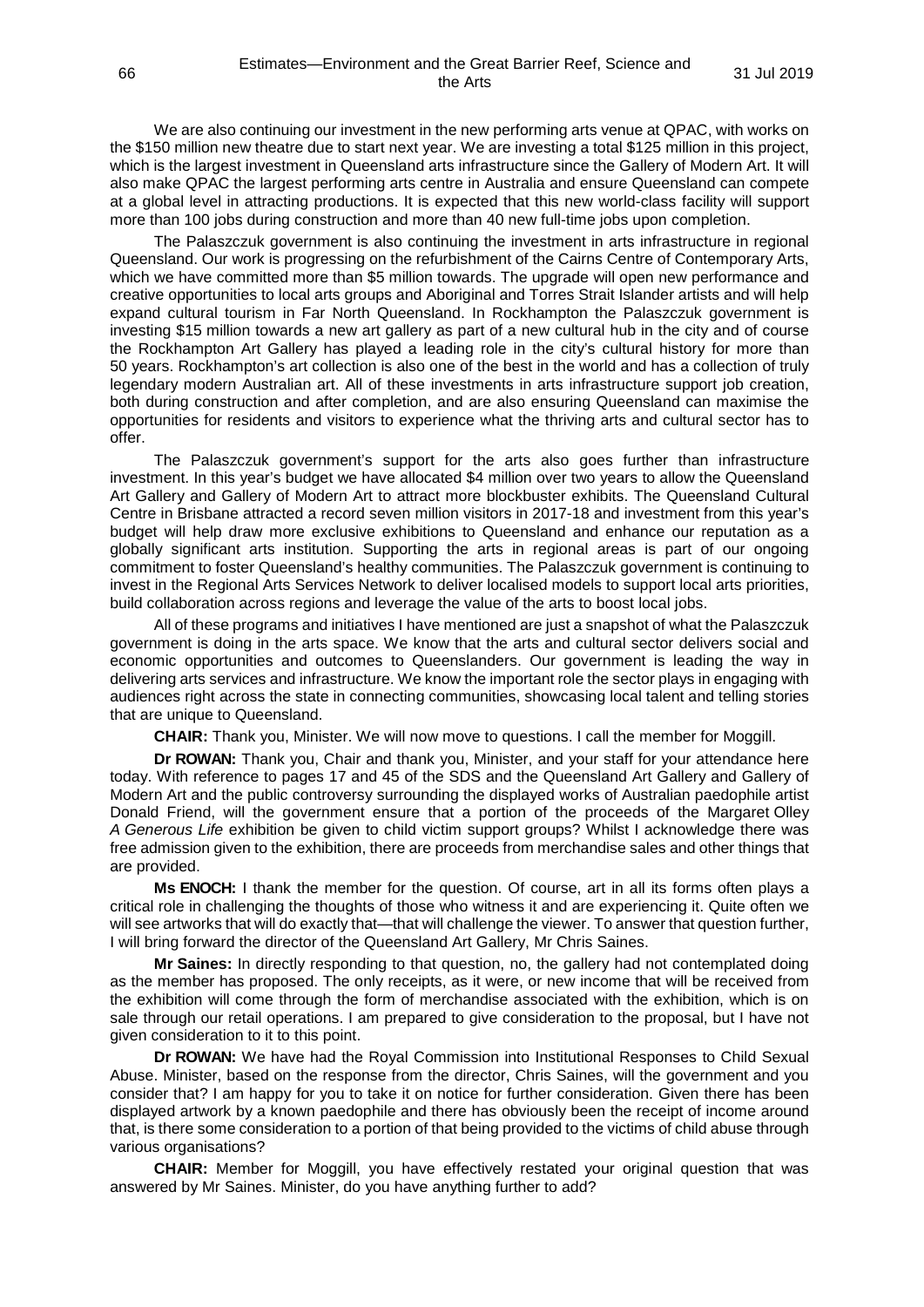We are also continuing our investment in the new performing arts venue at QPAC, with works on the $150 million new theatre due to start next year. We are investing a total $125 million in this project, which is the largest investment in Queensland arts infrastructure since the Gallery of Modern Art. It will also make QPAC the largest performing arts centre in Australia and ensure Queensland can compete at a global level in attracting productions. It is expected that this new world-class facility will support more than 100 jobs during construction and more than 40 new full-time jobs upon completion.

The Palaszczuk government is also continuing the investment in arts infrastructure in regional Queensland. Our work is progressing on the refurbishment of the Cairns Centre of Contemporary Arts, which we have committed more than $5 million towards. The upgrade will open new performance and creative opportunities to local arts groups and Aboriginal and Torres Strait Islander artists and will help expand cultural tourism in Far North Queensland. In Rockhampton the Palaszczuk government is investing $15 million towards a new art gallery as part of a new cultural hub in the city and of course the Rockhampton Art Gallery has played a leading role in the city's cultural history for more than 50 years. Rockhampton's art collection is also one of the best in the world and has a collection of truly legendary modern Australian art. All of these investments in arts infrastructure support job creation, both during construction and after completion, and are also ensuring Queensland can maximise the opportunities for residents and visitors to experience what the thriving arts and cultural sector has to offer.

The Palaszczuk government's support for the arts also goes further than infrastructure investment. In this year's budget we have allocated $4 million over two years to allow the Queensland Art Gallery and Gallery of Modern Art to attract more blockbuster exhibits. The Queensland Cultural Centre in Brisbane attracted a record seven million visitors in 2017-18 and investment from this year's budget will help draw more exclusive exhibitions to Queensland and enhance our reputation as a globally significant arts institution. Supporting the arts in regional areas is part of our ongoing commitment to foster Queensland's healthy communities. The Palaszczuk government is continuing to invest in the Regional Arts Services Network to deliver localised models to support local arts priorities, build collaboration across regions and leverage the value of the arts to boost local jobs.

All of these programs and initiatives I have mentioned are just a snapshot of what the Palaszczuk government is doing in the arts space. We know that the arts and cultural sector delivers social and economic opportunities and outcomes to Queenslanders. Our government is leading the way in delivering arts services and infrastructure. We know the important role the sector plays in engaging with audiences right across the state in connecting communities, showcasing local talent and telling stories that are unique to Queensland.

**CHAIR:** Thank you, Minister. We will now move to questions. I call the member for Moggill.

**Dr ROWAN:** Thank you, Chair and thank you, Minister, and your staff for your attendance here today. With reference to pages 17 and 45 of the SDS and the Queensland Art Gallery and Gallery of Modern Art and the public controversy surrounding the displayed works of Australian paedophile artist Donald Friend, will the government ensure that a portion of the proceeds of the Margaret Olley *A Generous Life* exhibition be given to child victim support groups? Whilst I acknowledge there was free admission given to the exhibition, there are proceeds from merchandise sales and other things that are provided.

**Ms ENOCH:** I thank the member for the question. Of course, art in all its forms often plays a critical role in challenging the thoughts of those who witness it and are experiencing it. Quite often we will see artworks that will do exactly that—that will challenge the viewer. To answer that question further, I will bring forward the director of the Queensland Art Gallery, Mr Chris Saines.

**Mr Saines:** In directly responding to that question, no, the gallery had not contemplated doing as the member has proposed. The only receipts, as it were, or new income that will be received from the exhibition will come through the form of merchandise associated with the exhibition, which is on sale through our retail operations. I am prepared to give consideration to the proposal, but I have not given consideration to it to this point.

**Dr ROWAN:** We have had the Royal Commission into Institutional Responses to Child Sexual Abuse. Minister, based on the response from the director, Chris Saines, will the government and you consider that? I am happy for you to take it on notice for further consideration. Given there has been displayed artwork by a known paedophile and there has obviously been the receipt of income around that, is there some consideration to a portion of that being provided to the victims of child abuse through various organisations?

**CHAIR:** Member for Moggill, you have effectively restated your original question that was answered by Mr Saines. Minister, do you have anything further to add?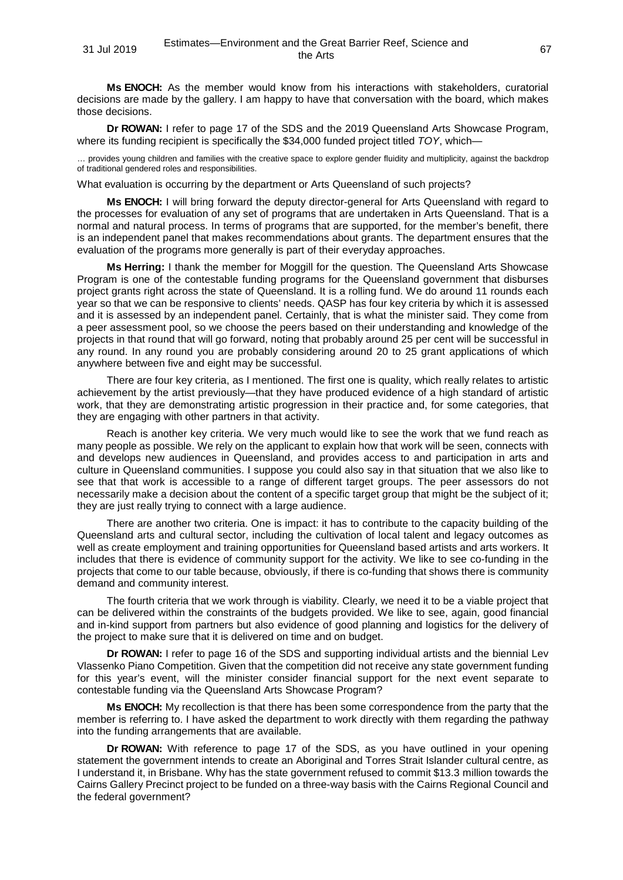**Ms ENOCH:** As the member would know from his interactions with stakeholders, curatorial decisions are made by the gallery. I am happy to have that conversation with the board, which makes those decisions.

**Dr ROWAN:** I refer to page 17 of the SDS and the 2019 Queensland Arts Showcase Program, where its funding recipient is specifically the $34,000 funded project titled *TOY*, which—

… provides young children and families with the creative space to explore gender fluidity and multiplicity, against the backdrop of traditional gendered roles and responsibilities.

What evaluation is occurring by the department or Arts Queensland of such projects?

**Ms ENOCH:** I will bring forward the deputy director-general for Arts Queensland with regard to the processes for evaluation of any set of programs that are undertaken in Arts Queensland. That is a normal and natural process. In terms of programs that are supported, for the member's benefit, there is an independent panel that makes recommendations about grants. The department ensures that the evaluation of the programs more generally is part of their everyday approaches.

**Ms Herring:** I thank the member for Moggill for the question. The Queensland Arts Showcase Program is one of the contestable funding programs for the Queensland government that disburses project grants right across the state of Queensland. It is a rolling fund. We do around 11 rounds each year so that we can be responsive to clients' needs. QASP has four key criteria by which it is assessed and it is assessed by an independent panel. Certainly, that is what the minister said. They come from a peer assessment pool, so we choose the peers based on their understanding and knowledge of the projects in that round that will go forward, noting that probably around 25 per cent will be successful in any round. In any round you are probably considering around 20 to 25 grant applications of which anywhere between five and eight may be successful.

There are four key criteria, as I mentioned. The first one is quality, which really relates to artistic achievement by the artist previously—that they have produced evidence of a high standard of artistic work, that they are demonstrating artistic progression in their practice and, for some categories, that they are engaging with other partners in that activity.

Reach is another key criteria. We very much would like to see the work that we fund reach as many people as possible. We rely on the applicant to explain how that work will be seen, connects with and develops new audiences in Queensland, and provides access to and participation in arts and culture in Queensland communities. I suppose you could also say in that situation that we also like to see that that work is accessible to a range of different target groups. The peer assessors do not necessarily make a decision about the content of a specific target group that might be the subject of it; they are just really trying to connect with a large audience.

There are another two criteria. One is impact: it has to contribute to the capacity building of the Queensland arts and cultural sector, including the cultivation of local talent and legacy outcomes as well as create employment and training opportunities for Queensland based artists and arts workers. It includes that there is evidence of community support for the activity. We like to see co-funding in the projects that come to our table because, obviously, if there is co-funding that shows there is community demand and community interest.

The fourth criteria that we work through is viability. Clearly, we need it to be a viable project that can be delivered within the constraints of the budgets provided. We like to see, again, good financial and in-kind support from partners but also evidence of good planning and logistics for the delivery of the project to make sure that it is delivered on time and on budget.

**Dr ROWAN:** I refer to page 16 of the SDS and supporting individual artists and the biennial Lev Vlassenko Piano Competition. Given that the competition did not receive any state government funding for this year's event, will the minister consider financial support for the next event separate to contestable funding via the Queensland Arts Showcase Program?

**Ms ENOCH:** My recollection is that there has been some correspondence from the party that the member is referring to. I have asked the department to work directly with them regarding the pathway into the funding arrangements that are available.

**Dr ROWAN:** With reference to page 17 of the SDS, as you have outlined in your opening statement the government intends to create an Aboriginal and Torres Strait Islander cultural centre, as I understand it, in Brisbane. Why has the state government refused to commit $13.3 million towards the Cairns Gallery Precinct project to be funded on a three-way basis with the Cairns Regional Council and the federal government?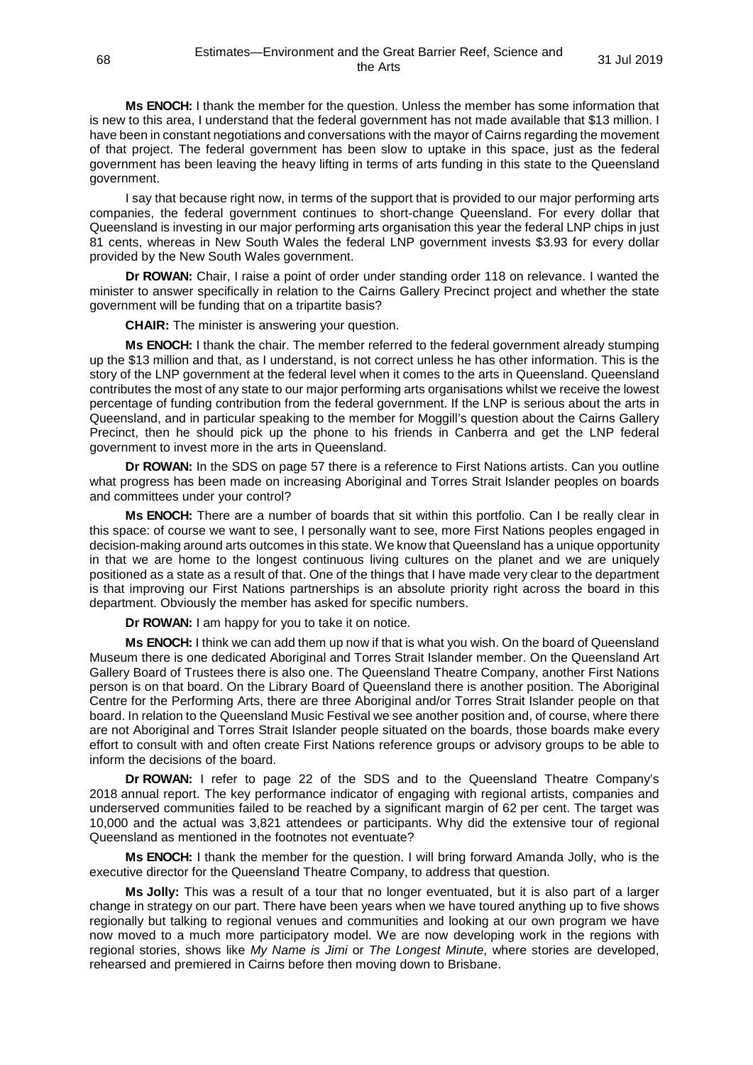**Ms ENOCH:** I thank the member for the question. Unless the member has some information that is new to this area, I understand that the federal government has not made available that $13 million. I have been in constant negotiations and conversations with the mayor of Cairns regarding the movement of that project. The federal government has been slow to uptake in this space, just as the federal government has been leaving the heavy lifting in terms of arts funding in this state to the Queensland government.

I say that because right now, in terms of the support that is provided to our major performing arts companies, the federal government continues to short-change Queensland. For every dollar that Queensland is investing in our major performing arts organisation this year the federal LNP chips in just 81 cents, whereas in New South Wales the federal LNP government invests $3.93 for every dollar provided by the New South Wales government.

**Dr ROWAN:** Chair, I raise a point of order under standing order 118 on relevance. I wanted the minister to answer specifically in relation to the Cairns Gallery Precinct project and whether the state government will be funding that on a tripartite basis?

**CHAIR:** The minister is answering your question.

**Ms ENOCH:** I thank the chair. The member referred to the federal government already stumping up the $13 million and that, as I understand, is not correct unless he has other information. This is the story of the LNP government at the federal level when it comes to the arts in Queensland. Queensland contributes the most of any state to our major performing arts organisations whilst we receive the lowest percentage of funding contribution from the federal government. If the LNP is serious about the arts in Queensland, and in particular speaking to the member for Moggill's question about the Cairns Gallery Precinct, then he should pick up the phone to his friends in Canberra and get the LNP federal government to invest more in the arts in Queensland.

**Dr ROWAN:** In the SDS on page 57 there is a reference to First Nations artists. Can you outline what progress has been made on increasing Aboriginal and Torres Strait Islander peoples on boards and committees under your control?

**Ms ENOCH:** There are a number of boards that sit within this portfolio. Can I be really clear in this space: of course we want to see, I personally want to see, more First Nations peoples engaged in decision-making around arts outcomes in this state. We know that Queensland has a unique opportunity in that we are home to the longest continuous living cultures on the planet and we are uniquely positioned as a state as a result of that. One of the things that I have made very clear to the department is that improving our First Nations partnerships is an absolute priority right across the board in this department. Obviously the member has asked for specific numbers.

**Dr ROWAN:** I am happy for you to take it on notice.

**Ms ENOCH:** I think we can add them up now if that is what you wish. On the board of Queensland Museum there is one dedicated Aboriginal and Torres Strait Islander member. On the Queensland Art Gallery Board of Trustees there is also one. The Queensland Theatre Company, another First Nations person is on that board. On the Library Board of Queensland there is another position. The Aboriginal Centre for the Performing Arts, there are three Aboriginal and/or Torres Strait Islander people on that board. In relation to the Queensland Music Festival we see another position and, of course, where there are not Aboriginal and Torres Strait Islander people situated on the boards, those boards make every effort to consult with and often create First Nations reference groups or advisory groups to be able to inform the decisions of the board.

**Dr ROWAN:** I refer to page 22 of the SDS and to the Queensland Theatre Company's 2018 annual report. The key performance indicator of engaging with regional artists, companies and underserved communities failed to be reached by a significant margin of 62 per cent. The target was 10,000 and the actual was 3,821 attendees or participants. Why did the extensive tour of regional Queensland as mentioned in the footnotes not eventuate?

**Ms ENOCH:** I thank the member for the question. I will bring forward Amanda Jolly, who is the executive director for the Queensland Theatre Company, to address that question.

**Ms Jolly:** This was a result of a tour that no longer eventuated, but it is also part of a larger change in strategy on our part. There have been years when we have toured anything up to five shows regionally but talking to regional venues and communities and looking at our own program we have now moved to a much more participatory model. We are now developing work in the regions with regional stories, shows like *My Name is Jimi* or *The Longest Minute*, where stories are developed, rehearsed and premiered in Cairns before then moving down to Brisbane.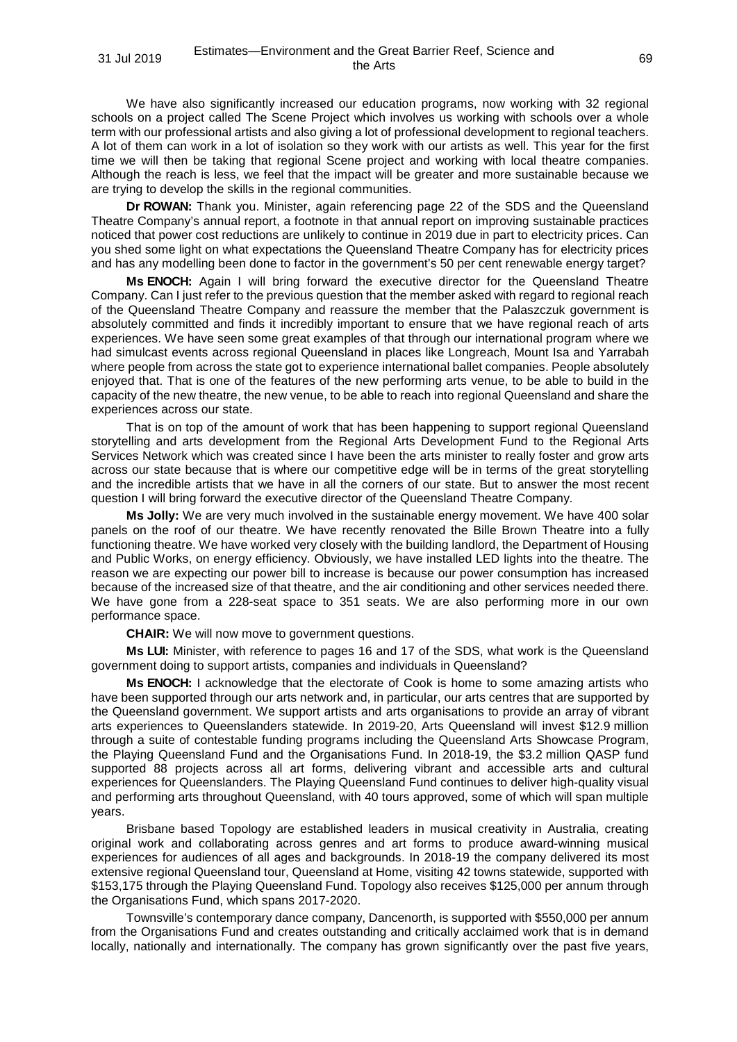We have also significantly increased our education programs, now working with 32 regional schools on a project called The Scene Project which involves us working with schools over a whole term with our professional artists and also giving a lot of professional development to regional teachers. A lot of them can work in a lot of isolation so they work with our artists as well. This year for the first time we will then be taking that regional Scene project and working with local theatre companies. Although the reach is less, we feel that the impact will be greater and more sustainable because we are trying to develop the skills in the regional communities.

**Dr ROWAN:** Thank you. Minister, again referencing page 22 of the SDS and the Queensland Theatre Company's annual report, a footnote in that annual report on improving sustainable practices noticed that power cost reductions are unlikely to continue in 2019 due in part to electricity prices. Can you shed some light on what expectations the Queensland Theatre Company has for electricity prices and has any modelling been done to factor in the government's 50 per cent renewable energy target?

**Ms ENOCH:** Again I will bring forward the executive director for the Queensland Theatre Company. Can I just refer to the previous question that the member asked with regard to regional reach of the Queensland Theatre Company and reassure the member that the Palaszczuk government is absolutely committed and finds it incredibly important to ensure that we have regional reach of arts experiences. We have seen some great examples of that through our international program where we had simulcast events across regional Queensland in places like Longreach, Mount Isa and Yarrabah where people from across the state got to experience international ballet companies. People absolutely enjoyed that. That is one of the features of the new performing arts venue, to be able to build in the capacity of the new theatre, the new venue, to be able to reach into regional Queensland and share the experiences across our state.

That is on top of the amount of work that has been happening to support regional Queensland storytelling and arts development from the Regional Arts Development Fund to the Regional Arts Services Network which was created since I have been the arts minister to really foster and grow arts across our state because that is where our competitive edge will be in terms of the great storytelling and the incredible artists that we have in all the corners of our state. But to answer the most recent question I will bring forward the executive director of the Queensland Theatre Company.

**Ms Jolly:** We are very much involved in the sustainable energy movement. We have 400 solar panels on the roof of our theatre. We have recently renovated the Bille Brown Theatre into a fully functioning theatre. We have worked very closely with the building landlord, the Department of Housing and Public Works, on energy efficiency. Obviously, we have installed LED lights into the theatre. The reason we are expecting our power bill to increase is because our power consumption has increased because of the increased size of that theatre, and the air conditioning and other services needed there. We have gone from a 228-seat space to 351 seats. We are also performing more in our own performance space.

**CHAIR:** We will now move to government questions.

**Ms LUI:** Minister, with reference to pages 16 and 17 of the SDS, what work is the Queensland government doing to support artists, companies and individuals in Queensland?

**Ms ENOCH:** I acknowledge that the electorate of Cook is home to some amazing artists who have been supported through our arts network and, in particular, our arts centres that are supported by the Queensland government. We support artists and arts organisations to provide an array of vibrant arts experiences to Queenslanders statewide. In 2019-20, Arts Queensland will invest $12.9 million through a suite of contestable funding programs including the Queensland Arts Showcase Program, the Playing Queensland Fund and the Organisations Fund. In 2018-19, the $3.2 million QASP fund supported 88 projects across all art forms, delivering vibrant and accessible arts and cultural experiences for Queenslanders. The Playing Queensland Fund continues to deliver high-quality visual and performing arts throughout Queensland, with 40 tours approved, some of which will span multiple years.

Brisbane based Topology are established leaders in musical creativity in Australia, creating original work and collaborating across genres and art forms to produce award-winning musical experiences for audiences of all ages and backgrounds. In 2018-19 the company delivered its most extensive regional Queensland tour, Queensland at Home, visiting 42 towns statewide, supported with $153,175 through the Playing Queensland Fund. Topology also receives $125,000 per annum through the Organisations Fund, which spans 2017-2020.

Townsville's contemporary dance company, Dancenorth, is supported with $550,000 per annum from the Organisations Fund and creates outstanding and critically acclaimed work that is in demand locally, nationally and internationally. The company has grown significantly over the past five years,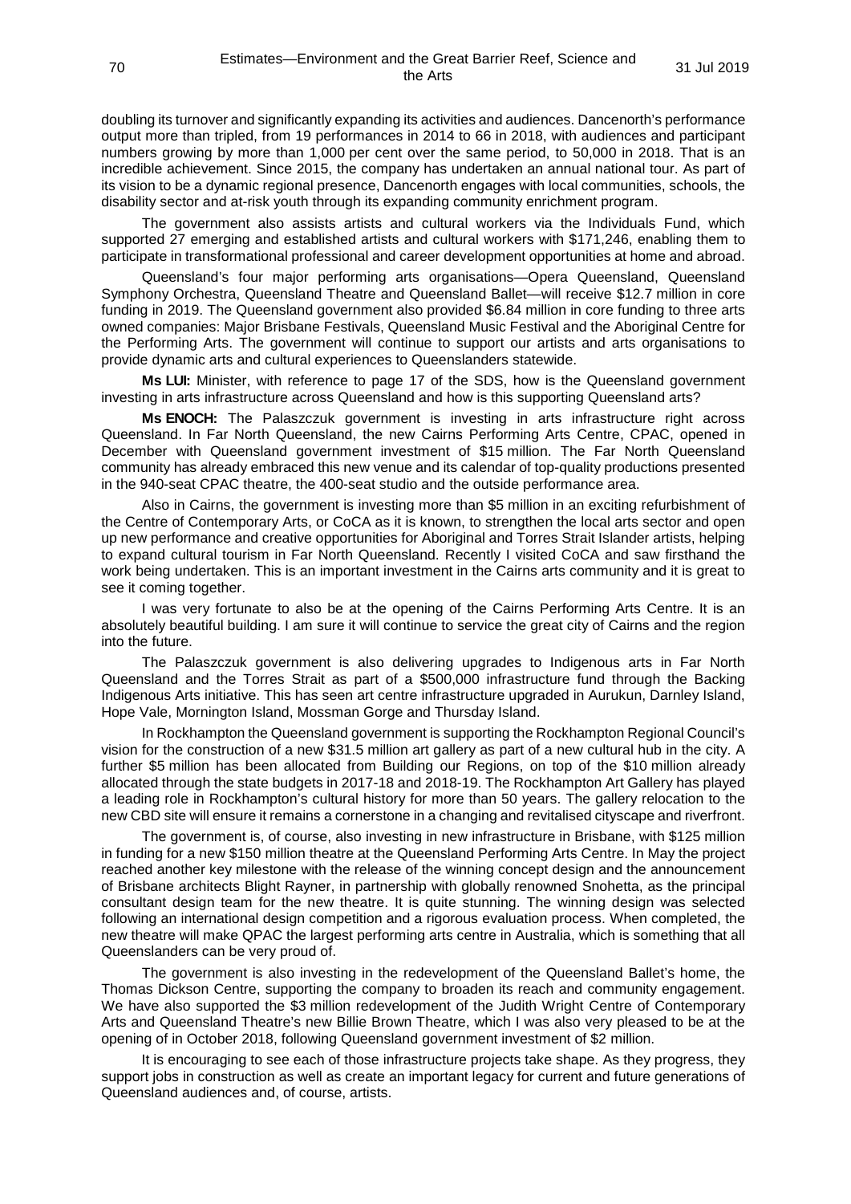doubling its turnover and significantly expanding its activities and audiences. Dancenorth's performance output more than tripled, from 19 performances in 2014 to 66 in 2018, with audiences and participant numbers growing by more than 1,000 per cent over the same period, to 50,000 in 2018. That is an incredible achievement. Since 2015, the company has undertaken an annual national tour. As part of its vision to be a dynamic regional presence, Dancenorth engages with local communities, schools, the disability sector and at-risk youth through its expanding community enrichment program.

The government also assists artists and cultural workers via the Individuals Fund, which supported 27 emerging and established artists and cultural workers with $171,246, enabling them to participate in transformational professional and career development opportunities at home and abroad.

Queensland's four major performing arts organisations—Opera Queensland, Queensland Symphony Orchestra, Queensland Theatre and Queensland Ballet—will receive $12.7 million in core funding in 2019. The Queensland government also provided $6.84 million in core funding to three arts owned companies: Major Brisbane Festivals, Queensland Music Festival and the Aboriginal Centre for the Performing Arts. The government will continue to support our artists and arts organisations to provide dynamic arts and cultural experiences to Queenslanders statewide.

**Ms LUI:** Minister, with reference to page 17 of the SDS, how is the Queensland government investing in arts infrastructure across Queensland and how is this supporting Queensland arts?

**Ms ENOCH:** The Palaszczuk government is investing in arts infrastructure right across Queensland. In Far North Queensland, the new Cairns Performing Arts Centre, CPAC, opened in December with Queensland government investment of $15 million. The Far North Queensland community has already embraced this new venue and its calendar of top-quality productions presented in the 940-seat CPAC theatre, the 400-seat studio and the outside performance area.

Also in Cairns, the government is investing more than $5 million in an exciting refurbishment of the Centre of Contemporary Arts, or CoCA as it is known, to strengthen the local arts sector and open up new performance and creative opportunities for Aboriginal and Torres Strait Islander artists, helping to expand cultural tourism in Far North Queensland. Recently I visited CoCA and saw firsthand the work being undertaken. This is an important investment in the Cairns arts community and it is great to see it coming together.

I was very fortunate to also be at the opening of the Cairns Performing Arts Centre. It is an absolutely beautiful building. I am sure it will continue to service the great city of Cairns and the region into the future.

The Palaszczuk government is also delivering upgrades to Indigenous arts in Far North Queensland and the Torres Strait as part of a $500,000 infrastructure fund through the Backing Indigenous Arts initiative. This has seen art centre infrastructure upgraded in Aurukun, Darnley Island, Hope Vale, Mornington Island, Mossman Gorge and Thursday Island.

In Rockhampton the Queensland government is supporting the Rockhampton Regional Council's vision for the construction of a new $31.5 million art gallery as part of a new cultural hub in the city. A further $5 million has been allocated from Building our Regions, on top of the $10 million already allocated through the state budgets in 2017-18 and 2018-19. The Rockhampton Art Gallery has played a leading role in Rockhampton's cultural history for more than 50 years. The gallery relocation to the new CBD site will ensure it remains a cornerstone in a changing and revitalised cityscape and riverfront.

The government is, of course, also investing in new infrastructure in Brisbane, with $125 million in funding for a new $150 million theatre at the Queensland Performing Arts Centre. In May the project reached another key milestone with the release of the winning concept design and the announcement of Brisbane architects Blight Rayner, in partnership with globally renowned Snohetta, as the principal consultant design team for the new theatre. It is quite stunning. The winning design was selected following an international design competition and a rigorous evaluation process. When completed, the new theatre will make QPAC the largest performing arts centre in Australia, which is something that all Queenslanders can be very proud of.

The government is also investing in the redevelopment of the Queensland Ballet's home, the Thomas Dickson Centre, supporting the company to broaden its reach and community engagement. We have also supported the $3 million redevelopment of the Judith Wright Centre of Contemporary Arts and Queensland Theatre's new Billie Brown Theatre, which I was also very pleased to be at the opening of in October 2018, following Queensland government investment of $2 million.

It is encouraging to see each of those infrastructure projects take shape. As they progress, they support jobs in construction as well as create an important legacy for current and future generations of Queensland audiences and, of course, artists.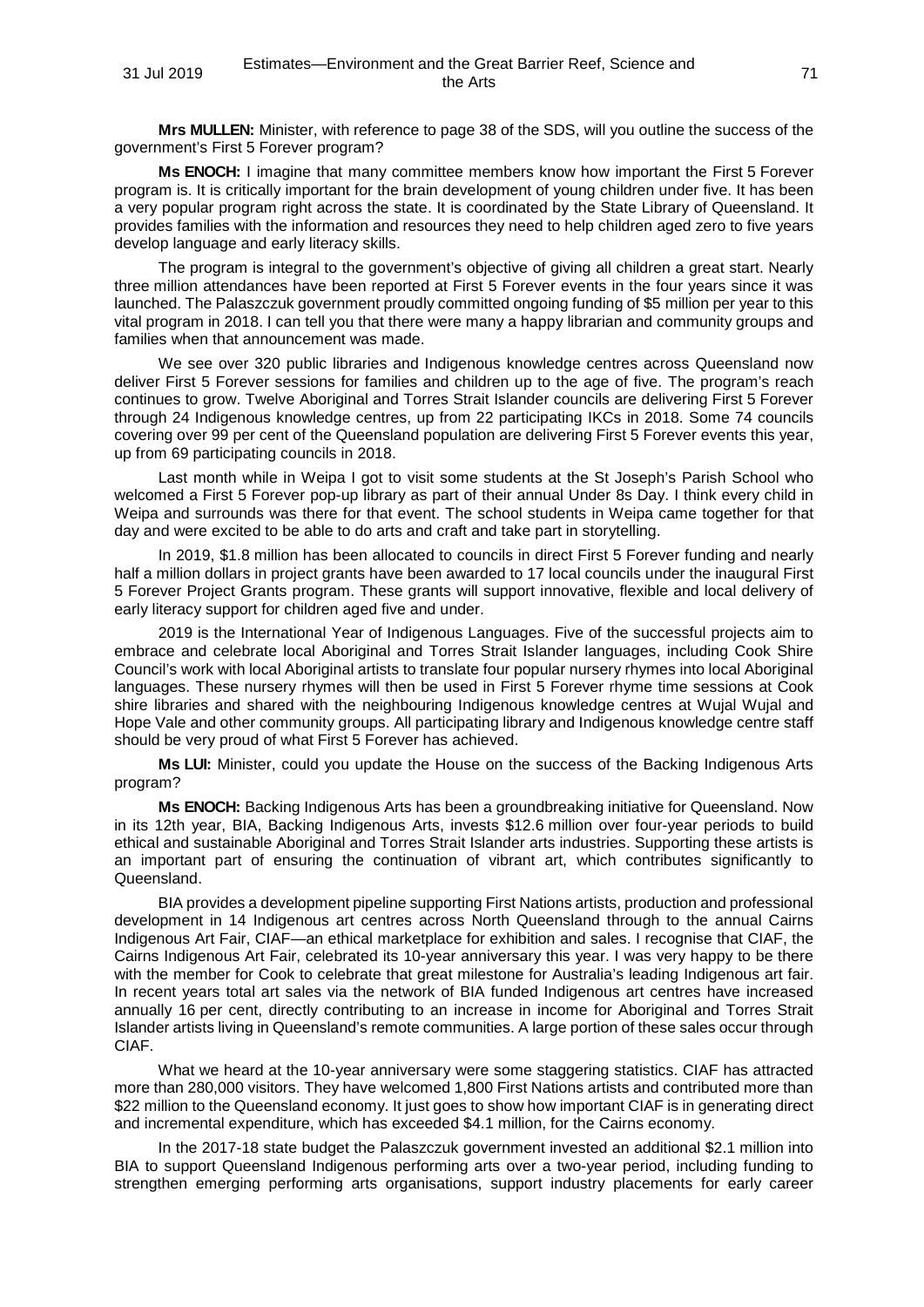**Mrs MULLEN:** Minister, with reference to page 38 of the SDS, will you outline the success of the government's First 5 Forever program?

**Ms ENOCH:** I imagine that many committee members know how important the First 5 Forever program is. It is critically important for the brain development of young children under five. It has been a very popular program right across the state. It is coordinated by the State Library of Queensland. It provides families with the information and resources they need to help children aged zero to five years develop language and early literacy skills.

The program is integral to the government's objective of giving all children a great start. Nearly three million attendances have been reported at First 5 Forever events in the four years since it was launched. The Palaszczuk government proudly committed ongoing funding of $5 million per year to this vital program in 2018. I can tell you that there were many a happy librarian and community groups and families when that announcement was made.

We see over 320 public libraries and Indigenous knowledge centres across Queensland now deliver First 5 Forever sessions for families and children up to the age of five. The program's reach continues to grow. Twelve Aboriginal and Torres Strait Islander councils are delivering First 5 Forever through 24 Indigenous knowledge centres, up from 22 participating IKCs in 2018. Some 74 councils covering over 99 per cent of the Queensland population are delivering First 5 Forever events this year, up from 69 participating councils in 2018.

Last month while in Weipa I got to visit some students at the St Joseph's Parish School who welcomed a First 5 Forever pop-up library as part of their annual Under 8s Day. I think every child in Weipa and surrounds was there for that event. The school students in Weipa came together for that day and were excited to be able to do arts and craft and take part in storytelling.

In 2019, $1.8 million has been allocated to councils in direct First 5 Forever funding and nearly half a million dollars in project grants have been awarded to 17 local councils under the inaugural First 5 Forever Project Grants program. These grants will support innovative, flexible and local delivery of early literacy support for children aged five and under.

2019 is the International Year of Indigenous Languages. Five of the successful projects aim to embrace and celebrate local Aboriginal and Torres Strait Islander languages, including Cook Shire Council's work with local Aboriginal artists to translate four popular nursery rhymes into local Aboriginal languages. These nursery rhymes will then be used in First 5 Forever rhyme time sessions at Cook shire libraries and shared with the neighbouring Indigenous knowledge centres at Wujal Wujal and Hope Vale and other community groups. All participating library and Indigenous knowledge centre staff should be very proud of what First 5 Forever has achieved.

**Ms LUI:** Minister, could you update the House on the success of the Backing Indigenous Arts program?

**Ms ENOCH:** Backing Indigenous Arts has been a groundbreaking initiative for Queensland. Now in its 12th year, BIA, Backing Indigenous Arts, invests $12.6 million over four-year periods to build ethical and sustainable Aboriginal and Torres Strait Islander arts industries. Supporting these artists is an important part of ensuring the continuation of vibrant art, which contributes significantly to Queensland.

BIA provides a development pipeline supporting First Nations artists, production and professional development in 14 Indigenous art centres across North Queensland through to the annual Cairns Indigenous Art Fair, CIAF—an ethical marketplace for exhibition and sales. I recognise that CIAF, the Cairns Indigenous Art Fair, celebrated its 10-year anniversary this year. I was very happy to be there with the member for Cook to celebrate that great milestone for Australia's leading Indigenous art fair. In recent years total art sales via the network of BIA funded Indigenous art centres have increased annually 16 per cent, directly contributing to an increase in income for Aboriginal and Torres Strait Islander artists living in Queensland's remote communities. A large portion of these sales occur through CIAF.

What we heard at the 10-year anniversary were some staggering statistics. CIAF has attracted more than 280,000 visitors. They have welcomed 1,800 First Nations artists and contributed more than $22 million to the Queensland economy. It just goes to show how important CIAF is in generating direct and incremental expenditure, which has exceeded $4.1 million, for the Cairns economy.

In the 2017-18 state budget the Palaszczuk government invested an additional $2.1 million into BIA to support Queensland Indigenous performing arts over a two-year period, including funding to strengthen emerging performing arts organisations, support industry placements for early career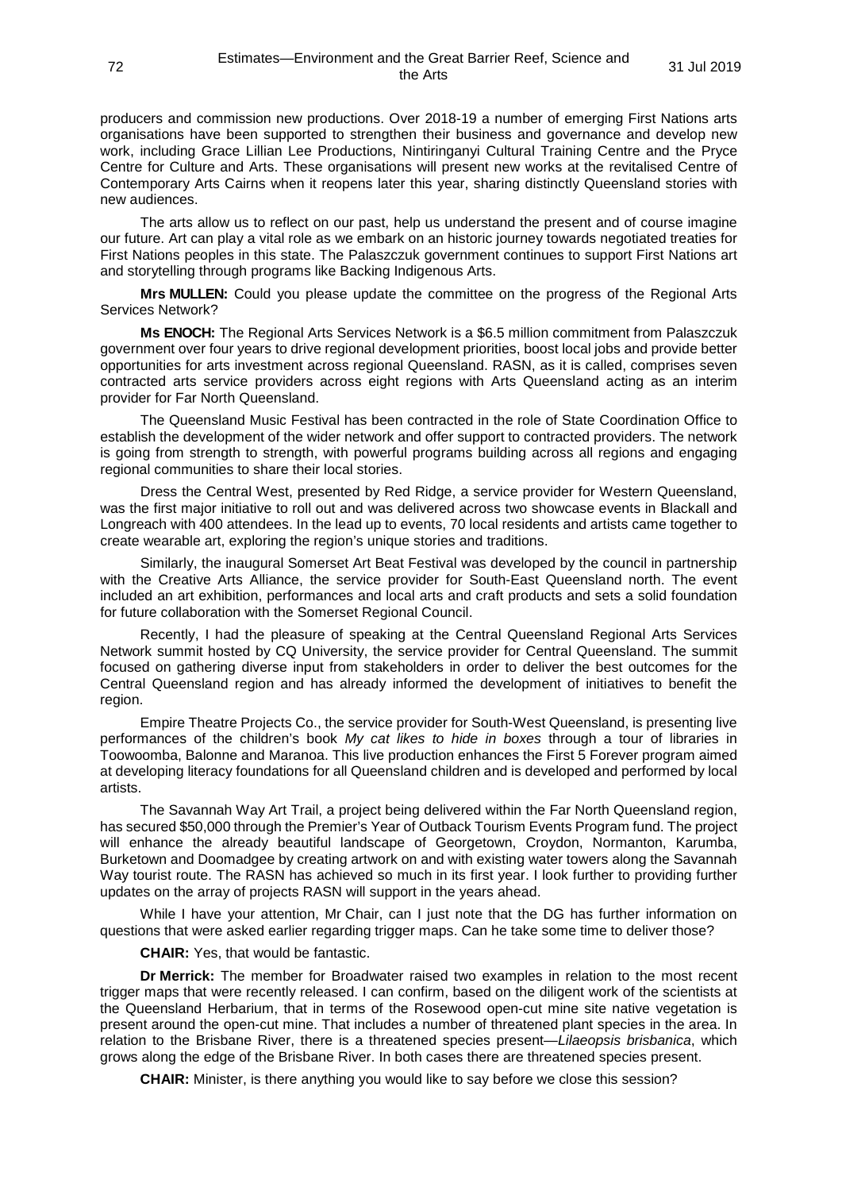producers and commission new productions. Over 2018-19 a number of emerging First Nations arts organisations have been supported to strengthen their business and governance and develop new work, including Grace Lillian Lee Productions, Nintiringanyi Cultural Training Centre and the Pryce Centre for Culture and Arts. These organisations will present new works at the revitalised Centre of Contemporary Arts Cairns when it reopens later this year, sharing distinctly Queensland stories with new audiences.

The arts allow us to reflect on our past, help us understand the present and of course imagine our future. Art can play a vital role as we embark on an historic journey towards negotiated treaties for First Nations peoples in this state. The Palaszczuk government continues to support First Nations art and storytelling through programs like Backing Indigenous Arts.

**Mrs MULLEN:** Could you please update the committee on the progress of the Regional Arts Services Network?

**Ms ENOCH:** The Regional Arts Services Network is a $6.5 million commitment from Palaszczuk government over four years to drive regional development priorities, boost local jobs and provide better opportunities for arts investment across regional Queensland. RASN, as it is called, comprises seven contracted arts service providers across eight regions with Arts Queensland acting as an interim provider for Far North Queensland.

The Queensland Music Festival has been contracted in the role of State Coordination Office to establish the development of the wider network and offer support to contracted providers. The network is going from strength to strength, with powerful programs building across all regions and engaging regional communities to share their local stories.

Dress the Central West, presented by Red Ridge, a service provider for Western Queensland, was the first major initiative to roll out and was delivered across two showcase events in Blackall and Longreach with 400 attendees. In the lead up to events, 70 local residents and artists came together to create wearable art, exploring the region's unique stories and traditions.

Similarly, the inaugural Somerset Art Beat Festival was developed by the council in partnership with the Creative Arts Alliance, the service provider for South-East Queensland north. The event included an art exhibition, performances and local arts and craft products and sets a solid foundation for future collaboration with the Somerset Regional Council.

Recently, I had the pleasure of speaking at the Central Queensland Regional Arts Services Network summit hosted by CQ University, the service provider for Central Queensland. The summit focused on gathering diverse input from stakeholders in order to deliver the best outcomes for the Central Queensland region and has already informed the development of initiatives to benefit the region.

Empire Theatre Projects Co., the service provider for South-West Queensland, is presenting live performances of the children's book *My cat likes to hide in boxes* through a tour of libraries in Toowoomba, Balonne and Maranoa. This live production enhances the First 5 Forever program aimed at developing literacy foundations for all Queensland children and is developed and performed by local artists.

The Savannah Way Art Trail, a project being delivered within the Far North Queensland region, has secured $50,000 through the Premier's Year of Outback Tourism Events Program fund. The project will enhance the already beautiful landscape of Georgetown, Croydon, Normanton, Karumba, Burketown and Doomadgee by creating artwork on and with existing water towers along the Savannah Way tourist route. The RASN has achieved so much in its first year. I look further to providing further updates on the array of projects RASN will support in the years ahead.

While I have your attention, Mr Chair, can I just note that the DG has further information on questions that were asked earlier regarding trigger maps. Can he take some time to deliver those?

**CHAIR:** Yes, that would be fantastic.

**Dr Merrick:** The member for Broadwater raised two examples in relation to the most recent trigger maps that were recently released. I can confirm, based on the diligent work of the scientists at the Queensland Herbarium, that in terms of the Rosewood open-cut mine site native vegetation is present around the open-cut mine. That includes a number of threatened plant species in the area. In relation to the Brisbane River, there is a threatened species present—*Lilaeopsis brisbanica*, which grows along the edge of the Brisbane River. In both cases there are threatened species present.

**CHAIR:** Minister, is there anything you would like to say before we close this session?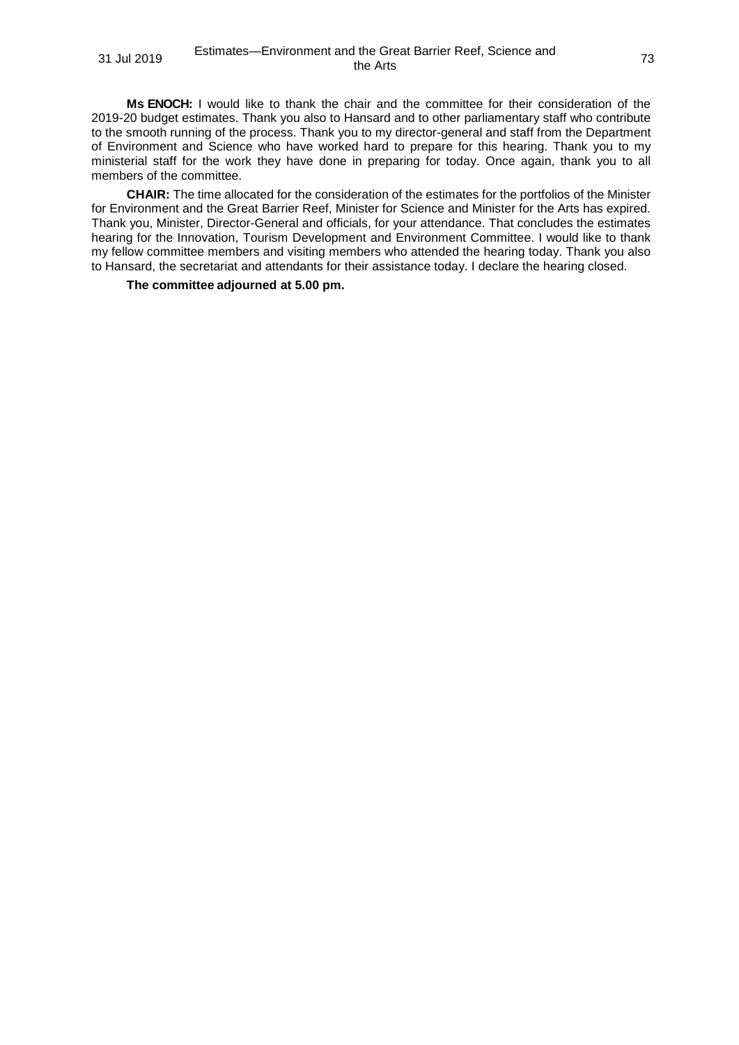**Ms ENOCH:** I would like to thank the chair and the committee for their consideration of the 2019-20 budget estimates. Thank you also to Hansard and to other parliamentary staff who contribute to the smooth running of the process. Thank you to my director-general and staff from the Department of Environment and Science who have worked hard to prepare for this hearing. Thank you to my ministerial staff for the work they have done in preparing for today. Once again, thank you to all members of the committee.

**CHAIR:** The time allocated for the consideration of the estimates for the portfolios of the Minister for Environment and the Great Barrier Reef, Minister for Science and Minister for the Arts has expired. Thank you, Minister, Director-General and officials, for your attendance. That concludes the estimates hearing for the Innovation, Tourism Development and Environment Committee. I would like to thank my fellow committee members and visiting members who attended the hearing today. Thank you also to Hansard, the secretariat and attendants for their assistance today. I declare the hearing closed.

**The committee adjourned at 5.00 pm.**